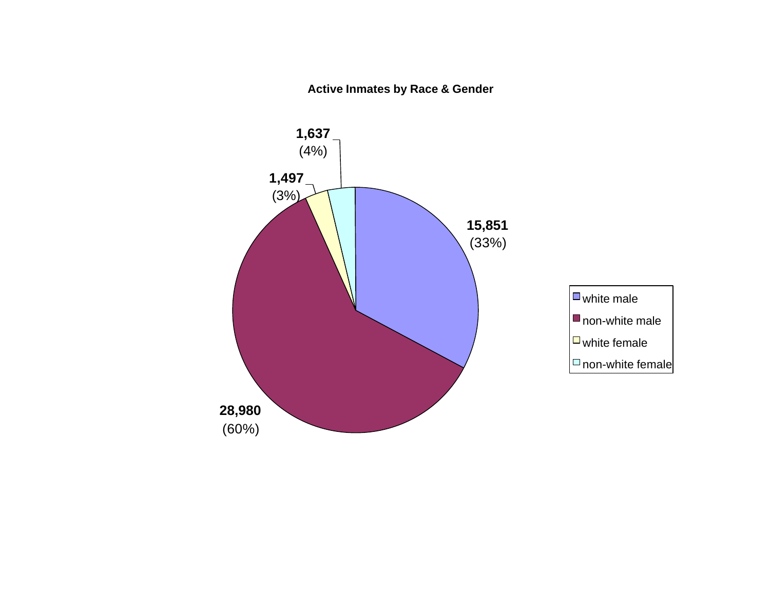**Active Inmates by Race & Gender**

| Category | Count | Percent |
|---|---|---|
| white male | 15,851 | 33% |
| non-white male | 28,980 | 60% |
| white female | 1,497 | 3% |
| non-white female | 1,637 | 4% |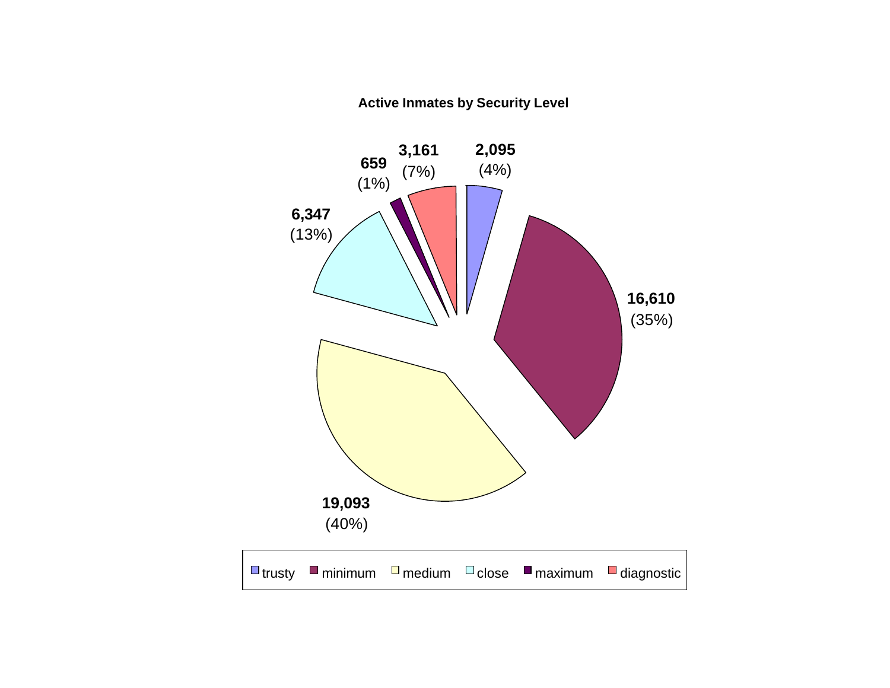**Active Inmates by Security Level**

| Security Level | Inmates | Percent |
|---|---|---|
| trusty | 2,095 | (4%) |
| minimum | 16,610 | (35%) |
| medium | 19,093 | (40%) |
| close | 6,347 | (13%) |
| maximum | 659 | (1%) |
| diagnostic | 3,161 | (7%) |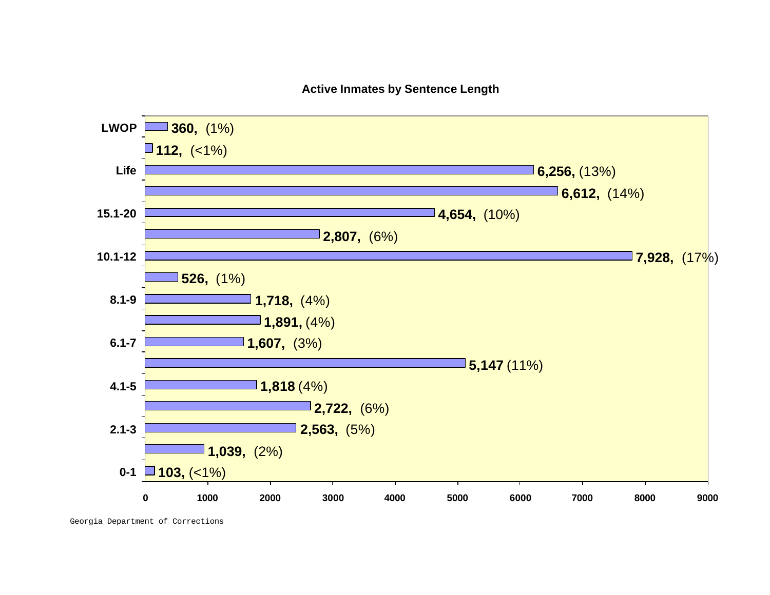**Active Inmates by Sentence Length**

| Sentence Length | Count | Percent |
|---|---|---|
| LWOP | 360 | (1%) |
| | 112 | (<1%) |
| Life | 6,256 | (13%) |
| | 6,612 | (14%) |
| 15.1-20 | 4,654 | (10%) |
| | 2,807 | (6%) |
| 10.1-12 | 7,928 | (17%) |
| | 526 | (1%) |
| 8.1-9 | 1,718 | (4%) |
| | 1,891 | (4%) |
| 6.1-7 | 1,607 | (3%) |
| | 5,147 | (11%) |
| 4.1-5 | 1,818 | (4%) |
| | 2,722 | (6%) |
| 2.1-3 | 2,563 | (5%) |
| | 1,039 | (2%) |
| 0-1 | 103 | (<1%) |

Georgia Department of Corrections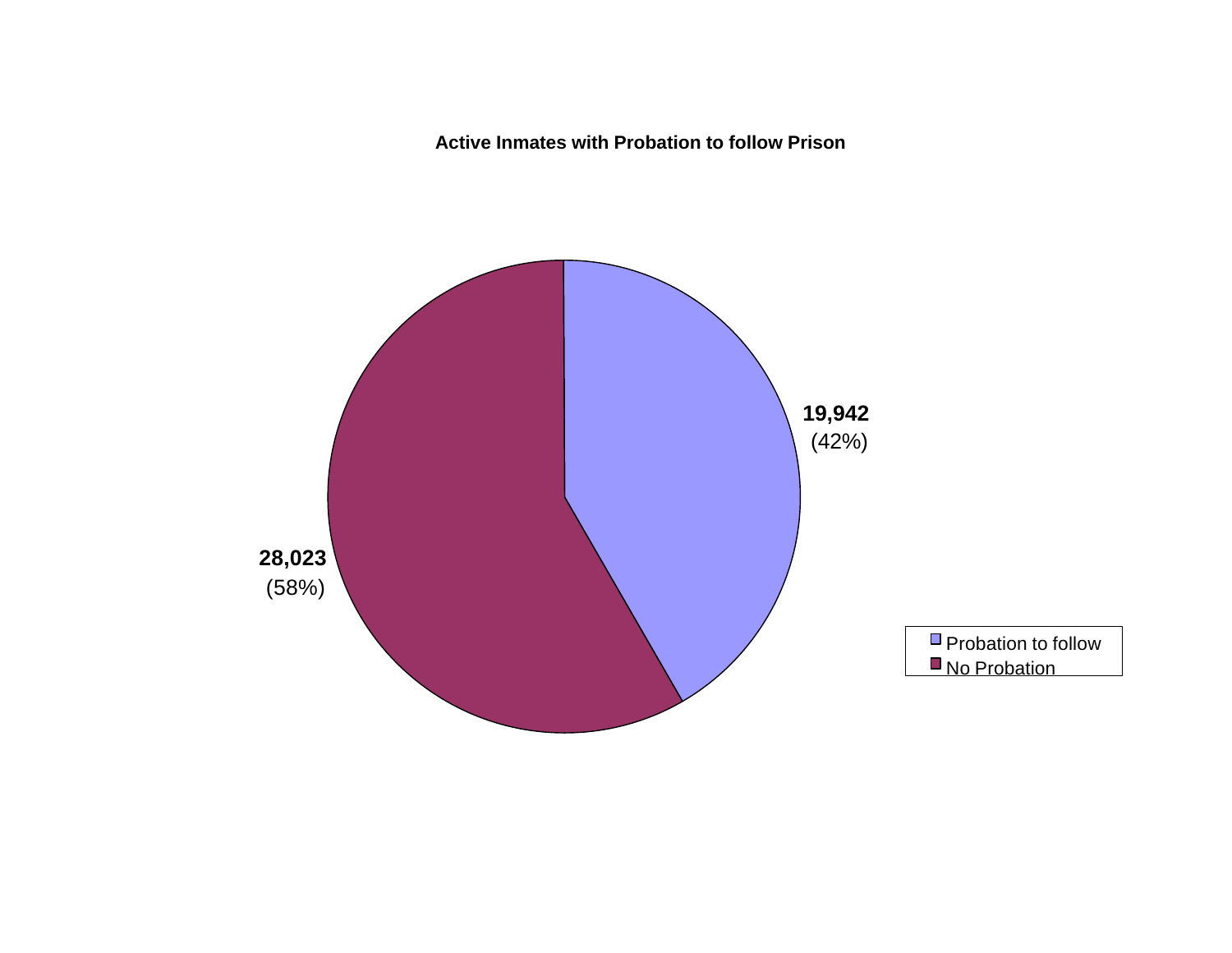**Active Inmates with Probation to follow Prison**

| Category | Count | Percent |
|---|---|---|
| Probation to follow | 19,942 | (42%) |
| No Probation | 28,023 | (58%) |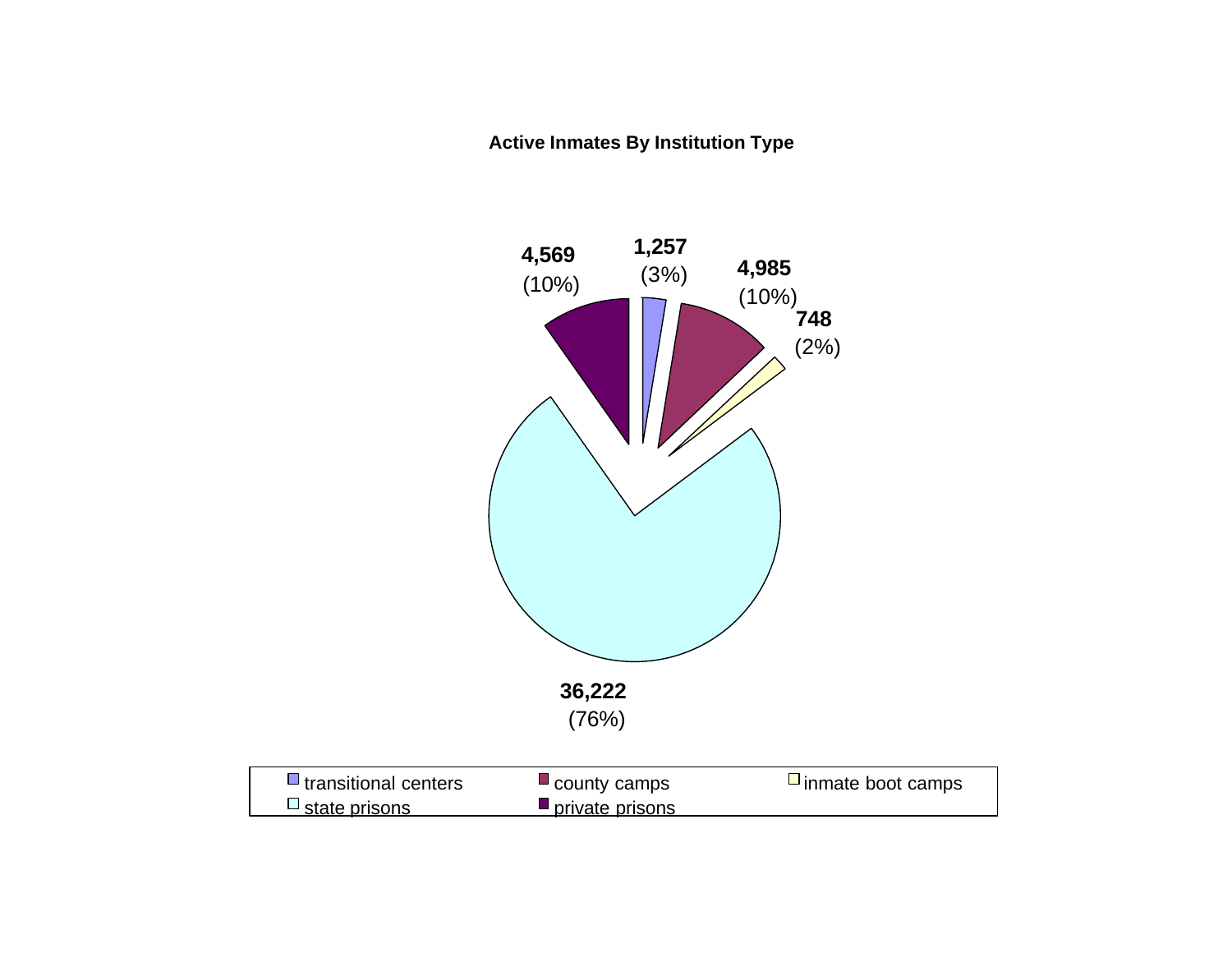**Active Inmates By Institution Type**

| Institution Type | Active Inmates | Percent |
|---|---|---|
| transitional centers | 1,257 | (3%) |
| county camps | 4,985 | (10%) |
| inmate boot camps | 748 | (2%) |
| state prisons | 36,222 | (76%) |
| private prisons | 4,569 | (10%) |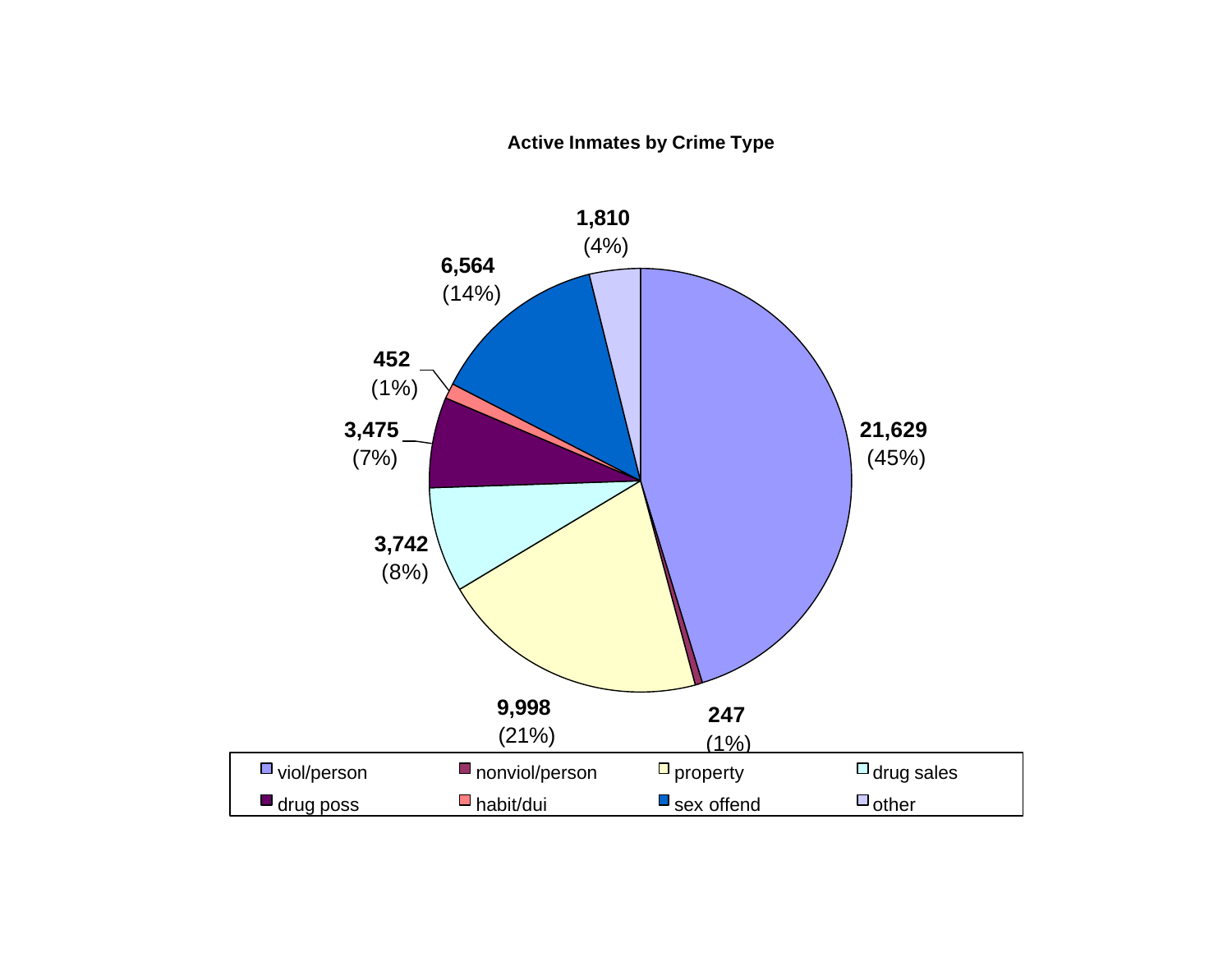**Active Inmates by Crime Type**

| Crime Type | Count | Percent |
|---|---|---|
| viol/person | 21,629 | (45%) |
| nonviol/person | 247 | (1%) |
| property | 9,998 | (21%) |
| drug sales | 3,742 | (8%) |
| drug poss | 3,475 | (7%) |
| habit/dui | 452 | (1%) |
| sex offend | 6,564 | (14%) |
| other | 1,810 | (4%) |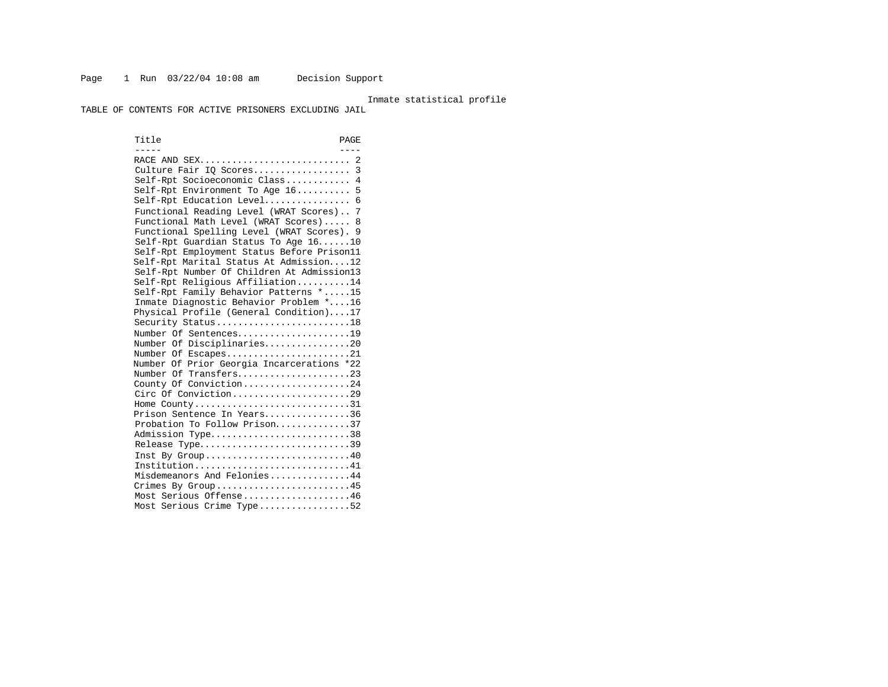Inmate statistical profile

TABLE OF CONTENTS FOR ACTIVE PRISONERS EXCLUDING JAIL

| Title | PAGE |
| --- | --- |
| RACE AND SEX | 2 |
| Culture Fair IQ Scores | 3 |
| Self-Rpt Socioeconomic Class | 4 |
| Self-Rpt Environment To Age 16 | 5 |
| Self-Rpt Education Level | 6 |
| Functional Reading Level (WRAT Scores) | 7 |
| Functional Math Level (WRAT Scores) | 8 |
| Functional Spelling Level (WRAT Scores) | 9 |
| Self-Rpt Guardian Status To Age 16 | 10 |
| Self-Rpt Employment Status Before Prison | 11 |
| Self-Rpt Marital Status At Admission | 12 |
| Self-Rpt Number Of Children At Admission | 13 |
| Self-Rpt Religious Affiliation | 14 |
| Self-Rpt Family Behavior Patterns * | 15 |
| Inmate Diagnostic Behavior Problem * | 16 |
| Physical Profile (General Condition) | 17 |
| Security Status | 18 |
| Number Of Sentences | 19 |
| Number Of Disciplinaries | 20 |
| Number Of Escapes | 21 |
| Number Of Prior Georgia Incarcerations * | 22 |
| Number Of Transfers | 23 |
| County Of Conviction | 24 |
| Circ Of Conviction | 29 |
| Home County | 31 |
| Prison Sentence In Years | 36 |
| Probation To Follow Prison | 37 |
| Admission Type | 38 |
| Release Type | 39 |
| Inst By Group | 40 |
| Institution | 41 |
| Misdemeanors And Felonies | 44 |
| Crimes By Group | 45 |
| Most Serious Offense | 46 |
| Most Serious Crime Type | 52 |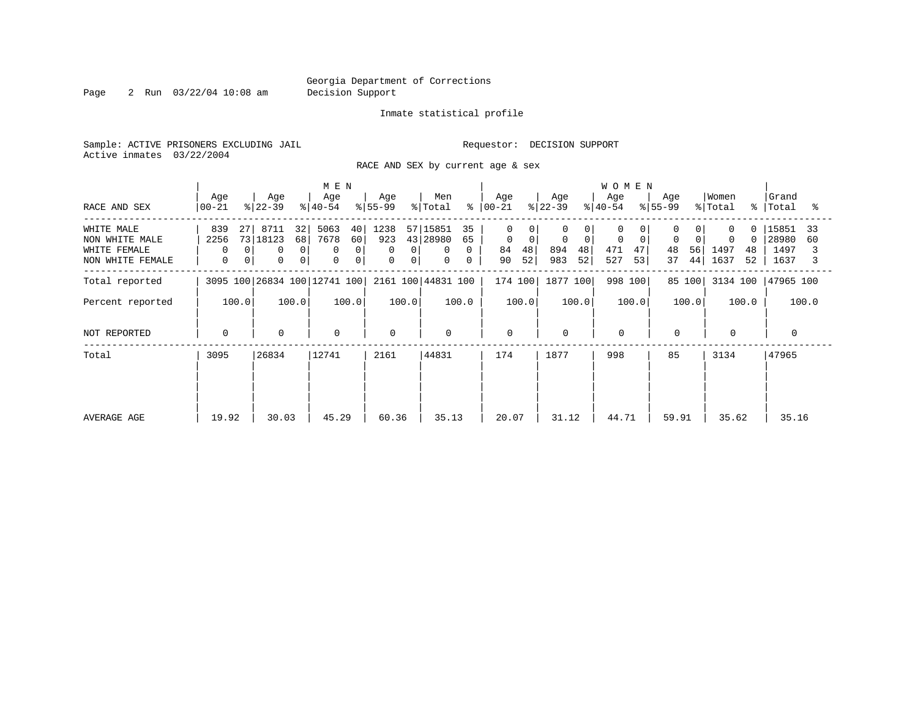Georgia Department of Corrections
Decision Support

Inmate statistical profile

Sample: ACTIVE PRISONERS EXCLUDING JAIL
Active inmates 03/22/2004

Requestor: DECISION SUPPORT

RACE AND SEX by current age & sex

| RACE AND SEX | MEN Age 00-21 | % | Age 22-39 | % | Age 40-54 | % | Age 55-99 | % | Men Total | % | WOMEN Age 00-21 | % | Age 22-39 | % | Age 40-54 | % | Age 55-99 | % | Women Total | % | Grand Total | % |
|---|---|---|---|---|---|---|---|---|---|---|---|---|---|---|---|---|---|---|---|---|---|---|
| WHITE MALE | 839 | 27 | 8711 | 32 | 5063 | 40 | 1238 | 57 | 15851 | 35 | 0 | 0 | 0 | 0 | 0 | 0 | 0 | 0 | 0 | 0 | 15851 | 33 |
| NON WHITE MALE | 2256 | 73 | 18123 | 68 | 7678 | 60 | 923 | 43 | 28980 | 65 | 0 | 0 | 0 | 0 | 0 | 0 | 0 | 0 | 0 | 0 | 28980 | 60 |
| WHITE FEMALE | 0 | 0 | 0 | 0 | 0 | 0 | 0 | 0 | 0 | 0 | 84 | 48 | 894 | 48 | 471 | 47 | 48 | 56 | 1497 | 48 | 1497 | 3 |
| NON WHITE FEMALE | 0 | 0 | 0 | 0 | 0 | 0 | 0 | 0 | 0 | 0 | 90 | 52 | 983 | 52 | 527 | 53 | 37 | 44 | 1637 | 52 | 1637 | 3 |
| Total reported | 3095 | 100 | 26834 | 100 | 12741 | 100 | 2161 | 100 | 44831 | 100 | 174 | 100 | 1877 | 100 | 998 | 100 | 85 | 100 | 3134 | 100 | 47965 | 100 |
| Percent reported | | 100.0 | | 100.0 | | 100.0 | | 100.0 | | 100.0 | | 100.0 | | 100.0 | | 100.0 | | 100.0 | | 100.0 | | 100.0 |
| NOT REPORTED | 0 | | 0 | | 0 | | 0 | | 0 | | 0 | | 0 | | 0 | | 0 | | 0 | | 0 | |
| Total | 3095 | | 26834 | | 12741 | | 2161 | | 44831 | | 174 | | 1877 | | 998 | | 85 | | 3134 | | 47965 | |
| AVERAGE AGE | 19.92 | | 30.03 | | 45.29 | | 60.36 | | 35.13 | | 20.07 | | 31.12 | | 44.71 | | 59.91 | | 35.62 | | 35.16 | |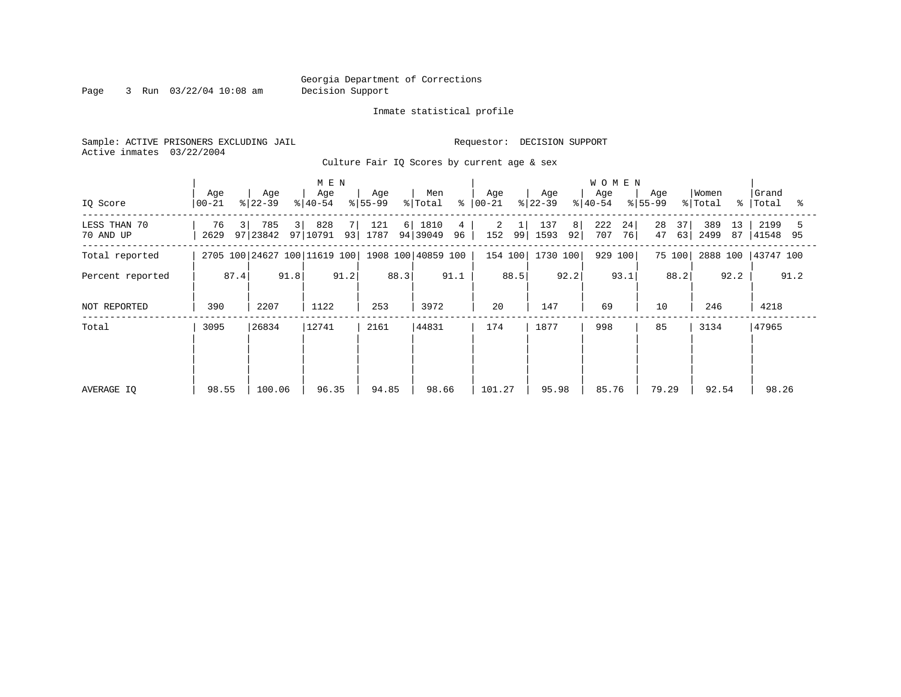Georgia Department of Corrections
Decision Support

Inmate statistical profile

Sample: ACTIVE PRISONERS EXCLUDING JAIL

Requestor: DECISION SUPPORT

Active inmates 03/22/2004

Culture Fair IQ Scores by current age & sex

| IQ Score | MEN Age 00-21 | % | Age 22-39 | % | Age 40-54 | % | Age 55-99 | % | Men Total | % | WOMEN Age 00-21 | % | Age 22-39 | % | Age 40-54 | % | Age 55-99 | % | Women Total | % | Grand Total | % |
|---|---|---|---|---|---|---|---|---|---|---|---|---|---|---|---|---|---|---|---|---|---|---|
| LESS THAN 70 | 76 | 3 | 785 | 3 | 828 | 7 | 121 | 6 | 1810 | 4 | 2 | 1 | 137 | 8 | 222 | 24 | 28 | 37 | 389 | 13 | 2199 | 5 |
| 70 AND UP | 2629 | 97 | 23842 | 97 | 10791 | 93 | 1787 | 94 | 39049 | 96 | 152 | 99 | 1593 | 92 | 707 | 76 | 47 | 63 | 2499 | 87 | 41548 | 95 |
| Total reported | 2705 | 100 | 24627 | 100 | 11619 | 100 | 1908 | 100 | 40859 | 100 | 154 | 100 | 1730 | 100 | 929 | 100 | 75 | 100 | 2888 | 100 | 43747 | 100 |
| Percent reported | 87.4 | | 91.8 | | 91.2 | | 88.3 | | 91.1 | | 88.5 | | 92.2 | | 93.1 | | 88.2 | | 92.2 | | 91.2 | |
| NOT REPORTED | 390 | | 2207 | | 1122 | | 253 | | 3972 | | 20 | | 147 | | 69 | | 10 | | 246 | | 4218 | |
| Total | 3095 | | 26834 | | 12741 | | 2161 | | 44831 | | 174 | | 1877 | | 998 | | 85 | | 3134 | | 47965 | |
| AVERAGE IQ | 98.55 | | 100.06 | | 96.35 | | 94.85 | | 98.66 | | 101.27 | | 95.98 | | 85.76 | | 79.29 | | 92.54 | | 98.26 | |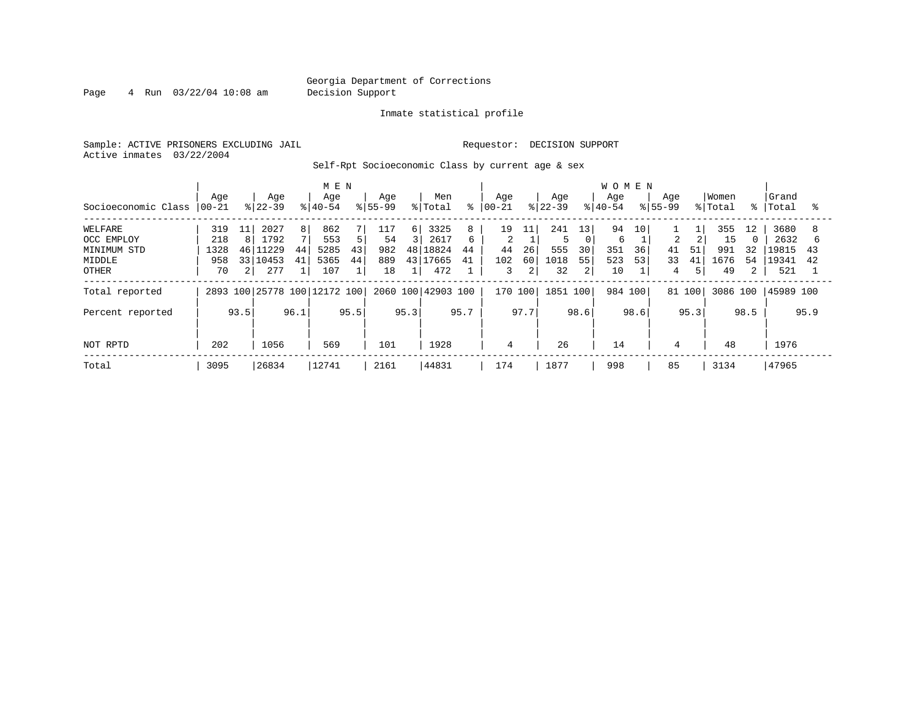Georgia Department of Corrections
Decision Support

Inmate statistical profile

Sample: ACTIVE PRISONERS EXCLUDING JAIL

Requestor: DECISION SUPPORT

Active inmates 03/22/2004

Self-Rpt Socioeconomic Class by current age & sex

| Socioeconomic Class | MEN Age 00-21 | % | Age 22-39 | % | Age 40-54 | % | Age 55-99 | % | Men Total | % | WOMEN Age 00-21 | % | Age 22-39 | % | Age 40-54 | % | Age 55-99 | % | Women Total | % | Grand Total | % |
|---|---|---|---|---|---|---|---|---|---|---|---|---|---|---|---|---|---|---|---|---|---|---|
| WELFARE | 319 | 11 | 2027 | 8 | 862 | 7 | 117 | 6 | 3325 | 8 | 19 | 11 | 241 | 13 | 94 | 10 | 1 | 1 | 355 | 12 | 3680 | 8 |
| OCC EMPLOY | 218 | 8 | 1792 | 7 | 553 | 5 | 54 | 3 | 2617 | 6 | 2 | 1 | 5 | 0 | 6 | 1 | 2 | 2 | 15 | 0 | 2632 | 6 |
| MINIMUM STD | 1328 | 46 | 11229 | 44 | 5285 | 43 | 982 | 48 | 18824 | 44 | 44 | 26 | 555 | 30 | 351 | 36 | 41 | 51 | 991 | 32 | 19815 | 43 |
| MIDDLE | 958 | 33 | 10453 | 41 | 5365 | 44 | 889 | 43 | 17665 | 41 | 102 | 60 | 1018 | 55 | 523 | 53 | 33 | 41 | 1676 | 54 | 19341 | 42 |
| OTHER | 70 | 2 | 277 | 1 | 107 | 1 | 18 | 1 | 472 | 1 | 3 | 2 | 32 | 2 | 10 | 1 | 4 | 5 | 49 | 2 | 521 | 1 |
| Total reported | 2893 | 100 | 25778 | 100 | 12172 | 100 | 2060 | 100 | 42903 | 100 | 170 | 100 | 1851 | 100 | 984 | 100 | 81 | 100 | 3086 | 100 | 45989 | 100 |
| Percent reported | | 93.5 | | 96.1 | | 95.5 | | 95.3 | | 95.7 | | 97.7 | | 98.6 | | 98.6 | | 95.3 | | 98.5 | | 95.9 |
| NOT RPTD | 202 | | 1056 | | 569 | | 101 | | 1928 | | 4 | | 26 | | 14 | | 4 | | 48 | | 1976 | |
| Total | 3095 | | 26834 | | 12741 | | 2161 | | 44831 | | 174 | | 1877 | | 998 | | 85 | | 3134 | | 47965 | |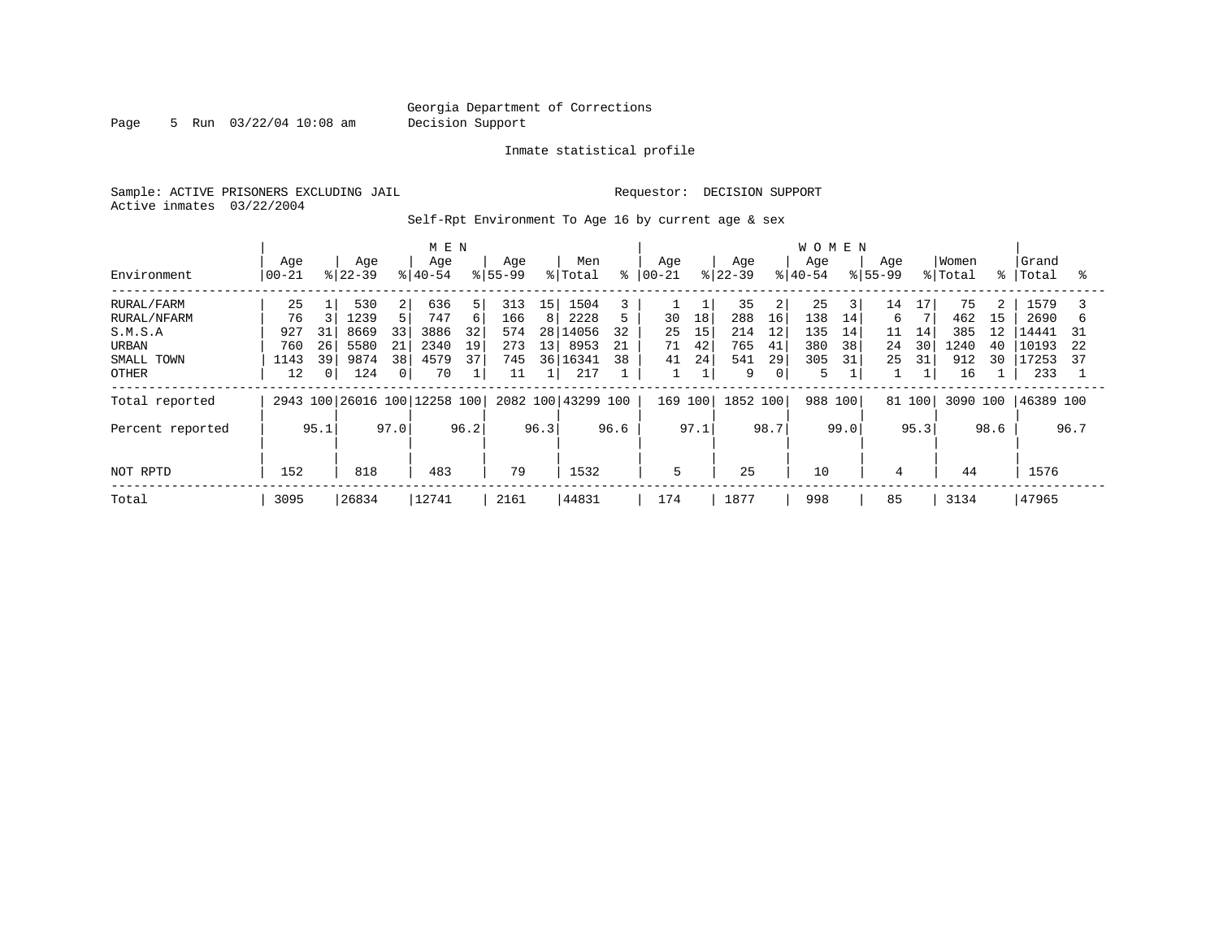Georgia Department of Corrections
Decision Support

Inmate statistical profile

Sample: ACTIVE PRISONERS EXCLUDING JAIL

Requestor: DECISION SUPPORT

Active inmates 03/22/2004

Self-Rpt Environment To Age 16 by current age & sex

| Environment | MEN Age 00-21 | % | Age 22-39 | % | Age 40-54 | % | Age 55-99 | % | Men Total | % | WOMEN Age 00-21 | % | Age 22-39 | % | Age 40-54 | % | Age 55-99 | % | Women Total | % | Grand Total | % |
|---|---|---|---|---|---|---|---|---|---|---|---|---|---|---|---|---|---|---|---|---|---|---|
| RURAL/FARM | 25 | 1 | 530 | 2 | 636 | 5 | 313 | 15 | 1504 | 3 | 1 | 1 | 35 | 2 | 25 | 3 | 14 | 17 | 75 | 2 | 1579 | 3 |
| RURAL/NFARM | 76 | 3 | 1239 | 5 | 747 | 6 | 166 | 8 | 2228 | 5 | 30 | 18 | 288 | 16 | 138 | 14 | 6 | 7 | 462 | 15 | 2690 | 6 |
| S.M.S.A | 927 | 31 | 8669 | 33 | 3886 | 32 | 574 | 28 | 14056 | 32 | 25 | 15 | 214 | 12 | 135 | 14 | 11 | 14 | 385 | 12 | 14441 | 31 |
| URBAN | 760 | 26 | 5580 | 21 | 2340 | 19 | 273 | 13 | 8953 | 21 | 71 | 42 | 765 | 41 | 380 | 38 | 24 | 30 | 1240 | 40 | 10193 | 22 |
| SMALL TOWN | 1143 | 39 | 9874 | 38 | 4579 | 37 | 745 | 36 | 16341 | 38 | 41 | 24 | 541 | 29 | 305 | 31 | 25 | 31 | 912 | 30 | 17253 | 37 |
| OTHER | 12 | 0 | 124 | 0 | 70 | 1 | 11 | 1 | 217 | 1 | 1 | 1 | 9 | 0 | 5 | 1 | 1 | 1 | 16 | 1 | 233 | 1 |
| Total reported | 2943 | 100 | 26016 | 100 | 12258 | 100 | 2082 | 100 | 43299 | 100 | 169 | 100 | 1852 | 100 | 988 | 100 | 81 | 100 | 3090 | 100 | 46389 | 100 |
| Percent reported | | 95.1 | | 97.0 | | 96.2 | | 96.3 | | 96.6 | | 97.1 | | 98.7 | | 99.0 | | 95.3 | | 98.6 | | 96.7 |
| NOT RPTD | 152 | | 818 | | 483 | | 79 | | 1532 | | 5 | | 25 | | 10 | | 4 | | 44 | | 1576 | |
| Total | 3095 | | 26834 | | 12741 | | 2161 | | 44831 | | 174 | | 1877 | | 998 | | 85 | | 3134 | | 47965 | |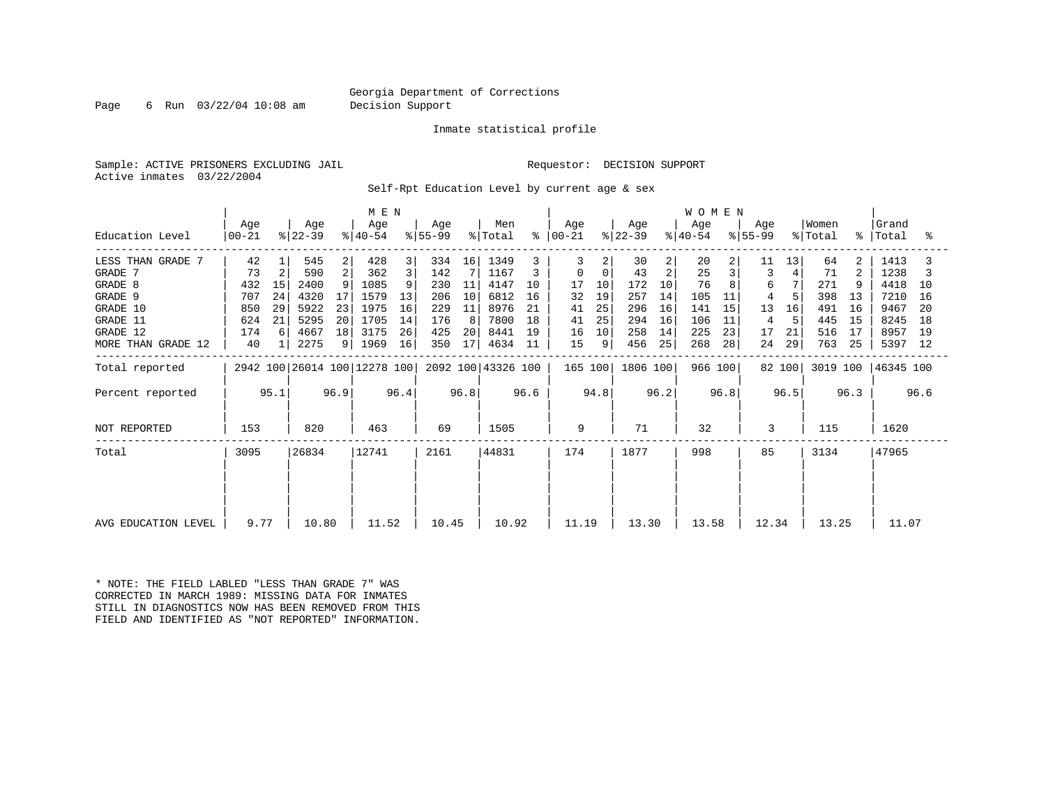Georgia Department of Corrections
Decision Support

Inmate statistical profile

Sample: ACTIVE PRISONERS EXCLUDING JAIL
Active inmates 03/22/2004

Requestor: DECISION SUPPORT

Self-Rpt Education Level by current age & sex

| Education Level | MEN Age 00-21 | % | Age 22-39 | % | Age 40-54 | % | Age 55-99 | % | Men Total | % | WOMEN Age 00-21 | % | Age 22-39 | % | Age 40-54 | % | Age 55-99 | % | Women Total | % | Grand Total | % |
|---|---|---|---|---|---|---|---|---|---|---|---|---|---|---|---|---|---|---|---|---|---|---|
| LESS THAN GRADE 7 | 42 | 1 | 545 | 2 | 428 | 3 | 334 | 16 | 1349 | 3 | 3 | 2 | 30 | 2 | 20 | 2 | 11 | 13 | 64 | 2 | 1413 | 3 |
| GRADE 7 | 73 | 2 | 590 | 2 | 362 | 3 | 142 | 7 | 1167 | 3 | 0 | 0 | 43 | 2 | 25 | 3 | 3 | 4 | 71 | 2 | 1238 | 3 |
| GRADE 8 | 432 | 15 | 2400 | 9 | 1085 | 9 | 230 | 11 | 4147 | 10 | 17 | 10 | 172 | 10 | 76 | 8 | 6 | 7 | 271 | 9 | 4418 | 10 |
| GRADE 9 | 707 | 24 | 4320 | 17 | 1579 | 13 | 206 | 10 | 6812 | 16 | 32 | 19 | 257 | 14 | 105 | 11 | 4 | 5 | 398 | 13 | 7210 | 16 |
| GRADE 10 | 850 | 29 | 5922 | 23 | 1975 | 16 | 229 | 11 | 8976 | 21 | 41 | 25 | 296 | 16 | 141 | 15 | 13 | 16 | 491 | 16 | 9467 | 20 |
| GRADE 11 | 624 | 21 | 5295 | 20 | 1705 | 14 | 176 | 8 | 7800 | 18 | 41 | 25 | 294 | 16 | 106 | 11 | 4 | 5 | 445 | 15 | 8245 | 18 |
| GRADE 12 | 174 | 6 | 4667 | 18 | 3175 | 26 | 425 | 20 | 8441 | 19 | 16 | 10 | 258 | 14 | 225 | 23 | 17 | 21 | 516 | 17 | 8957 | 19 |
| MORE THAN GRADE 12 | 40 | 1 | 2275 | 9 | 1969 | 16 | 350 | 17 | 4634 | 11 | 15 | 9 | 456 | 25 | 268 | 28 | 24 | 29 | 763 | 25 | 5397 | 12 |
| Total reported | 2942 | 100 | 26014 | 100 | 12278 | 100 | 2092 | 100 | 43326 | 100 | 165 | 100 | 1806 | 100 | 966 | 100 | 82 | 100 | 3019 | 100 | 46345 | 100 |
| Percent reported | | 95.1 | | 96.9 | | 96.4 | | 96.8 | | 96.6 | | 94.8 | | 96.2 | | 96.8 | | 96.5 | | 96.3 | | 96.6 |
| NOT REPORTED | 153 | | 820 | | 463 | | 69 | | 1505 | | 9 | | 71 | | 32 | | 3 | | 115 | | 1620 | |
| Total | 3095 | | 26834 | | 12741 | | 2161 | | 44831 | | 174 | | 1877 | | 998 | | 85 | | 3134 | | 47965 | |
| AVG EDUCATION LEVEL | 9.77 | | 10.80 | | 11.52 | | 10.45 | | 10.92 | | 11.19 | | 13.30 | | 13.58 | | 12.34 | | 13.25 | | 11.07 | |

* NOTE: THE FIELD LABLED "LESS THAN GRADE 7" WAS CORRECTED IN MARCH 1989: MISSING DATA FOR INMATES STILL IN DIAGNOSTICS NOW HAS BEEN REMOVED FROM THIS FIELD AND IDENTIFIED AS "NOT REPORTED" INFORMATION.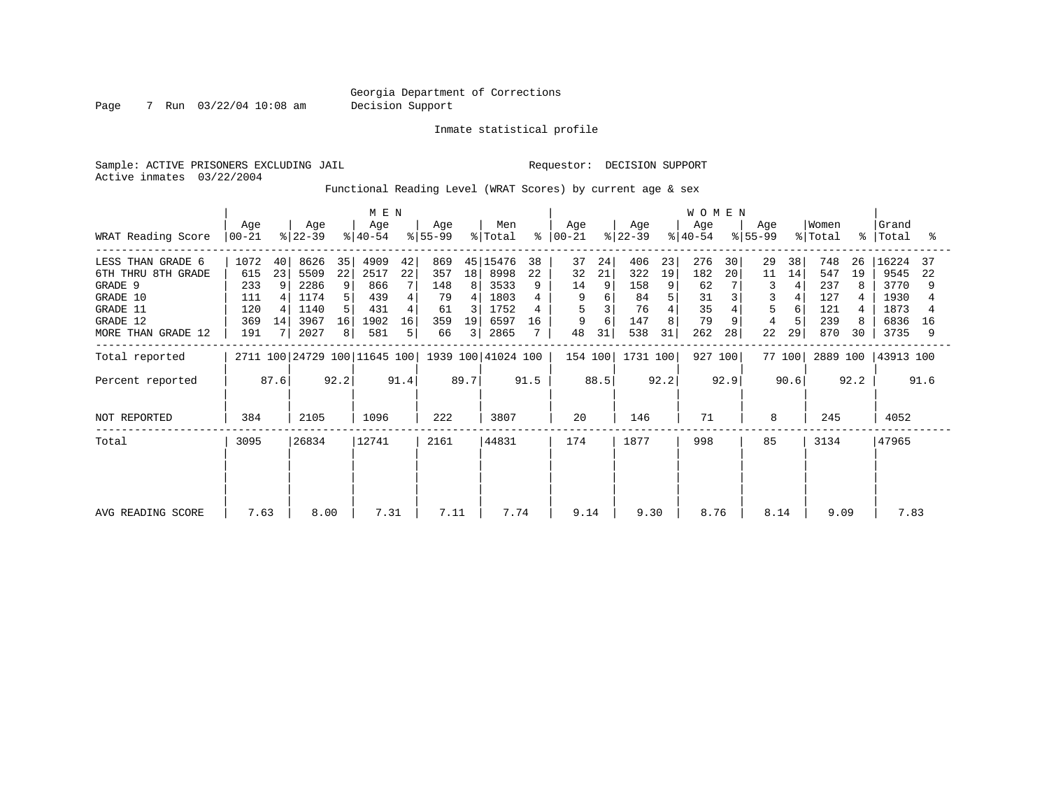Georgia Department of Corrections
Decision Support

Inmate statistical profile

Sample: ACTIVE PRISONERS EXCLUDING JAIL    Requestor: DECISION SUPPORT
Active inmates 03/22/2004

Functional Reading Level (WRAT Scores) by current age & sex

| | MEN | | | | | | | | | | WOMEN | | | | | | | | | | | |
|---|---|---|---|---|---|---|---|---|---|---|---|---|---|---|---|---|---|---|---|---|---|---|
| WRAT Reading Score | Age 00-21 | % | Age 22-39 | % | Age 40-54 | % | Age 55-99 | % | Men Total | % | Age 00-21 | % | Age 22-39 | % | Age 40-54 | % | Age 55-99 | % | Women Total | % | Grand Total | % |
| LESS THAN GRADE 6 | 1072 | 40 | 8626 | 35 | 4909 | 42 | 869 | 45 | 15476 | 38 | 37 | 24 | 406 | 23 | 276 | 30 | 29 | 38 | 748 | 26 | 16224 | 37 |
| 6TH THRU 8TH GRADE | 615 | 23 | 5509 | 22 | 2517 | 22 | 357 | 18 | 8998 | 22 | 32 | 21 | 322 | 19 | 182 | 20 | 11 | 14 | 547 | 19 | 9545 | 22 |
| GRADE 9 | 233 | 9 | 2286 | 9 | 866 | 7 | 148 | 8 | 3533 | 9 | 14 | 9 | 158 | 9 | 62 | 7 | 3 | 4 | 237 | 8 | 3770 | 9 |
| GRADE 10 | 111 | 4 | 1174 | 5 | 439 | 4 | 79 | 4 | 1803 | 4 | 9 | 6 | 84 | 5 | 31 | 3 | 3 | 4 | 127 | 4 | 1930 | 4 |
| GRADE 11 | 120 | 4 | 1140 | 5 | 431 | 4 | 61 | 3 | 1752 | 4 | 5 | 3 | 76 | 4 | 35 | 4 | 5 | 6 | 121 | 4 | 1873 | 4 |
| GRADE 12 | 369 | 14 | 3967 | 16 | 1902 | 16 | 359 | 19 | 6597 | 16 | 9 | 6 | 147 | 8 | 79 | 9 | 4 | 5 | 239 | 8 | 6836 | 16 |
| MORE THAN GRADE 12 | 191 | 7 | 2027 | 8 | 581 | 5 | 66 | 3 | 2865 | 7 | 48 | 31 | 538 | 31 | 262 | 28 | 22 | 29 | 870 | 30 | 3735 | 9 |
| Total reported | 2711 | 100 | 24729 | 100 | 11645 | 100 | 1939 | 100 | 41024 | 100 | 154 | 100 | 1731 | 100 | 927 | 100 | 77 | 100 | 2889 | 100 | 43913 | 100 |
| Percent reported | | 87.6 | | 92.2 | | 91.4 | | 89.7 | | 91.5 | | 88.5 | | 92.2 | | 92.9 | | 90.6 | | 92.2 | | 91.6 |
| NOT REPORTED | 384 | | 2105 | | 1096 | | 222 | | 3807 | | 20 | | 146 | | 71 | | 8 | | 245 | | 4052 | |
| Total | 3095 | | 26834 | | 12741 | | 2161 | | 44831 | | 174 | | 1877 | | 998 | | 85 | | 3134 | | 47965 | |
| AVG READING SCORE | 7.63 | | 8.00 | | 7.31 | | 7.11 | | 7.74 | | 9.14 | | 9.30 | | 8.76 | | 8.14 | | 9.09 | | 7.83 | |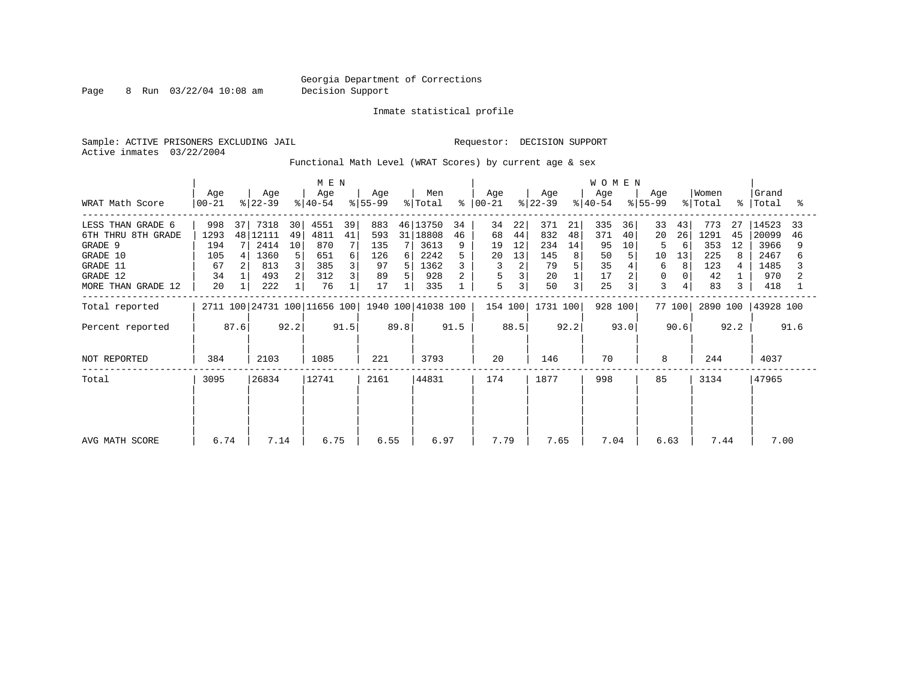Georgia Department of Corrections
Decision Support

Inmate statistical profile

Sample: ACTIVE PRISONERS EXCLUDING JAIL

Requestor: DECISION SUPPORT

Active inmates 03/22/2004

Functional Math Level (WRAT Scores) by current age & sex

| WRAT Math Score | MEN Age 00-21 | % | Age 22-39 | % | Age 40-54 | % | Age 55-99 | % | Men Total | % | WOMEN Age 00-21 | % | Age 22-39 | % | Age 40-54 | % | Age 55-99 | % | Women Total | % | Grand Total | % |
|---|---|---|---|---|---|---|---|---|---|---|---|---|---|---|---|---|---|---|---|---|---|---|
| LESS THAN GRADE 6 | 998 | 37 | 7318 | 30 | 4551 | 39 | 883 | 46 | 13750 | 34 | 34 | 22 | 371 | 21 | 335 | 36 | 33 | 43 | 773 | 27 | 14523 | 33 |
| 6TH THRU 8TH GRADE | 1293 | 48 | 12111 | 49 | 4811 | 41 | 593 | 31 | 18808 | 46 | 68 | 44 | 832 | 48 | 371 | 40 | 20 | 26 | 1291 | 45 | 20099 | 46 |
| GRADE 9 | 194 | 7 | 2414 | 10 | 870 | 7 | 135 | 7 | 3613 | 9 | 19 | 12 | 234 | 14 | 95 | 10 | 5 | 6 | 353 | 12 | 3966 | 9 |
| GRADE 10 | 105 | 4 | 1360 | 5 | 651 | 6 | 126 | 6 | 2242 | 5 | 20 | 13 | 145 | 8 | 50 | 5 | 10 | 13 | 225 | 8 | 2467 | 6 |
| GRADE 11 | 67 | 2 | 813 | 3 | 385 | 3 | 97 | 5 | 1362 | 3 | 3 | 2 | 79 | 5 | 35 | 4 | 6 | 8 | 123 | 4 | 1485 | 3 |
| GRADE 12 | 34 | 1 | 493 | 2 | 312 | 3 | 89 | 5 | 928 | 2 | 5 | 3 | 20 | 1 | 17 | 2 | 0 | 0 | 42 | 1 | 970 | 2 |
| MORE THAN GRADE 12 | 20 | 1 | 222 | 1 | 76 | 1 | 17 | 1 | 335 | 1 | 5 | 3 | 50 | 3 | 25 | 3 | 3 | 4 | 83 | 3 | 418 | 1 |
| Total reported | 2711 | 100 | 24731 | 100 | 11656 | 100 | 1940 | 100 | 41038 | 100 | 154 | 100 | 1731 | 100 | 928 | 100 | 77 | 100 | 2890 | 100 | 43928 | 100 |
| Percent reported | | 87.6 | | 92.2 | | 91.5 | | 89.8 | | 91.5 | | 88.5 | | 92.2 | | 93.0 | | 90.6 | | 92.2 | | 91.6 |
| NOT REPORTED | 384 | | 2103 | | 1085 | | 221 | | 3793 | | 20 | | 146 | | 70 | | 8 | | 244 | | 4037 | |
| Total | 3095 | | 26834 | | 12741 | | 2161 | | 44831 | | 174 | | 1877 | | 998 | | 85 | | 3134 | | 47965 | |
| AVG MATH SCORE | 6.74 | | 7.14 | | 6.75 | | 6.55 | | 6.97 | | 7.79 | | 7.65 | | 7.04 | | 6.63 | | 7.44 | | 7.00 | |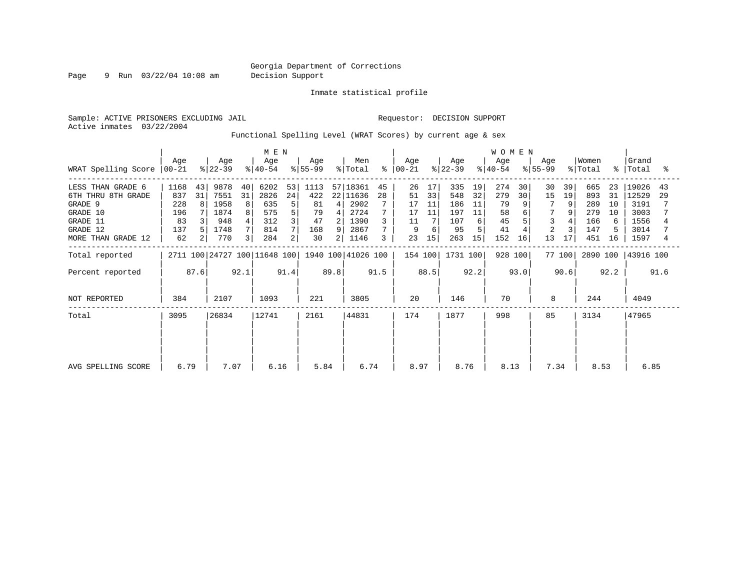Georgia Department of Corrections
Decision Support

Inmate statistical profile

Sample: ACTIVE PRISONERS EXCLUDING JAIL

Requestor: DECISION SUPPORT

Active inmates 03/22/2004

Functional Spelling Level (WRAT Scores) by current age & sex

| WRAT Spelling Score | MEN Age 00-21 | % | Age 22-39 | % | Age 40-54 | % | Age 55-99 | % | Men Total | % | WOMEN Age 00-21 | % | Age 22-39 | % | Age 40-54 | % | Age 55-99 | % | Women Total | % | Grand Total | % |
|---|---|---|---|---|---|---|---|---|---|---|---|---|---|---|---|---|---|---|---|---|---|---|
| LESS THAN GRADE 6 | 1168 | 43 | 9878 | 40 | 6202 | 53 | 1113 | 57 | 18361 | 45 | 26 | 17 | 335 | 19 | 274 | 30 | 30 | 39 | 665 | 23 | 19026 | 43 |
| 6TH THRU 8TH GRADE | 837 | 31 | 7551 | 31 | 2826 | 24 | 422 | 22 | 11636 | 28 | 51 | 33 | 548 | 32 | 279 | 30 | 15 | 19 | 893 | 31 | 12529 | 29 |
| GRADE 9 | 228 | 8 | 1958 | 8 | 635 | 5 | 81 | 4 | 2902 | 7 | 17 | 11 | 186 | 11 | 79 | 9 | 7 | 9 | 289 | 10 | 3191 | 7 |
| GRADE 10 | 196 | 7 | 1874 | 8 | 575 | 5 | 79 | 4 | 2724 | 7 | 17 | 11 | 197 | 11 | 58 | 6 | 7 | 9 | 279 | 10 | 3003 | 7 |
| GRADE 11 | 83 | 3 | 948 | 4 | 312 | 3 | 47 | 2 | 1390 | 3 | 11 | 7 | 107 | 6 | 45 | 5 | 3 | 4 | 166 | 6 | 1556 | 4 |
| GRADE 12 | 137 | 5 | 1748 | 7 | 814 | 7 | 168 | 9 | 2867 | 7 | 9 | 6 | 95 | 5 | 41 | 4 | 2 | 3 | 147 | 5 | 3014 | 7 |
| MORE THAN GRADE 12 | 62 | 2 | 770 | 3 | 284 | 2 | 30 | 2 | 1146 | 3 | 23 | 15 | 263 | 15 | 152 | 16 | 13 | 17 | 451 | 16 | 1597 | 4 |
| Total reported | 2711 | 100 | 24727 | 100 | 11648 | 100 | 1940 | 100 | 41026 | 100 | 154 | 100 | 1731 | 100 | 928 | 100 | 77 | 100 | 2890 | 100 | 43916 | 100 |
| Percent reported | | 87.6 | | 92.1 | | 91.4 | | 89.8 | | 91.5 | | 88.5 | | 92.2 | | 93.0 | | 90.6 | | 92.2 | | 91.6 |
| NOT REPORTED | 384 | | 2107 | | 1093 | | 221 | | 3805 | | 20 | | 146 | | 70 | | 8 | | 244 | | 4049 | |
| Total | 3095 | | 26834 | | 12741 | | 2161 | | 44831 | | 174 | | 1877 | | 998 | | 85 | | 3134 | | 47965 | |
| AVG SPELLING SCORE | 6.79 | | 7.07 | | 6.16 | | 5.84 | | 6.74 | | 8.97 | | 8.76 | | 8.13 | | 7.34 | | 8.53 | | 6.85 | |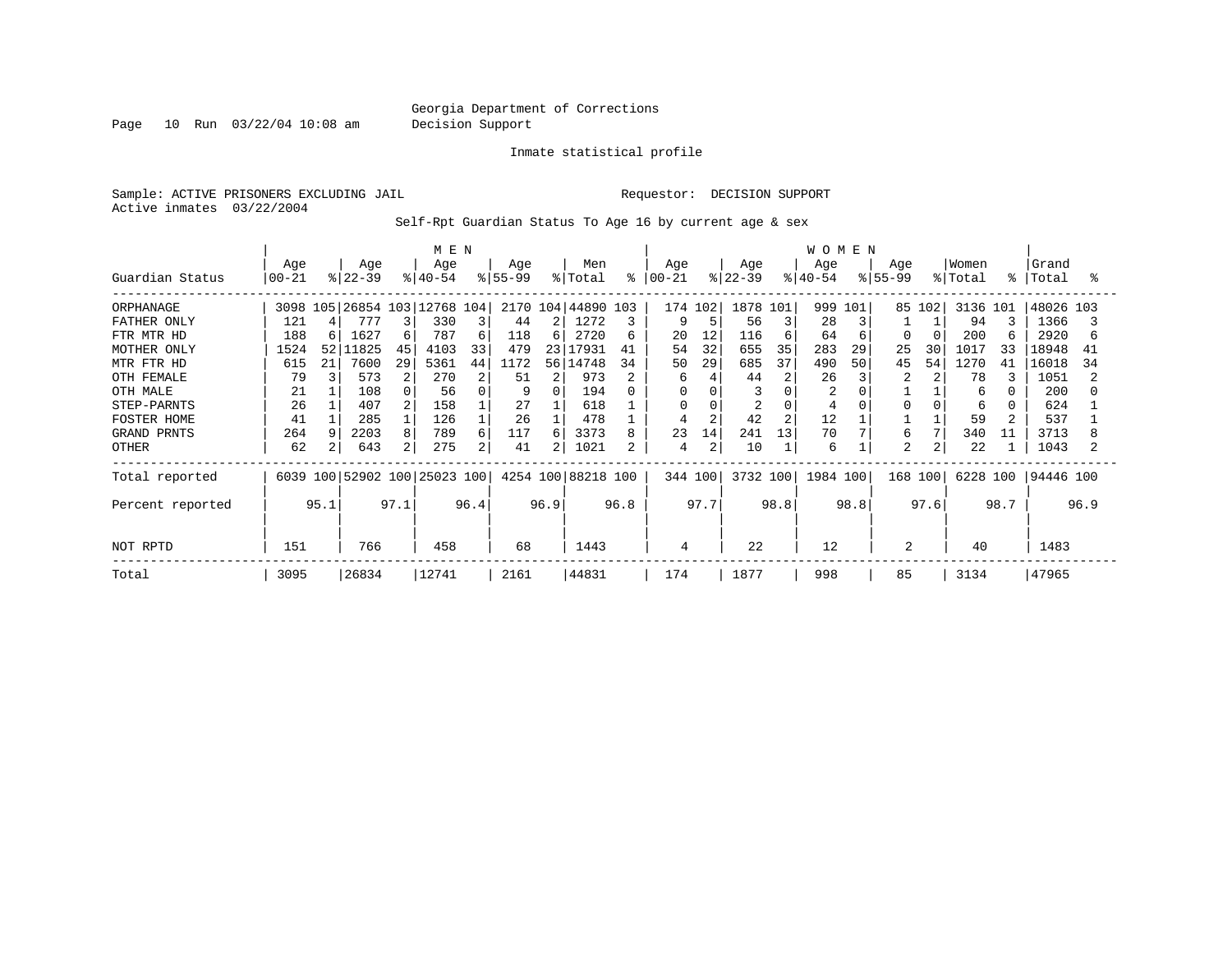Georgia Department of Corrections
Decision Support

Inmate statistical profile

Sample: ACTIVE PRISONERS EXCLUDING JAIL

Requestor: DECISION SUPPORT

Active inmates 03/22/2004

Self-Rpt Guardian Status To Age 16 by current age & sex

| | MEN | | | | | | | | | | WOMEN | | | | | | | | | | | |
|---|---|---|---|---|---|---|---|---|---|---|---|---|---|---|---|---|---|---|---|---|---|---|
| Guardian Status | Age 00-21 | % | Age 22-39 | % | Age 40-54 | % | Age 55-99 | % | Men Total | % | Age 00-21 | % | Age 22-39 | % | Age 40-54 | % | Age 55-99 | % | Women Total | % | Grand Total | % |
| ORPHANAGE | 3098 | 105 | 26854 | 103 | 12768 | 104 | 2170 | 104 | 44890 | 103 | 174 | 102 | 1878 | 101 | 999 | 101 | 85 | 102 | 3136 | 101 | 48026 | 103 |
| FATHER ONLY | 121 | 4 | 777 | 3 | 330 | 3 | 44 | 2 | 1272 | 3 | 9 | 5 | 56 | 3 | 28 | 3 | 1 | 1 | 94 | 3 | 1366 | 3 |
| FTR MTR HD | 188 | 6 | 1627 | 6 | 787 | 6 | 118 | 6 | 2720 | 6 | 20 | 12 | 116 | 6 | 64 | 6 | 0 | 0 | 200 | 6 | 2920 | 6 |
| MOTHER ONLY | 1524 | 52 | 11825 | 45 | 4103 | 33 | 479 | 23 | 17931 | 41 | 54 | 32 | 655 | 35 | 283 | 29 | 25 | 30 | 1017 | 33 | 18948 | 41 |
| MTR FTR HD | 615 | 21 | 7600 | 29 | 5361 | 44 | 1172 | 56 | 14748 | 34 | 50 | 29 | 685 | 37 | 490 | 50 | 45 | 54 | 1270 | 41 | 16018 | 34 |
| OTH FEMALE | 79 | 3 | 573 | 2 | 270 | 2 | 51 | 2 | 973 | 2 | 6 | 4 | 44 | 2 | 26 | 3 | 2 | 2 | 78 | 3 | 1051 | 2 |
| OTH MALE | 21 | 1 | 108 | 0 | 56 | 0 | 9 | 0 | 194 | 0 | 0 | 0 | 3 | 0 | 2 | 0 | 1 | 1 | 6 | 0 | 200 | 0 |
| STEP-PARNTS | 26 | 1 | 407 | 2 | 158 | 1 | 27 | 1 | 618 | 1 | 0 | 0 | 2 | 0 | 4 | 0 | 0 | 0 | 6 | 0 | 624 | 1 |
| FOSTER HOME | 41 | 1 | 285 | 1 | 126 | 1 | 26 | 1 | 478 | 1 | 4 | 2 | 42 | 2 | 12 | 1 | 1 | 1 | 59 | 2 | 537 | 1 |
| GRAND PRNTS | 264 | 9 | 2203 | 8 | 789 | 6 | 117 | 6 | 3373 | 8 | 23 | 14 | 241 | 13 | 70 | 7 | 6 | 7 | 340 | 11 | 3713 | 8 |
| OTHER | 62 | 2 | 643 | 2 | 275 | 2 | 41 | 2 | 1021 | 2 | 4 | 2 | 10 | 1 | 6 | 1 | 2 | 2 | 22 | 1 | 1043 | 2 |
| Total reported | 6039 | 100 | 52902 | 100 | 25023 | 100 | 4254 | 100 | 88218 | 100 | 344 | 100 | 3732 | 100 | 1984 | 100 | 168 | 100 | 6228 | 100 | 94446 | 100 |
| Percent reported | | 95.1 | | 97.1 | | 96.4 | | 96.9 | | 96.8 | | 97.7 | | 98.8 | | 98.8 | | 97.6 | | 98.7 | | 96.9 |
| NOT RPTD | 151 | | 766 | | 458 | | 68 | | 1443 | | 4 | | 22 | | 12 | | 2 | | 40 | | 1483 | |
| Total | 3095 | | 26834 | | 12741 | | 2161 | | 44831 | | 174 | | 1877 | | 998 | | 85 | | 3134 | | 47965 | |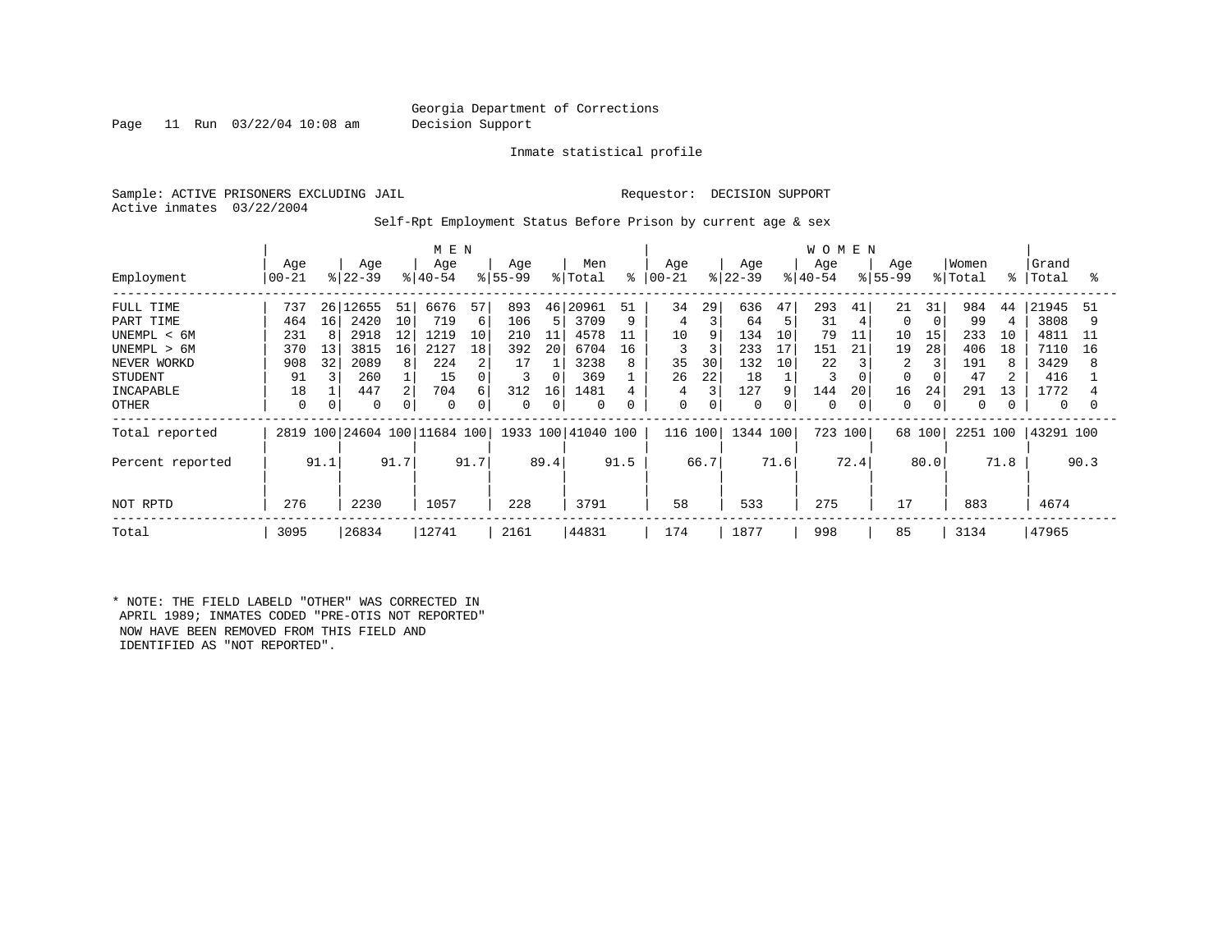Georgia Department of Corrections
Decision Support

Inmate statistical profile

Sample: ACTIVE PRISONERS EXCLUDING JAIL

Requestor: DECISION SUPPORT

Active inmates 03/22/2004

Self-Rpt Employment Status Before Prison by current age & sex

| Employment | MEN Age 00-21 | % | Age 22-39 | % | Age 40-54 | % | Age 55-99 | % | Men Total | % | WOMEN Age 00-21 | % | Age 22-39 | % | Age 40-54 | % | Age 55-99 | % | Women Total | % | Grand Total | % |
|---|---|---|---|---|---|---|---|---|---|---|---|---|---|---|---|---|---|---|---|---|---|---|
| FULL TIME | 737 | 26 | 12655 | 51 | 6676 | 57 | 893 | 46 | 20961 | 51 | 34 | 29 | 636 | 47 | 293 | 41 | 21 | 31 | 984 | 44 | 21945 | 51 |
| PART TIME | 464 | 16 | 2420 | 10 | 719 | 6 | 106 | 5 | 3709 | 9 | 4 | 3 | 64 | 5 | 31 | 4 | 0 | 0 | 99 | 4 | 3808 | 9 |
| UNEMPL < 6M | 231 | 8 | 2918 | 12 | 1219 | 10 | 210 | 11 | 4578 | 11 | 10 | 9 | 134 | 10 | 79 | 11 | 10 | 15 | 233 | 10 | 4811 | 11 |
| UNEMPL > 6M | 370 | 13 | 3815 | 16 | 2127 | 18 | 392 | 20 | 6704 | 16 | 3 | 3 | 233 | 17 | 151 | 21 | 19 | 28 | 406 | 18 | 7110 | 16 |
| NEVER WORKD | 908 | 32 | 2089 | 8 | 224 | 2 | 17 | 1 | 3238 | 8 | 35 | 30 | 132 | 10 | 22 | 3 | 2 | 3 | 191 | 8 | 3429 | 8 |
| STUDENT | 91 | 3 | 260 | 1 | 15 | 0 | 3 | 0 | 369 | 1 | 26 | 22 | 18 | 1 | 3 | 0 | 0 | 0 | 47 | 2 | 416 | 1 |
| INCAPABLE | 18 | 1 | 447 | 2 | 704 | 6 | 312 | 16 | 1481 | 4 | 4 | 3 | 127 | 9 | 144 | 20 | 16 | 24 | 291 | 13 | 1772 | 4 |
| OTHER | 0 | 0 | 0 | 0 | 0 | 0 | 0 | 0 | 0 | 0 | 0 | 0 | 0 | 0 | 0 | 0 | 0 | 0 | 0 | 0 | 0 | 0 |
| Total reported | 2819 | 100 | 24604 | 100 | 11684 | 100 | 1933 | 100 | 41040 | 100 | 116 | 100 | 1344 | 100 | 723 | 100 | 68 | 100 | 2251 | 100 | 43291 | 100 |
| Percent reported | | 91.1 | | 91.7 | | 91.7 | | 89.4 | | 91.5 | | 66.7 | | 71.6 | | 72.4 | | 80.0 | | 71.8 | | 90.3 |
| NOT RPTD | 276 | | 2230 | | 1057 | | 228 | | 3791 | | 58 | | 533 | | 275 | | 17 | | 883 | | 4674 | |
| Total | 3095 | | 26834 | | 12741 | | 2161 | | 44831 | | 174 | | 1877 | | 998 | | 85 | | 3134 | | 47965 | |

* NOTE: THE FIELD LABELD "OTHER" WAS CORRECTED IN APRIL 1989; INMATES CODED "PRE-OTIS NOT REPORTED" NOW HAVE BEEN REMOVED FROM THIS FIELD AND IDENTIFIED AS "NOT REPORTED".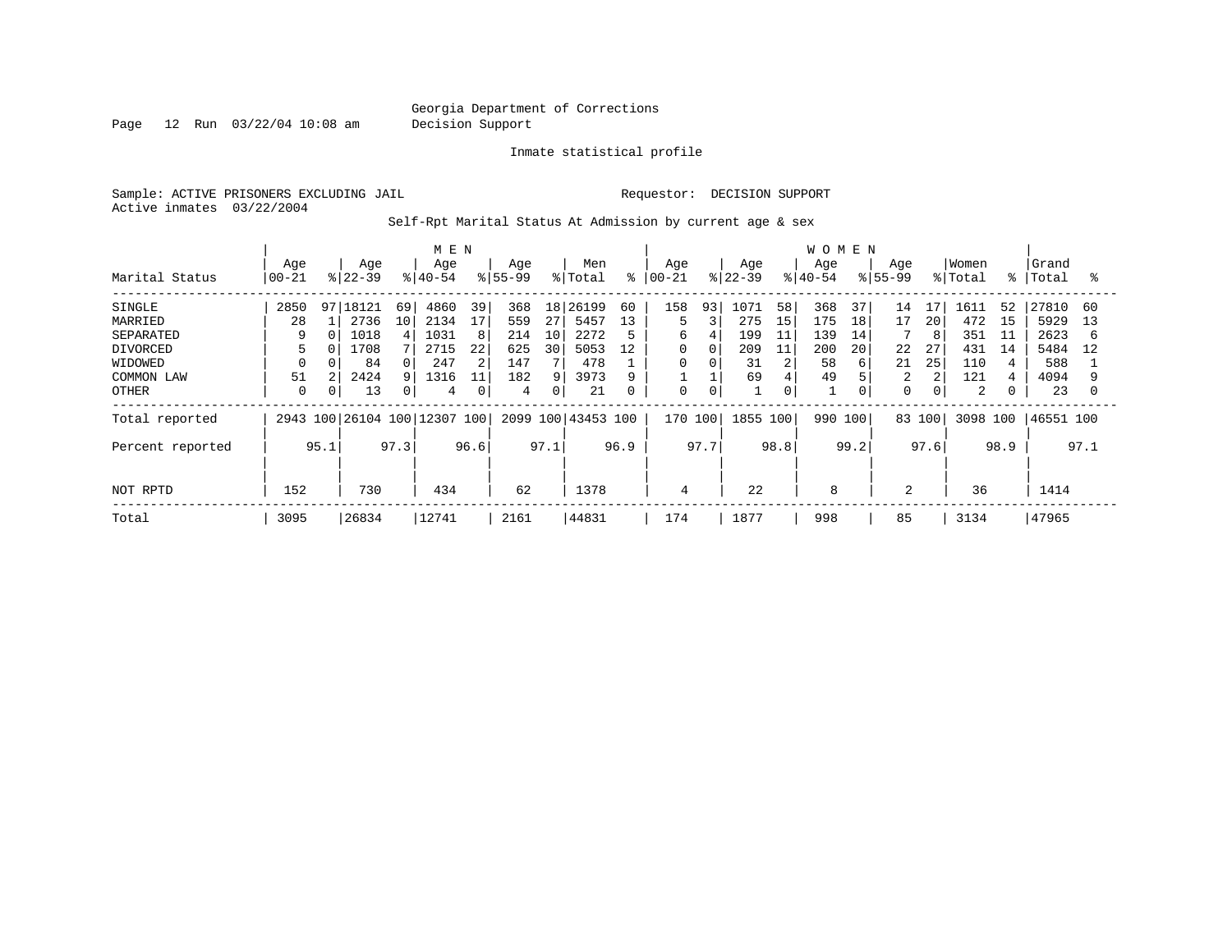Georgia Department of Corrections
Decision Support

Inmate statistical profile

Sample: ACTIVE PRISONERS EXCLUDING JAIL

Requestor: DECISION SUPPORT

Active inmates 03/22/2004

Self-Rpt Marital Status At Admission by current age & sex

| | MEN | | | | | | | | | | WOMEN | | | | | | | | | | | |
|---|---|---|---|---|---|---|---|---|---|---|---|---|---|---|---|---|---|---|---|---|---|---|
| Marital Status | Age 00-21 | % | Age 22-39 | % | Age 40-54 | % | Age 55-99 | % | Men Total | % | Age 00-21 | % | Age 22-39 | % | Age 40-54 | % | Age 55-99 | % | Women Total | % | Grand Total | % |
| SINGLE | 2850 | 97 | 18121 | 69 | 4860 | 39 | 368 | 18 | 26199 | 60 | 158 | 93 | 1071 | 58 | 368 | 37 | 14 | 17 | 1611 | 52 | 27810 | 60 |
| MARRIED | 28 | 1 | 2736 | 10 | 2134 | 17 | 559 | 27 | 5457 | 13 | 5 | 3 | 275 | 15 | 175 | 18 | 17 | 20 | 472 | 15 | 5929 | 13 |
| SEPARATED | 9 | 0 | 1018 | 4 | 1031 | 8 | 214 | 10 | 2272 | 5 | 6 | 4 | 199 | 11 | 139 | 14 | 7 | 8 | 351 | 11 | 2623 | 6 |
| DIVORCED | 5 | 0 | 1708 | 7 | 2715 | 22 | 625 | 30 | 5053 | 12 | 0 | 0 | 209 | 11 | 200 | 20 | 22 | 27 | 431 | 14 | 5484 | 12 |
| WIDOWED | 0 | 0 | 84 | 0 | 247 | 2 | 147 | 7 | 478 | 1 | 0 | 0 | 31 | 2 | 58 | 6 | 21 | 25 | 110 | 4 | 588 | 1 |
| COMMON LAW | 51 | 2 | 2424 | 9 | 1316 | 11 | 182 | 9 | 3973 | 9 | 1 | 1 | 69 | 4 | 49 | 5 | 2 | 2 | 121 | 4 | 4094 | 9 |
| OTHER | 0 | 0 | 13 | 0 | 4 | 0 | 4 | 0 | 21 | 0 | 0 | 0 | 1 | 0 | 1 | 0 | 0 | 0 | 2 | 0 | 23 | 0 |
| Total reported | 2943 | 100 | 26104 | 100 | 12307 | 100 | 2099 | 100 | 43453 | 100 | 170 | 100 | 1855 | 100 | 990 | 100 | 83 | 100 | 3098 | 100 | 46551 | 100 |
| Percent reported | | 95.1 | | 97.3 | | 96.6 | | 97.1 | | 96.9 | | 97.7 | | 98.8 | | 99.2 | | 97.6 | | 98.9 | | 97.1 |
| NOT RPTD | 152 | | 730 | | 434 | | 62 | | 1378 | | 4 | | 22 | | 8 | | 2 | | 36 | | 1414 | |
| Total | 3095 | | 26834 | | 12741 | | 2161 | | 44831 | | 174 | | 1877 | | 998 | | 85 | | 3134 | | 47965 | |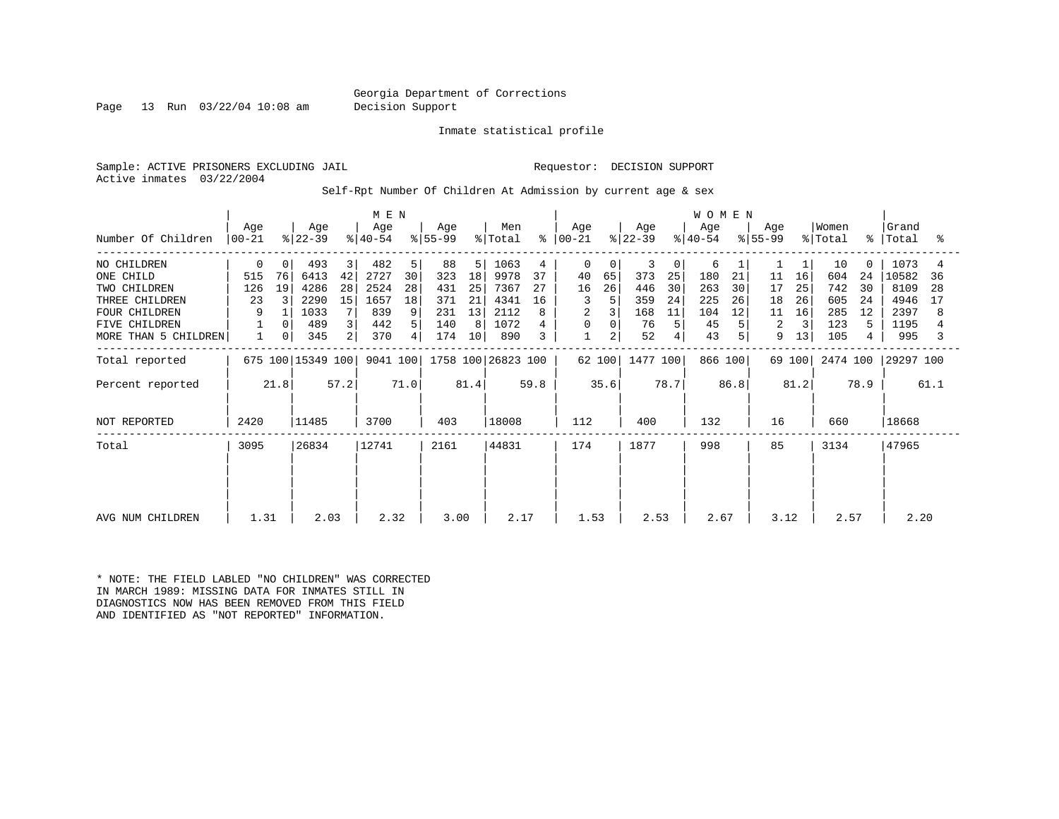Georgia Department of Corrections
Decision Support

Inmate statistical profile

Sample: ACTIVE PRISONERS EXCLUDING JAIL

Requestor: DECISION SUPPORT

Active inmates 03/22/2004

Self-Rpt Number Of Children At Admission by current age & sex

| Number Of Children | MEN Age 00-21 | % | Age 22-39 | % | Age 40-54 | % | Age 55-99 | % | Men Total | % | WOMEN Age 00-21 | % | Age 22-39 | % | Age 40-54 | % | Age 55-99 | % | Women Total | % | Grand Total | % |
|---|---|---|---|---|---|---|---|---|---|---|---|---|---|---|---|---|---|---|---|---|---|---|
| NO CHILDREN | 0 | 0 | 493 | 3 | 482 | 5 | 88 | 5 | 1063 | 4 | 0 | 0 | 3 | 0 | 6 | 1 | 1 | 1 | 10 | 0 | 1073 | 4 |
| ONE CHILD | 515 | 76 | 6413 | 42 | 2727 | 30 | 323 | 18 | 9978 | 37 | 40 | 65 | 373 | 25 | 180 | 21 | 11 | 16 | 604 | 24 | 10582 | 36 |
| TWO CHILDREN | 126 | 19 | 4286 | 28 | 2524 | 28 | 431 | 25 | 7367 | 27 | 16 | 26 | 446 | 30 | 263 | 30 | 17 | 25 | 742 | 30 | 8109 | 28 |
| THREE CHILDREN | 23 | 3 | 2290 | 15 | 1657 | 18 | 371 | 21 | 4341 | 16 | 3 | 5 | 359 | 24 | 225 | 26 | 18 | 26 | 605 | 24 | 4946 | 17 |
| FOUR CHILDREN | 9 | 1 | 1033 | 7 | 839 | 9 | 231 | 13 | 2112 | 8 | 2 | 3 | 168 | 11 | 104 | 12 | 11 | 16 | 285 | 12 | 2397 | 8 |
| FIVE CHILDREN | 1 | 0 | 489 | 3 | 442 | 5 | 140 | 8 | 1072 | 4 | 0 | 0 | 76 | 5 | 45 | 5 | 2 | 3 | 123 | 5 | 1195 | 4 |
| MORE THAN 5 CHILDREN | 1 | 0 | 345 | 2 | 370 | 4 | 174 | 10 | 890 | 3 | 1 | 2 | 52 | 4 | 43 | 5 | 9 | 13 | 105 | 4 | 995 | 3 |
| Total reported | 675 | 100 | 15349 | 100 | 9041 | 100 | 1758 | 100 | 26823 | 100 | 62 | 100 | 1477 | 100 | 866 | 100 | 69 | 100 | 2474 | 100 | 29297 | 100 |
| Percent reported | | 21.8 | | 57.2 | | 71.0 | | 81.4 | | 59.8 | | 35.6 | | 78.7 | | 86.8 | | 81.2 | | 78.9 | | 61.1 |
| NOT REPORTED | 2420 | | 11485 | | 3700 | | 403 | | 18008 | | 112 | | 400 | | 132 | | 16 | | 660 | | 18668 | |
| Total | 3095 | | 26834 | | 12741 | | 2161 | | 44831 | | 174 | | 1877 | | 998 | | 85 | | 3134 | | 47965 | |
| AVG NUM CHILDREN | 1.31 | | 2.03 | | 2.32 | | 3.00 | | 2.17 | | 1.53 | | 2.53 | | 2.67 | | 3.12 | | 2.57 | | 2.20 | |

* NOTE: THE FIELD LABLED "NO CHILDREN" WAS CORRECTED
IN MARCH 1989: MISSING DATA FOR INMATES STILL IN
DIAGNOSTICS NOW HAS BEEN REMOVED FROM THIS FIELD
AND IDENTIFIED AS "NOT REPORTED" INFORMATION.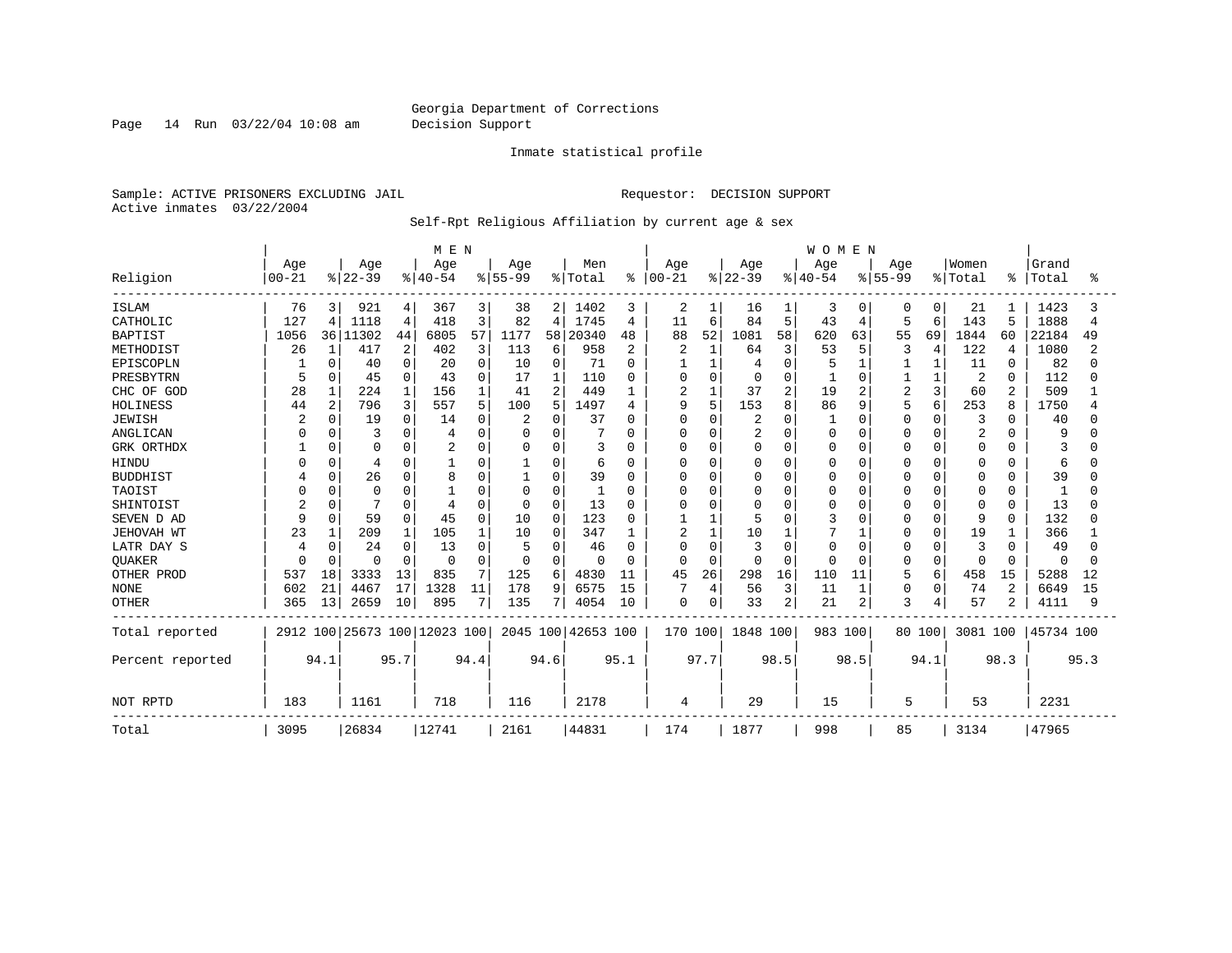Georgia Department of Corrections
Decision Support

Inmate statistical profile

Sample: ACTIVE PRISONERS EXCLUDING JAIL

Requestor: DECISION SUPPORT

Active inmates 03/22/2004

Self-Rpt Religious Affiliation by current age & sex

| Religion | MEN Age 00-21 | % | Age 22-39 | % | Age 40-54 | % | Age 55-99 | % | Men Total | % | WOMEN Age 00-21 | % | Age 22-39 | % | Age 40-54 | % | Age 55-99 | % | Women Total | % | Grand Total | % |
|---|---|---|---|---|---|---|---|---|---|---|---|---|---|---|---|---|---|---|---|---|---|---|
| ISLAM | 76 | 3 | 921 | 4 | 367 | 3 | 38 | 2 | 1402 | 3 | 2 | 1 | 16 | 1 | 3 | 0 | 0 | 0 | 21 | 1 | 1423 | 3 |
| CATHOLIC | 127 | 4 | 1118 | 4 | 418 | 3 | 82 | 4 | 1745 | 4 | 11 | 6 | 84 | 5 | 43 | 4 | 5 | 6 | 143 | 5 | 1888 | 4 |
| BAPTIST | 1056 | 36 | 11302 | 44 | 6805 | 57 | 1177 | 58 | 20340 | 48 | 88 | 52 | 1081 | 58 | 620 | 63 | 55 | 69 | 1844 | 60 | 22184 | 49 |
| METHODIST | 26 | 1 | 417 | 2 | 402 | 3 | 113 | 6 | 958 | 2 | 2 | 1 | 64 | 3 | 53 | 5 | 3 | 4 | 122 | 4 | 1080 | 2 |
| EPISCOPLN | 1 | 0 | 40 | 0 | 20 | 0 | 10 | 0 | 71 | 0 | 1 | 1 | 4 | 0 | 5 | 1 | 1 | 1 | 11 | 0 | 82 | 0 |
| PRESBYTRN | 5 | 0 | 45 | 0 | 43 | 0 | 17 | 1 | 110 | 0 | 0 | 0 | 0 | 0 | 1 | 0 | 1 | 1 | 2 | 0 | 112 | 0 |
| CHC OF GOD | 28 | 1 | 224 | 1 | 156 | 1 | 41 | 2 | 449 | 1 | 2 | 1 | 37 | 2 | 19 | 2 | 2 | 3 | 60 | 2 | 509 | 1 |
| HOLINESS | 44 | 2 | 796 | 3 | 557 | 5 | 100 | 5 | 1497 | 4 | 9 | 5 | 153 | 8 | 86 | 9 | 5 | 6 | 253 | 8 | 1750 | 4 |
| JEWISH | 2 | 0 | 19 | 0 | 14 | 0 | 2 | 0 | 37 | 0 | 0 | 0 | 2 | 0 | 1 | 0 | 0 | 0 | 3 | 0 | 40 | 0 |
| ANGLICAN | 0 | 0 | 3 | 0 | 4 | 0 | 0 | 0 | 7 | 0 | 0 | 0 | 2 | 0 | 0 | 0 | 0 | 0 | 2 | 0 | 9 | 0 |
| GRK ORTHDX | 1 | 0 | 0 | 0 | 2 | 0 | 0 | 0 | 3 | 0 | 0 | 0 | 0 | 0 | 0 | 0 | 0 | 0 | 0 | 0 | 3 | 0 |
| HINDU | 0 | 0 | 4 | 0 | 1 | 0 | 1 | 0 | 6 | 0 | 0 | 0 | 0 | 0 | 0 | 0 | 0 | 0 | 0 | 0 | 6 | 0 |
| BUDDHIST | 4 | 0 | 26 | 0 | 8 | 0 | 1 | 0 | 39 | 0 | 0 | 0 | 0 | 0 | 0 | 0 | 0 | 0 | 0 | 0 | 39 | 0 |
| TAOIST | 0 | 0 | 0 | 0 | 1 | 0 | 0 | 0 | 1 | 0 | 0 | 0 | 0 | 0 | 0 | 0 | 0 | 0 | 0 | 0 | 1 | 0 |
| SHINTOIST | 2 | 0 | 7 | 0 | 4 | 0 | 0 | 0 | 13 | 0 | 0 | 0 | 0 | 0 | 0 | 0 | 0 | 0 | 0 | 0 | 13 | 0 |
| SEVEN D AD | 9 | 0 | 59 | 0 | 45 | 0 | 10 | 0 | 123 | 0 | 1 | 1 | 5 | 0 | 3 | 0 | 0 | 0 | 9 | 0 | 132 | 0 |
| JEHOVAH WT | 23 | 1 | 209 | 1 | 105 | 1 | 10 | 0 | 347 | 1 | 2 | 1 | 10 | 1 | 7 | 1 | 0 | 0 | 19 | 1 | 366 | 1 |
| LATR DAY S | 4 | 0 | 24 | 0 | 13 | 0 | 5 | 0 | 46 | 0 | 0 | 0 | 3 | 0 | 0 | 0 | 0 | 0 | 3 | 0 | 49 | 0 |
| QUAKER | 0 | 0 | 0 | 0 | 0 | 0 | 0 | 0 | 0 | 0 | 0 | 0 | 0 | 0 | 0 | 0 | 0 | 0 | 0 | 0 | 0 | 0 |
| OTHER PROD | 537 | 18 | 3333 | 13 | 835 | 7 | 125 | 6 | 4830 | 11 | 45 | 26 | 298 | 16 | 110 | 11 | 5 | 6 | 458 | 15 | 5288 | 12 |
| NONE | 602 | 21 | 4467 | 17 | 1328 | 11 | 178 | 9 | 6575 | 15 | 7 | 4 | 56 | 3 | 11 | 1 | 0 | 0 | 74 | 2 | 6649 | 15 |
| OTHER | 365 | 13 | 2659 | 10 | 895 | 7 | 135 | 7 | 4054 | 10 | 0 | 0 | 33 | 2 | 21 | 2 | 3 | 4 | 57 | 2 | 4111 | 9 |
| Total reported | 2912 | 100 | 25673 | 100 | 12023 | 100 | 2045 | 100 | 42653 | 100 | 170 | 100 | 1848 | 100 | 983 | 100 | 80 | 100 | 3081 | 100 | 45734 | 100 |
| Percent reported | | 94.1 | | 95.7 | | 94.4 | | 94.6 | | 95.1 | | 97.7 | | 98.5 | | 98.5 | | 94.1 | | 98.3 | | 95.3 |
| NOT RPTD | 183 | | 1161 | | 718 | | 116 | | 2178 | | 4 | | 29 | | 15 | | 5 | | 53 | | 2231 | |
| Total | 3095 | | 26834 | | 12741 | | 2161 | | 44831 | | 174 | | 1877 | | 998 | | 85 | | 3134 | | 47965 | |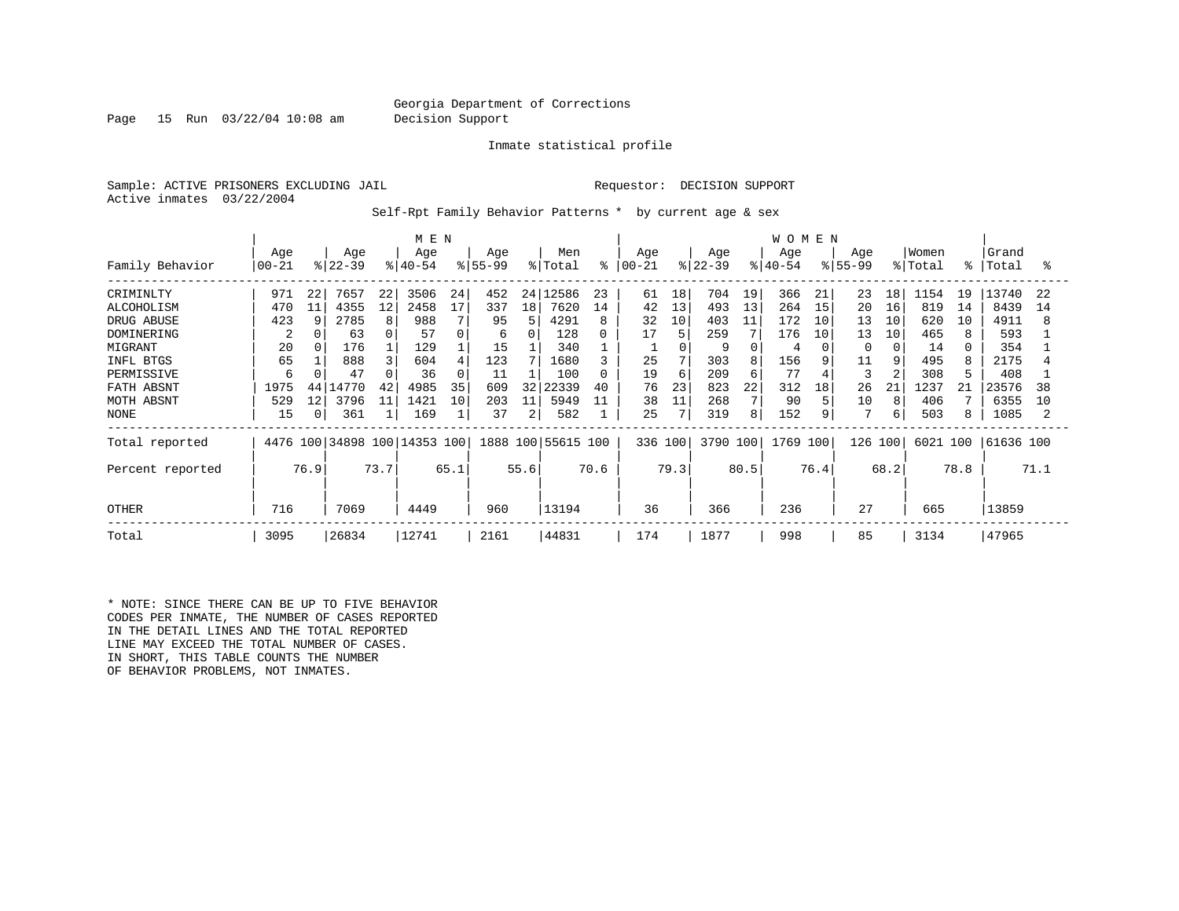Georgia Department of Corrections
Decision Support

Inmate statistical profile

Sample: ACTIVE PRISONERS EXCLUDING JAIL    Requestor: DECISION SUPPORT
Active inmates 03/22/2004

Self-Rpt Family Behavior Patterns * by current age & sex

| Family Behavior | MEN Age 00-21 | % | Age 22-39 | % | Age 40-54 | % | Age 55-99 | % | Men Total | % | WOMEN Age 00-21 | % | Age 22-39 | % | Age 40-54 | % | Age 55-99 | % | Women Total | % | Grand Total | % |
|---|---|---|---|---|---|---|---|---|---|---|---|---|---|---|---|---|---|---|---|---|---|---|
| CRIMINLTY | 971 | 22 | 7657 | 22 | 3506 | 24 | 452 | 24 | 12586 | 23 | 61 | 18 | 704 | 19 | 366 | 21 | 23 | 18 | 1154 | 19 | 13740 | 22 |
| ALCOHOLISM | 470 | 11 | 4355 | 12 | 2458 | 17 | 337 | 18 | 7620 | 14 | 42 | 13 | 493 | 13 | 264 | 15 | 20 | 16 | 819 | 14 | 8439 | 14 |
| DRUG ABUSE | 423 | 9 | 2785 | 8 | 988 | 7 | 95 | 5 | 4291 | 8 | 32 | 10 | 403 | 11 | 172 | 10 | 13 | 10 | 620 | 10 | 4911 | 8 |
| DOMINERING | 2 | 0 | 63 | 0 | 57 | 0 | 6 | 0 | 128 | 0 | 17 | 5 | 259 | 7 | 176 | 10 | 13 | 10 | 465 | 8 | 593 | 1 |
| MIGRANT | 20 | 0 | 176 | 1 | 129 | 1 | 15 | 1 | 340 | 1 | 1 | 0 | 9 | 0 | 4 | 0 | 0 | 0 | 14 | 0 | 354 | 1 |
| INFL BTGS | 65 | 1 | 888 | 3 | 604 | 4 | 123 | 7 | 1680 | 3 | 25 | 7 | 303 | 8 | 156 | 9 | 11 | 9 | 495 | 8 | 2175 | 4 |
| PERMISSIVE | 6 | 0 | 47 | 0 | 36 | 0 | 11 | 1 | 100 | 0 | 19 | 6 | 209 | 6 | 77 | 4 | 3 | 2 | 308 | 5 | 408 | 1 |
| FATH ABSNT | 1975 | 44 | 14770 | 42 | 4985 | 35 | 609 | 32 | 22339 | 40 | 76 | 23 | 823 | 22 | 312 | 18 | 26 | 21 | 1237 | 21 | 23576 | 38 |
| MOTH ABSNT | 529 | 12 | 3796 | 11 | 1421 | 10 | 203 | 11 | 5949 | 11 | 38 | 11 | 268 | 7 | 90 | 5 | 10 | 8 | 406 | 7 | 6355 | 10 |
| NONE | 15 | 0 | 361 | 1 | 169 | 1 | 37 | 2 | 582 | 1 | 25 | 7 | 319 | 8 | 152 | 9 | 7 | 6 | 503 | 8 | 1085 | 2 |
| Total reported | 4476 | 100 | 34898 | 100 | 14353 | 100 | 1888 | 100 | 55615 | 100 | 336 | 100 | 3790 | 100 | 1769 | 100 | 126 | 100 | 6021 | 100 | 61636 | 100 |
| Percent reported | | 76.9 | | 73.7 | | 65.1 | | 55.6 | | 70.6 | | 79.3 | | 80.5 | | 76.4 | | 68.2 | | 78.8 | | 71.1 |
| OTHER | 716 | | 7069 | | 4449 | | 960 | | 13194 | | 36 | | 366 | | 236 | | 27 | | 665 | | 13859 | |
| Total | 3095 | | 26834 | | 12741 | | 2161 | | 44831 | | 174 | | 1877 | | 998 | | 85 | | 3134 | | 47965 | |

* NOTE: SINCE THERE CAN BE UP TO FIVE BEHAVIOR CODES PER INMATE, THE NUMBER OF CASES REPORTED IN THE DETAIL LINES AND THE TOTAL REPORTED LINE MAY EXCEED THE TOTAL NUMBER OF CASES. IN SHORT, THIS TABLE COUNTS THE NUMBER OF BEHAVIOR PROBLEMS, NOT INMATES.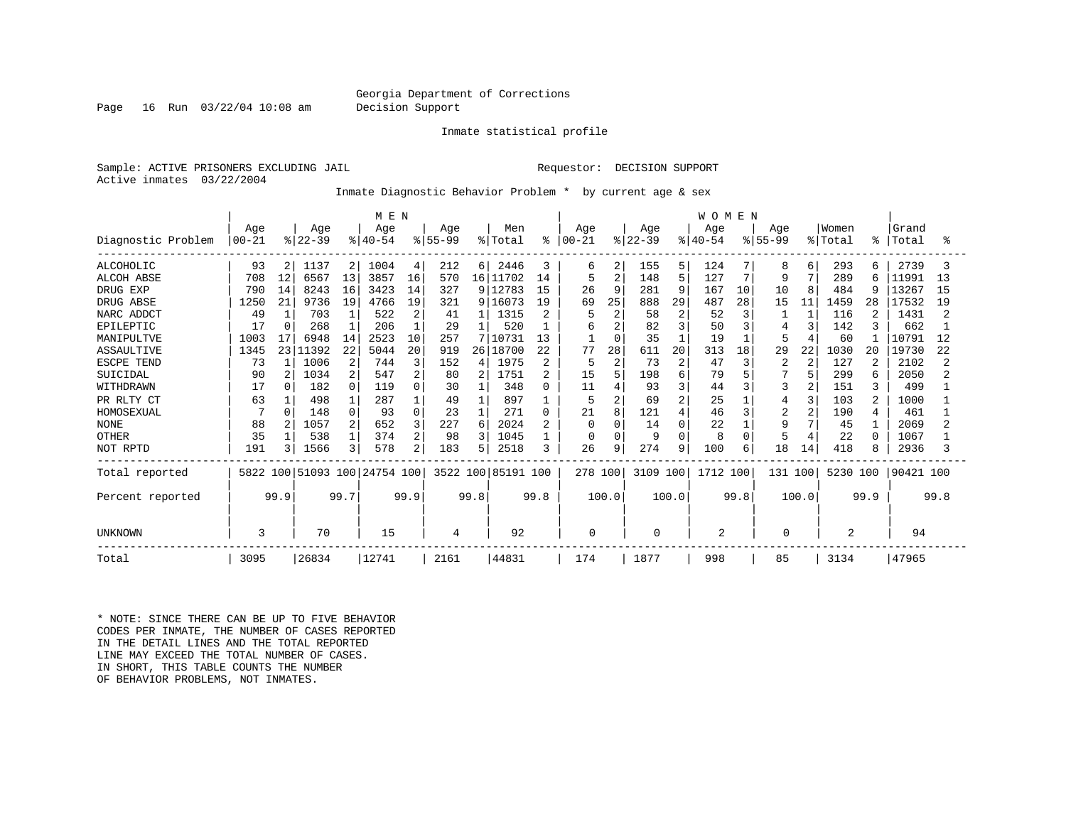Georgia Department of Corrections
Decision Support

Inmate statistical profile

Sample: ACTIVE PRISONERS EXCLUDING JAIL                                    Requestor: DECISION SUPPORT
Active inmates 03/22/2004

Inmate Diagnostic Behavior Problem * by current age & sex

| Diagnostic Problem | MEN Age 00-21 | % | Age 22-39 | % | Age 40-54 | % | Age 55-99 | % | Men Total | % | WOMEN Age 00-21 | % | Age 22-39 | % | Age 40-54 | % | Age 55-99 | % | Women Total | % | Grand Total | % |
|---|---|---|---|---|---|---|---|---|---|---|---|---|---|---|---|---|---|---|---|---|---|---|
| ALCOHOLIC | 93 | 2 | 1137 | 2 | 1004 | 4 | 212 | 6 | 2446 | 3 | 6 | 2 | 155 | 5 | 124 | 7 | 8 | 6 | 293 | 6 | 2739 | 3 |
| ALCOH ABSE | 708 | 12 | 6567 | 13 | 3857 | 16 | 570 | 16 | 11702 | 14 | 5 | 2 | 148 | 5 | 127 | 7 | 9 | 7 | 289 | 6 | 11991 | 13 |
| DRUG EXP | 790 | 14 | 8243 | 16 | 3423 | 14 | 327 | 9 | 12783 | 15 | 26 | 9 | 281 | 9 | 167 | 10 | 10 | 8 | 484 | 9 | 13267 | 15 |
| DRUG ABSE | 1250 | 21 | 9736 | 19 | 4766 | 19 | 321 | 9 | 16073 | 19 | 69 | 25 | 888 | 29 | 487 | 28 | 15 | 11 | 1459 | 28 | 17532 | 19 |
| NARC ADDCT | 49 | 1 | 703 | 1 | 522 | 2 | 41 | 1 | 1315 | 2 | 5 | 2 | 58 | 2 | 52 | 3 | 1 | 1 | 116 | 2 | 1431 | 2 |
| EPILEPTIC | 17 | 0 | 268 | 1 | 206 | 1 | 29 | 1 | 520 | 1 | 6 | 2 | 82 | 3 | 50 | 3 | 4 | 3 | 142 | 3 | 662 | 1 |
| MANIPULTVE | 1003 | 17 | 6948 | 14 | 2523 | 10 | 257 | 7 | 10731 | 13 | 1 | 0 | 35 | 1 | 19 | 1 | 5 | 4 | 60 | 1 | 10791 | 12 |
| ASSAULTIVE | 1345 | 23 | 11392 | 22 | 5044 | 20 | 919 | 26 | 18700 | 22 | 77 | 28 | 611 | 20 | 313 | 18 | 29 | 22 | 1030 | 20 | 19730 | 22 |
| ESCPE TEND | 73 | 1 | 1006 | 2 | 744 | 3 | 152 | 4 | 1975 | 2 | 5 | 2 | 73 | 2 | 47 | 3 | 2 | 2 | 127 | 2 | 2102 | 2 |
| SUICIDAL | 90 | 2 | 1034 | 2 | 547 | 2 | 80 | 2 | 1751 | 2 | 15 | 5 | 198 | 6 | 79 | 5 | 7 | 5 | 299 | 6 | 2050 | 2 |
| WITHDRAWN | 17 | 0 | 182 | 0 | 119 | 0 | 30 | 1 | 348 | 0 | 11 | 4 | 93 | 3 | 44 | 3 | 3 | 2 | 151 | 3 | 499 | 1 |
| PR RLTY CT | 63 | 1 | 498 | 1 | 287 | 1 | 49 | 1 | 897 | 1 | 5 | 2 | 69 | 2 | 25 | 1 | 4 | 3 | 103 | 2 | 1000 | 1 |
| HOMOSEXUAL | 7 | 0 | 148 | 0 | 93 | 0 | 23 | 1 | 271 | 0 | 21 | 8 | 121 | 4 | 46 | 3 | 2 | 2 | 190 | 4 | 461 | 1 |
| NONE | 88 | 2 | 1057 | 2 | 652 | 3 | 227 | 6 | 2024 | 2 | 0 | 0 | 14 | 0 | 22 | 1 | 9 | 7 | 45 | 1 | 2069 | 2 |
| OTHER | 35 | 1 | 538 | 1 | 374 | 2 | 98 | 3 | 1045 | 1 | 0 | 0 | 9 | 0 | 8 | 0 | 5 | 4 | 22 | 0 | 1067 | 1 |
| NOT RPTD | 191 | 3 | 1566 | 3 | 578 | 2 | 183 | 5 | 2518 | 3 | 26 | 9 | 274 | 9 | 100 | 6 | 18 | 14 | 418 | 8 | 2936 | 3 |
| Total reported | 5822 | 100 | 51093 | 100 | 24754 | 100 | 3522 | 100 | 85191 | 100 | 278 | 100 | 3109 | 100 | 1712 | 100 | 131 | 100 | 5230 | 100 | 90421 | 100 |
| Percent reported | | 99.9 | | 99.7 | | 99.9 | | 99.8 | | 99.8 | | 100.0 | | 100.0 | | 99.8 | | 100.0 | | 99.9 | | 99.8 |
| UNKNOWN | 3 | | 70 | | 15 | | 4 | | 92 | | 0 | | 0 | | 2 | | 0 | | 2 | | 94 | |
| Total | 3095 | | 26834 | | 12741 | | 2161 | | 44831 | | 174 | | 1877 | | 998 | | 85 | | 3134 | | 47965 | |

* NOTE: SINCE THERE CAN BE UP TO FIVE BEHAVIOR CODES PER INMATE, THE NUMBER OF CASES REPORTED IN THE DETAIL LINES AND THE TOTAL REPORTED LINE MAY EXCEED THE TOTAL NUMBER OF CASES. IN SHORT, THIS TABLE COUNTS THE NUMBER OF BEHAVIOR PROBLEMS, NOT INMATES.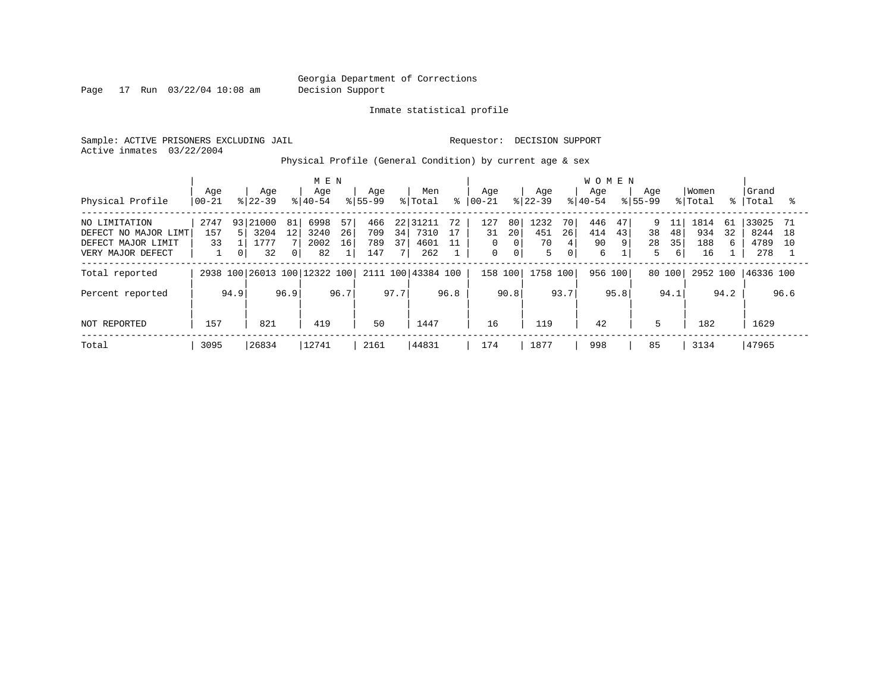Georgia Department of Corrections
Decision Support

Inmate statistical profile

Sample: ACTIVE PRISONERS EXCLUDING JAIL

Requestor: DECISION SUPPORT

Active inmates 03/22/2004

## Physical Profile (General Condition) by current age & sex

| Physical Profile | MEN Age 00-21 | % | Age 22-39 | % | Age 40-54 | % | Age 55-99 | % | Men Total | % | WOMEN Age 00-21 | % | Age 22-39 | % | Age 40-54 | % | Age 55-99 | % | Women Total | % | Grand Total | % |
|---|---|---|---|---|---|---|---|---|---|---|---|---|---|---|---|---|---|---|---|---|---|---|
| NO LIMITATION | 2747 | 93 | 21000 | 81 | 6998 | 57 | 466 | 22 | 31211 | 72 | 127 | 80 | 1232 | 70 | 446 | 47 | 9 | 11 | 1814 | 61 | 33025 | 71 |
| DEFECT NO MAJOR LIMT | 157 | 5 | 3204 | 12 | 3240 | 26 | 709 | 34 | 7310 | 17 | 31 | 20 | 451 | 26 | 414 | 43 | 38 | 48 | 934 | 32 | 8244 | 18 |
| DEFECT MAJOR LIMIT | 33 | 1 | 1777 | 7 | 2002 | 16 | 789 | 37 | 4601 | 11 | 0 | 0 | 70 | 4 | 90 | 9 | 28 | 35 | 188 | 6 | 4789 | 10 |
| VERY MAJOR DEFECT | 1 | 0 | 32 | 0 | 82 | 1 | 147 | 7 | 262 | 1 | 0 | 0 | 5 | 0 | 6 | 1 | 5 | 6 | 16 | 1 | 278 | 1 |
| Total reported | 2938 | 100 | 26013 | 100 | 12322 | 100 | 2111 | 100 | 43384 | 100 | 158 | 100 | 1758 | 100 | 956 | 100 | 80 | 100 | 2952 | 100 | 46336 | 100 |
| Percent reported | | 94.9 | | 96.9 | | 96.7 | | 97.7 | | 96.8 | | 90.8 | | 93.7 | | 95.8 | | 94.1 | | 94.2 | | 96.6 |
| NOT REPORTED | 157 | | 821 | | 419 | | 50 | | 1447 | | 16 | | 119 | | 42 | | 5 | | 182 | | 1629 | |
| Total | 3095 | | 26834 | | 12741 | | 2161 | | 44831 | | 174 | | 1877 | | 998 | | 85 | | 3134 | | 47965 | |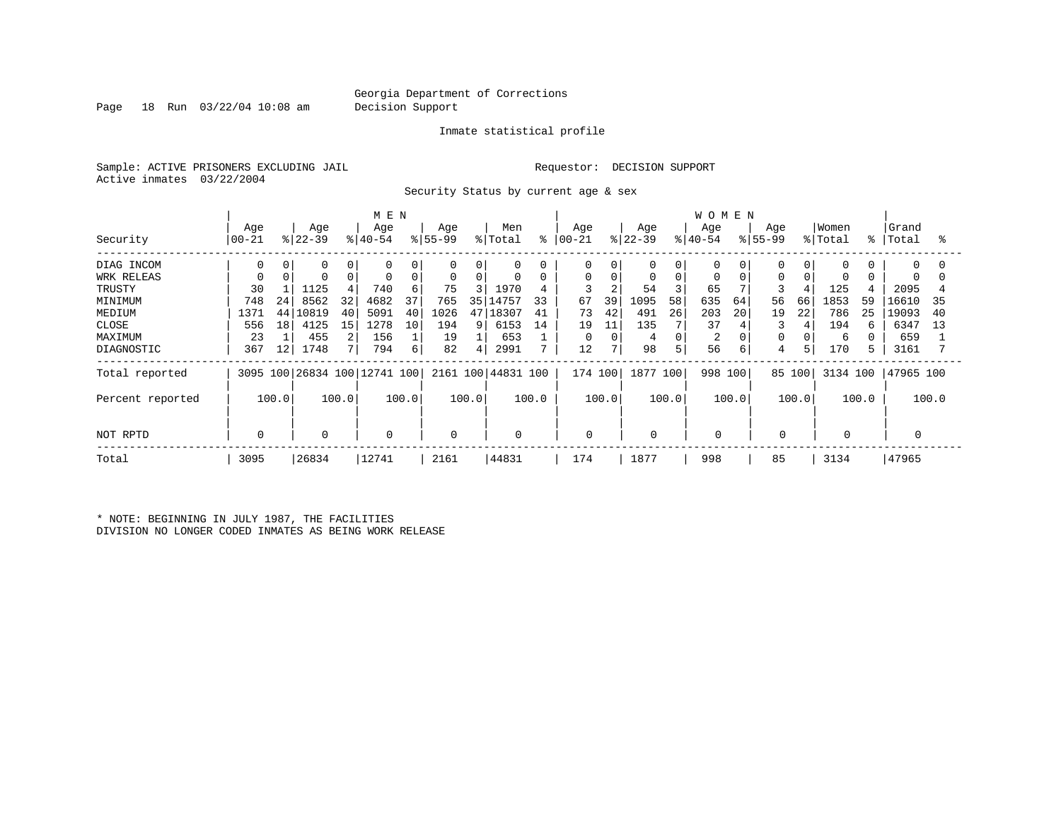Georgia Department of Corrections
Decision Support

Inmate statistical profile

Sample: ACTIVE PRISONERS EXCLUDING JAIL

Requestor: DECISION SUPPORT

Active inmates 03/22/2004

Security Status by current age & sex

| Security | MEN Age 00-21 | % | Age 22-39 | % | Age 40-54 | % | Age 55-99 | % | Men Total | % | WOMEN Age 00-21 | % | Age 22-39 | % | Age 40-54 | % | Age 55-99 | % | Women Total | % | Grand Total | % |
|---|---|---|---|---|---|---|---|---|---|---|---|---|---|---|---|---|---|---|---|---|---|---|
| DIAG INCOM | 0 | 0 | 0 | 0 | 0 | 0 | 0 | 0 | 0 | 0 | 0 | 0 | 0 | 0 | 0 | 0 | 0 | 0 | 0 | 0 | 0 | 0 |
| WRK RELEAS | 0 | 0 | 0 | 0 | 0 | 0 | 0 | 0 | 0 | 0 | 0 | 0 | 0 | 0 | 0 | 0 | 0 | 0 | 0 | 0 | 0 | 0 |
| TRUSTY | 30 | 1 | 1125 | 4 | 740 | 6 | 75 | 3 | 1970 | 4 | 3 | 2 | 54 | 3 | 65 | 7 | 3 | 4 | 125 | 4 | 2095 | 4 |
| MINIMUM | 748 | 24 | 8562 | 32 | 4682 | 37 | 765 | 35 | 14757 | 33 | 67 | 39 | 1095 | 58 | 635 | 64 | 56 | 66 | 1853 | 59 | 16610 | 35 |
| MEDIUM | 1371 | 44 | 10819 | 40 | 5091 | 40 | 1026 | 47 | 18307 | 41 | 73 | 42 | 491 | 26 | 203 | 20 | 19 | 22 | 786 | 25 | 19093 | 40 |
| CLOSE | 556 | 18 | 4125 | 15 | 1278 | 10 | 194 | 9 | 6153 | 14 | 19 | 11 | 135 | 7 | 37 | 4 | 3 | 4 | 194 | 6 | 6347 | 13 |
| MAXIMUM | 23 | 1 | 455 | 2 | 156 | 1 | 19 | 1 | 653 | 1 | 0 | 0 | 4 | 0 | 2 | 0 | 0 | 0 | 6 | 0 | 659 | 1 |
| DIAGNOSTIC | 367 | 12 | 1748 | 7 | 794 | 6 | 82 | 4 | 2991 | 7 | 12 | 7 | 98 | 5 | 56 | 6 | 4 | 5 | 170 | 5 | 3161 | 7 |
| Total reported | 3095 | 100 | 26834 | 100 | 12741 | 100 | 2161 | 100 | 44831 | 100 | 174 | 100 | 1877 | 100 | 998 | 100 | 85 | 100 | 3134 | 100 | 47965 | 100 |
| Percent reported | | 100.0 | | 100.0 | | 100.0 | | 100.0 | | 100.0 | | 100.0 | | 100.0 | | 100.0 | | 100.0 | | 100.0 | | 100.0 |
| NOT RPTD | 0 | | 0 | | 0 | | 0 | | 0 | | 0 | | 0 | | 0 | | 0 | | 0 | | 0 | |
| Total | 3095 | | 26834 | | 12741 | | 2161 | | 44831 | | 174 | | 1877 | | 998 | | 85 | | 3134 | | 47965 | |

* NOTE: BEGINNING IN JULY 1987, THE FACILITIES DIVISION NO LONGER CODED INMATES AS BEING WORK RELEASE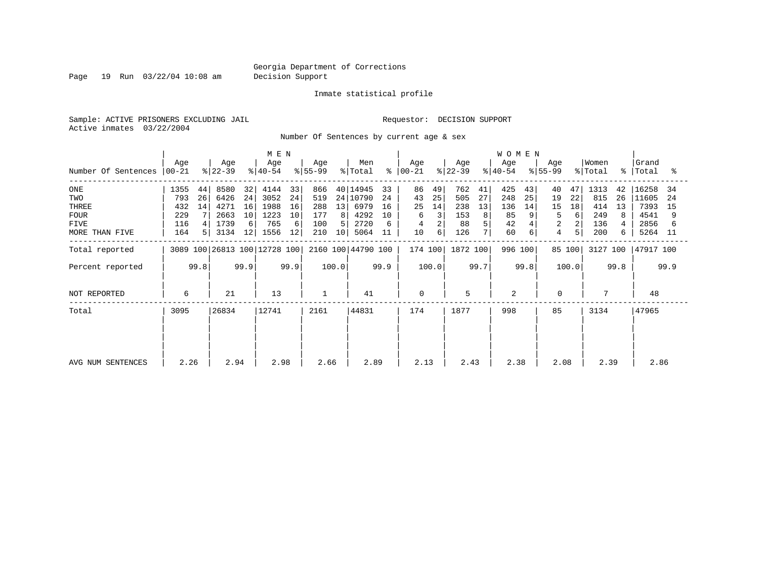Georgia Department of Corrections
Decision Support

Inmate statistical profile

Sample: ACTIVE PRISONERS EXCLUDING JAIL

Requestor: DECISION SUPPORT

Active inmates 03/22/2004

Number Of Sentences by current age & sex

| Number Of Sentences | MEN Age 00-21 | % | MEN Age 22-39 | % | MEN Age 40-54 | % | MEN Age 55-99 | % | Men Total | % | WOMEN Age 00-21 | % | WOMEN Age 22-39 | % | WOMEN Age 40-54 | % | WOMEN Age 55-99 | % | Women Total | % | Grand Total | % |
|---|---|---|---|---|---|---|---|---|---|---|---|---|---|---|---|---|---|---|---|---|---|---|
| ONE | 1355 | 44 | 8580 | 32 | 4144 | 33 | 866 | 40 | 14945 | 33 | 86 | 49 | 762 | 41 | 425 | 43 | 40 | 47 | 1313 | 42 | 16258 | 34 |
| TWO | 793 | 26 | 6426 | 24 | 3052 | 24 | 519 | 24 | 10790 | 24 | 43 | 25 | 505 | 27 | 248 | 25 | 19 | 22 | 815 | 26 | 11605 | 24 |
| THREE | 432 | 14 | 4271 | 16 | 1988 | 16 | 288 | 13 | 6979 | 16 | 25 | 14 | 238 | 13 | 136 | 14 | 15 | 18 | 414 | 13 | 7393 | 15 |
| FOUR | 229 | 7 | 2663 | 10 | 1223 | 10 | 177 | 8 | 4292 | 10 | 6 | 3 | 153 | 8 | 85 | 9 | 5 | 6 | 249 | 8 | 4541 | 9 |
| FIVE | 116 | 4 | 1739 | 6 | 765 | 6 | 100 | 5 | 2720 | 6 | 4 | 2 | 88 | 5 | 42 | 4 | 2 | 2 | 136 | 4 | 2856 | 6 |
| MORE THAN FIVE | 164 | 5 | 3134 | 12 | 1556 | 12 | 210 | 10 | 5064 | 11 | 10 | 6 | 126 | 7 | 60 | 6 | 4 | 5 | 200 | 6 | 5264 | 11 |
| Total reported | 3089 | 100 | 26813 | 100 | 12728 | 100 | 2160 | 100 | 44790 | 100 | 174 | 100 | 1872 | 100 | 996 | 100 | 85 | 100 | 3127 | 100 | 47917 | 100 |
| Percent reported | | 99.8 | | 99.9 | | 99.9 | | 100.0 | | 99.9 | | 100.0 | | 99.7 | | 99.8 | | 100.0 | | 99.8 | | 99.9 |
| NOT REPORTED | 6 | | 21 | | 13 | | 1 | | 41 | | 0 | | 5 | | 2 | | 0 | | 7 | | 48 | |
| Total | 3095 | | 26834 | | 12741 | | 2161 | | 44831 | | 174 | | 1877 | | 998 | | 85 | | 3134 | | 47965 | |
| AVG NUM SENTENCES | 2.26 | | 2.94 | | 2.98 | | 2.66 | | 2.89 | | 2.13 | | 2.43 | | 2.38 | | 2.08 | | 2.39 | | 2.86 | |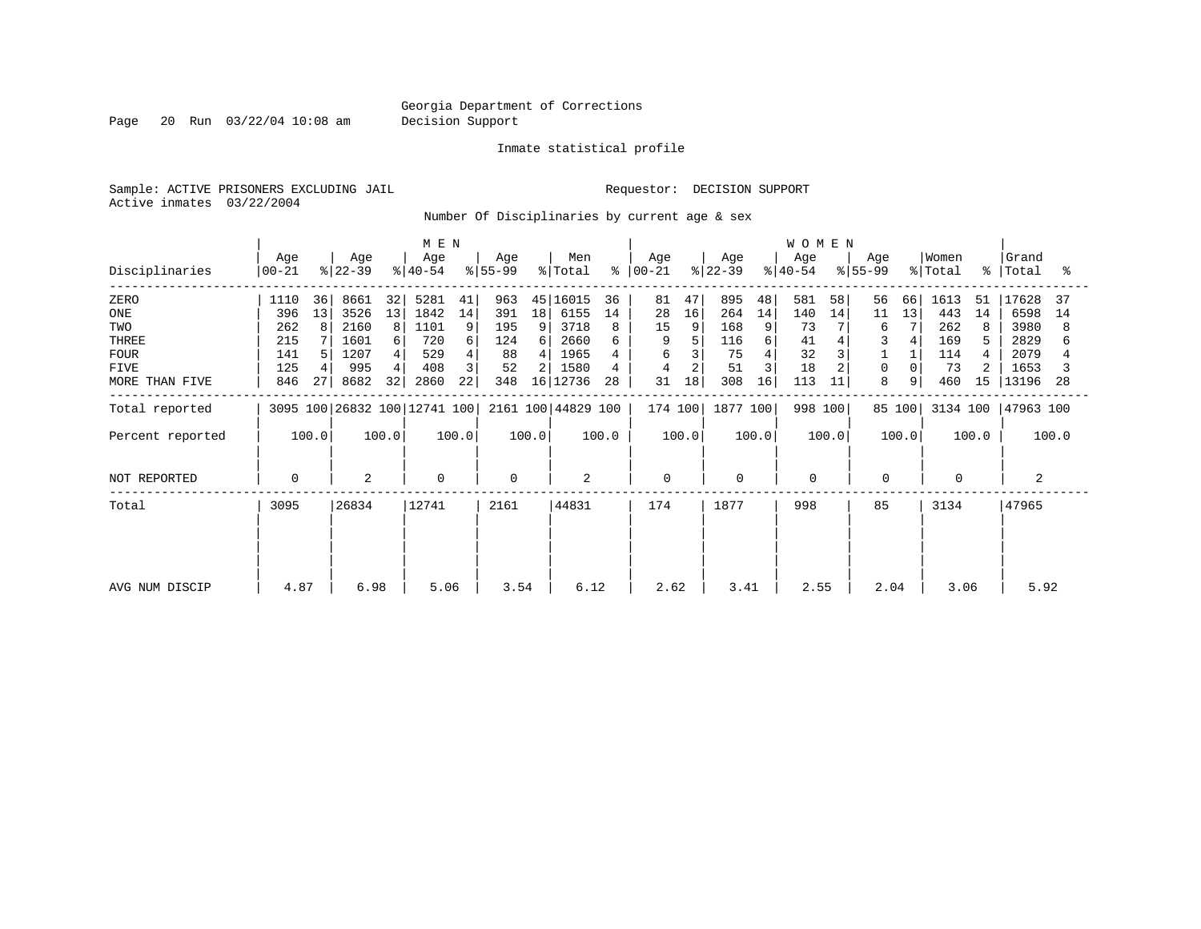Georgia Department of Corrections
Decision Support

Inmate statistical profile

Sample: ACTIVE PRISONERS EXCLUDING JAIL　　　　Requestor: DECISION SUPPORT
Active inmates 03/22/2004

Number Of Disciplinaries by current age & sex

| Disciplinaries | MEN Age 00-21 | % | Age 22-39 | % | Age 40-54 | % | Age 55-99 | % | Men Total | % | WOMEN Age 00-21 | % | Age 22-39 | % | Age 40-54 | % | Age 55-99 | % | Women Total | % | Grand Total | % |
|---|---|---|---|---|---|---|---|---|---|---|---|---|---|---|---|---|---|---|---|---|---|---|
| ZERO | 1110 | 36 | 8661 | 32 | 5281 | 41 | 963 | 45 | 16015 | 36 | 81 | 47 | 895 | 48 | 581 | 58 | 56 | 66 | 1613 | 51 | 17628 | 37 |
| ONE | 396 | 13 | 3526 | 13 | 1842 | 14 | 391 | 18 | 6155 | 14 | 28 | 16 | 264 | 14 | 140 | 14 | 11 | 13 | 443 | 14 | 6598 | 14 |
| TWO | 262 | 8 | 2160 | 8 | 1101 | 9 | 195 | 9 | 3718 | 8 | 15 | 9 | 168 | 9 | 73 | 7 | 6 | 7 | 262 | 8 | 3980 | 8 |
| THREE | 215 | 7 | 1601 | 6 | 720 | 6 | 124 | 6 | 2660 | 6 | 9 | 5 | 116 | 6 | 41 | 4 | 3 | 4 | 169 | 5 | 2829 | 6 |
| FOUR | 141 | 5 | 1207 | 4 | 529 | 4 | 88 | 4 | 1965 | 4 | 6 | 3 | 75 | 4 | 32 | 3 | 1 | 1 | 114 | 4 | 2079 | 4 |
| FIVE | 125 | 4 | 995 | 4 | 408 | 3 | 52 | 2 | 1580 | 4 | 4 | 2 | 51 | 3 | 18 | 2 | 0 | 0 | 73 | 2 | 1653 | 3 |
| MORE THAN FIVE | 846 | 27 | 8682 | 32 | 2860 | 22 | 348 | 16 | 12736 | 28 | 31 | 18 | 308 | 16 | 113 | 11 | 8 | 9 | 460 | 15 | 13196 | 28 |
| Total reported | 3095 | 100 | 26832 | 100 | 12741 | 100 | 2161 | 100 | 44829 | 100 | 174 | 100 | 1877 | 100 | 998 | 100 | 85 | 100 | 3134 | 100 | 47963 | 100 |
| Percent reported | 100.0 | | 100.0 | | 100.0 | | 100.0 | | 100.0 | | 100.0 | | 100.0 | | 100.0 | | 100.0 | | 100.0 | | 100.0 | |
| NOT REPORTED | 0 | | 2 | | 0 | | 0 | | 2 | | 0 | | 0 | | 0 | | 0 | | 0 | | 2 | |
| Total | 3095 | | 26834 | | 12741 | | 2161 | | 44831 | | 174 | | 1877 | | 998 | | 85 | | 3134 | | 47965 | |
| AVG NUM DISCIP | 4.87 | | 6.98 | | 5.06 | | 3.54 | | 6.12 | | 2.62 | | 3.41 | | 2.55 | | 2.04 | | 3.06 | | 5.92 | |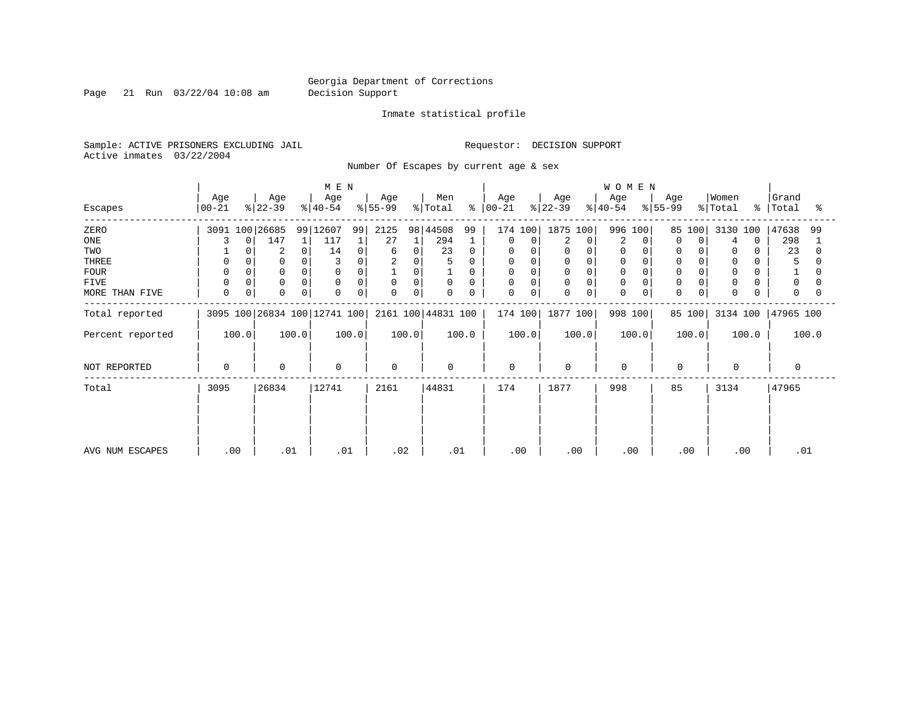Georgia Department of Corrections
Decision Support

Inmate statistical profile

Sample: ACTIVE PRISONERS EXCLUDING JAIL

Requestor: DECISION SUPPORT

Active inmates 03/22/2004

Number Of Escapes by current age & sex

| Escapes | MEN Age 00-21 | % | Age 22-39 | % | Age 40-54 | % | Age 55-99 | % | Men Total | % | WOMEN Age 00-21 | % | Age 22-39 | % | Age 40-54 | % | Age 55-99 | % | Women Total | % | Grand Total | % |
|---|---|---|---|---|---|---|---|---|---|---|---|---|---|---|---|---|---|---|---|---|---|---|
| ZERO | 3091 | 100 | 26685 | 99 | 12607 | 99 | 2125 | 98 | 44508 | 99 | 174 | 100 | 1875 | 100 | 996 | 100 | 85 | 100 | 3130 | 100 | 47638 | 99 |
| ONE | 3 | 0 | 147 | 1 | 117 | 1 | 27 | 1 | 294 | 1 | 0 | 0 | 2 | 0 | 2 | 0 | 0 | 0 | 4 | 0 | 298 | 1 |
| TWO | 1 | 0 | 2 | 0 | 14 | 0 | 6 | 0 | 23 | 0 | 0 | 0 | 0 | 0 | 0 | 0 | 0 | 0 | 0 | 0 | 23 | 0 |
| THREE | 0 | 0 | 0 | 0 | 3 | 0 | 2 | 0 | 5 | 0 | 0 | 0 | 0 | 0 | 0 | 0 | 0 | 0 | 0 | 0 | 5 | 0 |
| FOUR | 0 | 0 | 0 | 0 | 0 | 0 | 1 | 0 | 1 | 0 | 0 | 0 | 0 | 0 | 0 | 0 | 0 | 0 | 0 | 0 | 1 | 0 |
| FIVE | 0 | 0 | 0 | 0 | 0 | 0 | 0 | 0 | 0 | 0 | 0 | 0 | 0 | 0 | 0 | 0 | 0 | 0 | 0 | 0 | 0 | 0 |
| MORE THAN FIVE | 0 | 0 | 0 | 0 | 0 | 0 | 0 | 0 | 0 | 0 | 0 | 0 | 0 | 0 | 0 | 0 | 0 | 0 | 0 | 0 | 0 | 0 |
| Total reported | 3095 | 100 | 26834 | 100 | 12741 | 100 | 2161 | 100 | 44831 | 100 | 174 | 100 | 1877 | 100 | 998 | 100 | 85 | 100 | 3134 | 100 | 47965 | 100 |
| Percent reported | | 100.0 | | 100.0 | | 100.0 | | 100.0 | | 100.0 | | 100.0 | | 100.0 | | 100.0 | | 100.0 | | 100.0 | | 100.0 |
| NOT REPORTED | 0 | | 0 | | 0 | | 0 | | 0 | | 0 | | 0 | | 0 | | 0 | | 0 | | 0 | |
| Total | 3095 | | 26834 | | 12741 | | 2161 | | 44831 | | 174 | | 1877 | | 998 | | 85 | | 3134 | | 47965 | |
| AVG NUM ESCAPES | .00 | | .01 | | .01 | | .02 | | .01 | | .00 | | .00 | | .00 | | .00 | | .00 | | .01 | |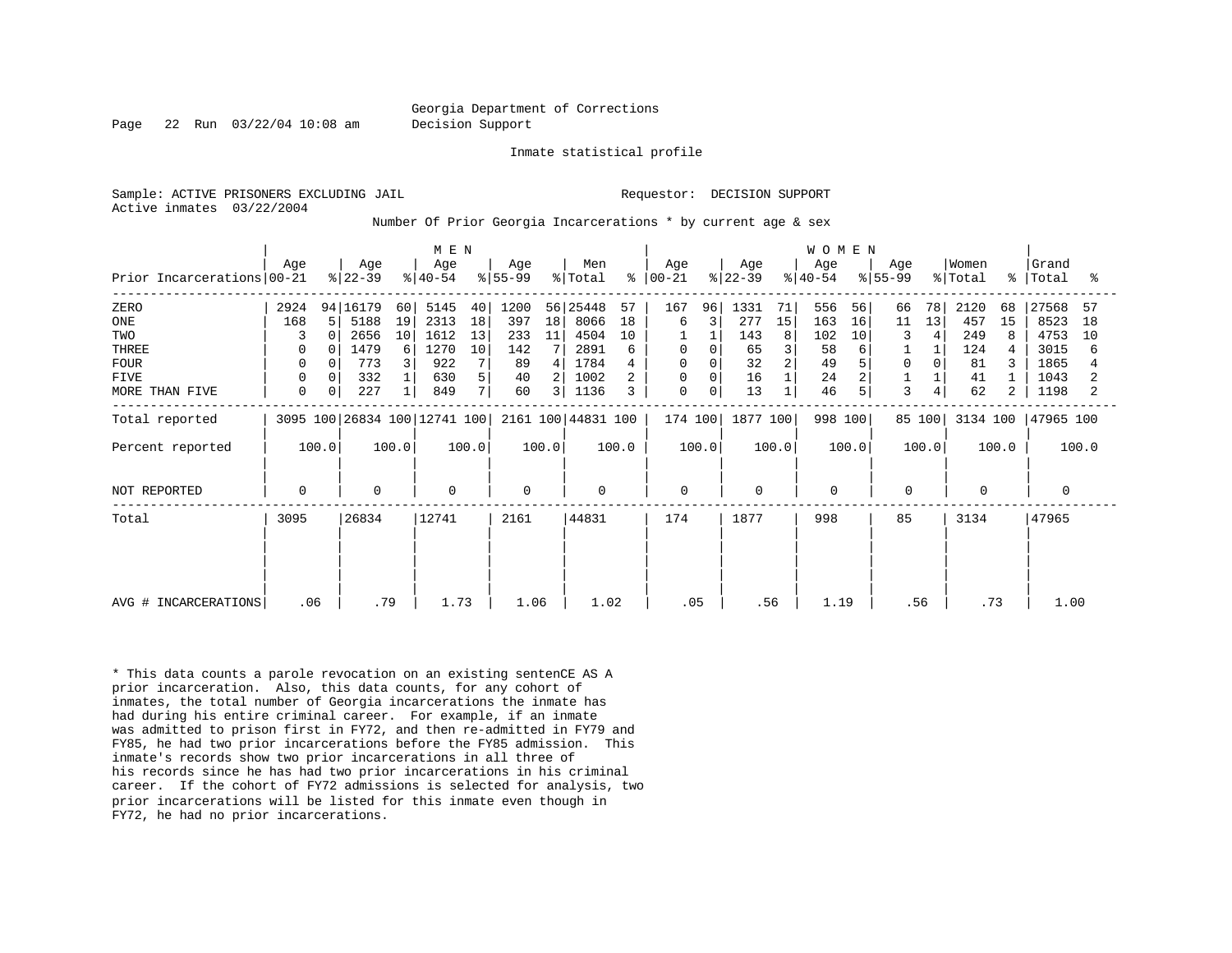Georgia Department of Corrections
Decision Support

Inmate statistical profile

Sample: ACTIVE PRISONERS EXCLUDING JAIL
Active inmates 03/22/2004

Requestor: DECISION SUPPORT

Number Of Prior Georgia Incarcerations * by current age & sex

| | MEN | | | | | | | | | | WOMEN | | | | | | | | | | | |
|---|---|---|---|---|---|---|---|---|---|---|---|---|---|---|---|---|---|---|---|---|---|---|
| Prior Incarcerations | Age 00-21 | % | Age 22-39 | % | Age 40-54 | % | Age 55-99 | % | Men Total | % | Age 00-21 | % | Age 22-39 | % | Age 40-54 | % | Age 55-99 | % | Women Total | % | Grand Total | % |
| ZERO | 2924 | 94 | 16179 | 60 | 5145 | 40 | 1200 | 56 | 25448 | 57 | 167 | 96 | 1331 | 71 | 556 | 56 | 66 | 78 | 2120 | 68 | 27568 | 57 |
| ONE | 168 | 5 | 5188 | 19 | 2313 | 18 | 397 | 18 | 8066 | 18 | 6 | 3 | 277 | 15 | 163 | 16 | 11 | 13 | 457 | 15 | 8523 | 18 |
| TWO | 3 | 0 | 2656 | 10 | 1612 | 13 | 233 | 11 | 4504 | 10 | 1 | 1 | 143 | 8 | 102 | 10 | 3 | 4 | 249 | 8 | 4753 | 10 |
| THREE | 0 | 0 | 1479 | 6 | 1270 | 10 | 142 | 7 | 2891 | 6 | 0 | 0 | 65 | 3 | 58 | 6 | 1 | 1 | 124 | 4 | 3015 | 6 |
| FOUR | 0 | 0 | 773 | 3 | 922 | 7 | 89 | 4 | 1784 | 4 | 0 | 0 | 32 | 2 | 49 | 5 | 0 | 0 | 81 | 3 | 1865 | 4 |
| FIVE | 0 | 0 | 332 | 1 | 630 | 5 | 40 | 2 | 1002 | 2 | 0 | 0 | 16 | 1 | 24 | 2 | 1 | 1 | 41 | 1 | 1043 | 2 |
| MORE THAN FIVE | 0 | 0 | 227 | 1 | 849 | 7 | 60 | 3 | 1136 | 3 | 0 | 0 | 13 | 1 | 46 | 5 | 3 | 4 | 62 | 2 | 1198 | 2 |
| Total reported | 3095 | 100 | 26834 | 100 | 12741 | 100 | 2161 | 100 | 44831 | 100 | 174 | 100 | 1877 | 100 | 998 | 100 | 85 | 100 | 3134 | 100 | 47965 | 100 |
| Percent reported | 100.0 | | 100.0 | | 100.0 | | 100.0 | | 100.0 | | 100.0 | | 100.0 | | 100.0 | | 100.0 | | 100.0 | | 100.0 | |
| NOT REPORTED | 0 | | 0 | | 0 | | 0 | | 0 | | 0 | | 0 | | 0 | | 0 | | 0 | | 0 | |
| Total | 3095 | | 26834 | | 12741 | | 2161 | | 44831 | | 174 | | 1877 | | 998 | | 85 | | 3134 | | 47965 | |
| AVG # INCARCERATIONS | .06 | | .79 | | 1.73 | | 1.06 | | 1.02 | | .05 | | .56 | | 1.19 | | .56 | | .73 | | 1.00 | |

* This data counts a parole revocation on an existing sentenCE AS A prior incarceration. Also, this data counts, for any cohort of inmates, the total number of Georgia incarcerations the inmate has had during his entire criminal career. For example, if an inmate was admitted to prison first in FY72, and then re-admitted in FY79 and FY85, he had two prior incarcerations before the FY85 admission. This inmate's records show two prior incarcerations in all three of his records since he has had two prior incarcerations in his criminal career. If the cohort of FY72 admissions is selected for analysis, two prior incarcerations will be listed for this inmate even though in FY72, he had no prior incarcerations.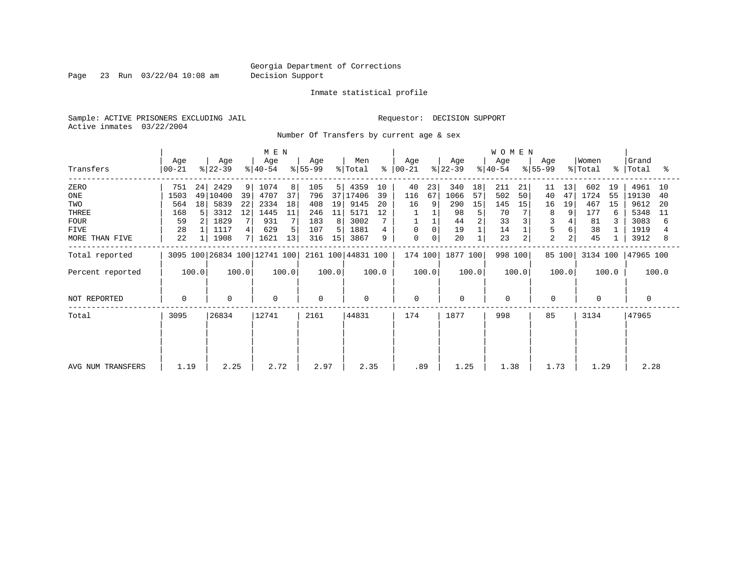Georgia Department of Corrections
Decision Support

Inmate statistical profile

Sample: ACTIVE PRISONERS EXCLUDING JAIL

Requestor: DECISION SUPPORT

Active inmates 03/22/2004

Number Of Transfers by current age & sex

| | MEN | | | | | | | | | | WOMEN | | | | | | | | | | Grand | |
|---|---|---|---|---|---|---|---|---|---|---|---|---|---|---|---|---|---|---|---|---|---|---|
| Transfers | Age 00-21 | % | Age 22-39 | % | Age 40-54 | % | Age 55-99 | % | Men Total | % | Age 00-21 | % | Age 22-39 | % | Age 40-54 | % | Age 55-99 | % | Women Total | % | Total | % |
| ZERO | 751 | 24 | 2429 | 9 | 1074 | 8 | 105 | 5 | 4359 | 10 | 40 | 23 | 340 | 18 | 211 | 21 | 11 | 13 | 602 | 19 | 4961 | 10 |
| ONE | 1503 | 49 | 10400 | 39 | 4707 | 37 | 796 | 37 | 17406 | 39 | 116 | 67 | 1066 | 57 | 502 | 50 | 40 | 47 | 1724 | 55 | 19130 | 40 |
| TWO | 564 | 18 | 5839 | 22 | 2334 | 18 | 408 | 19 | 9145 | 20 | 16 | 9 | 290 | 15 | 145 | 15 | 16 | 19 | 467 | 15 | 9612 | 20 |
| THREE | 168 | 5 | 3312 | 12 | 1445 | 11 | 246 | 11 | 5171 | 12 | 1 | 1 | 98 | 5 | 70 | 7 | 8 | 9 | 177 | 6 | 5348 | 11 |
| FOUR | 59 | 2 | 1829 | 7 | 931 | 7 | 183 | 8 | 3002 | 7 | 1 | 1 | 44 | 2 | 33 | 3 | 3 | 4 | 81 | 3 | 3083 | 6 |
| FIVE | 28 | 1 | 1117 | 4 | 629 | 5 | 107 | 5 | 1881 | 4 | 0 | 0 | 19 | 1 | 14 | 1 | 5 | 6 | 38 | 1 | 1919 | 4 |
| MORE THAN FIVE | 22 | 1 | 1908 | 7 | 1621 | 13 | 316 | 15 | 3867 | 9 | 0 | 0 | 20 | 1 | 23 | 2 | 2 | 2 | 45 | 1 | 3912 | 8 |
| Total reported | 3095 | 100 | 26834 | 100 | 12741 | 100 | 2161 | 100 | 44831 | 100 | 174 | 100 | 1877 | 100 | 998 | 100 | 85 | 100 | 3134 | 100 | 47965 | 100 |
| Percent reported | 100.0 | | 100.0 | | 100.0 | | 100.0 | | 100.0 | | 100.0 | | 100.0 | | 100.0 | | 100.0 | | 100.0 | | 100.0 | |
| NOT REPORTED | 0 | | 0 | | 0 | | 0 | | 0 | | 0 | | 0 | | 0 | | 0 | | 0 | | 0 | |
| Total | 3095 | | 26834 | | 12741 | | 2161 | | 44831 | | 174 | | 1877 | | 998 | | 85 | | 3134 | | 47965 | |
| AVG NUM TRANSFERS | 1.19 | | 2.25 | | 2.72 | | 2.97 | | 2.35 | | .89 | | 1.25 | | 1.38 | | 1.73 | | 1.29 | | 2.28 | |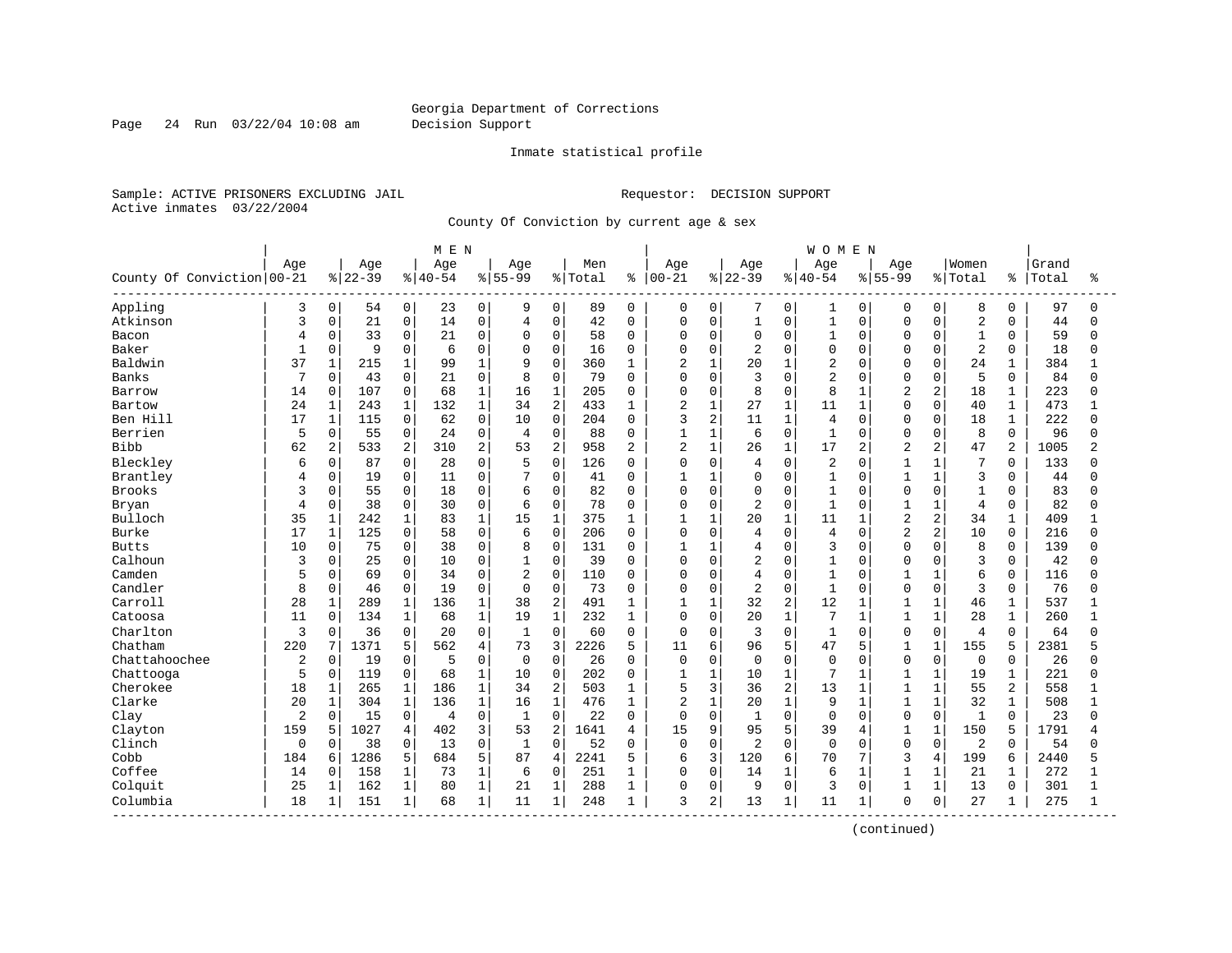Georgia Department of Corrections
Decision Support

Inmate statistical profile

Sample: ACTIVE PRISONERS EXCLUDING JAIL
Active inmates 03/22/2004

Requestor: DECISION SUPPORT

County Of Conviction by current age & sex

| | MEN | | | | | | | | | | WOMEN | | | | | | | | | | | |
|---|---|---|---|---|---|---|---|---|---|---|---|---|---|---|---|---|---|---|---|---|---|---|
| County Of Conviction | Age 00-21 | % | Age 22-39 | % | Age 40-54 | % | Age 55-99 | % | Men Total | % | Age 00-21 | % | Age 22-39 | % | Age 40-54 | % | Age 55-99 | % | Women Total | % | Grand Total | % |
| Appling | 3 | 0 | 54 | 0 | 23 | 0 | 9 | 0 | 89 | 0 | 0 | 0 | 7 | 0 | 1 | 0 | 0 | 0 | 8 | 0 | 97 | 0 |
| Atkinson | 3 | 0 | 21 | 0 | 14 | 0 | 4 | 0 | 42 | 0 | 0 | 0 | 1 | 0 | 1 | 0 | 0 | 0 | 2 | 0 | 44 | 0 |
| Bacon | 4 | 0 | 33 | 0 | 21 | 0 | 0 | 0 | 58 | 0 | 0 | 0 | 0 | 0 | 1 | 0 | 0 | 0 | 1 | 0 | 59 | 0 |
| Baker | 1 | 0 | 9 | 0 | 6 | 0 | 0 | 0 | 16 | 0 | 0 | 0 | 2 | 0 | 0 | 0 | 0 | 0 | 2 | 0 | 18 | 0 |
| Baldwin | 37 | 1 | 215 | 1 | 99 | 1 | 9 | 0 | 360 | 1 | 2 | 1 | 20 | 1 | 2 | 0 | 0 | 0 | 24 | 1 | 384 | 1 |
| Banks | 7 | 0 | 43 | 0 | 21 | 0 | 8 | 0 | 79 | 0 | 0 | 0 | 3 | 0 | 2 | 0 | 0 | 0 | 5 | 0 | 84 | 0 |
| Barrow | 14 | 0 | 107 | 0 | 68 | 1 | 16 | 1 | 205 | 0 | 0 | 0 | 8 | 0 | 8 | 1 | 2 | 2 | 18 | 1 | 223 | 0 |
| Bartow | 24 | 1 | 243 | 1 | 132 | 1 | 34 | 2 | 433 | 1 | 2 | 1 | 27 | 1 | 11 | 1 | 0 | 0 | 40 | 1 | 473 | 1 |
| Ben Hill | 17 | 1 | 115 | 0 | 62 | 0 | 10 | 0 | 204 | 0 | 3 | 2 | 11 | 1 | 4 | 0 | 0 | 0 | 18 | 1 | 222 | 0 |
| Berrien | 5 | 0 | 55 | 0 | 24 | 0 | 4 | 0 | 88 | 0 | 1 | 1 | 6 | 0 | 1 | 0 | 0 | 0 | 8 | 0 | 96 | 0 |
| Bibb | 62 | 2 | 533 | 2 | 310 | 2 | 53 | 2 | 958 | 2 | 2 | 1 | 26 | 1 | 17 | 2 | 2 | 2 | 47 | 2 | 1005 | 2 |
| Bleckley | 6 | 0 | 87 | 0 | 28 | 0 | 5 | 0 | 126 | 0 | 0 | 0 | 4 | 0 | 2 | 0 | 1 | 1 | 7 | 0 | 133 | 0 |
| Brantley | 4 | 0 | 19 | 0 | 11 | 0 | 7 | 0 | 41 | 0 | 1 | 1 | 0 | 0 | 1 | 0 | 1 | 1 | 3 | 0 | 44 | 0 |
| Brooks | 3 | 0 | 55 | 0 | 18 | 0 | 6 | 0 | 82 | 0 | 0 | 0 | 0 | 0 | 1 | 0 | 0 | 0 | 1 | 0 | 83 | 0 |
| Bryan | 4 | 0 | 38 | 0 | 30 | 0 | 6 | 0 | 78 | 0 | 0 | 0 | 2 | 0 | 1 | 0 | 1 | 1 | 4 | 0 | 82 | 0 |
| Bulloch | 35 | 1 | 242 | 1 | 83 | 1 | 15 | 1 | 375 | 1 | 1 | 1 | 20 | 1 | 11 | 1 | 2 | 2 | 34 | 1 | 409 | 1 |
| Burke | 17 | 1 | 125 | 0 | 58 | 0 | 6 | 0 | 206 | 0 | 0 | 0 | 4 | 0 | 4 | 0 | 2 | 2 | 10 | 0 | 216 | 0 |
| Butts | 10 | 0 | 75 | 0 | 38 | 0 | 8 | 0 | 131 | 0 | 1 | 1 | 4 | 0 | 3 | 0 | 0 | 0 | 8 | 0 | 139 | 0 |
| Calhoun | 3 | 0 | 25 | 0 | 10 | 0 | 1 | 0 | 39 | 0 | 0 | 0 | 2 | 0 | 1 | 0 | 0 | 0 | 3 | 0 | 42 | 0 |
| Camden | 5 | 0 | 69 | 0 | 34 | 0 | 2 | 0 | 110 | 0 | 0 | 0 | 4 | 0 | 1 | 0 | 1 | 1 | 6 | 0 | 116 | 0 |
| Candler | 8 | 0 | 46 | 0 | 19 | 0 | 0 | 0 | 73 | 0 | 0 | 0 | 2 | 0 | 1 | 0 | 0 | 0 | 3 | 0 | 76 | 0 |
| Carroll | 28 | 1 | 289 | 1 | 136 | 1 | 38 | 2 | 491 | 1 | 1 | 1 | 32 | 2 | 12 | 1 | 1 | 1 | 46 | 1 | 537 | 1 |
| Catoosa | 11 | 0 | 134 | 1 | 68 | 1 | 19 | 1 | 232 | 1 | 0 | 0 | 20 | 1 | 7 | 1 | 1 | 1 | 28 | 1 | 260 | 1 |
| Charlton | 3 | 0 | 36 | 0 | 20 | 0 | 1 | 0 | 60 | 0 | 0 | 0 | 3 | 0 | 1 | 0 | 0 | 0 | 4 | 0 | 64 | 0 |
| Chatham | 220 | 7 | 1371 | 5 | 562 | 4 | 73 | 3 | 2226 | 5 | 11 | 6 | 96 | 5 | 47 | 5 | 1 | 1 | 155 | 5 | 2381 | 5 |
| Chattahoochee | 2 | 0 | 19 | 0 | 5 | 0 | 0 | 0 | 26 | 0 | 0 | 0 | 0 | 0 | 0 | 0 | 0 | 0 | 0 | 0 | 26 | 0 |
| Chattooga | 5 | 0 | 119 | 0 | 68 | 1 | 10 | 0 | 202 | 0 | 1 | 1 | 10 | 1 | 7 | 1 | 1 | 1 | 19 | 1 | 221 | 0 |
| Cherokee | 18 | 1 | 265 | 1 | 186 | 1 | 34 | 2 | 503 | 1 | 5 | 3 | 36 | 2 | 13 | 1 | 1 | 1 | 55 | 2 | 558 | 1 |
| Clarke | 20 | 1 | 304 | 1 | 136 | 1 | 16 | 1 | 476 | 1 | 2 | 1 | 20 | 1 | 9 | 1 | 1 | 1 | 32 | 1 | 508 | 1 |
| Clay | 2 | 0 | 15 | 0 | 4 | 0 | 1 | 0 | 22 | 0 | 0 | 0 | 1 | 0 | 0 | 0 | 0 | 0 | 1 | 0 | 23 | 0 |
| Clayton | 159 | 5 | 1027 | 4 | 402 | 3 | 53 | 2 | 1641 | 4 | 15 | 9 | 95 | 5 | 39 | 4 | 1 | 1 | 150 | 5 | 1791 | 4 |
| Clinch | 0 | 0 | 38 | 0 | 13 | 0 | 1 | 0 | 52 | 0 | 0 | 0 | 2 | 0 | 0 | 0 | 0 | 0 | 2 | 0 | 54 | 0 |
| Cobb | 184 | 6 | 1286 | 5 | 684 | 5 | 87 | 4 | 2241 | 5 | 6 | 3 | 120 | 6 | 70 | 7 | 3 | 4 | 199 | 6 | 2440 | 5 |
| Coffee | 14 | 0 | 158 | 1 | 73 | 1 | 6 | 0 | 251 | 1 | 0 | 0 | 14 | 1 | 6 | 1 | 1 | 1 | 21 | 1 | 272 | 1 |
| Colquit | 25 | 1 | 162 | 1 | 80 | 1 | 21 | 1 | 288 | 1 | 0 | 0 | 9 | 0 | 3 | 0 | 1 | 1 | 13 | 0 | 301 | 1 |
| Columbia | 18 | 1 | 151 | 1 | 68 | 1 | 11 | 1 | 248 | 1 | 3 | 2 | 13 | 1 | 11 | 1 | 0 | 0 | 27 | 1 | 275 | 1 |

(continued)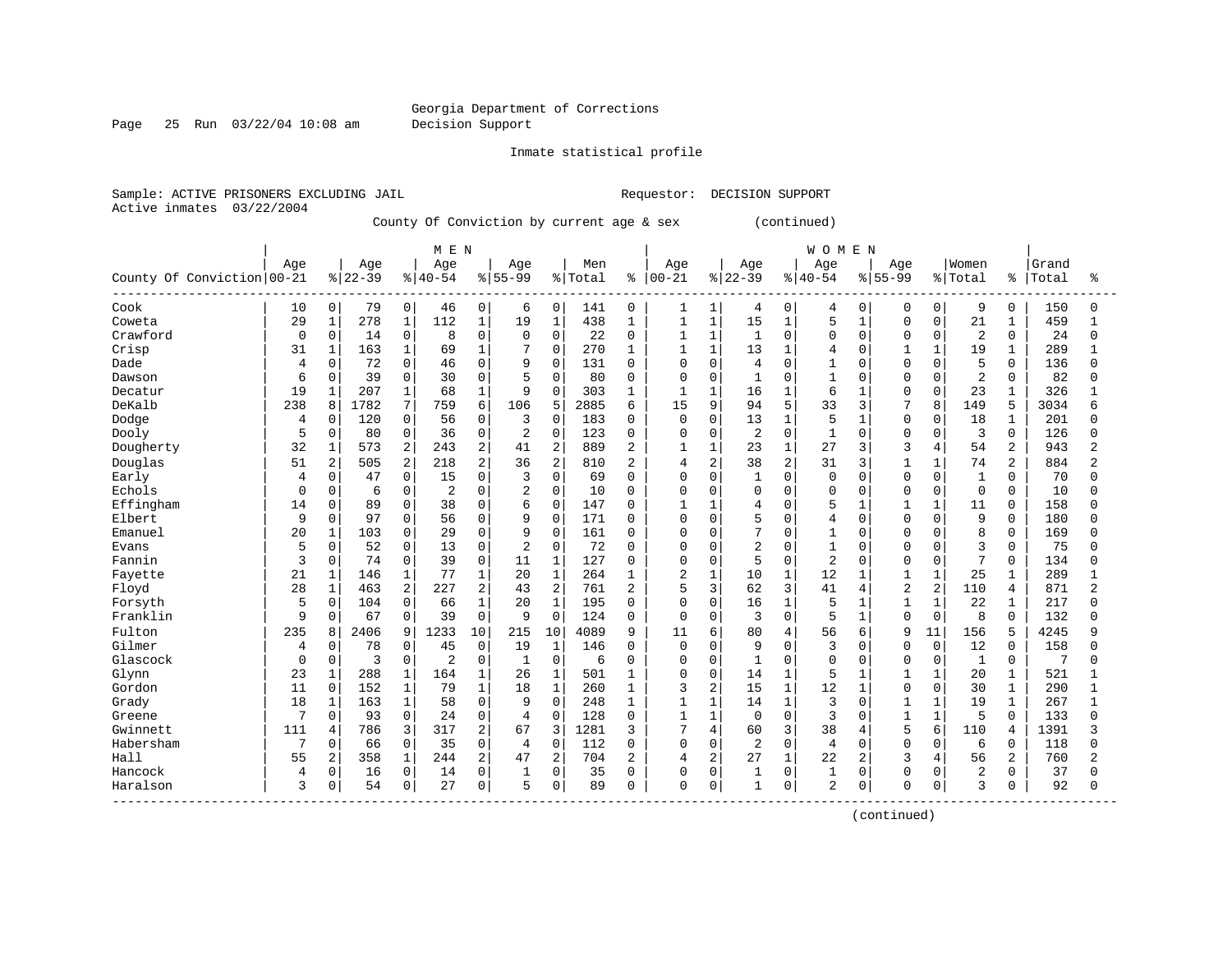Georgia Department of Corrections
Decision Support

Inmate statistical profile

Sample: ACTIVE PRISONERS EXCLUDING JAIL  Requestor: DECISION SUPPORT
Active inmates 03/22/2004

County Of Conviction by current age & sex (continued)

| County Of Conviction | MEN Age 00-21 | % | Age 22-39 | % | Age 40-54 | % | Age 55-99 | % | Men Total | % | WOMEN Age 00-21 | % | Age 22-39 | % | Age 40-54 | % | Age 55-99 | % | Women Total | % | Grand Total | % |
|---|---|---|---|---|---|---|---|---|---|---|---|---|---|---|---|---|---|---|---|---|---|---|
| Cook | 10 | 0 | 79 | 0 | 46 | 0 | 6 | 0 | 141 | 0 | 1 | 1 | 4 | 0 | 4 | 0 | 0 | 0 | 9 | 0 | 150 | 0 |
| Coweta | 29 | 1 | 278 | 1 | 112 | 1 | 19 | 1 | 438 | 1 | 1 | 1 | 15 | 1 | 5 | 1 | 0 | 0 | 21 | 1 | 459 | 1 |
| Crawford | 0 | 0 | 14 | 0 | 8 | 0 | 0 | 0 | 22 | 0 | 1 | 1 | 1 | 0 | 0 | 0 | 0 | 0 | 2 | 0 | 24 | 0 |
| Crisp | 31 | 1 | 163 | 1 | 69 | 1 | 7 | 0 | 270 | 1 | 1 | 1 | 13 | 1 | 4 | 0 | 1 | 1 | 19 | 1 | 289 | 1 |
| Dade | 4 | 0 | 72 | 0 | 46 | 0 | 9 | 0 | 131 | 0 | 0 | 0 | 4 | 0 | 1 | 0 | 0 | 0 | 5 | 0 | 136 | 0 |
| Dawson | 6 | 0 | 39 | 0 | 30 | 0 | 5 | 0 | 80 | 0 | 0 | 0 | 1 | 0 | 1 | 0 | 0 | 0 | 2 | 0 | 82 | 0 |
| Decatur | 19 | 1 | 207 | 1 | 68 | 1 | 9 | 0 | 303 | 1 | 1 | 1 | 16 | 1 | 6 | 1 | 0 | 0 | 23 | 1 | 326 | 1 |
| DeKalb | 238 | 8 | 1782 | 7 | 759 | 6 | 106 | 5 | 2885 | 6 | 15 | 9 | 94 | 5 | 33 | 3 | 7 | 8 | 149 | 5 | 3034 | 6 |
| Dodge | 4 | 0 | 120 | 0 | 56 | 0 | 3 | 0 | 183 | 0 | 0 | 0 | 13 | 1 | 5 | 1 | 0 | 0 | 18 | 1 | 201 | 0 |
| Dooly | 5 | 0 | 80 | 0 | 36 | 0 | 2 | 0 | 123 | 0 | 0 | 0 | 2 | 0 | 1 | 0 | 0 | 0 | 3 | 0 | 126 | 0 |
| Dougherty | 32 | 1 | 573 | 2 | 243 | 2 | 41 | 2 | 889 | 2 | 1 | 1 | 23 | 1 | 27 | 3 | 3 | 4 | 54 | 2 | 943 | 2 |
| Douglas | 51 | 2 | 505 | 2 | 218 | 2 | 36 | 2 | 810 | 2 | 4 | 2 | 38 | 2 | 31 | 3 | 1 | 1 | 74 | 2 | 884 | 2 |
| Early | 4 | 0 | 47 | 0 | 15 | 0 | 3 | 0 | 69 | 0 | 0 | 0 | 1 | 0 | 0 | 0 | 0 | 0 | 1 | 0 | 70 | 0 |
| Echols | 0 | 0 | 6 | 0 | 2 | 0 | 2 | 0 | 10 | 0 | 0 | 0 | 0 | 0 | 0 | 0 | 0 | 0 | 0 | 0 | 10 | 0 |
| Effingham | 14 | 0 | 89 | 0 | 38 | 0 | 6 | 0 | 147 | 0 | 1 | 1 | 4 | 0 | 5 | 1 | 1 | 1 | 11 | 0 | 158 | 0 |
| Elbert | 9 | 0 | 97 | 0 | 56 | 0 | 9 | 0 | 171 | 0 | 0 | 0 | 5 | 0 | 4 | 0 | 0 | 0 | 9 | 0 | 180 | 0 |
| Emanuel | 20 | 1 | 103 | 0 | 29 | 0 | 9 | 0 | 161 | 0 | 0 | 0 | 7 | 0 | 1 | 0 | 0 | 0 | 8 | 0 | 169 | 0 |
| Evans | 5 | 0 | 52 | 0 | 13 | 0 | 2 | 0 | 72 | 0 | 0 | 0 | 2 | 0 | 1 | 0 | 0 | 0 | 3 | 0 | 75 | 0 |
| Fannin | 3 | 0 | 74 | 0 | 39 | 0 | 11 | 1 | 127 | 0 | 0 | 0 | 5 | 0 | 2 | 0 | 0 | 0 | 7 | 0 | 134 | 0 |
| Fayette | 21 | 1 | 146 | 1 | 77 | 1 | 20 | 1 | 264 | 1 | 2 | 1 | 10 | 1 | 12 | 1 | 1 | 1 | 25 | 1 | 289 | 1 |
| Floyd | 28 | 1 | 463 | 2 | 227 | 2 | 43 | 2 | 761 | 2 | 5 | 3 | 62 | 3 | 41 | 4 | 2 | 2 | 110 | 4 | 871 | 2 |
| Forsyth | 5 | 0 | 104 | 0 | 66 | 1 | 20 | 1 | 195 | 0 | 0 | 0 | 16 | 1 | 5 | 1 | 1 | 1 | 22 | 1 | 217 | 0 |
| Franklin | 9 | 0 | 67 | 0 | 39 | 0 | 9 | 0 | 124 | 0 | 0 | 0 | 3 | 0 | 5 | 1 | 0 | 0 | 8 | 0 | 132 | 0 |
| Fulton | 235 | 8 | 2406 | 9 | 1233 | 10 | 215 | 10 | 4089 | 9 | 11 | 6 | 80 | 4 | 56 | 6 | 9 | 11 | 156 | 5 | 4245 | 9 |
| Gilmer | 4 | 0 | 78 | 0 | 45 | 0 | 19 | 1 | 146 | 0 | 0 | 0 | 9 | 0 | 3 | 0 | 0 | 0 | 12 | 0 | 158 | 0 |
| Glascock | 0 | 0 | 3 | 0 | 2 | 0 | 1 | 0 | 6 | 0 | 0 | 0 | 1 | 0 | 0 | 0 | 0 | 0 | 1 | 0 | 7 | 0 |
| Glynn | 23 | 1 | 288 | 1 | 164 | 1 | 26 | 1 | 501 | 1 | 0 | 0 | 14 | 1 | 5 | 1 | 1 | 1 | 20 | 1 | 521 | 1 |
| Gordon | 11 | 0 | 152 | 1 | 79 | 1 | 18 | 1 | 260 | 1 | 3 | 2 | 15 | 1 | 12 | 1 | 0 | 0 | 30 | 1 | 290 | 1 |
| Grady | 18 | 1 | 163 | 1 | 58 | 0 | 9 | 0 | 248 | 1 | 1 | 1 | 14 | 1 | 3 | 0 | 1 | 1 | 19 | 1 | 267 | 1 |
| Greene | 7 | 0 | 93 | 0 | 24 | 0 | 4 | 0 | 128 | 0 | 1 | 1 | 0 | 0 | 3 | 0 | 1 | 1 | 5 | 0 | 133 | 0 |
| Gwinnett | 111 | 4 | 786 | 3 | 317 | 2 | 67 | 3 | 1281 | 3 | 7 | 4 | 60 | 3 | 38 | 4 | 5 | 6 | 110 | 4 | 1391 | 3 |
| Habersham | 7 | 0 | 66 | 0 | 35 | 0 | 4 | 0 | 112 | 0 | 0 | 0 | 2 | 0 | 4 | 0 | 0 | 0 | 6 | 0 | 118 | 0 |
| Hall | 55 | 2 | 358 | 1 | 244 | 2 | 47 | 2 | 704 | 2 | 4 | 2 | 27 | 1 | 22 | 2 | 3 | 4 | 56 | 2 | 760 | 2 |
| Hancock | 4 | 0 | 16 | 0 | 14 | 0 | 1 | 0 | 35 | 0 | 0 | 0 | 1 | 0 | 1 | 0 | 0 | 0 | 2 | 0 | 37 | 0 |
| Haralson | 3 | 0 | 54 | 0 | 27 | 0 | 5 | 0 | 89 | 0 | 0 | 0 | 1 | 0 | 2 | 0 | 0 | 0 | 3 | 0 | 92 | 0 |

(continued)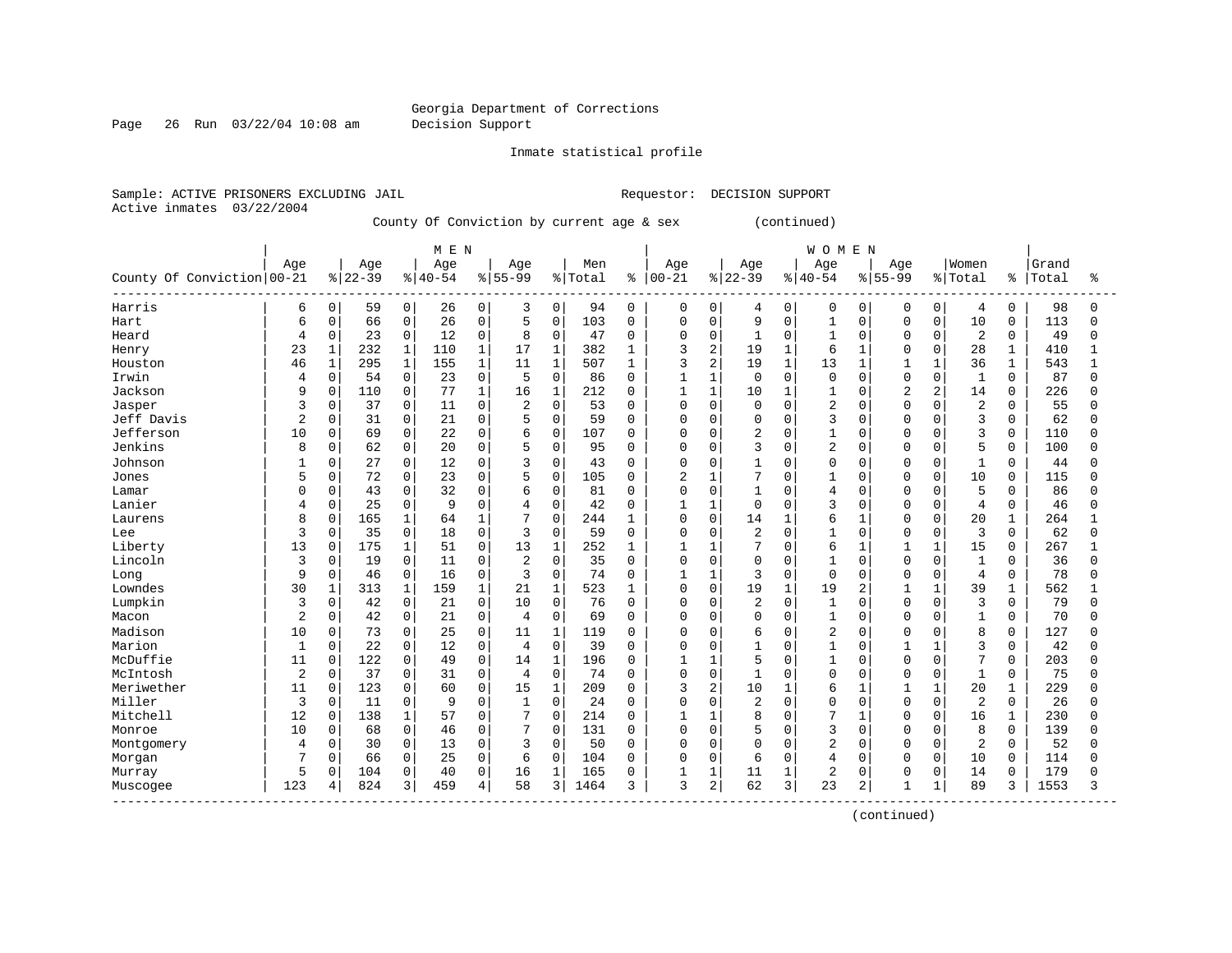Georgia Department of Corrections
Decision Support

Inmate statistical profile

Sample: ACTIVE PRISONERS EXCLUDING JAIL　　　　Requestor: DECISION SUPPORT
Active inmates 03/22/2004

County Of Conviction by current age & sex (continued)

| County Of Conviction | MEN Age 00-21 | % | Age 22-39 | % | Age 40-54 | % | Age 55-99 | % | Men Total | % | WOMEN Age 00-21 | % | Age 22-39 | % | Age 40-54 | % | Age 55-99 | % | Women Total | % | Grand Total | % |
|---|---|---|---|---|---|---|---|---|---|---|---|---|---|---|---|---|---|---|---|---|---|---|
| Harris | 6 | 0 | 59 | 0 | 26 | 0 | 3 | 0 | 94 | 0 | 0 | 0 | 4 | 0 | 0 | 0 | 0 | 0 | 4 | 0 | 98 | 0 |
| Hart | 6 | 0 | 66 | 0 | 26 | 0 | 5 | 0 | 103 | 0 | 0 | 0 | 9 | 0 | 1 | 0 | 0 | 0 | 10 | 0 | 113 | 0 |
| Heard | 4 | 0 | 23 | 0 | 12 | 0 | 8 | 0 | 47 | 0 | 0 | 0 | 1 | 0 | 1 | 0 | 0 | 0 | 2 | 0 | 49 | 0 |
| Henry | 23 | 1 | 232 | 1 | 110 | 1 | 17 | 1 | 382 | 1 | 3 | 2 | 19 | 1 | 6 | 1 | 0 | 0 | 28 | 1 | 410 | 1 |
| Houston | 46 | 1 | 295 | 1 | 155 | 1 | 11 | 1 | 507 | 1 | 3 | 2 | 19 | 1 | 13 | 1 | 1 | 1 | 36 | 1 | 543 | 1 |
| Irwin | 4 | 0 | 54 | 0 | 23 | 0 | 5 | 0 | 86 | 0 | 1 | 1 | 0 | 0 | 0 | 0 | 0 | 0 | 1 | 0 | 87 | 0 |
| Jackson | 9 | 0 | 110 | 0 | 77 | 1 | 16 | 1 | 212 | 0 | 1 | 1 | 10 | 1 | 1 | 0 | 2 | 2 | 14 | 0 | 226 | 0 |
| Jasper | 3 | 0 | 37 | 0 | 11 | 0 | 2 | 0 | 53 | 0 | 0 | 0 | 0 | 0 | 2 | 0 | 0 | 0 | 2 | 0 | 55 | 0 |
| Jeff Davis | 2 | 0 | 31 | 0 | 21 | 0 | 5 | 0 | 59 | 0 | 0 | 0 | 0 | 0 | 3 | 0 | 0 | 0 | 3 | 0 | 62 | 0 |
| Jefferson | 10 | 0 | 69 | 0 | 22 | 0 | 6 | 0 | 107 | 0 | 0 | 0 | 2 | 0 | 1 | 0 | 0 | 0 | 3 | 0 | 110 | 0 |
| Jenkins | 8 | 0 | 62 | 0 | 20 | 0 | 5 | 0 | 95 | 0 | 0 | 0 | 3 | 0 | 2 | 0 | 0 | 0 | 5 | 0 | 100 | 0 |
| Johnson | 1 | 0 | 27 | 0 | 12 | 0 | 3 | 0 | 43 | 0 | 0 | 0 | 1 | 0 | 0 | 0 | 0 | 0 | 1 | 0 | 44 | 0 |
| Jones | 5 | 0 | 72 | 0 | 23 | 0 | 5 | 0 | 105 | 0 | 2 | 1 | 7 | 0 | 1 | 0 | 0 | 0 | 10 | 0 | 115 | 0 |
| Lamar | 0 | 0 | 43 | 0 | 32 | 0 | 6 | 0 | 81 | 0 | 0 | 0 | 1 | 0 | 4 | 0 | 0 | 0 | 5 | 0 | 86 | 0 |
| Lanier | 4 | 0 | 25 | 0 | 9 | 0 | 4 | 0 | 42 | 0 | 1 | 1 | 0 | 0 | 3 | 0 | 0 | 0 | 4 | 0 | 46 | 0 |
| Laurens | 8 | 0 | 165 | 1 | 64 | 1 | 7 | 0 | 244 | 1 | 0 | 0 | 14 | 1 | 6 | 1 | 0 | 0 | 20 | 1 | 264 | 1 |
| Lee | 3 | 0 | 35 | 0 | 18 | 0 | 3 | 0 | 59 | 0 | 0 | 0 | 2 | 0 | 1 | 0 | 0 | 0 | 3 | 0 | 62 | 0 |
| Liberty | 13 | 0 | 175 | 1 | 51 | 0 | 13 | 1 | 252 | 1 | 1 | 1 | 7 | 0 | 6 | 1 | 1 | 1 | 15 | 0 | 267 | 1 |
| Lincoln | 3 | 0 | 19 | 0 | 11 | 0 | 2 | 0 | 35 | 0 | 0 | 0 | 0 | 0 | 1 | 0 | 0 | 0 | 1 | 0 | 36 | 0 |
| Long | 9 | 0 | 46 | 0 | 16 | 0 | 3 | 0 | 74 | 0 | 1 | 1 | 3 | 0 | 0 | 0 | 0 | 0 | 4 | 0 | 78 | 0 |
| Lowndes | 30 | 1 | 313 | 1 | 159 | 1 | 21 | 1 | 523 | 1 | 0 | 0 | 19 | 1 | 19 | 2 | 1 | 1 | 39 | 1 | 562 | 1 |
| Lumpkin | 3 | 0 | 42 | 0 | 21 | 0 | 10 | 0 | 76 | 0 | 0 | 0 | 2 | 0 | 1 | 0 | 0 | 0 | 3 | 0 | 79 | 0 |
| Macon | 2 | 0 | 42 | 0 | 21 | 0 | 4 | 0 | 69 | 0 | 0 | 0 | 0 | 0 | 1 | 0 | 0 | 0 | 1 | 0 | 70 | 0 |
| Madison | 10 | 0 | 73 | 0 | 25 | 0 | 11 | 1 | 119 | 0 | 0 | 0 | 6 | 0 | 2 | 0 | 0 | 0 | 8 | 0 | 127 | 0 |
| Marion | 1 | 0 | 22 | 0 | 12 | 0 | 4 | 0 | 39 | 0 | 0 | 0 | 1 | 0 | 1 | 0 | 1 | 1 | 3 | 0 | 42 | 0 |
| McDuffie | 11 | 0 | 122 | 0 | 49 | 0 | 14 | 1 | 196 | 0 | 1 | 1 | 5 | 0 | 1 | 0 | 0 | 0 | 7 | 0 | 203 | 0 |
| McIntosh | 2 | 0 | 37 | 0 | 31 | 0 | 4 | 0 | 74 | 0 | 0 | 0 | 1 | 0 | 0 | 0 | 0 | 0 | 1 | 0 | 75 | 0 |
| Meriwether | 11 | 0 | 123 | 0 | 60 | 0 | 15 | 1 | 209 | 0 | 3 | 2 | 10 | 1 | 6 | 1 | 1 | 1 | 20 | 1 | 229 | 0 |
| Miller | 3 | 0 | 11 | 0 | 9 | 0 | 1 | 0 | 24 | 0 | 0 | 0 | 2 | 0 | 0 | 0 | 0 | 0 | 2 | 0 | 26 | 0 |
| Mitchell | 12 | 0 | 138 | 1 | 57 | 0 | 7 | 0 | 214 | 0 | 1 | 1 | 8 | 0 | 7 | 1 | 0 | 0 | 16 | 1 | 230 | 0 |
| Monroe | 10 | 0 | 68 | 0 | 46 | 0 | 7 | 0 | 131 | 0 | 0 | 0 | 5 | 0 | 3 | 0 | 0 | 0 | 8 | 0 | 139 | 0 |
| Montgomery | 4 | 0 | 30 | 0 | 13 | 0 | 3 | 0 | 50 | 0 | 0 | 0 | 0 | 0 | 2 | 0 | 0 | 0 | 2 | 0 | 52 | 0 |
| Morgan | 7 | 0 | 66 | 0 | 25 | 0 | 6 | 0 | 104 | 0 | 0 | 0 | 6 | 0 | 4 | 0 | 0 | 0 | 10 | 0 | 114 | 0 |
| Murray | 5 | 0 | 104 | 0 | 40 | 0 | 16 | 1 | 165 | 0 | 1 | 1 | 11 | 1 | 2 | 0 | 0 | 0 | 14 | 0 | 179 | 0 |
| Muscogee | 123 | 4 | 824 | 3 | 459 | 4 | 58 | 3 | 1464 | 3 | 3 | 2 | 62 | 3 | 23 | 2 | 1 | 1 | 89 | 3 | 1553 | 3 |

(continued)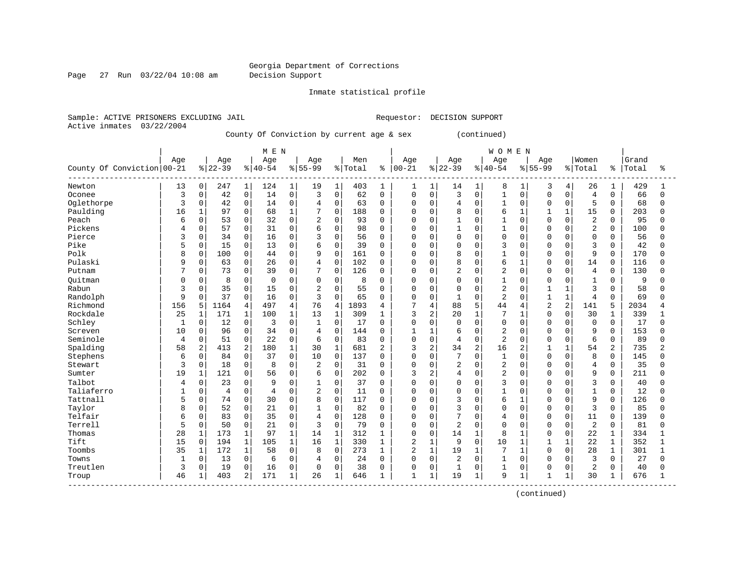Georgia Department of Corrections
Decision Support

Inmate statistical profile

Sample: ACTIVE PRISONERS EXCLUDING JAIL    Requestor: DECISION SUPPORT
Active inmates 03/22/2004

County Of Conviction by current age & sex (continued)

| County Of Conviction | MEN Age 00-21 | % | Age 22-39 | % | Age 40-54 | % | Age 55-99 | % | Men Total | % | WOMEN Age 00-21 | % | Age 22-39 | % | Age 40-54 | % | Age 55-99 | % | Women Total | % | Grand Total | % |
|---|---|---|---|---|---|---|---|---|---|---|---|---|---|---|---|---|---|---|---|---|---|---|
| Newton | 13 | 0 | 247 | 1 | 124 | 1 | 19 | 1 | 403 | 1 | 1 | 1 | 14 | 1 | 8 | 1 | 3 | 4 | 26 | 1 | 429 | 1 |
| Oconee | 3 | 0 | 42 | 0 | 14 | 0 | 3 | 0 | 62 | 0 | 0 | 0 | 3 | 0 | 1 | 0 | 0 | 0 | 4 | 0 | 66 | 0 |
| Oglethorpe | 3 | 0 | 42 | 0 | 14 | 0 | 4 | 0 | 63 | 0 | 0 | 0 | 4 | 0 | 1 | 0 | 0 | 0 | 5 | 0 | 68 | 0 |
| Paulding | 16 | 1 | 97 | 0 | 68 | 1 | 7 | 0 | 188 | 0 | 0 | 0 | 8 | 0 | 6 | 1 | 1 | 1 | 15 | 0 | 203 | 0 |
| Peach | 6 | 0 | 53 | 0 | 32 | 0 | 2 | 0 | 93 | 0 | 0 | 0 | 1 | 0 | 1 | 0 | 0 | 0 | 2 | 0 | 95 | 0 |
| Pickens | 4 | 0 | 57 | 0 | 31 | 0 | 6 | 0 | 98 | 0 | 0 | 0 | 1 | 0 | 1 | 0 | 0 | 0 | 2 | 0 | 100 | 0 |
| Pierce | 3 | 0 | 34 | 0 | 16 | 0 | 3 | 0 | 56 | 0 | 0 | 0 | 0 | 0 | 0 | 0 | 0 | 0 | 0 | 0 | 56 | 0 |
| Pike | 5 | 0 | 15 | 0 | 13 | 0 | 6 | 0 | 39 | 0 | 0 | 0 | 0 | 0 | 3 | 0 | 0 | 0 | 3 | 0 | 42 | 0 |
| Polk | 8 | 0 | 100 | 0 | 44 | 0 | 9 | 0 | 161 | 0 | 0 | 0 | 8 | 0 | 1 | 0 | 0 | 0 | 9 | 0 | 170 | 0 |
| Pulaski | 9 | 0 | 63 | 0 | 26 | 0 | 4 | 0 | 102 | 0 | 0 | 0 | 8 | 0 | 6 | 1 | 0 | 0 | 14 | 0 | 116 | 0 |
| Putnam | 7 | 0 | 73 | 0 | 39 | 0 | 7 | 0 | 126 | 0 | 0 | 0 | 2 | 0 | 2 | 0 | 0 | 0 | 4 | 0 | 130 | 0 |
| Quitman | 0 | 0 | 8 | 0 | 0 | 0 | 0 | 0 | 8 | 0 | 0 | 0 | 0 | 0 | 1 | 0 | 0 | 0 | 1 | 0 | 9 | 0 |
| Rabun | 3 | 0 | 35 | 0 | 15 | 0 | 2 | 0 | 55 | 0 | 0 | 0 | 0 | 0 | 2 | 0 | 1 | 1 | 3 | 0 | 58 | 0 |
| Randolph | 9 | 0 | 37 | 0 | 16 | 0 | 3 | 0 | 65 | 0 | 0 | 0 | 1 | 0 | 2 | 0 | 1 | 1 | 4 | 0 | 69 | 0 |
| Richmond | 156 | 5 | 1164 | 4 | 497 | 4 | 76 | 4 | 1893 | 4 | 7 | 4 | 88 | 5 | 44 | 4 | 2 | 2 | 141 | 5 | 2034 | 4 |
| Rockdale | 25 | 1 | 171 | 1 | 100 | 1 | 13 | 1 | 309 | 1 | 3 | 2 | 20 | 1 | 7 | 1 | 0 | 0 | 30 | 1 | 339 | 1 |
| Schley | 1 | 0 | 12 | 0 | 3 | 0 | 1 | 0 | 17 | 0 | 0 | 0 | 0 | 0 | 0 | 0 | 0 | 0 | 0 | 0 | 17 | 0 |
| Screven | 10 | 0 | 96 | 0 | 34 | 0 | 4 | 0 | 144 | 0 | 1 | 1 | 6 | 0 | 2 | 0 | 0 | 0 | 9 | 0 | 153 | 0 |
| Seminole | 4 | 0 | 51 | 0 | 22 | 0 | 6 | 0 | 83 | 0 | 0 | 0 | 4 | 0 | 2 | 0 | 0 | 0 | 6 | 0 | 89 | 0 |
| Spalding | 58 | 2 | 413 | 2 | 180 | 1 | 30 | 1 | 681 | 2 | 3 | 2 | 34 | 2 | 16 | 2 | 1 | 1 | 54 | 2 | 735 | 2 |
| Stephens | 6 | 0 | 84 | 0 | 37 | 0 | 10 | 0 | 137 | 0 | 0 | 0 | 7 | 0 | 1 | 0 | 0 | 0 | 8 | 0 | 145 | 0 |
| Stewart | 3 | 0 | 18 | 0 | 8 | 0 | 2 | 0 | 31 | 0 | 0 | 0 | 2 | 0 | 2 | 0 | 0 | 0 | 4 | 0 | 35 | 0 |
| Sumter | 19 | 1 | 121 | 0 | 56 | 0 | 6 | 0 | 202 | 0 | 3 | 2 | 4 | 0 | 2 | 0 | 0 | 0 | 9 | 0 | 211 | 0 |
| Talbot | 4 | 0 | 23 | 0 | 9 | 0 | 1 | 0 | 37 | 0 | 0 | 0 | 0 | 0 | 3 | 0 | 0 | 0 | 3 | 0 | 40 | 0 |
| Taliaferro | 1 | 0 | 4 | 0 | 4 | 0 | 2 | 0 | 11 | 0 | 0 | 0 | 0 | 0 | 1 | 0 | 0 | 0 | 1 | 0 | 12 | 0 |
| Tattnall | 5 | 0 | 74 | 0 | 30 | 0 | 8 | 0 | 117 | 0 | 0 | 0 | 3 | 0 | 6 | 1 | 0 | 0 | 9 | 0 | 126 | 0 |
| Taylor | 8 | 0 | 52 | 0 | 21 | 0 | 1 | 0 | 82 | 0 | 0 | 0 | 3 | 0 | 0 | 0 | 0 | 0 | 3 | 0 | 85 | 0 |
| Telfair | 6 | 0 | 83 | 0 | 35 | 0 | 4 | 0 | 128 | 0 | 0 | 0 | 7 | 0 | 4 | 0 | 0 | 0 | 11 | 0 | 139 | 0 |
| Terrell | 5 | 0 | 50 | 0 | 21 | 0 | 3 | 0 | 79 | 0 | 0 | 0 | 2 | 0 | 0 | 0 | 0 | 0 | 2 | 0 | 81 | 0 |
| Thomas | 28 | 1 | 173 | 1 | 97 | 1 | 14 | 1 | 312 | 1 | 0 | 0 | 14 | 1 | 8 | 1 | 0 | 0 | 22 | 1 | 334 | 1 |
| Tift | 15 | 0 | 194 | 1 | 105 | 1 | 16 | 1 | 330 | 1 | 2 | 1 | 9 | 0 | 10 | 1 | 1 | 1 | 22 | 1 | 352 | 1 |
| Toombs | 35 | 1 | 172 | 1 | 58 | 0 | 8 | 0 | 273 | 1 | 2 | 1 | 19 | 1 | 7 | 1 | 0 | 0 | 28 | 1 | 301 | 1 |
| Towns | 1 | 0 | 13 | 0 | 6 | 0 | 4 | 0 | 24 | 0 | 0 | 0 | 2 | 0 | 1 | 0 | 0 | 0 | 3 | 0 | 27 | 0 |
| Treutlen | 3 | 0 | 19 | 0 | 16 | 0 | 0 | 0 | 38 | 0 | 0 | 0 | 1 | 0 | 1 | 0 | 0 | 0 | 2 | 0 | 40 | 0 |
| Troup | 46 | 1 | 403 | 2 | 171 | 1 | 26 | 1 | 646 | 1 | 1 | 1 | 19 | 1 | 9 | 1 | 1 | 1 | 30 | 1 | 676 | 1 |

(continued)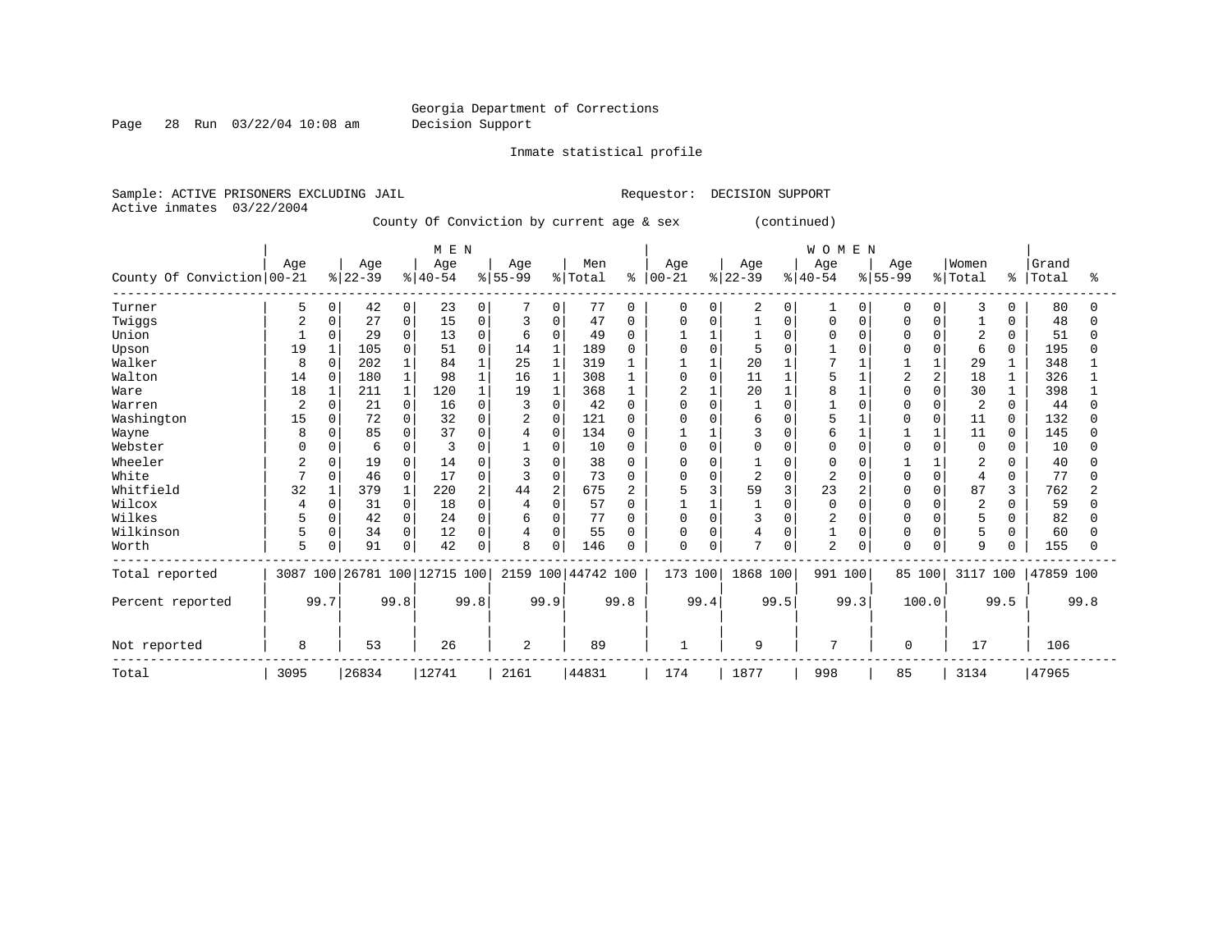Georgia Department of Corrections
Decision Support

Inmate statistical profile

Sample: ACTIVE PRISONERS EXCLUDING JAIL                Requestor: DECISION SUPPORT
Active inmates 03/22/2004

County Of Conviction by current age & sex (continued)

| County Of Conviction | MEN Age 00-21 | % | Age 22-39 | % | Age 40-54 | % | Age 55-99 | % | Men Total | % | WOMEN Age 00-21 | % | Age 22-39 | % | Age 40-54 | % | Age 55-99 | % | Women Total | % | Grand Total | % |
|---|---|---|---|---|---|---|---|---|---|---|---|---|---|---|---|---|---|---|---|---|---|---|
| Turner | 5 | 0 | 42 | 0 | 23 | 0 | 7 | 0 | 77 | 0 | 0 | 0 | 2 | 0 | 1 | 0 | 0 | 0 | 3 | 0 | 80 | 0 |
| Twiggs | 2 | 0 | 27 | 0 | 15 | 0 | 3 | 0 | 47 | 0 | 0 | 0 | 1 | 0 | 0 | 0 | 0 | 0 | 1 | 0 | 48 | 0 |
| Union | 1 | 0 | 29 | 0 | 13 | 0 | 6 | 0 | 49 | 0 | 1 | 1 | 1 | 0 | 0 | 0 | 0 | 0 | 2 | 0 | 51 | 0 |
| Upson | 19 | 1 | 105 | 0 | 51 | 0 | 14 | 1 | 189 | 0 | 0 | 0 | 5 | 0 | 1 | 0 | 0 | 0 | 6 | 0 | 195 | 0 |
| Walker | 8 | 0 | 202 | 1 | 84 | 1 | 25 | 1 | 319 | 1 | 1 | 1 | 20 | 1 | 7 | 1 | 1 | 1 | 29 | 1 | 348 | 1 |
| Walton | 14 | 0 | 180 | 1 | 98 | 1 | 16 | 1 | 308 | 1 | 0 | 0 | 11 | 1 | 5 | 1 | 2 | 2 | 18 | 1 | 326 | 1 |
| Ware | 18 | 1 | 211 | 1 | 120 | 1 | 19 | 1 | 368 | 1 | 2 | 1 | 20 | 1 | 8 | 1 | 0 | 0 | 30 | 1 | 398 | 1 |
| Warren | 2 | 0 | 21 | 0 | 16 | 0 | 3 | 0 | 42 | 0 | 0 | 0 | 1 | 0 | 1 | 0 | 0 | 0 | 2 | 0 | 44 | 0 |
| Washington | 15 | 0 | 72 | 0 | 32 | 0 | 2 | 0 | 121 | 0 | 0 | 0 | 6 | 0 | 5 | 1 | 0 | 0 | 11 | 0 | 132 | 0 |
| Wayne | 8 | 0 | 85 | 0 | 37 | 0 | 4 | 0 | 134 | 0 | 1 | 1 | 3 | 0 | 6 | 1 | 1 | 1 | 11 | 0 | 145 | 0 |
| Webster | 0 | 0 | 6 | 0 | 3 | 0 | 1 | 0 | 10 | 0 | 0 | 0 | 0 | 0 | 0 | 0 | 0 | 0 | 0 | 0 | 10 | 0 |
| Wheeler | 2 | 0 | 19 | 0 | 14 | 0 | 3 | 0 | 38 | 0 | 0 | 0 | 1 | 0 | 0 | 0 | 1 | 1 | 2 | 0 | 40 | 0 |
| White | 7 | 0 | 46 | 0 | 17 | 0 | 3 | 0 | 73 | 0 | 0 | 0 | 2 | 0 | 2 | 0 | 0 | 0 | 4 | 0 | 77 | 0 |
| Whitfield | 32 | 1 | 379 | 1 | 220 | 2 | 44 | 2 | 675 | 2 | 5 | 3 | 59 | 3 | 23 | 2 | 0 | 0 | 87 | 3 | 762 | 2 |
| Wilcox | 4 | 0 | 31 | 0 | 18 | 0 | 4 | 0 | 57 | 0 | 1 | 1 | 1 | 0 | 0 | 0 | 0 | 0 | 2 | 0 | 59 | 0 |
| Wilkes | 5 | 0 | 42 | 0 | 24 | 0 | 6 | 0 | 77 | 0 | 0 | 0 | 3 | 0 | 2 | 0 | 0 | 0 | 5 | 0 | 82 | 0 |
| Wilkinson | 5 | 0 | 34 | 0 | 12 | 0 | 4 | 0 | 55 | 0 | 0 | 0 | 4 | 0 | 1 | 0 | 0 | 0 | 5 | 0 | 60 | 0 |
| Worth | 5 | 0 | 91 | 0 | 42 | 0 | 8 | 0 | 146 | 0 | 0 | 0 | 7 | 0 | 2 | 0 | 0 | 0 | 9 | 0 | 155 | 0 |
| Total reported | 3087 | 100 | 26781 | 100 | 12715 | 100 | 2159 | 100 | 44742 | 100 | 173 | 100 | 1868 | 100 | 991 | 100 | 85 | 100 | 3117 | 100 | 47859 | 100 |
| Percent reported | | 99.7 | | 99.8 | | 99.8 | | 99.9 | | 99.8 | | 99.4 | | 99.5 | | 99.3 | | 100.0 | | 99.5 | | 99.8 |
| Not reported | 8 | | 53 | | 26 | | 2 | | 89 | | 1 | | 9 | | 7 | | 0 | | 17 | | 106 | |
| Total | 3095 | | 26834 | | 12741 | | 2161 | | 44831 | | 174 | | 1877 | | 998 | | 85 | | 3134 | | 47965 | |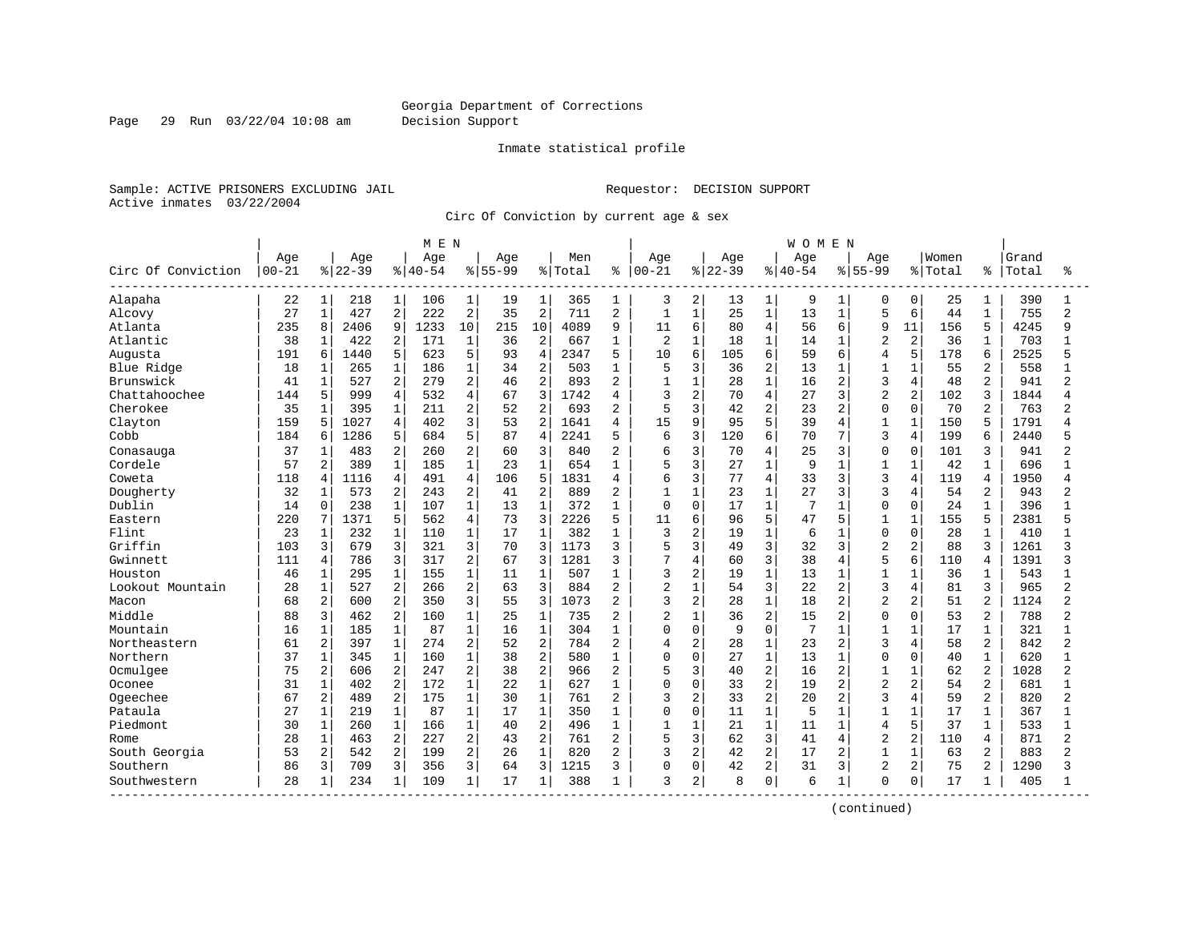Georgia Department of Corrections
Decision Support

Inmate statistical profile

Sample: ACTIVE PRISONERS EXCLUDING JAIL
Active inmates 03/22/2004

Requestor: DECISION SUPPORT

Circ Of Conviction by current age & sex

| Circ Of Conviction | MEN Age 00-21 | % | Age 22-39 | % | Age 40-54 | % | Age 55-99 | % | Men Total | % | WOMEN Age 00-21 | % | Age 22-39 | % | Age 40-54 | % | Age 55-99 | % | Women Total | % | Grand Total | % |
|---|---|---|---|---|---|---|---|---|---|---|---|---|---|---|---|---|---|---|---|---|---|---|
| Alapaha | 22 | 1 | 218 | 1 | 106 | 1 | 19 | 1 | 365 | 1 | 3 | 2 | 13 | 1 | 9 | 1 | 0 | 0 | 25 | 1 | 390 | 1 |
| Alcovy | 27 | 1 | 427 | 2 | 222 | 2 | 35 | 2 | 711 | 2 | 1 | 1 | 25 | 1 | 13 | 1 | 5 | 6 | 44 | 1 | 755 | 2 |
| Atlanta | 235 | 8 | 2406 | 9 | 1233 | 10 | 215 | 10 | 4089 | 9 | 11 | 6 | 80 | 4 | 56 | 6 | 9 | 11 | 156 | 5 | 4245 | 9 |
| Atlantic | 38 | 1 | 422 | 2 | 171 | 1 | 36 | 2 | 667 | 1 | 2 | 1 | 18 | 1 | 14 | 1 | 2 | 2 | 36 | 1 | 703 | 1 |
| Augusta | 191 | 6 | 1440 | 5 | 623 | 5 | 93 | 4 | 2347 | 5 | 10 | 6 | 105 | 6 | 59 | 6 | 4 | 5 | 178 | 6 | 2525 | 5 |
| Blue Ridge | 18 | 1 | 265 | 1 | 186 | 1 | 34 | 2 | 503 | 1 | 5 | 3 | 36 | 2 | 13 | 1 | 1 | 1 | 55 | 2 | 558 | 1 |
| Brunswick | 41 | 1 | 527 | 2 | 279 | 2 | 46 | 2 | 893 | 2 | 1 | 1 | 28 | 1 | 16 | 2 | 3 | 4 | 48 | 2 | 941 | 2 |
| Chattahoochee | 144 | 5 | 999 | 4 | 532 | 4 | 67 | 3 | 1742 | 4 | 3 | 2 | 70 | 4 | 27 | 3 | 2 | 2 | 102 | 3 | 1844 | 4 |
| Cherokee | 35 | 1 | 395 | 1 | 211 | 2 | 52 | 2 | 693 | 2 | 5 | 3 | 42 | 2 | 23 | 2 | 0 | 0 | 70 | 2 | 763 | 2 |
| Clayton | 159 | 5 | 1027 | 4 | 402 | 3 | 53 | 2 | 1641 | 4 | 15 | 9 | 95 | 5 | 39 | 4 | 1 | 1 | 150 | 5 | 1791 | 4 |
| Cobb | 184 | 6 | 1286 | 5 | 684 | 5 | 87 | 4 | 2241 | 5 | 6 | 3 | 120 | 6 | 70 | 7 | 3 | 4 | 199 | 6 | 2440 | 5 |
| Conasauga | 37 | 1 | 483 | 2 | 260 | 2 | 60 | 3 | 840 | 2 | 6 | 3 | 70 | 4 | 25 | 3 | 0 | 0 | 101 | 3 | 941 | 2 |
| Cordele | 57 | 2 | 389 | 1 | 185 | 1 | 23 | 1 | 654 | 1 | 5 | 3 | 27 | 1 | 9 | 1 | 1 | 1 | 42 | 1 | 696 | 1 |
| Coweta | 118 | 4 | 1116 | 4 | 491 | 4 | 106 | 5 | 1831 | 4 | 6 | 3 | 77 | 4 | 33 | 3 | 3 | 4 | 119 | 4 | 1950 | 4 |
| Dougherty | 32 | 1 | 573 | 2 | 243 | 2 | 41 | 2 | 889 | 2 | 1 | 1 | 23 | 1 | 27 | 3 | 3 | 4 | 54 | 2 | 943 | 2 |
| Dublin | 14 | 0 | 238 | 1 | 107 | 1 | 13 | 1 | 372 | 1 | 0 | 0 | 17 | 1 | 7 | 1 | 0 | 0 | 24 | 1 | 396 | 1 |
| Eastern | 220 | 7 | 1371 | 5 | 562 | 4 | 73 | 3 | 2226 | 5 | 11 | 6 | 96 | 5 | 47 | 5 | 1 | 1 | 155 | 5 | 2381 | 5 |
| Flint | 23 | 1 | 232 | 1 | 110 | 1 | 17 | 1 | 382 | 1 | 3 | 2 | 19 | 1 | 6 | 1 | 0 | 0 | 28 | 1 | 410 | 1 |
| Griffin | 103 | 3 | 679 | 3 | 321 | 3 | 70 | 3 | 1173 | 3 | 5 | 3 | 49 | 3 | 32 | 3 | 2 | 2 | 88 | 3 | 1261 | 3 |
| Gwinnett | 111 | 4 | 786 | 3 | 317 | 2 | 67 | 3 | 1281 | 3 | 7 | 4 | 60 | 3 | 38 | 4 | 5 | 6 | 110 | 4 | 1391 | 3 |
| Houston | 46 | 1 | 295 | 1 | 155 | 1 | 11 | 1 | 507 | 1 | 3 | 2 | 19 | 1 | 13 | 1 | 1 | 1 | 36 | 1 | 543 | 1 |
| Lookout Mountain | 28 | 1 | 527 | 2 | 266 | 2 | 63 | 3 | 884 | 2 | 2 | 1 | 54 | 3 | 22 | 2 | 3 | 4 | 81 | 3 | 965 | 2 |
| Macon | 68 | 2 | 600 | 2 | 350 | 3 | 55 | 3 | 1073 | 2 | 3 | 2 | 28 | 1 | 18 | 2 | 2 | 2 | 51 | 2 | 1124 | 2 |
| Middle | 88 | 3 | 462 | 2 | 160 | 1 | 25 | 1 | 735 | 2 | 2 | 1 | 36 | 2 | 15 | 2 | 0 | 0 | 53 | 2 | 788 | 2 |
| Mountain | 16 | 1 | 185 | 1 | 87 | 1 | 16 | 1 | 304 | 1 | 0 | 0 | 9 | 0 | 7 | 1 | 1 | 1 | 17 | 1 | 321 | 1 |
| Northeastern | 61 | 2 | 397 | 1 | 274 | 2 | 52 | 2 | 784 | 2 | 4 | 2 | 28 | 1 | 23 | 2 | 3 | 4 | 58 | 2 | 842 | 2 |
| Northern | 37 | 1 | 345 | 1 | 160 | 1 | 38 | 2 | 580 | 1 | 0 | 0 | 27 | 1 | 13 | 1 | 0 | 0 | 40 | 1 | 620 | 1 |
| Ocmulgee | 75 | 2 | 606 | 2 | 247 | 2 | 38 | 2 | 966 | 2 | 5 | 3 | 40 | 2 | 16 | 2 | 1 | 1 | 62 | 2 | 1028 | 2 |
| Oconee | 31 | 1 | 402 | 2 | 172 | 1 | 22 | 1 | 627 | 1 | 0 | 0 | 33 | 2 | 19 | 2 | 2 | 2 | 54 | 2 | 681 | 1 |
| Ogeechee | 67 | 2 | 489 | 2 | 175 | 1 | 30 | 1 | 761 | 2 | 3 | 2 | 33 | 2 | 20 | 2 | 3 | 4 | 59 | 2 | 820 | 2 |
| Pataula | 27 | 1 | 219 | 1 | 87 | 1 | 17 | 1 | 350 | 1 | 0 | 0 | 11 | 1 | 5 | 1 | 1 | 1 | 17 | 1 | 367 | 1 |
| Piedmont | 30 | 1 | 260 | 1 | 166 | 1 | 40 | 2 | 496 | 1 | 1 | 1 | 21 | 1 | 11 | 1 | 4 | 5 | 37 | 1 | 533 | 1 |
| Rome | 28 | 1 | 463 | 2 | 227 | 2 | 43 | 2 | 761 | 2 | 5 | 3 | 62 | 3 | 41 | 4 | 2 | 2 | 110 | 4 | 871 | 2 |
| South Georgia | 53 | 2 | 542 | 2 | 199 | 2 | 26 | 1 | 820 | 2 | 3 | 2 | 42 | 2 | 17 | 2 | 1 | 1 | 63 | 2 | 883 | 2 |
| Southern | 86 | 3 | 709 | 3 | 356 | 3 | 64 | 3 | 1215 | 3 | 0 | 0 | 42 | 2 | 31 | 3 | 2 | 2 | 75 | 2 | 1290 | 3 |
| Southwestern | 28 | 1 | 234 | 1 | 109 | 1 | 17 | 1 | 388 | 1 | 3 | 2 | 8 | 0 | 6 | 1 | 0 | 0 | 17 | 1 | 405 | 1 |

(continued)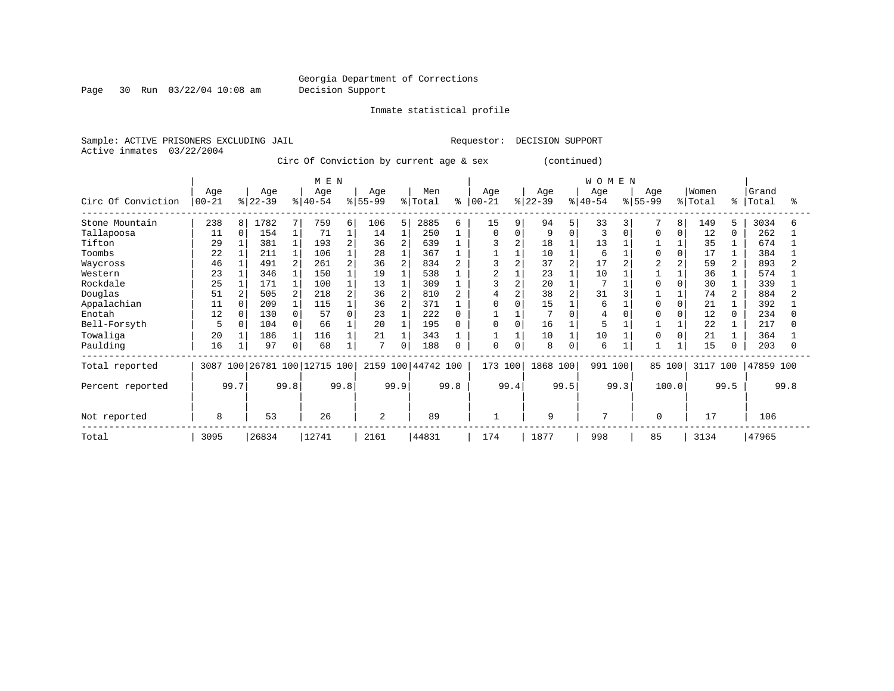Georgia Department of Corrections
Decision Support

Inmate statistical profile

Sample: ACTIVE PRISONERS EXCLUDING JAIL　　　　Requestor: DECISION SUPPORT
Active inmates 03/22/2004

Circ Of Conviction by current age & sex (continued)

| Circ Of Conviction | MEN Age 00-21 | % | Age 22-39 | % | Age 40-54 | % | Age 55-99 | % | Men Total | % | WOMEN Age 00-21 | % | Age 22-39 | % | Age 40-54 | % | Age 55-99 | % | Women Total | % | Grand Total | % |
|---|---|---|---|---|---|---|---|---|---|---|---|---|---|---|---|---|---|---|---|---|---|---|
| Stone Mountain | 238 | 8 | 1782 | 7 | 759 | 6 | 106 | 5 | 2885 | 6 | 15 | 9 | 94 | 5 | 33 | 3 | 7 | 8 | 149 | 5 | 3034 | 6 |
| Tallapoosa | 11 | 0 | 154 | 1 | 71 | 1 | 14 | 1 | 250 | 1 | 0 | 0 | 9 | 0 | 3 | 0 | 0 | 0 | 12 | 0 | 262 | 1 |
| Tifton | 29 | 1 | 381 | 1 | 193 | 2 | 36 | 2 | 639 | 1 | 3 | 2 | 18 | 1 | 13 | 1 | 1 | 1 | 35 | 1 | 674 | 1 |
| Toombs | 22 | 1 | 211 | 1 | 106 | 1 | 28 | 1 | 367 | 1 | 1 | 1 | 10 | 1 | 6 | 1 | 0 | 0 | 17 | 1 | 384 | 1 |
| Waycross | 46 | 1 | 491 | 2 | 261 | 2 | 36 | 2 | 834 | 2 | 3 | 2 | 37 | 2 | 17 | 2 | 2 | 2 | 59 | 2 | 893 | 2 |
| Western | 23 | 1 | 346 | 1 | 150 | 1 | 19 | 1 | 538 | 1 | 2 | 1 | 23 | 1 | 10 | 1 | 1 | 1 | 36 | 1 | 574 | 1 |
| Rockdale | 25 | 1 | 171 | 1 | 100 | 1 | 13 | 1 | 309 | 1 | 3 | 2 | 20 | 1 | 7 | 1 | 0 | 0 | 30 | 1 | 339 | 1 |
| Douglas | 51 | 2 | 505 | 2 | 218 | 2 | 36 | 2 | 810 | 2 | 4 | 2 | 38 | 2 | 31 | 3 | 1 | 1 | 74 | 2 | 884 | 2 |
| Appalachian | 11 | 0 | 209 | 1 | 115 | 1 | 36 | 2 | 371 | 1 | 0 | 0 | 15 | 1 | 6 | 1 | 0 | 0 | 21 | 1 | 392 | 1 |
| Enotah | 12 | 0 | 130 | 0 | 57 | 0 | 23 | 1 | 222 | 0 | 1 | 1 | 7 | 0 | 4 | 0 | 0 | 0 | 12 | 0 | 234 | 0 |
| Bell-Forsyth | 5 | 0 | 104 | 0 | 66 | 1 | 20 | 1 | 195 | 0 | 0 | 0 | 16 | 1 | 5 | 1 | 1 | 1 | 22 | 1 | 217 | 0 |
| Towaliga | 20 | 1 | 186 | 1 | 116 | 1 | 21 | 1 | 343 | 1 | 1 | 1 | 10 | 1 | 10 | 1 | 0 | 0 | 21 | 1 | 364 | 1 |
| Paulding | 16 | 1 | 97 | 0 | 68 | 1 | 7 | 0 | 188 | 0 | 0 | 0 | 8 | 0 | 6 | 1 | 1 | 1 | 15 | 0 | 203 | 0 |
| Total reported | 3087 | 100 | 26781 | 100 | 12715 | 100 | 2159 | 100 | 44742 | 100 | 173 | 100 | 1868 | 100 | 991 | 100 | 85 | 100 | 3117 | 100 | 47859 | 100 |
| Percent reported | | 99.7 | | 99.8 | | 99.8 | | 99.9 | | 99.8 | | 99.4 | | 99.5 | | 99.3 | | 100.0 | | 99.5 | | 99.8 |
| Not reported | 8 | | 53 | | 26 | | 2 | | 89 | | 1 | | 9 | | 7 | | 0 | | 17 | | 106 | |
| Total | 3095 | | 26834 | | 12741 | | 2161 | | 44831 | | 174 | | 1877 | | 998 | | 85 | | 3134 | | 47965 | |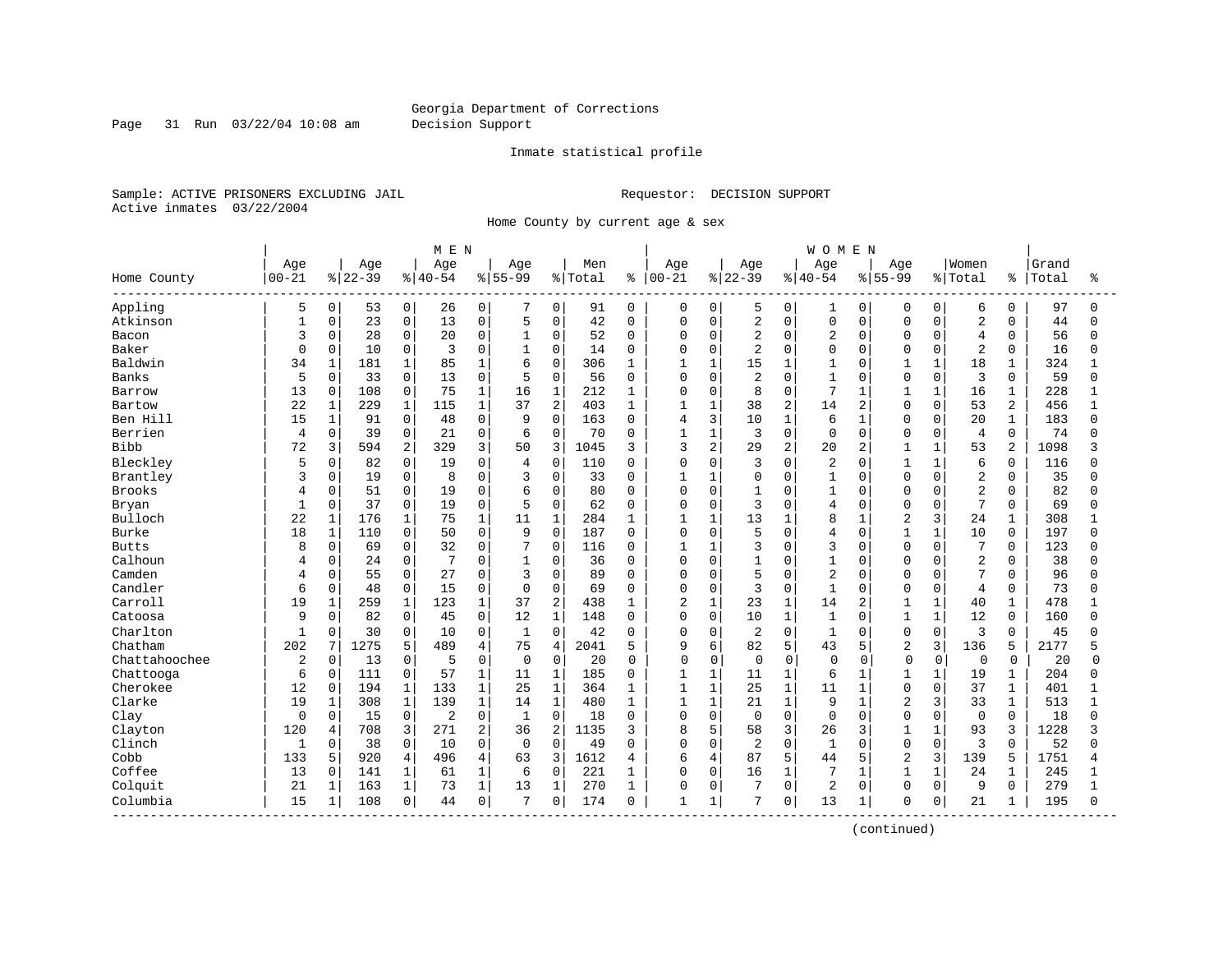Georgia Department of Corrections
Decision Support

Inmate statistical profile

Sample: ACTIVE PRISONERS EXCLUDING JAIL

Requestor: DECISION SUPPORT

Active inmates 03/22/2004

Home County by current age & sex

| Home County | MEN Age 00-21 | % | Age 22-39 | % | Age 40-54 | % | Age 55-99 | % | Men Total | % | WOMEN Age 00-21 | % | Age 22-39 | % | Age 40-54 | % | Age 55-99 | % | Women Total | % | Grand Total | % |
|---|---|---|---|---|---|---|---|---|---|---|---|---|---|---|---|---|---|---|---|---|---|---|
| Appling | 5 | 0 | 53 | 0 | 26 | 0 | 7 | 0 | 91 | 0 | 0 | 0 | 5 | 0 | 1 | 0 | 0 | 0 | 6 | 0 | 97 | 0 |
| Atkinson | 1 | 0 | 23 | 0 | 13 | 0 | 5 | 0 | 42 | 0 | 0 | 0 | 2 | 0 | 0 | 0 | 0 | 0 | 2 | 0 | 44 | 0 |
| Bacon | 3 | 0 | 28 | 0 | 20 | 0 | 1 | 0 | 52 | 0 | 0 | 0 | 2 | 0 | 2 | 0 | 0 | 0 | 4 | 0 | 56 | 0 |
| Baker | 0 | 0 | 10 | 0 | 3 | 0 | 1 | 0 | 14 | 0 | 0 | 0 | 2 | 0 | 0 | 0 | 0 | 0 | 2 | 0 | 16 | 0 |
| Baldwin | 34 | 1 | 181 | 1 | 85 | 1 | 6 | 0 | 306 | 1 | 1 | 1 | 15 | 1 | 1 | 0 | 1 | 1 | 18 | 1 | 324 | 1 |
| Banks | 5 | 0 | 33 | 0 | 13 | 0 | 5 | 0 | 56 | 0 | 0 | 0 | 2 | 0 | 1 | 0 | 0 | 0 | 3 | 0 | 59 | 0 |
| Barrow | 13 | 0 | 108 | 0 | 75 | 1 | 16 | 1 | 212 | 1 | 0 | 0 | 8 | 0 | 7 | 1 | 1 | 1 | 16 | 1 | 228 | 1 |
| Bartow | 22 | 1 | 229 | 1 | 115 | 1 | 37 | 2 | 403 | 1 | 1 | 1 | 38 | 2 | 14 | 2 | 0 | 0 | 53 | 2 | 456 | 1 |
| Ben Hill | 15 | 1 | 91 | 0 | 48 | 0 | 9 | 0 | 163 | 0 | 4 | 3 | 10 | 1 | 6 | 1 | 0 | 0 | 20 | 1 | 183 | 0 |
| Berrien | 4 | 0 | 39 | 0 | 21 | 0 | 6 | 0 | 70 | 0 | 1 | 1 | 3 | 0 | 0 | 0 | 0 | 0 | 4 | 0 | 74 | 0 |
| Bibb | 72 | 3 | 594 | 2 | 329 | 3 | 50 | 3 | 1045 | 3 | 3 | 2 | 29 | 2 | 20 | 2 | 1 | 1 | 53 | 2 | 1098 | 3 |
| Bleckley | 5 | 0 | 82 | 0 | 19 | 0 | 4 | 0 | 110 | 0 | 0 | 0 | 3 | 0 | 2 | 0 | 1 | 1 | 6 | 0 | 116 | 0 |
| Brantley | 3 | 0 | 19 | 0 | 8 | 0 | 3 | 0 | 33 | 0 | 1 | 1 | 0 | 0 | 1 | 0 | 0 | 0 | 2 | 0 | 35 | 0 |
| Brooks | 4 | 0 | 51 | 0 | 19 | 0 | 6 | 0 | 80 | 0 | 0 | 0 | 1 | 0 | 1 | 0 | 0 | 0 | 2 | 0 | 82 | 0 |
| Bryan | 1 | 0 | 37 | 0 | 19 | 0 | 5 | 0 | 62 | 0 | 0 | 0 | 3 | 0 | 4 | 0 | 0 | 0 | 7 | 0 | 69 | 0 |
| Bulloch | 22 | 1 | 176 | 1 | 75 | 1 | 11 | 1 | 284 | 1 | 1 | 1 | 13 | 1 | 8 | 1 | 2 | 3 | 24 | 1 | 308 | 1 |
| Burke | 18 | 1 | 110 | 0 | 50 | 0 | 9 | 0 | 187 | 0 | 0 | 0 | 5 | 0 | 4 | 0 | 1 | 1 | 10 | 0 | 197 | 0 |
| Butts | 8 | 0 | 69 | 0 | 32 | 0 | 7 | 0 | 116 | 0 | 1 | 1 | 3 | 0 | 3 | 0 | 0 | 0 | 7 | 0 | 123 | 0 |
| Calhoun | 4 | 0 | 24 | 0 | 7 | 0 | 1 | 0 | 36 | 0 | 0 | 0 | 1 | 0 | 1 | 0 | 0 | 0 | 2 | 0 | 38 | 0 |
| Camden | 4 | 0 | 55 | 0 | 27 | 0 | 3 | 0 | 89 | 0 | 0 | 0 | 5 | 0 | 2 | 0 | 0 | 0 | 7 | 0 | 96 | 0 |
| Candler | 6 | 0 | 48 | 0 | 15 | 0 | 0 | 0 | 69 | 0 | 0 | 0 | 3 | 0 | 1 | 0 | 0 | 0 | 4 | 0 | 73 | 0 |
| Carroll | 19 | 1 | 259 | 1 | 123 | 1 | 37 | 2 | 438 | 1 | 2 | 1 | 23 | 1 | 14 | 2 | 1 | 1 | 40 | 1 | 478 | 1 |
| Catoosa | 9 | 0 | 82 | 0 | 45 | 0 | 12 | 1 | 148 | 0 | 0 | 0 | 10 | 1 | 1 | 0 | 1 | 1 | 12 | 0 | 160 | 0 |
| Charlton | 1 | 0 | 30 | 0 | 10 | 0 | 1 | 0 | 42 | 0 | 0 | 0 | 2 | 0 | 1 | 0 | 0 | 0 | 3 | 0 | 45 | 0 |
| Chatham | 202 | 7 | 1275 | 5 | 489 | 4 | 75 | 4 | 2041 | 5 | 9 | 6 | 82 | 5 | 43 | 5 | 2 | 3 | 136 | 5 | 2177 | 5 |
| Chattahoochee | 2 | 0 | 13 | 0 | 5 | 0 | 0 | 0 | 20 | 0 | 0 | 0 | 0 | 0 | 0 | 0 | 0 | 0 | 0 | 0 | 20 | 0 |
| Chattooga | 6 | 0 | 111 | 0 | 57 | 1 | 11 | 1 | 185 | 0 | 1 | 1 | 11 | 1 | 6 | 1 | 1 | 1 | 19 | 1 | 204 | 0 |
| Cherokee | 12 | 0 | 194 | 1 | 133 | 1 | 25 | 1 | 364 | 1 | 1 | 1 | 25 | 1 | 11 | 1 | 0 | 0 | 37 | 1 | 401 | 1 |
| Clarke | 19 | 1 | 308 | 1 | 139 | 1 | 14 | 1 | 480 | 1 | 1 | 1 | 21 | 1 | 9 | 1 | 2 | 3 | 33 | 1 | 513 | 1 |
| Clay | 0 | 0 | 15 | 0 | 2 | 0 | 1 | 0 | 18 | 0 | 0 | 0 | 0 | 0 | 0 | 0 | 0 | 0 | 0 | 0 | 18 | 0 |
| Clayton | 120 | 4 | 708 | 3 | 271 | 2 | 36 | 2 | 1135 | 3 | 8 | 5 | 58 | 3 | 26 | 3 | 1 | 1 | 93 | 3 | 1228 | 3 |
| Clinch | 1 | 0 | 38 | 0 | 10 | 0 | 0 | 0 | 49 | 0 | 0 | 0 | 2 | 0 | 1 | 0 | 0 | 0 | 3 | 0 | 52 | 0 |
| Cobb | 133 | 5 | 920 | 4 | 496 | 4 | 63 | 3 | 1612 | 4 | 6 | 4 | 87 | 5 | 44 | 5 | 2 | 3 | 139 | 5 | 1751 | 4 |
| Coffee | 13 | 0 | 141 | 1 | 61 | 1 | 6 | 0 | 221 | 1 | 0 | 0 | 16 | 1 | 7 | 1 | 1 | 1 | 24 | 1 | 245 | 1 |
| Colquit | 21 | 1 | 163 | 1 | 73 | 1 | 13 | 1 | 270 | 1 | 0 | 0 | 7 | 0 | 2 | 0 | 0 | 0 | 9 | 0 | 279 | 1 |
| Columbia | 15 | 1 | 108 | 0 | 44 | 0 | 7 | 0 | 174 | 0 | 1 | 1 | 7 | 0 | 13 | 1 | 0 | 0 | 21 | 1 | 195 | 0 |

(continued)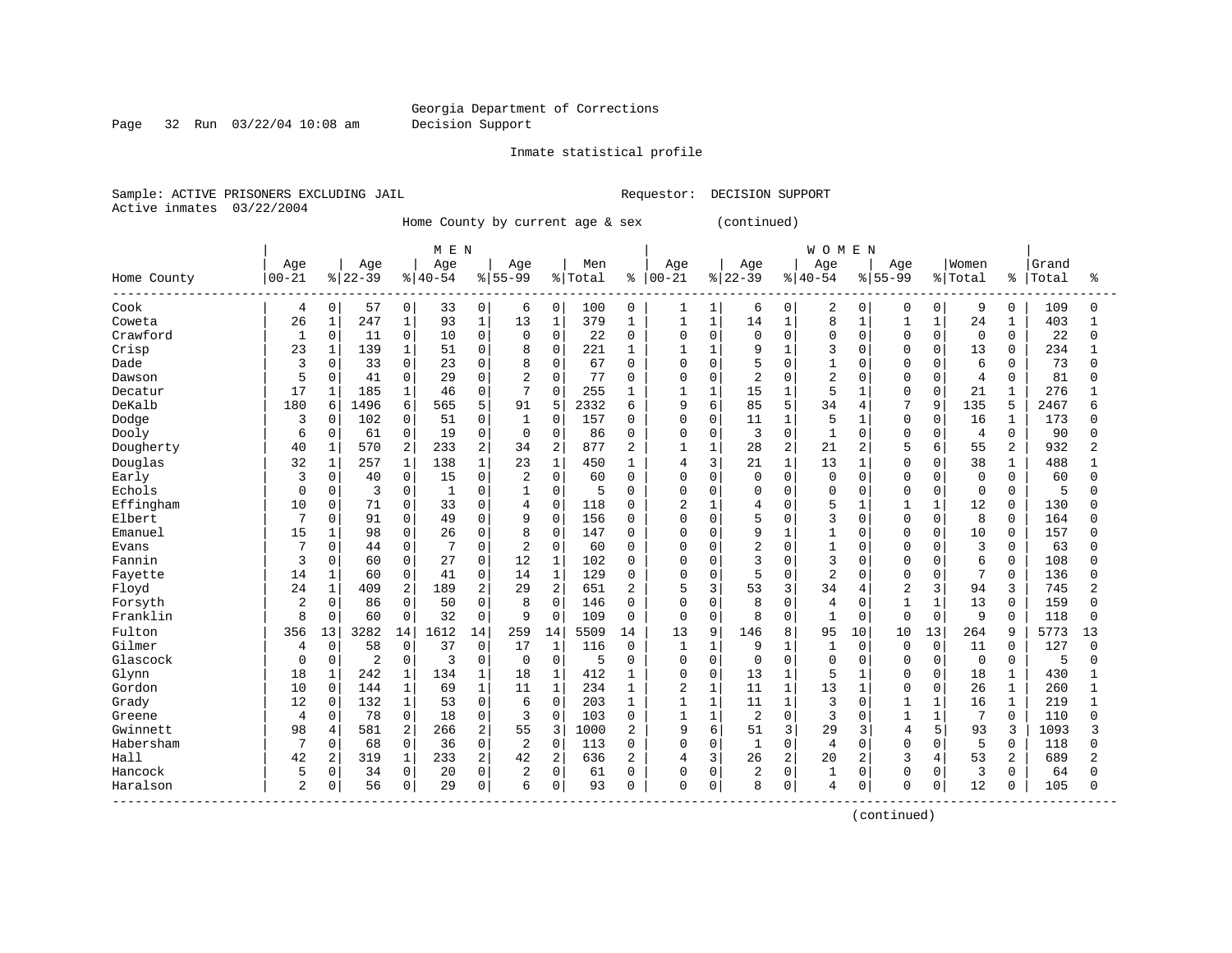Georgia Department of Corrections
Decision Support

Inmate statistical profile

Sample: ACTIVE PRISONERS EXCLUDING JAIL
Active inmates 03/22/2004

Requestor: DECISION SUPPORT

Home County by current age & sex (continued)

| | MEN | | | | | | | | | | WOMEN | | | | | | | | | | | |
|---|---|---|---|---|---|---|---|---|---|---|---|---|---|---|---|---|---|---|---|---|---|---|
| Home County | Age 00-21 | % | Age 22-39 | % | Age 40-54 | % | Age 55-99 | % | Men Total | % | Age 00-21 | % | Age 22-39 | % | Age 40-54 | % | Age 55-99 | % | Women Total | % | Grand Total | % |
| Cook | 4 | 0 | 57 | 0 | 33 | 0 | 6 | 0 | 100 | 0 | 1 | 1 | 6 | 0 | 2 | 0 | 0 | 0 | 9 | 0 | 109 | 0 |
| Coweta | 26 | 1 | 247 | 1 | 93 | 1 | 13 | 1 | 379 | 1 | 1 | 1 | 14 | 1 | 8 | 1 | 1 | 1 | 24 | 1 | 403 | 1 |
| Crawford | 1 | 0 | 11 | 0 | 10 | 0 | 0 | 0 | 22 | 0 | 0 | 0 | 0 | 0 | 0 | 0 | 0 | 0 | 0 | 0 | 22 | 0 |
| Crisp | 23 | 1 | 139 | 1 | 51 | 0 | 8 | 0 | 221 | 1 | 1 | 1 | 9 | 1 | 3 | 0 | 0 | 0 | 13 | 0 | 234 | 1 |
| Dade | 3 | 0 | 33 | 0 | 23 | 0 | 8 | 0 | 67 | 0 | 0 | 0 | 5 | 0 | 1 | 0 | 0 | 0 | 6 | 0 | 73 | 0 |
| Dawson | 5 | 0 | 41 | 0 | 29 | 0 | 2 | 0 | 77 | 0 | 0 | 0 | 2 | 0 | 2 | 0 | 0 | 0 | 4 | 0 | 81 | 0 |
| Decatur | 17 | 1 | 185 | 1 | 46 | 0 | 7 | 0 | 255 | 1 | 1 | 1 | 15 | 1 | 5 | 1 | 0 | 0 | 21 | 1 | 276 | 1 |
| DeKalb | 180 | 6 | 1496 | 6 | 565 | 5 | 91 | 5 | 2332 | 6 | 9 | 6 | 85 | 5 | 34 | 4 | 7 | 9 | 135 | 5 | 2467 | 6 |
| Dodge | 3 | 0 | 102 | 0 | 51 | 0 | 1 | 0 | 157 | 0 | 0 | 0 | 11 | 1 | 5 | 1 | 0 | 0 | 16 | 1 | 173 | 0 |
| Dooly | 6 | 0 | 61 | 0 | 19 | 0 | 0 | 0 | 86 | 0 | 0 | 0 | 3 | 0 | 1 | 0 | 0 | 0 | 4 | 0 | 90 | 0 |
| Dougherty | 40 | 1 | 570 | 2 | 233 | 2 | 34 | 2 | 877 | 2 | 1 | 1 | 28 | 2 | 21 | 2 | 5 | 6 | 55 | 2 | 932 | 2 |
| Douglas | 32 | 1 | 257 | 1 | 138 | 1 | 23 | 1 | 450 | 1 | 4 | 3 | 21 | 1 | 13 | 1 | 0 | 0 | 38 | 1 | 488 | 1 |
| Early | 3 | 0 | 40 | 0 | 15 | 0 | 2 | 0 | 60 | 0 | 0 | 0 | 0 | 0 | 0 | 0 | 0 | 0 | 0 | 0 | 60 | 0 |
| Echols | 0 | 0 | 3 | 0 | 1 | 0 | 1 | 0 | 5 | 0 | 0 | 0 | 0 | 0 | 0 | 0 | 0 | 0 | 0 | 0 | 5 | 0 |
| Effingham | 10 | 0 | 71 | 0 | 33 | 0 | 4 | 0 | 118 | 0 | 2 | 1 | 4 | 0 | 5 | 1 | 1 | 1 | 12 | 0 | 130 | 0 |
| Elbert | 7 | 0 | 91 | 0 | 49 | 0 | 9 | 0 | 156 | 0 | 0 | 0 | 5 | 0 | 3 | 0 | 0 | 0 | 8 | 0 | 164 | 0 |
| Emanuel | 15 | 1 | 98 | 0 | 26 | 0 | 8 | 0 | 147 | 0 | 0 | 0 | 9 | 1 | 1 | 0 | 0 | 0 | 10 | 0 | 157 | 0 |
| Evans | 7 | 0 | 44 | 0 | 7 | 0 | 2 | 0 | 60 | 0 | 0 | 0 | 2 | 0 | 1 | 0 | 0 | 0 | 3 | 0 | 63 | 0 |
| Fannin | 3 | 0 | 60 | 0 | 27 | 0 | 12 | 1 | 102 | 0 | 0 | 0 | 3 | 0 | 3 | 0 | 0 | 0 | 6 | 0 | 108 | 0 |
| Fayette | 14 | 1 | 60 | 0 | 41 | 0 | 14 | 1 | 129 | 0 | 0 | 0 | 5 | 0 | 2 | 0 | 0 | 0 | 7 | 0 | 136 | 0 |
| Floyd | 24 | 1 | 409 | 2 | 189 | 2 | 29 | 2 | 651 | 2 | 5 | 3 | 53 | 3 | 34 | 4 | 2 | 3 | 94 | 3 | 745 | 2 |
| Forsyth | 2 | 0 | 86 | 0 | 50 | 0 | 8 | 0 | 146 | 0 | 0 | 0 | 8 | 0 | 4 | 0 | 1 | 1 | 13 | 0 | 159 | 0 |
| Franklin | 8 | 0 | 60 | 0 | 32 | 0 | 9 | 0 | 109 | 0 | 0 | 0 | 8 | 0 | 1 | 0 | 0 | 0 | 9 | 0 | 118 | 0 |
| Fulton | 356 | 13 | 3282 | 14 | 1612 | 14 | 259 | 14 | 5509 | 14 | 13 | 9 | 146 | 8 | 95 | 10 | 10 | 13 | 264 | 9 | 5773 | 13 |
| Gilmer | 4 | 0 | 58 | 0 | 37 | 0 | 17 | 1 | 116 | 0 | 1 | 1 | 9 | 1 | 1 | 0 | 0 | 0 | 11 | 0 | 127 | 0 |
| Glascock | 0 | 0 | 2 | 0 | 3 | 0 | 0 | 0 | 5 | 0 | 0 | 0 | 0 | 0 | 0 | 0 | 0 | 0 | 0 | 0 | 5 | 0 |
| Glynn | 18 | 1 | 242 | 1 | 134 | 1 | 18 | 1 | 412 | 1 | 0 | 0 | 13 | 1 | 5 | 1 | 0 | 0 | 18 | 1 | 430 | 1 |
| Gordon | 10 | 0 | 144 | 1 | 69 | 1 | 11 | 1 | 234 | 1 | 2 | 1 | 11 | 1 | 13 | 1 | 0 | 0 | 26 | 1 | 260 | 1 |
| Grady | 12 | 0 | 132 | 1 | 53 | 0 | 6 | 0 | 203 | 1 | 1 | 1 | 11 | 1 | 3 | 0 | 1 | 1 | 16 | 1 | 219 | 1 |
| Greene | 4 | 0 | 78 | 0 | 18 | 0 | 3 | 0 | 103 | 0 | 1 | 1 | 2 | 0 | 3 | 0 | 1 | 1 | 7 | 0 | 110 | 0 |
| Gwinnett | 98 | 4 | 581 | 2 | 266 | 2 | 55 | 3 | 1000 | 2 | 9 | 6 | 51 | 3 | 29 | 3 | 4 | 5 | 93 | 3 | 1093 | 3 |
| Habersham | 7 | 0 | 68 | 0 | 36 | 0 | 2 | 0 | 113 | 0 | 0 | 0 | 1 | 0 | 4 | 0 | 0 | 0 | 5 | 0 | 118 | 0 |
| Hall | 42 | 2 | 319 | 1 | 233 | 2 | 42 | 2 | 636 | 2 | 4 | 3 | 26 | 2 | 20 | 2 | 3 | 4 | 53 | 2 | 689 | 2 |
| Hancock | 5 | 0 | 34 | 0 | 20 | 0 | 2 | 0 | 61 | 0 | 0 | 0 | 2 | 0 | 1 | 0 | 0 | 0 | 3 | 0 | 64 | 0 |
| Haralson | 2 | 0 | 56 | 0 | 29 | 0 | 6 | 0 | 93 | 0 | 0 | 0 | 8 | 0 | 4 | 0 | 0 | 0 | 12 | 0 | 105 | 0 |

(continued)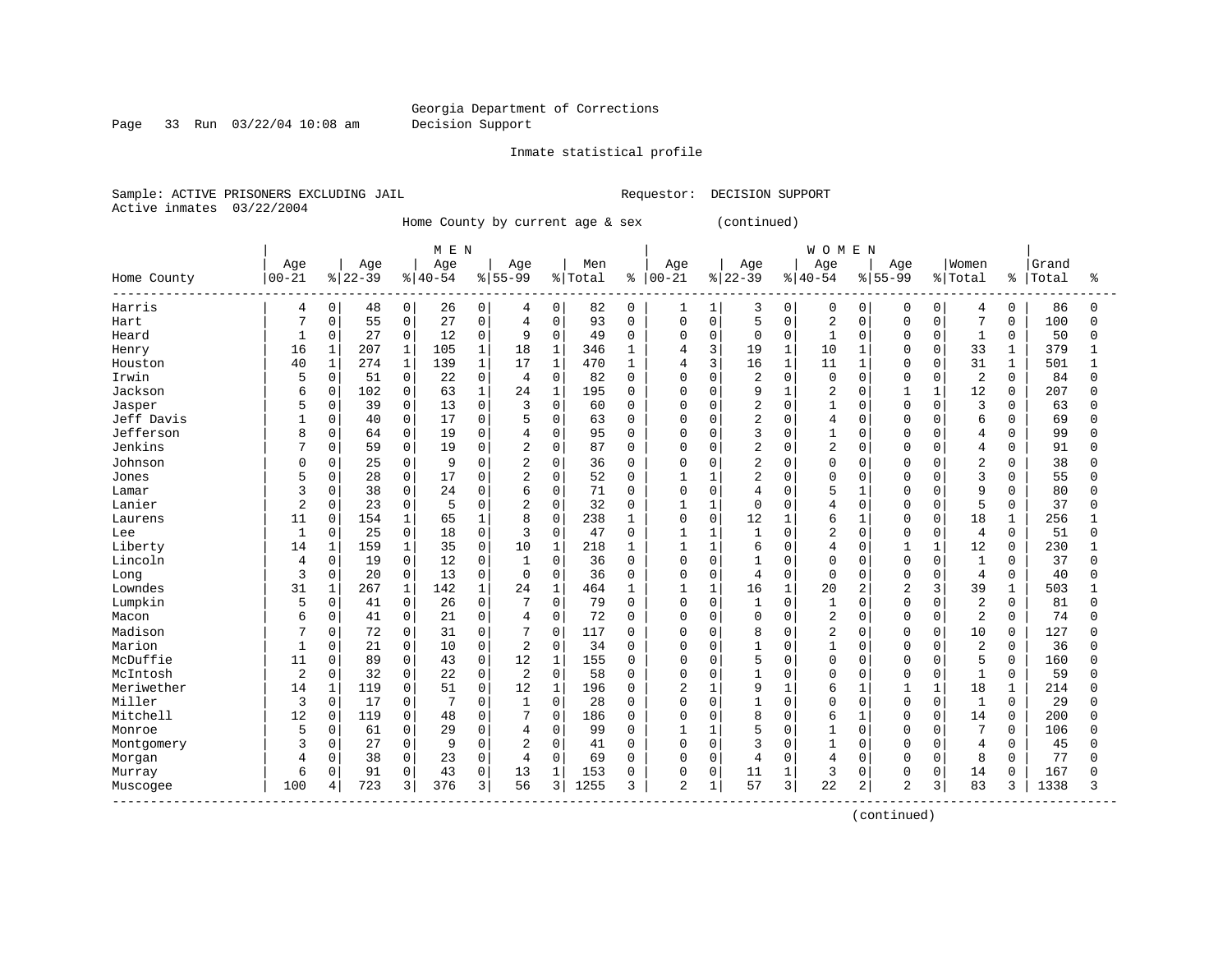Georgia Department of Corrections
Decision Support

Inmate statistical profile

Sample: ACTIVE PRISONERS EXCLUDING JAIL

Requestor: DECISION SUPPORT

Active inmates 03/22/2004

Home County by current age & sex (continued)

| | MEN | | | | | | | | | | WOMEN | | | | | | | | | | | |
|---|---|---|---|---|---|---|---|---|---|---|---|---|---|---|---|---|---|---|---|---|---|---|
| Home County | Age 00-21 | % | Age 22-39 | % | Age 40-54 | % | Age 55-99 | % | Men Total | % | Age 00-21 | % | Age 22-39 | % | Age 40-54 | % | Age 55-99 | % | Women Total | % | Grand Total | % |
| Harris | 4 | 0 | 48 | 0 | 26 | 0 | 4 | 0 | 82 | 0 | 1 | 1 | 3 | 0 | 0 | 0 | 0 | 0 | 4 | 0 | 86 | 0 |
| Hart | 7 | 0 | 55 | 0 | 27 | 0 | 4 | 0 | 93 | 0 | 0 | 0 | 5 | 0 | 2 | 0 | 0 | 0 | 7 | 0 | 100 | 0 |
| Heard | 1 | 0 | 27 | 0 | 12 | 0 | 9 | 0 | 49 | 0 | 0 | 0 | 0 | 0 | 1 | 0 | 0 | 0 | 1 | 0 | 50 | 0 |
| Henry | 16 | 1 | 207 | 1 | 105 | 1 | 18 | 1 | 346 | 1 | 4 | 3 | 19 | 1 | 10 | 1 | 0 | 0 | 33 | 1 | 379 | 1 |
| Houston | 40 | 1 | 274 | 1 | 139 | 1 | 17 | 1 | 470 | 1 | 4 | 3 | 16 | 1 | 11 | 1 | 0 | 0 | 31 | 1 | 501 | 1 |
| Irwin | 5 | 0 | 51 | 0 | 22 | 0 | 4 | 0 | 82 | 0 | 0 | 0 | 2 | 0 | 0 | 0 | 0 | 0 | 2 | 0 | 84 | 0 |
| Jackson | 6 | 0 | 102 | 0 | 63 | 1 | 24 | 1 | 195 | 0 | 0 | 0 | 9 | 1 | 2 | 0 | 1 | 1 | 12 | 0 | 207 | 0 |
| Jasper | 5 | 0 | 39 | 0 | 13 | 0 | 3 | 0 | 60 | 0 | 0 | 0 | 2 | 0 | 1 | 0 | 0 | 0 | 3 | 0 | 63 | 0 |
| Jeff Davis | 1 | 0 | 40 | 0 | 17 | 0 | 5 | 0 | 63 | 0 | 0 | 0 | 2 | 0 | 4 | 0 | 0 | 0 | 6 | 0 | 69 | 0 |
| Jefferson | 8 | 0 | 64 | 0 | 19 | 0 | 4 | 0 | 95 | 0 | 0 | 0 | 3 | 0 | 1 | 0 | 0 | 0 | 4 | 0 | 99 | 0 |
| Jenkins | 7 | 0 | 59 | 0 | 19 | 0 | 2 | 0 | 87 | 0 | 0 | 0 | 2 | 0 | 2 | 0 | 0 | 0 | 4 | 0 | 91 | 0 |
| Johnson | 0 | 0 | 25 | 0 | 9 | 0 | 2 | 0 | 36 | 0 | 0 | 0 | 2 | 0 | 0 | 0 | 0 | 0 | 2 | 0 | 38 | 0 |
| Jones | 5 | 0 | 28 | 0 | 17 | 0 | 2 | 0 | 52 | 0 | 1 | 1 | 2 | 0 | 0 | 0 | 0 | 0 | 3 | 0 | 55 | 0 |
| Lamar | 3 | 0 | 38 | 0 | 24 | 0 | 6 | 0 | 71 | 0 | 0 | 0 | 4 | 0 | 5 | 1 | 0 | 0 | 9 | 0 | 80 | 0 |
| Lanier | 2 | 0 | 23 | 0 | 5 | 0 | 2 | 0 | 32 | 0 | 1 | 1 | 0 | 0 | 4 | 0 | 0 | 0 | 5 | 0 | 37 | 0 |
| Laurens | 11 | 0 | 154 | 1 | 65 | 1 | 8 | 0 | 238 | 1 | 0 | 0 | 12 | 1 | 6 | 1 | 0 | 0 | 18 | 1 | 256 | 1 |
| Lee | 1 | 0 | 25 | 0 | 18 | 0 | 3 | 0 | 47 | 0 | 1 | 1 | 1 | 0 | 2 | 0 | 0 | 0 | 4 | 0 | 51 | 0 |
| Liberty | 14 | 1 | 159 | 1 | 35 | 0 | 10 | 1 | 218 | 1 | 1 | 1 | 6 | 0 | 4 | 0 | 1 | 1 | 12 | 0 | 230 | 1 |
| Lincoln | 4 | 0 | 19 | 0 | 12 | 0 | 1 | 0 | 36 | 0 | 0 | 0 | 1 | 0 | 0 | 0 | 0 | 0 | 1 | 0 | 37 | 0 |
| Long | 3 | 0 | 20 | 0 | 13 | 0 | 0 | 0 | 36 | 0 | 0 | 0 | 4 | 0 | 0 | 0 | 0 | 0 | 4 | 0 | 40 | 0 |
| Lowndes | 31 | 1 | 267 | 1 | 142 | 1 | 24 | 1 | 464 | 1 | 1 | 1 | 16 | 1 | 20 | 2 | 2 | 3 | 39 | 1 | 503 | 1 |
| Lumpkin | 5 | 0 | 41 | 0 | 26 | 0 | 7 | 0 | 79 | 0 | 0 | 0 | 1 | 0 | 1 | 0 | 0 | 0 | 2 | 0 | 81 | 0 |
| Macon | 6 | 0 | 41 | 0 | 21 | 0 | 4 | 0 | 72 | 0 | 0 | 0 | 0 | 0 | 2 | 0 | 0 | 0 | 2 | 0 | 74 | 0 |
| Madison | 7 | 0 | 72 | 0 | 31 | 0 | 7 | 0 | 117 | 0 | 0 | 0 | 8 | 0 | 2 | 0 | 0 | 0 | 10 | 0 | 127 | 0 |
| Marion | 1 | 0 | 21 | 0 | 10 | 0 | 2 | 0 | 34 | 0 | 0 | 0 | 1 | 0 | 1 | 0 | 0 | 0 | 2 | 0 | 36 | 0 |
| McDuffie | 11 | 0 | 89 | 0 | 43 | 0 | 12 | 1 | 155 | 0 | 0 | 0 | 5 | 0 | 0 | 0 | 0 | 0 | 5 | 0 | 160 | 0 |
| McIntosh | 2 | 0 | 32 | 0 | 22 | 0 | 2 | 0 | 58 | 0 | 0 | 0 | 1 | 0 | 0 | 0 | 0 | 0 | 1 | 0 | 59 | 0 |
| Meriwether | 14 | 1 | 119 | 0 | 51 | 0 | 12 | 1 | 196 | 0 | 2 | 1 | 9 | 1 | 6 | 1 | 1 | 1 | 18 | 1 | 214 | 0 |
| Miller | 3 | 0 | 17 | 0 | 7 | 0 | 1 | 0 | 28 | 0 | 0 | 0 | 1 | 0 | 0 | 0 | 0 | 0 | 1 | 0 | 29 | 0 |
| Mitchell | 12 | 0 | 119 | 0 | 48 | 0 | 7 | 0 | 186 | 0 | 0 | 0 | 8 | 0 | 6 | 1 | 0 | 0 | 14 | 0 | 200 | 0 |
| Monroe | 5 | 0 | 61 | 0 | 29 | 0 | 4 | 0 | 99 | 0 | 1 | 1 | 5 | 0 | 1 | 0 | 0 | 0 | 7 | 0 | 106 | 0 |
| Montgomery | 3 | 0 | 27 | 0 | 9 | 0 | 2 | 0 | 41 | 0 | 0 | 0 | 3 | 0 | 1 | 0 | 0 | 0 | 4 | 0 | 45 | 0 |
| Morgan | 4 | 0 | 38 | 0 | 23 | 0 | 4 | 0 | 69 | 0 | 0 | 0 | 4 | 0 | 4 | 0 | 0 | 0 | 8 | 0 | 77 | 0 |
| Murray | 6 | 0 | 91 | 0 | 43 | 0 | 13 | 1 | 153 | 0 | 0 | 0 | 11 | 1 | 3 | 0 | 0 | 0 | 14 | 0 | 167 | 0 |
| Muscogee | 100 | 4 | 723 | 3 | 376 | 3 | 56 | 3 | 1255 | 3 | 2 | 1 | 57 | 3 | 22 | 2 | 2 | 3 | 83 | 3 | 1338 | 3 |

(continued)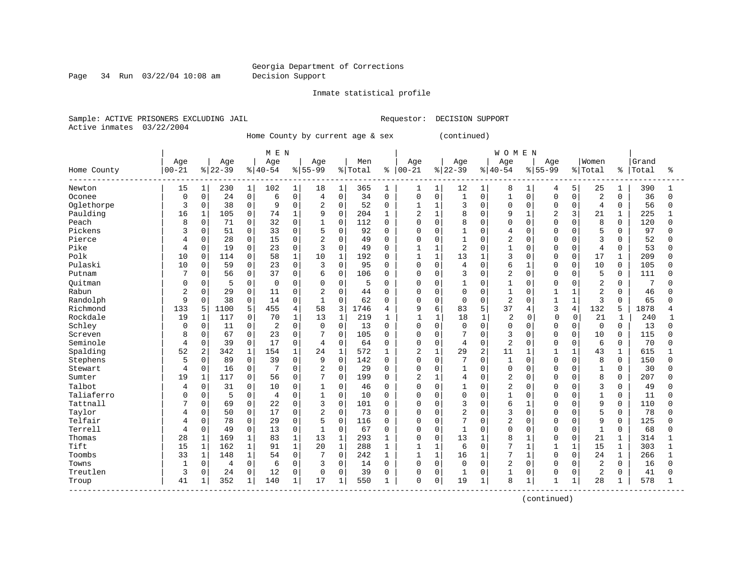Georgia Department of Corrections
Decision Support

Inmate statistical profile

Sample: ACTIVE PRISONERS EXCLUDING JAIL                    Requestor: DECISION SUPPORT
Active inmates 03/22/2004

Home County by current age & sex (continued)

| Home County | MEN Age 00-21 | % | Age 22-39 | % | Age 40-54 | % | Age 55-99 | % | Men Total | % | WOMEN Age 00-21 | % | Age 22-39 | % | Age 40-54 | % | Age 55-99 | % | Women Total | % | Grand Total | % |
|---|---|---|---|---|---|---|---|---|---|---|---|---|---|---|---|---|---|---|---|---|---|---|
| Newton | 15 | 1 | 230 | 1 | 102 | 1 | 18 | 1 | 365 | 1 | 1 | 1 | 12 | 1 | 8 | 1 | 4 | 5 | 25 | 1 | 390 | 1 |
| Oconee | 0 | 0 | 24 | 0 | 6 | 0 | 4 | 0 | 34 | 0 | 0 | 0 | 1 | 0 | 1 | 0 | 0 | 0 | 2 | 0 | 36 | 0 |
| Oglethorpe | 3 | 0 | 38 | 0 | 9 | 0 | 2 | 0 | 52 | 0 | 1 | 1 | 3 | 0 | 0 | 0 | 0 | 0 | 4 | 0 | 56 | 0 |
| Paulding | 16 | 1 | 105 | 0 | 74 | 1 | 9 | 0 | 204 | 1 | 2 | 1 | 8 | 0 | 9 | 1 | 2 | 3 | 21 | 1 | 225 | 1 |
| Peach | 8 | 0 | 71 | 0 | 32 | 0 | 1 | 0 | 112 | 0 | 0 | 0 | 8 | 0 | 0 | 0 | 0 | 0 | 8 | 0 | 120 | 0 |
| Pickens | 3 | 0 | 51 | 0 | 33 | 0 | 5 | 0 | 92 | 0 | 0 | 0 | 1 | 0 | 4 | 0 | 0 | 0 | 5 | 0 | 97 | 0 |
| Pierce | 4 | 0 | 28 | 0 | 15 | 0 | 2 | 0 | 49 | 0 | 0 | 0 | 1 | 0 | 2 | 0 | 0 | 0 | 3 | 0 | 52 | 0 |
| Pike | 4 | 0 | 19 | 0 | 23 | 0 | 3 | 0 | 49 | 0 | 1 | 1 | 2 | 0 | 1 | 0 | 0 | 0 | 4 | 0 | 53 | 0 |
| Polk | 10 | 0 | 114 | 0 | 58 | 1 | 10 | 1 | 192 | 0 | 1 | 1 | 13 | 1 | 3 | 0 | 0 | 0 | 17 | 1 | 209 | 0 |
| Pulaski | 10 | 0 | 59 | 0 | 23 | 0 | 3 | 0 | 95 | 0 | 0 | 0 | 4 | 0 | 6 | 1 | 0 | 0 | 10 | 0 | 105 | 0 |
| Putnam | 7 | 0 | 56 | 0 | 37 | 0 | 6 | 0 | 106 | 0 | 0 | 0 | 3 | 0 | 2 | 0 | 0 | 0 | 5 | 0 | 111 | 0 |
| Quitman | 0 | 0 | 5 | 0 | 0 | 0 | 0 | 0 | 5 | 0 | 0 | 0 | 1 | 0 | 1 | 0 | 0 | 0 | 2 | 0 | 7 | 0 |
| Rabun | 2 | 0 | 29 | 0 | 11 | 0 | 2 | 0 | 44 | 0 | 0 | 0 | 0 | 0 | 1 | 0 | 1 | 1 | 2 | 0 | 46 | 0 |
| Randolph | 9 | 0 | 38 | 0 | 14 | 0 | 1 | 0 | 62 | 0 | 0 | 0 | 0 | 0 | 2 | 0 | 1 | 1 | 3 | 0 | 65 | 0 |
| Richmond | 133 | 5 | 1100 | 5 | 455 | 4 | 58 | 3 | 1746 | 4 | 9 | 6 | 83 | 5 | 37 | 4 | 3 | 4 | 132 | 5 | 1878 | 4 |
| Rockdale | 19 | 1 | 117 | 0 | 70 | 1 | 13 | 1 | 219 | 1 | 1 | 1 | 18 | 1 | 2 | 0 | 0 | 0 | 21 | 1 | 240 | 1 |
| Schley | 0 | 0 | 11 | 0 | 2 | 0 | 0 | 0 | 13 | 0 | 0 | 0 | 0 | 0 | 0 | 0 | 0 | 0 | 0 | 0 | 13 | 0 |
| Screven | 8 | 0 | 67 | 0 | 23 | 0 | 7 | 0 | 105 | 0 | 0 | 0 | 7 | 0 | 3 | 0 | 0 | 0 | 10 | 0 | 115 | 0 |
| Seminole | 4 | 0 | 39 | 0 | 17 | 0 | 4 | 0 | 64 | 0 | 0 | 0 | 4 | 0 | 2 | 0 | 0 | 0 | 6 | 0 | 70 | 0 |
| Spalding | 52 | 2 | 342 | 1 | 154 | 1 | 24 | 1 | 572 | 1 | 2 | 1 | 29 | 2 | 11 | 1 | 1 | 1 | 43 | 1 | 615 | 1 |
| Stephens | 5 | 0 | 89 | 0 | 39 | 0 | 9 | 0 | 142 | 0 | 0 | 0 | 7 | 0 | 1 | 0 | 0 | 0 | 8 | 0 | 150 | 0 |
| Stewart | 4 | 0 | 16 | 0 | 7 | 0 | 2 | 0 | 29 | 0 | 0 | 0 | 1 | 0 | 0 | 0 | 0 | 0 | 1 | 0 | 30 | 0 |
| Sumter | 19 | 1 | 117 | 0 | 56 | 0 | 7 | 0 | 199 | 0 | 2 | 1 | 4 | 0 | 2 | 0 | 0 | 0 | 8 | 0 | 207 | 0 |
| Talbot | 4 | 0 | 31 | 0 | 10 | 0 | 1 | 0 | 46 | 0 | 0 | 0 | 1 | 0 | 2 | 0 | 0 | 0 | 3 | 0 | 49 | 0 |
| Taliaferro | 0 | 0 | 5 | 0 | 4 | 0 | 1 | 0 | 10 | 0 | 0 | 0 | 0 | 0 | 1 | 0 | 0 | 0 | 1 | 0 | 11 | 0 |
| Tattnall | 7 | 0 | 69 | 0 | 22 | 0 | 3 | 0 | 101 | 0 | 0 | 0 | 3 | 0 | 6 | 1 | 0 | 0 | 9 | 0 | 110 | 0 |
| Taylor | 4 | 0 | 50 | 0 | 17 | 0 | 2 | 0 | 73 | 0 | 0 | 0 | 2 | 0 | 3 | 0 | 0 | 0 | 5 | 0 | 78 | 0 |
| Telfair | 4 | 0 | 78 | 0 | 29 | 0 | 5 | 0 | 116 | 0 | 0 | 0 | 7 | 0 | 2 | 0 | 0 | 0 | 9 | 0 | 125 | 0 |
| Terrell | 4 | 0 | 49 | 0 | 13 | 0 | 1 | 0 | 67 | 0 | 0 | 0 | 1 | 0 | 0 | 0 | 0 | 0 | 1 | 0 | 68 | 0 |
| Thomas | 28 | 1 | 169 | 1 | 83 | 1 | 13 | 1 | 293 | 1 | 0 | 0 | 13 | 1 | 8 | 1 | 0 | 0 | 21 | 1 | 314 | 1 |
| Tift | 15 | 1 | 162 | 1 | 91 | 1 | 20 | 1 | 288 | 1 | 1 | 1 | 6 | 0 | 7 | 1 | 1 | 1 | 15 | 1 | 303 | 1 |
| Toombs | 33 | 1 | 148 | 1 | 54 | 0 | 7 | 0 | 242 | 1 | 1 | 1 | 16 | 1 | 7 | 1 | 0 | 0 | 24 | 1 | 266 | 1 |
| Towns | 1 | 0 | 4 | 0 | 6 | 0 | 3 | 0 | 14 | 0 | 0 | 0 | 0 | 0 | 2 | 0 | 0 | 0 | 2 | 0 | 16 | 0 |
| Treutlen | 3 | 0 | 24 | 0 | 12 | 0 | 0 | 0 | 39 | 0 | 0 | 0 | 1 | 0 | 1 | 0 | 0 | 0 | 2 | 0 | 41 | 0 |
| Troup | 41 | 1 | 352 | 1 | 140 | 1 | 17 | 1 | 550 | 1 | 0 | 0 | 19 | 1 | 8 | 1 | 1 | 1 | 28 | 1 | 578 | 1 |

(continued)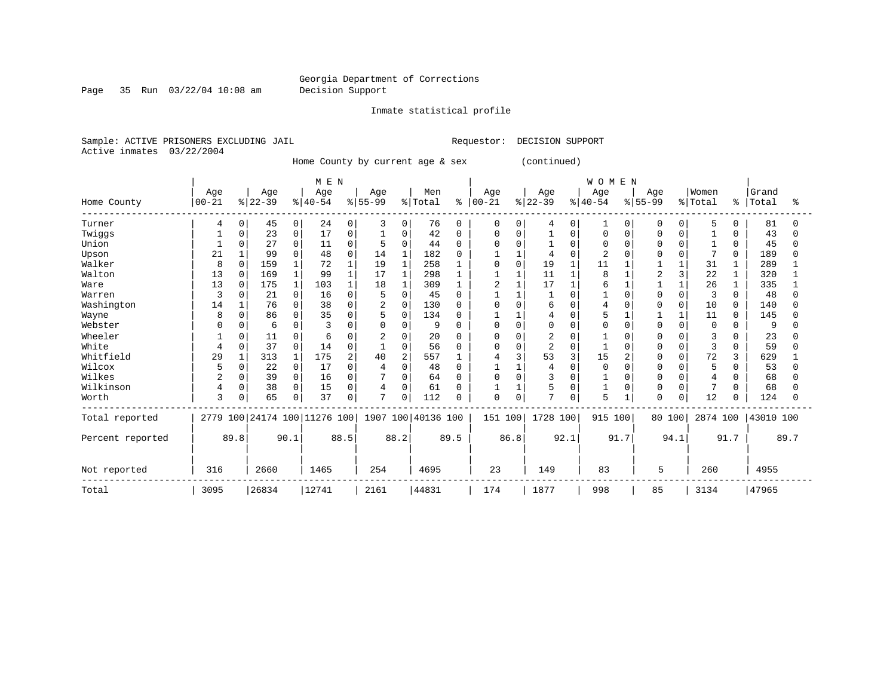Georgia Department of Corrections
Decision Support

Inmate statistical profile

Sample: ACTIVE PRISONERS EXCLUDING JAIL    Requestor: DECISION SUPPORT
Active inmates 03/22/2004

Home County by current age & sex (continued)

| Home County | MEN Age 00-21 | % | Age 22-39 | % | Age 40-54 | % | Age 55-99 | % | Men Total | % | WOMEN Age 00-21 | % | Age 22-39 | % | Age 40-54 | % | Age 55-99 | % | Women Total | % | Grand Total | % |
|---|---|---|---|---|---|---|---|---|---|---|---|---|---|---|---|---|---|---|---|---|---|---|
| Turner | 4 | 0 | 45 | 0 | 24 | 0 | 3 | 0 | 76 | 0 | 0 | 0 | 4 | 0 | 1 | 0 | 0 | 0 | 5 | 0 | 81 | 0 |
| Twiggs | 1 | 0 | 23 | 0 | 17 | 0 | 1 | 0 | 42 | 0 | 0 | 0 | 1 | 0 | 0 | 0 | 0 | 0 | 1 | 0 | 43 | 0 |
| Union | 1 | 0 | 27 | 0 | 11 | 0 | 5 | 0 | 44 | 0 | 0 | 0 | 1 | 0 | 0 | 0 | 0 | 0 | 1 | 0 | 45 | 0 |
| Upson | 21 | 1 | 99 | 0 | 48 | 0 | 14 | 1 | 182 | 0 | 1 | 1 | 4 | 0 | 2 | 0 | 0 | 0 | 7 | 0 | 189 | 0 |
| Walker | 8 | 0 | 159 | 1 | 72 | 1 | 19 | 1 | 258 | 1 | 0 | 0 | 19 | 1 | 11 | 1 | 1 | 1 | 31 | 1 | 289 | 1 |
| Walton | 13 | 0 | 169 | 1 | 99 | 1 | 17 | 1 | 298 | 1 | 1 | 1 | 11 | 1 | 8 | 1 | 2 | 3 | 22 | 1 | 320 | 1 |
| Ware | 13 | 0 | 175 | 1 | 103 | 1 | 18 | 1 | 309 | 1 | 2 | 1 | 17 | 1 | 6 | 1 | 1 | 1 | 26 | 1 | 335 | 1 |
| Warren | 3 | 0 | 21 | 0 | 16 | 0 | 5 | 0 | 45 | 0 | 1 | 1 | 1 | 0 | 1 | 0 | 0 | 0 | 3 | 0 | 48 | 0 |
| Washington | 14 | 1 | 76 | 0 | 38 | 0 | 2 | 0 | 130 | 0 | 0 | 0 | 6 | 0 | 4 | 0 | 0 | 0 | 10 | 0 | 140 | 0 |
| Wayne | 8 | 0 | 86 | 0 | 35 | 0 | 5 | 0 | 134 | 0 | 1 | 1 | 4 | 0 | 5 | 1 | 1 | 1 | 11 | 0 | 145 | 0 |
| Webster | 0 | 0 | 6 | 0 | 3 | 0 | 0 | 0 | 9 | 0 | 0 | 0 | 0 | 0 | 0 | 0 | 0 | 0 | 0 | 0 | 9 | 0 |
| Wheeler | 1 | 0 | 11 | 0 | 6 | 0 | 2 | 0 | 20 | 0 | 0 | 0 | 2 | 0 | 1 | 0 | 0 | 0 | 3 | 0 | 23 | 0 |
| White | 4 | 0 | 37 | 0 | 14 | 0 | 1 | 0 | 56 | 0 | 0 | 0 | 2 | 0 | 1 | 0 | 0 | 0 | 3 | 0 | 59 | 0 |
| Whitfield | 29 | 1 | 313 | 1 | 175 | 2 | 40 | 2 | 557 | 1 | 4 | 3 | 53 | 3 | 15 | 2 | 0 | 0 | 72 | 3 | 629 | 1 |
| Wilcox | 5 | 0 | 22 | 0 | 17 | 0 | 4 | 0 | 48 | 0 | 1 | 1 | 4 | 0 | 0 | 0 | 0 | 0 | 5 | 0 | 53 | 0 |
| Wilkes | 2 | 0 | 39 | 0 | 16 | 0 | 7 | 0 | 64 | 0 | 0 | 0 | 3 | 0 | 1 | 0 | 0 | 0 | 4 | 0 | 68 | 0 |
| Wilkinson | 4 | 0 | 38 | 0 | 15 | 0 | 4 | 0 | 61 | 0 | 1 | 1 | 5 | 0 | 1 | 0 | 0 | 0 | 7 | 0 | 68 | 0 |
| Worth | 3 | 0 | 65 | 0 | 37 | 0 | 7 | 0 | 112 | 0 | 0 | 0 | 7 | 0 | 5 | 1 | 0 | 0 | 12 | 0 | 124 | 0 |
| Total reported | 2779 | 100 | 24174 | 100 | 11276 | 100 | 1907 | 100 | 40136 | 100 | 151 | 100 | 1728 | 100 | 915 | 100 | 80 | 100 | 2874 | 100 | 43010 | 100 |
| Percent reported | | 89.8 | | 90.1 | | 88.5 | | 88.2 | | 89.5 | | 86.8 | | 92.1 | | 91.7 | | 94.1 | | 91.7 | | 89.7 |
| Not reported | 316 | | 2660 | | 1465 | | 254 | | 4695 | | 23 | | 149 | | 83 | | 5 | | 260 | | 4955 | |
| Total | 3095 | | 26834 | | 12741 | | 2161 | | 44831 | | 174 | | 1877 | | 998 | | 85 | | 3134 | | 47965 | |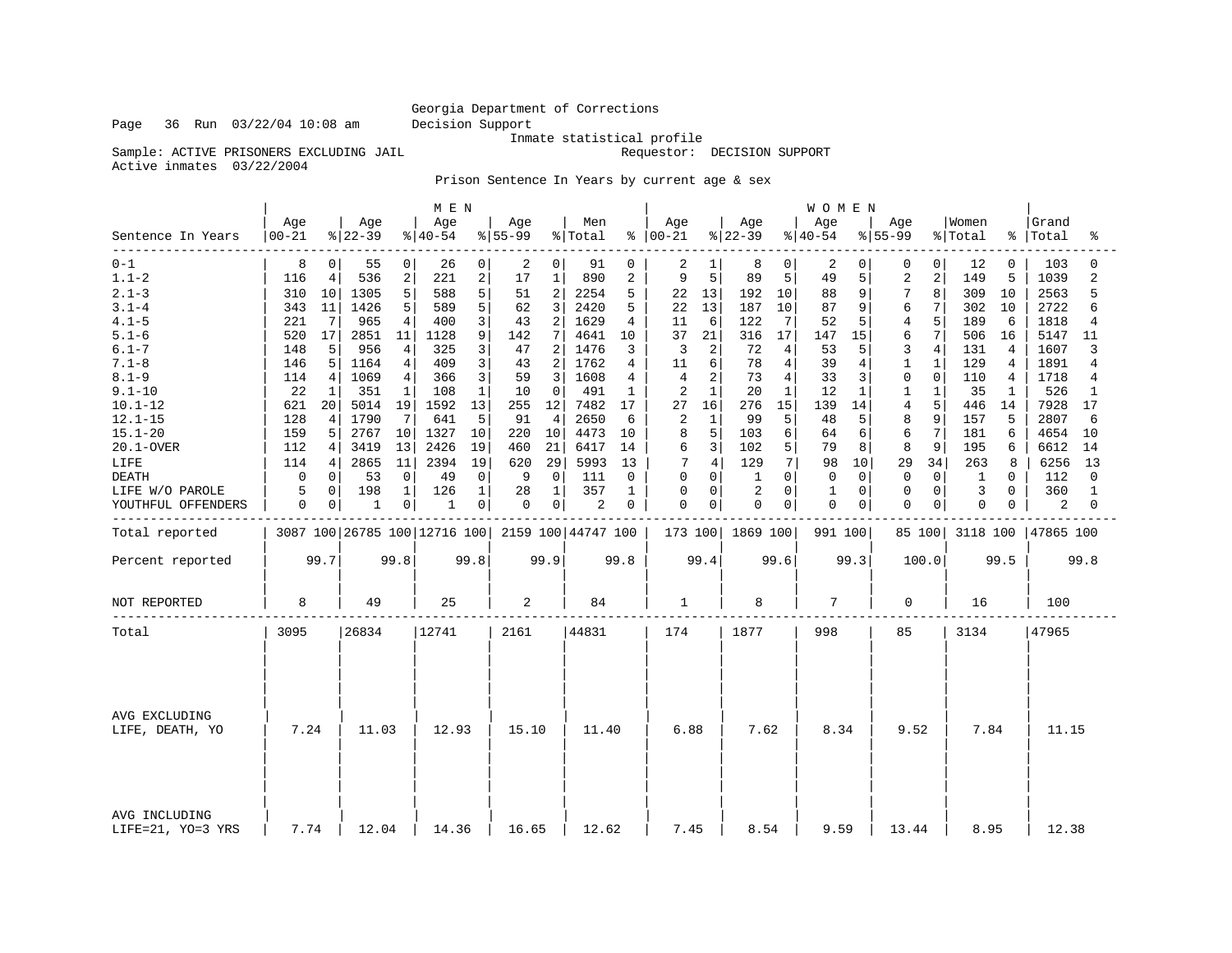Georgia Department of Corrections
Decision Support
Inmate statistical profile

Page 36 Run 03/22/04 10:08 am

Sample: ACTIVE PRISONERS EXCLUDING JAIL    Requestor: DECISION SUPPORT

Active inmates 03/22/2004

Prison Sentence In Years by current age & sex

| Sentence In Years | MEN Age 00-21 | % | Age 22-39 | % | Age 40-54 | % | Age 55-99 | % | Men Total | % | WOMEN Age 00-21 | % | Age 22-39 | % | Age 40-54 | % | Age 55-99 | % | Women Total | % | Grand Total | % |
|---|---|---|---|---|---|---|---|---|---|---|---|---|---|---|---|---|---|---|---|---|---|---|
| 0-1 | 8 | 0 | 55 | 0 | 26 | 0 | 2 | 0 | 91 | 0 | 2 | 1 | 8 | 0 | 2 | 0 | 0 | 0 | 12 | 0 | 103 | 0 |
| 1.1-2 | 116 | 4 | 536 | 2 | 221 | 2 | 17 | 1 | 890 | 2 | 9 | 5 | 89 | 5 | 49 | 5 | 2 | 2 | 149 | 5 | 1039 | 2 |
| 2.1-3 | 310 | 10 | 1305 | 5 | 588 | 5 | 51 | 2 | 2254 | 5 | 22 | 13 | 192 | 10 | 88 | 9 | 7 | 8 | 309 | 10 | 2563 | 5 |
| 3.1-4 | 343 | 11 | 1426 | 5 | 589 | 5 | 62 | 3 | 2420 | 5 | 22 | 13 | 187 | 10 | 87 | 9 | 6 | 7 | 302 | 10 | 2722 | 6 |
| 4.1-5 | 221 | 7 | 965 | 4 | 400 | 3 | 43 | 2 | 1629 | 4 | 11 | 6 | 122 | 7 | 52 | 5 | 4 | 5 | 189 | 6 | 1818 | 4 |
| 5.1-6 | 520 | 17 | 2851 | 11 | 1128 | 9 | 142 | 7 | 4641 | 10 | 37 | 21 | 316 | 17 | 147 | 15 | 6 | 7 | 506 | 16 | 5147 | 11 |
| 6.1-7 | 148 | 5 | 956 | 4 | 325 | 3 | 47 | 2 | 1476 | 3 | 3 | 2 | 72 | 4 | 53 | 5 | 3 | 4 | 131 | 4 | 1607 | 3 |
| 7.1-8 | 146 | 5 | 1164 | 4 | 409 | 3 | 43 | 2 | 1762 | 4 | 11 | 6 | 78 | 4 | 39 | 4 | 1 | 1 | 129 | 4 | 1891 | 4 |
| 8.1-9 | 114 | 4 | 1069 | 4 | 366 | 3 | 59 | 3 | 1608 | 4 | 4 | 2 | 73 | 4 | 33 | 3 | 0 | 0 | 110 | 4 | 1718 | 4 |
| 9.1-10 | 22 | 1 | 351 | 1 | 108 | 1 | 10 | 0 | 491 | 1 | 2 | 1 | 20 | 1 | 12 | 1 | 1 | 1 | 35 | 1 | 526 | 1 |
| 10.1-12 | 621 | 20 | 5014 | 19 | 1592 | 13 | 255 | 12 | 7482 | 17 | 27 | 16 | 276 | 15 | 139 | 14 | 4 | 5 | 446 | 14 | 7928 | 17 |
| 12.1-15 | 128 | 4 | 1790 | 7 | 641 | 5 | 91 | 4 | 2650 | 6 | 2 | 1 | 99 | 5 | 48 | 5 | 8 | 9 | 157 | 5 | 2807 | 6 |
| 15.1-20 | 159 | 5 | 2767 | 10 | 1327 | 10 | 220 | 10 | 4473 | 10 | 8 | 5 | 103 | 6 | 64 | 6 | 6 | 7 | 181 | 6 | 4654 | 10 |
| 20.1-OVER | 112 | 4 | 3419 | 13 | 2426 | 19 | 460 | 21 | 6417 | 14 | 6 | 3 | 102 | 5 | 79 | 8 | 8 | 9 | 195 | 6 | 6612 | 14 |
| LIFE | 114 | 4 | 2865 | 11 | 2394 | 19 | 620 | 29 | 5993 | 13 | 7 | 4 | 129 | 7 | 98 | 10 | 29 | 34 | 263 | 8 | 6256 | 13 |
| DEATH | 0 | 0 | 53 | 0 | 49 | 0 | 9 | 0 | 111 | 0 | 0 | 0 | 1 | 0 | 0 | 0 | 0 | 0 | 1 | 0 | 112 | 0 |
| LIFE W/O PAROLE | 5 | 0 | 198 | 1 | 126 | 1 | 28 | 1 | 357 | 1 | 0 | 0 | 2 | 0 | 1 | 0 | 0 | 0 | 3 | 0 | 360 | 1 |
| YOUTHFUL OFFENDERS | 0 | 0 | 1 | 0 | 1 | 0 | 0 | 0 | 2 | 0 | 0 | 0 | 0 | 0 | 0 | 0 | 0 | 0 | 0 | 0 | 2 | 0 |
| Total reported | 3087 | 100 | 26785 | 100 | 12716 | 100 | 2159 | 100 | 44747 | 100 | 173 | 100 | 1869 | 100 | 991 | 100 | 85 | 100 | 3118 | 100 | 47865 | 100 |
| Percent reported | 99.7 | | 99.8 | | 99.8 | | 99.9 | | 99.8 | | 99.4 | | 99.6 | | 99.3 | | 100.0 | | 99.5 | | 99.8 | |
| NOT REPORTED | 8 | | 49 | | 25 | | 2 | | 84 | | 1 | | 8 | | 7 | | 0 | | 16 | | 100 | |
| Total | 3095 | | 26834 | | 12741 | | 2161 | | 44831 | | 174 | | 1877 | | 998 | | 85 | | 3134 | | 47965 | |
| AVG EXCLUDING LIFE, DEATH, YO | 7.24 | | 11.03 | | 12.93 | | 15.10 | | 11.40 | | 6.88 | | 7.62 | | 8.34 | | 9.52 | | 7.84 | | 11.15 | |
| AVG INCLUDING LIFE=21, YO=3 YRS | 7.74 | | 12.04 | | 14.36 | | 16.65 | | 12.62 | | 7.45 | | 8.54 | | 9.59 | | 13.44 | | 8.95 | | 12.38 | |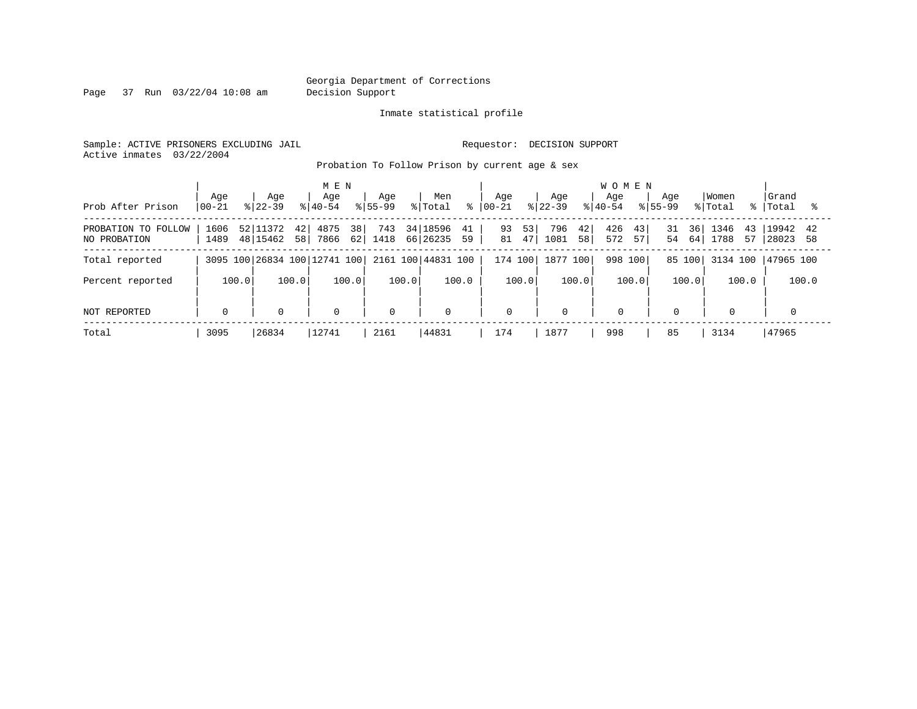Georgia Department of Corrections
Decision Support

Inmate statistical profile

Sample: ACTIVE PRISONERS EXCLUDING JAIL    Requestor: DECISION SUPPORT
Active inmates 03/22/2004

## Probation To Follow Prison by current age & sex

| Prob After Prison | MEN Age 00-21 | % | Age 22-39 | % | Age 40-54 | % | Age 55-99 | % | Men Total | % | WOMEN Age 00-21 | % | Age 22-39 | % | Age 40-54 | % | Age 55-99 | % | Women Total | % | Grand Total | % |
|---|---|---|---|---|---|---|---|---|---|---|---|---|---|---|---|---|---|---|---|---|---|---|
| PROBATION TO FOLLOW | 1606 | 52 | 11372 | 42 | 4875 | 38 | 743 | 34 | 18596 | 41 | 93 | 53 | 796 | 42 | 426 | 43 | 31 | 36 | 1346 | 43 | 19942 | 42 |
| NO PROBATION | 1489 | 48 | 15462 | 58 | 7866 | 62 | 1418 | 66 | 26235 | 59 | 81 | 47 | 1081 | 58 | 572 | 57 | 54 | 64 | 1788 | 57 | 28023 | 58 |
| Total reported | 3095 | 100 | 26834 | 100 | 12741 | 100 | 2161 | 100 | 44831 | 100 | 174 | 100 | 1877 | 100 | 998 | 100 | 85 | 100 | 3134 | 100 | 47965 | 100 |
| Percent reported | | 100.0 | | 100.0 | | 100.0 | | 100.0 | | 100.0 | | 100.0 | | 100.0 | | 100.0 | | 100.0 | | 100.0 | | 100.0 |
| NOT REPORTED | 0 | | 0 | | 0 | | 0 | | 0 | | 0 | | 0 | | 0 | | 0 | | 0 | | 0 | |
| Total | 3095 | | 26834 | | 12741 | | 2161 | | 44831 | | 174 | | 1877 | | 998 | | 85 | | 3134 | | 47965 | |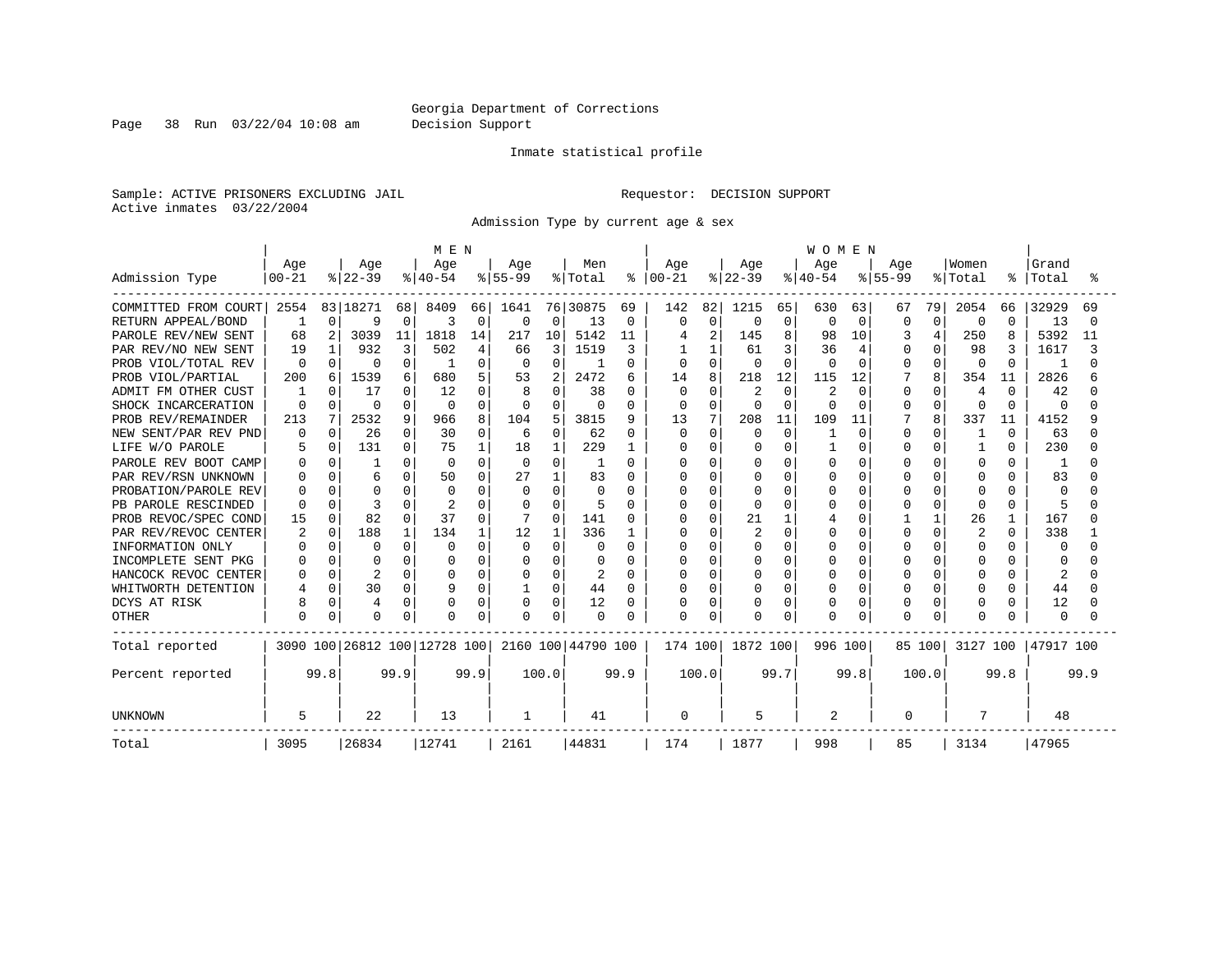Georgia Department of Corrections
Decision Support

Inmate statistical profile

Sample: ACTIVE PRISONERS EXCLUDING JAIL

Requestor: DECISION SUPPORT

Active inmates 03/22/2004

Admission Type by current age & sex

| Admission Type | MEN Age 00-21 | % | Age 22-39 | % | Age 40-54 | % | Age 55-99 | % | Men Total | % | WOMEN Age 00-21 | % | Age 22-39 | % | Age 40-54 | % | Age 55-99 | % | Women Total | % | Grand Total | % |
|---|---|---|---|---|---|---|---|---|---|---|---|---|---|---|---|---|---|---|---|---|---|---|
| COMMITTED FROM COURT | 2554 | 83 | 18271 | 68 | 8409 | 66 | 1641 | 76 | 30875 | 69 | 142 | 82 | 1215 | 65 | 630 | 63 | 67 | 79 | 2054 | 66 | 32929 | 69 |
| RETURN APPEAL/BOND | 1 | 0 | 9 | 0 | 3 | 0 | 0 | 0 | 13 | 0 | 0 | 0 | 0 | 0 | 0 | 0 | 0 | 0 | 0 | 0 | 13 | 0 |
| PAROLE REV/NEW SENT | 68 | 2 | 3039 | 11 | 1818 | 14 | 217 | 10 | 5142 | 11 | 4 | 2 | 145 | 8 | 98 | 10 | 3 | 4 | 250 | 8 | 5392 | 11 |
| PAR REV/NO NEW SENT | 19 | 1 | 932 | 3 | 502 | 4 | 66 | 3 | 1519 | 3 | 1 | 1 | 61 | 3 | 36 | 4 | 0 | 0 | 98 | 3 | 1617 | 3 |
| PROB VIOL/TOTAL REV | 0 | 0 | 0 | 0 | 1 | 0 | 0 | 0 | 1 | 0 | 0 | 0 | 0 | 0 | 0 | 0 | 0 | 0 | 0 | 0 | 1 | 0 |
| PROB VIOL/PARTIAL | 200 | 6 | 1539 | 6 | 680 | 5 | 53 | 2 | 2472 | 6 | 14 | 8 | 218 | 12 | 115 | 12 | 7 | 8 | 354 | 11 | 2826 | 6 |
| ADMIT FM OTHER CUST | 1 | 0 | 17 | 0 | 12 | 0 | 8 | 0 | 38 | 0 | 0 | 0 | 2 | 0 | 2 | 0 | 0 | 0 | 4 | 0 | 42 | 0 |
| SHOCK INCARCERATION | 0 | 0 | 0 | 0 | 0 | 0 | 0 | 0 | 0 | 0 | 0 | 0 | 0 | 0 | 0 | 0 | 0 | 0 | 0 | 0 | 0 | 0 |
| PROB REV/REMAINDER | 213 | 7 | 2532 | 9 | 966 | 8 | 104 | 5 | 3815 | 9 | 13 | 7 | 208 | 11 | 109 | 11 | 7 | 8 | 337 | 11 | 4152 | 9 |
| NEW SENT/PAR REV PND | 0 | 0 | 26 | 0 | 30 | 0 | 6 | 0 | 62 | 0 | 0 | 0 | 0 | 0 | 1 | 0 | 0 | 0 | 1 | 0 | 63 | 0 |
| LIFE W/O PAROLE | 5 | 0 | 131 | 0 | 75 | 1 | 18 | 1 | 229 | 1 | 0 | 0 | 0 | 0 | 1 | 0 | 0 | 0 | 1 | 0 | 230 | 0 |
| PAROLE REV BOOT CAMP | 0 | 0 | 1 | 0 | 0 | 0 | 0 | 0 | 1 | 0 | 0 | 0 | 0 | 0 | 0 | 0 | 0 | 0 | 0 | 0 | 1 | 0 |
| PAR REV/RSN UNKNOWN | 0 | 0 | 6 | 0 | 50 | 0 | 27 | 1 | 83 | 0 | 0 | 0 | 0 | 0 | 0 | 0 | 0 | 0 | 0 | 0 | 83 | 0 |
| PROBATION/PAROLE REV | 0 | 0 | 0 | 0 | 0 | 0 | 0 | 0 | 0 | 0 | 0 | 0 | 0 | 0 | 0 | 0 | 0 | 0 | 0 | 0 | 0 | 0 |
| PB PAROLE RESCINDED | 0 | 0 | 3 | 0 | 2 | 0 | 0 | 0 | 5 | 0 | 0 | 0 | 0 | 0 | 0 | 0 | 0 | 0 | 0 | 0 | 5 | 0 |
| PROB REVOC/SPEC COND | 15 | 0 | 82 | 0 | 37 | 0 | 7 | 0 | 141 | 0 | 0 | 0 | 21 | 1 | 4 | 0 | 1 | 1 | 26 | 1 | 167 | 0 |
| PAR REV/REVOC CENTER | 2 | 0 | 188 | 1 | 134 | 1 | 12 | 1 | 336 | 1 | 0 | 0 | 2 | 0 | 0 | 0 | 0 | 0 | 2 | 0 | 338 | 1 |
| INFORMATION ONLY | 0 | 0 | 0 | 0 | 0 | 0 | 0 | 0 | 0 | 0 | 0 | 0 | 0 | 0 | 0 | 0 | 0 | 0 | 0 | 0 | 0 | 0 |
| INCOMPLETE SENT PKG | 0 | 0 | 0 | 0 | 0 | 0 | 0 | 0 | 0 | 0 | 0 | 0 | 0 | 0 | 0 | 0 | 0 | 0 | 0 | 0 | 0 | 0 |
| HANCOCK REVOC CENTER | 0 | 0 | 2 | 0 | 0 | 0 | 0 | 0 | 2 | 0 | 0 | 0 | 0 | 0 | 0 | 0 | 0 | 0 | 0 | 0 | 2 | 0 |
| WHITWORTH DETENTION | 4 | 0 | 30 | 0 | 9 | 0 | 1 | 0 | 44 | 0 | 0 | 0 | 0 | 0 | 0 | 0 | 0 | 0 | 0 | 0 | 44 | 0 |
| DCYS AT RISK | 8 | 0 | 4 | 0 | 0 | 0 | 0 | 0 | 12 | 0 | 0 | 0 | 0 | 0 | 0 | 0 | 0 | 0 | 0 | 0 | 12 | 0 |
| OTHER | 0 | 0 | 0 | 0 | 0 | 0 | 0 | 0 | 0 | 0 | 0 | 0 | 0 | 0 | 0 | 0 | 0 | 0 | 0 | 0 | 0 | 0 |
| Total reported | 3090 | 100 | 26812 | 100 | 12728 | 100 | 2160 | 100 | 44790 | 100 | 174 | 100 | 1872 | 100 | 996 | 100 | 85 | 100 | 3127 | 100 | 47917 | 100 |
| Percent reported | | 99.8 | | 99.9 | | 99.9 | | 100.0 | | 99.9 | | 100.0 | | 99.7 | | 99.8 | | 100.0 | | 99.8 | | 99.9 |
| UNKNOWN | 5 | | 22 | | 13 | | 1 | | 41 | | 0 | | 5 | | 2 | | 0 | | 7 | | 48 | |
| Total | 3095 | | 26834 | | 12741 | | 2161 | | 44831 | | 174 | | 1877 | | 998 | | 85 | | 3134 | | 47965 | |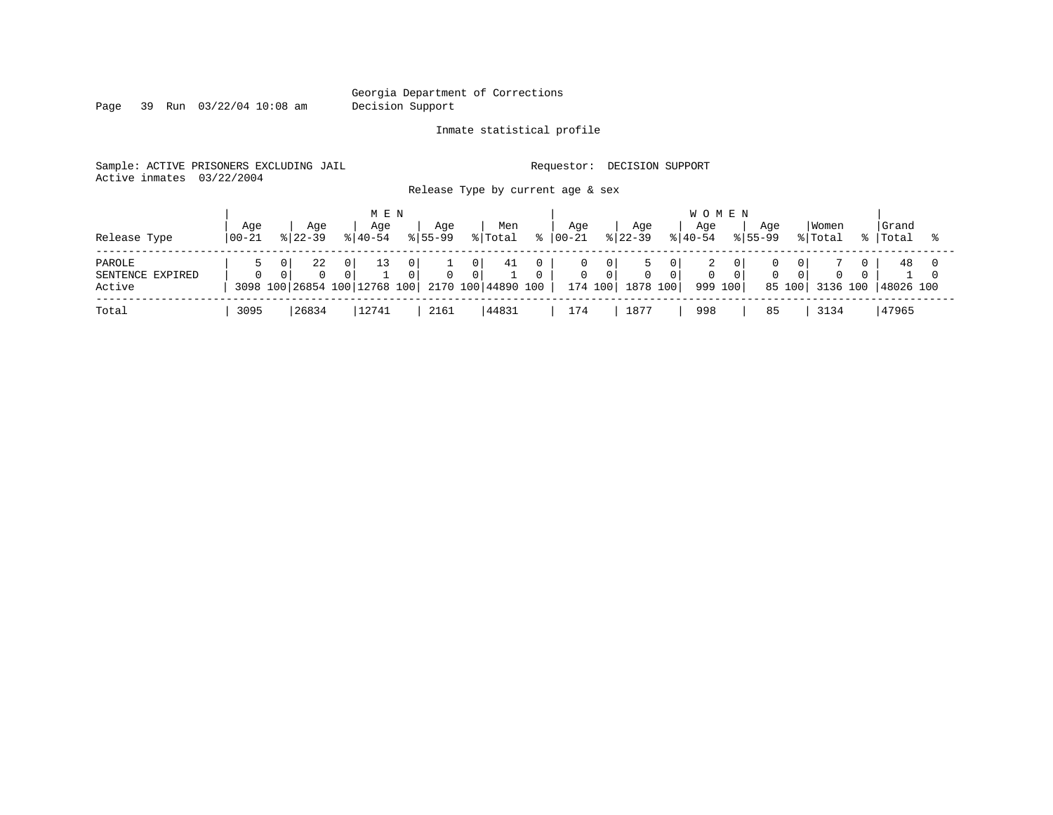Georgia Department of Corrections
Decision Support

Inmate statistical profile

Sample: ACTIVE PRISONERS EXCLUDING JAIL                    Requestor: DECISION SUPPORT
Active inmates 03/22/2004

Release Type by current age & sex

| | MEN | | | | | | | | | | WOMEN | | | | | | | | | | | |
|---|---|---|---|---|---|---|---|---|---|---|---|---|---|---|---|---|---|---|---|---|---|---|
| Release Type | Age 00-21 | % | Age 22-39 | % | Age 40-54 | % | Age 55-99 | % | Men Total | % | Age 00-21 | % | Age 22-39 | % | Age 40-54 | % | Age 55-99 | % | Women Total | % | Grand Total | % |
| PAROLE | 5 | 0 | 22 | 0 | 13 | 0 | 1 | 0 | 41 | 0 | 0 | 0 | 5 | 0 | 2 | 0 | 0 | 0 | 7 | 0 | 48 | 0 |
| SENTENCE EXPIRED | 0 | 0 | 0 | 0 | 1 | 0 | 0 | 0 | 1 | 0 | 0 | 0 | 0 | 0 | 0 | 0 | 0 | 0 | 0 | 0 | 1 | 0 |
| Active | 3098 | 100 | 26854 | 100 | 12768 | 100 | 2170 | 100 | 44890 | 100 | 174 | 100 | 1878 | 100 | 999 | 100 | 85 | 100 | 3136 | 100 | 48026 | 100 |
| Total | 3095 | | 26834 | | 12741 | | 2161 | | 44831 | | 174 | | 1877 | | 998 | | 85 | | 3134 | | 47965 | |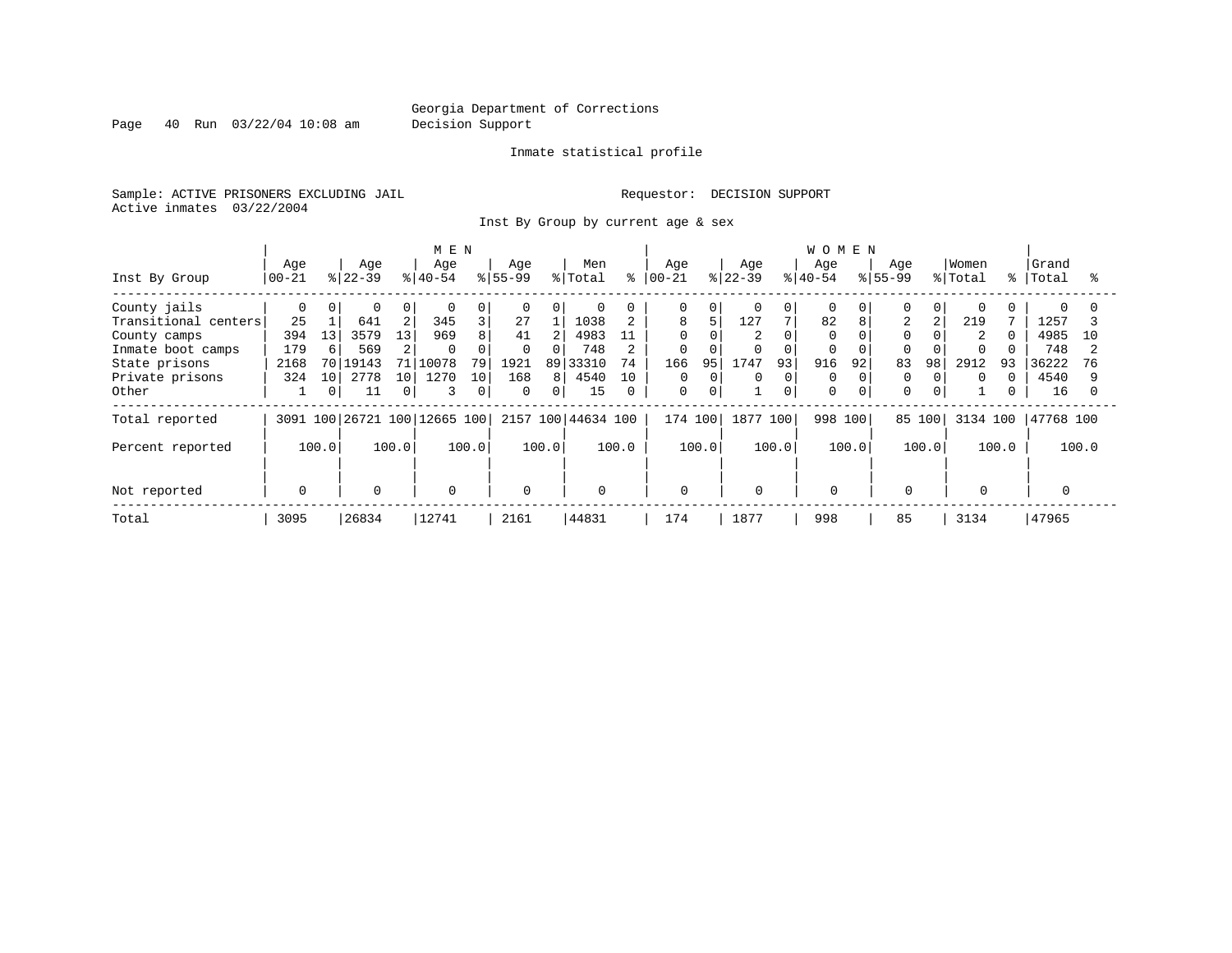Georgia Department of Corrections
Decision Support

Inmate statistical profile

Sample: ACTIVE PRISONERS EXCLUDING JAIL

Requestor: DECISION SUPPORT

Active inmates 03/22/2004

Inst By Group by current age & sex

| Inst By Group | MEN Age 00-21 | % | Age 22-39 | % | Age 40-54 | % | Age 55-99 | % | Men Total | % | WOMEN Age 00-21 | % | Age 22-39 | % | Age 40-54 | % | Age 55-99 | % | Women Total | % | Grand Total | % |
|---|---|---|---|---|---|---|---|---|---|---|---|---|---|---|---|---|---|---|---|---|---|---|
| County jails | 0 | 0 | 0 | 0 | 0 | 0 | 0 | 0 | 0 | 0 | 0 | 0 | 0 | 0 | 0 | 0 | 0 | 0 | 0 | 0 | 0 | 0 |
| Transitional centers | 25 | 1 | 641 | 2 | 345 | 3 | 27 | 1 | 1038 | 2 | 8 | 5 | 127 | 7 | 82 | 8 | 2 | 2 | 219 | 7 | 1257 | 3 |
| County camps | 394 | 13 | 3579 | 13 | 969 | 8 | 41 | 2 | 4983 | 11 | 0 | 0 | 2 | 0 | 0 | 0 | 0 | 0 | 2 | 0 | 4985 | 10 |
| Inmate boot camps | 179 | 6 | 569 | 2 | 0 | 0 | 0 | 0 | 748 | 2 | 0 | 0 | 0 | 0 | 0 | 0 | 0 | 0 | 0 | 0 | 748 | 2 |
| State prisons | 2168 | 70 | 19143 | 71 | 10078 | 79 | 1921 | 89 | 33310 | 74 | 166 | 95 | 1747 | 93 | 916 | 92 | 83 | 98 | 2912 | 93 | 36222 | 76 |
| Private prisons | 324 | 10 | 2778 | 10 | 1270 | 10 | 168 | 8 | 4540 | 10 | 0 | 0 | 0 | 0 | 0 | 0 | 0 | 0 | 0 | 0 | 4540 | 9 |
| Other | 1 | 0 | 11 | 0 | 3 | 0 | 0 | 0 | 15 | 0 | 0 | 0 | 1 | 0 | 0 | 0 | 0 | 0 | 1 | 0 | 16 | 0 |
| Total reported | 3091 | 100 | 26721 | 100 | 12665 | 100 | 2157 | 100 | 44634 | 100 | 174 | 100 | 1877 | 100 | 998 | 100 | 85 | 100 | 3134 | 100 | 47768 | 100 |
| Percent reported | 100.0 | | 100.0 | | 100.0 | | 100.0 | | 100.0 | | 100.0 | | 100.0 | | 100.0 | | 100.0 | | 100.0 | | 100.0 | |
| Not reported | 0 | | 0 | | 0 | | 0 | | 0 | | 0 | | 0 | | 0 | | 0 | | 0 | | 0 | |
| Total | 3095 | | 26834 | | 12741 | | 2161 | | 44831 | | 174 | | 1877 | | 998 | | 85 | | 3134 | | 47965 | |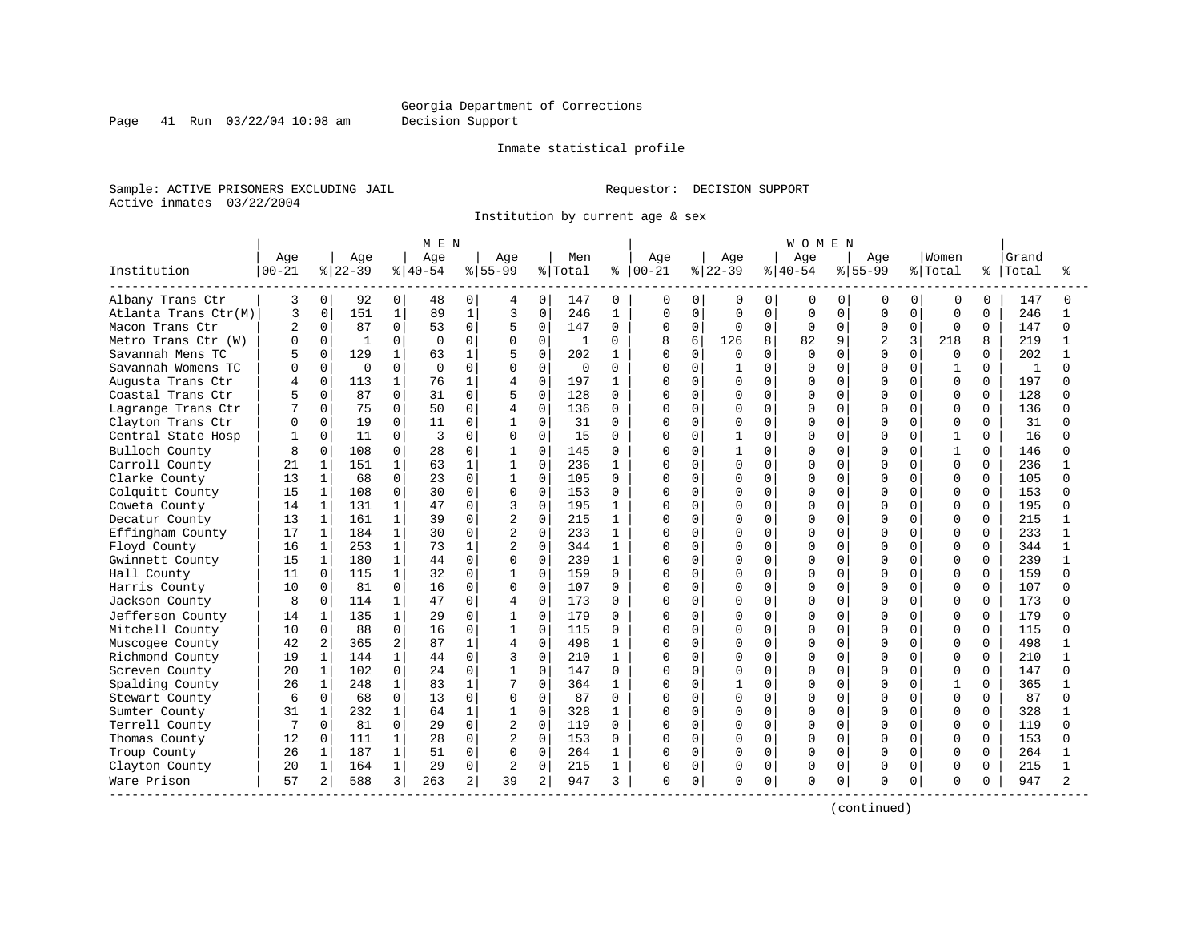Georgia Department of Corrections
Decision Support

Inmate statistical profile

Sample: ACTIVE PRISONERS EXCLUDING JAIL    Requestor: DECISION SUPPORT
Active inmates 03/22/2004

Institution by current age & sex

| Institution | MEN Age 00-21 | % | Age 22-39 | % | Age 40-54 | % | Age 55-99 | % | Men Total | % | WOMEN Age 00-21 | % | Age 22-39 | % | Age 40-54 | % | Age 55-99 | % | Women Total | % | Grand Total | % |
|---|---|---|---|---|---|---|---|---|---|---|---|---|---|---|---|---|---|---|---|---|---|---|
| Albany Trans Ctr | 3 | 0 | 92 | 0 | 48 | 0 | 4 | 0 | 147 | 0 | 0 | 0 | 0 | 0 | 0 | 0 | 0 | 0 | 0 | 0 | 147 | 0 |
| Atlanta Trans Ctr(M) | 3 | 0 | 151 | 1 | 89 | 1 | 3 | 0 | 246 | 1 | 0 | 0 | 0 | 0 | 0 | 0 | 0 | 0 | 0 | 0 | 246 | 1 |
| Macon Trans Ctr | 2 | 0 | 87 | 0 | 53 | 0 | 5 | 0 | 147 | 0 | 0 | 0 | 0 | 0 | 0 | 0 | 0 | 0 | 0 | 0 | 147 | 0 |
| Metro Trans Ctr (W) | 0 | 0 | 1 | 0 | 0 | 0 | 0 | 0 | 1 | 0 | 8 | 6 | 126 | 8 | 82 | 9 | 2 | 3 | 218 | 8 | 219 | 1 |
| Savannah Mens TC | 5 | 0 | 129 | 1 | 63 | 1 | 5 | 0 | 202 | 1 | 0 | 0 | 0 | 0 | 0 | 0 | 0 | 0 | 0 | 0 | 202 | 1 |
| Savannah Womens TC | 0 | 0 | 0 | 0 | 0 | 0 | 0 | 0 | 0 | 0 | 0 | 0 | 1 | 0 | 0 | 0 | 0 | 0 | 1 | 0 | 1 | 0 |
| Augusta Trans Ctr | 4 | 0 | 113 | 1 | 76 | 1 | 4 | 0 | 197 | 1 | 0 | 0 | 0 | 0 | 0 | 0 | 0 | 0 | 0 | 0 | 197 | 0 |
| Coastal Trans Ctr | 5 | 0 | 87 | 0 | 31 | 0 | 5 | 0 | 128 | 0 | 0 | 0 | 0 | 0 | 0 | 0 | 0 | 0 | 0 | 0 | 128 | 0 |
| Lagrange Trans Ctr | 7 | 0 | 75 | 0 | 50 | 0 | 4 | 0 | 136 | 0 | 0 | 0 | 0 | 0 | 0 | 0 | 0 | 0 | 0 | 0 | 136 | 0 |
| Clayton Trans Ctr | 0 | 0 | 19 | 0 | 11 | 0 | 1 | 0 | 31 | 0 | 0 | 0 | 0 | 0 | 0 | 0 | 0 | 0 | 0 | 0 | 31 | 0 |
| Central State Hosp | 1 | 0 | 11 | 0 | 3 | 0 | 0 | 0 | 15 | 0 | 0 | 0 | 1 | 0 | 0 | 0 | 0 | 0 | 1 | 0 | 16 | 0 |
| Bulloch County | 8 | 0 | 108 | 0 | 28 | 0 | 1 | 0 | 145 | 0 | 0 | 0 | 1 | 0 | 0 | 0 | 0 | 0 | 1 | 0 | 146 | 0 |
| Carroll County | 21 | 1 | 151 | 1 | 63 | 1 | 1 | 0 | 236 | 1 | 0 | 0 | 0 | 0 | 0 | 0 | 0 | 0 | 0 | 0 | 236 | 1 |
| Clarke County | 13 | 1 | 68 | 0 | 23 | 0 | 1 | 0 | 105 | 0 | 0 | 0 | 0 | 0 | 0 | 0 | 0 | 0 | 0 | 0 | 105 | 0 |
| Colquitt County | 15 | 1 | 108 | 0 | 30 | 0 | 0 | 0 | 153 | 0 | 0 | 0 | 0 | 0 | 0 | 0 | 0 | 0 | 0 | 0 | 153 | 0 |
| Coweta County | 14 | 1 | 131 | 1 | 47 | 0 | 3 | 0 | 195 | 1 | 0 | 0 | 0 | 0 | 0 | 0 | 0 | 0 | 0 | 0 | 195 | 0 |
| Decatur County | 13 | 1 | 161 | 1 | 39 | 0 | 2 | 0 | 215 | 1 | 0 | 0 | 0 | 0 | 0 | 0 | 0 | 0 | 0 | 0 | 215 | 1 |
| Effingham County | 17 | 1 | 184 | 1 | 30 | 0 | 2 | 0 | 233 | 1 | 0 | 0 | 0 | 0 | 0 | 0 | 0 | 0 | 0 | 0 | 233 | 1 |
| Floyd County | 16 | 1 | 253 | 1 | 73 | 1 | 2 | 0 | 344 | 1 | 0 | 0 | 0 | 0 | 0 | 0 | 0 | 0 | 0 | 0 | 344 | 1 |
| Gwinnett County | 15 | 1 | 180 | 1 | 44 | 0 | 0 | 0 | 239 | 1 | 0 | 0 | 0 | 0 | 0 | 0 | 0 | 0 | 0 | 0 | 239 | 1 |
| Hall County | 11 | 0 | 115 | 1 | 32 | 0 | 1 | 0 | 159 | 0 | 0 | 0 | 0 | 0 | 0 | 0 | 0 | 0 | 0 | 0 | 159 | 0 |
| Harris County | 10 | 0 | 81 | 0 | 16 | 0 | 0 | 0 | 107 | 0 | 0 | 0 | 0 | 0 | 0 | 0 | 0 | 0 | 0 | 0 | 107 | 0 |
| Jackson County | 8 | 0 | 114 | 1 | 47 | 0 | 4 | 0 | 173 | 0 | 0 | 0 | 0 | 0 | 0 | 0 | 0 | 0 | 0 | 0 | 173 | 0 |
| Jefferson County | 14 | 1 | 135 | 1 | 29 | 0 | 1 | 0 | 179 | 0 | 0 | 0 | 0 | 0 | 0 | 0 | 0 | 0 | 0 | 0 | 179 | 0 |
| Mitchell County | 10 | 0 | 88 | 0 | 16 | 0 | 1 | 0 | 115 | 0 | 0 | 0 | 0 | 0 | 0 | 0 | 0 | 0 | 0 | 0 | 115 | 0 |
| Muscogee County | 42 | 2 | 365 | 2 | 87 | 1 | 4 | 0 | 498 | 1 | 0 | 0 | 0 | 0 | 0 | 0 | 0 | 0 | 0 | 0 | 498 | 1 |
| Richmond County | 19 | 1 | 144 | 1 | 44 | 0 | 3 | 0 | 210 | 1 | 0 | 0 | 0 | 0 | 0 | 0 | 0 | 0 | 0 | 0 | 210 | 1 |
| Screven County | 20 | 1 | 102 | 0 | 24 | 0 | 1 | 0 | 147 | 0 | 0 | 0 | 0 | 0 | 0 | 0 | 0 | 0 | 0 | 0 | 147 | 0 |
| Spalding County | 26 | 1 | 248 | 1 | 83 | 1 | 7 | 0 | 364 | 1 | 0 | 0 | 1 | 0 | 0 | 0 | 0 | 0 | 1 | 0 | 365 | 1 |
| Stewart County | 6 | 0 | 68 | 0 | 13 | 0 | 0 | 0 | 87 | 0 | 0 | 0 | 0 | 0 | 0 | 0 | 0 | 0 | 0 | 0 | 87 | 0 |
| Sumter County | 31 | 1 | 232 | 1 | 64 | 1 | 1 | 0 | 328 | 1 | 0 | 0 | 0 | 0 | 0 | 0 | 0 | 0 | 0 | 0 | 328 | 1 |
| Terrell County | 7 | 0 | 81 | 0 | 29 | 0 | 2 | 0 | 119 | 0 | 0 | 0 | 0 | 0 | 0 | 0 | 0 | 0 | 0 | 0 | 119 | 0 |
| Thomas County | 12 | 0 | 111 | 1 | 28 | 0 | 2 | 0 | 153 | 0 | 0 | 0 | 0 | 0 | 0 | 0 | 0 | 0 | 0 | 0 | 153 | 0 |
| Troup County | 26 | 1 | 187 | 1 | 51 | 0 | 0 | 0 | 264 | 1 | 0 | 0 | 0 | 0 | 0 | 0 | 0 | 0 | 0 | 0 | 264 | 1 |
| Clayton County | 20 | 1 | 164 | 1 | 29 | 0 | 2 | 0 | 215 | 1 | 0 | 0 | 0 | 0 | 0 | 0 | 0 | 0 | 0 | 0 | 215 | 1 |
| Ware Prison | 57 | 2 | 588 | 3 | 263 | 2 | 39 | 2 | 947 | 3 | 0 | 0 | 0 | 0 | 0 | 0 | 0 | 0 | 0 | 0 | 947 | 2 |

(continued)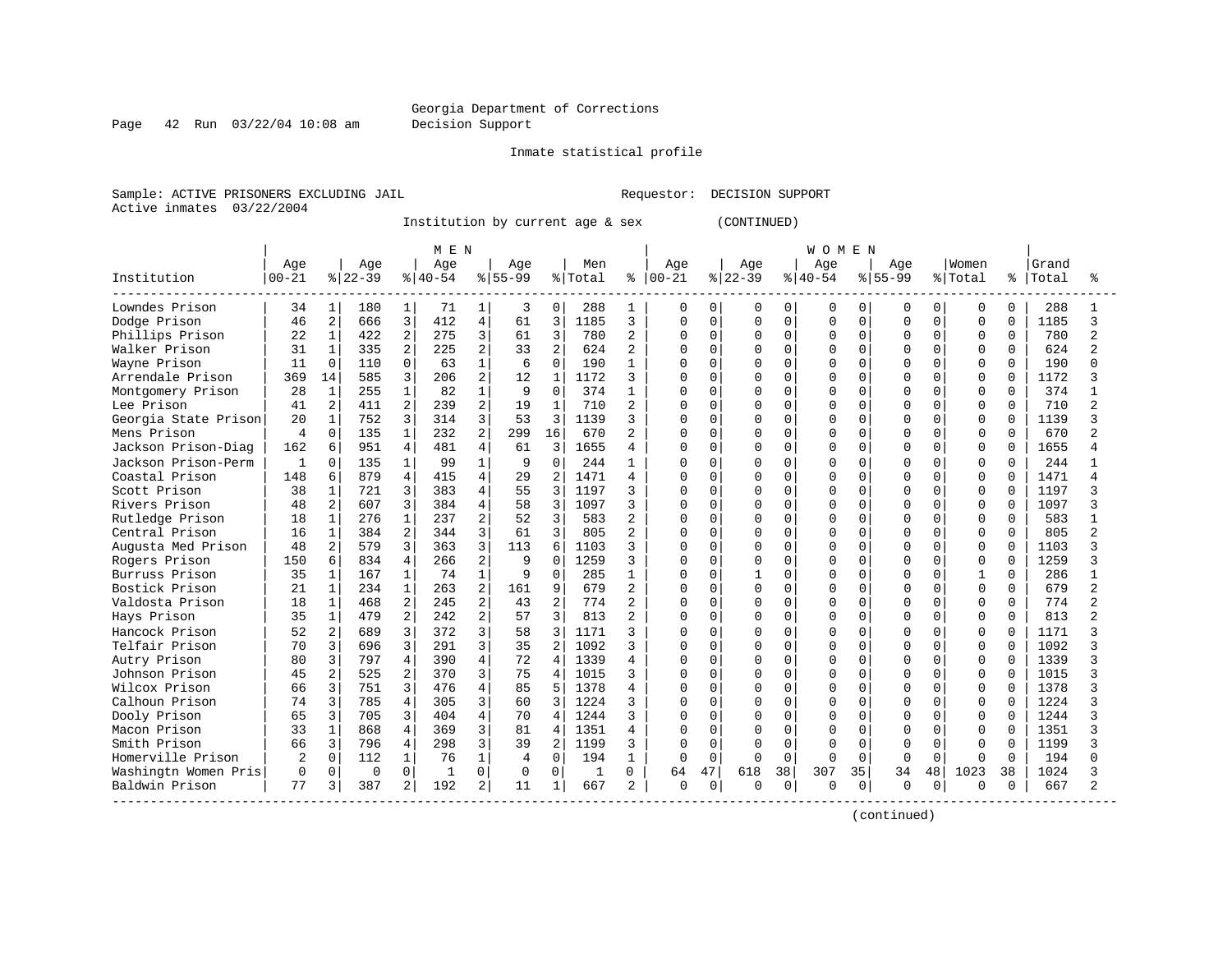Georgia Department of Corrections
Decision Support

Inmate statistical profile

Sample: ACTIVE PRISONERS EXCLUDING JAIL    Requestor: DECISION SUPPORT
Active inmates 03/22/2004

Institution by current age & sex (CONTINUED)

| Institution | MEN Age 00-21 | % | Age 22-39 | % | Age 40-54 | % | Age 55-99 | % | Men Total | % | WOMEN Age 00-21 | % | Age 22-39 | % | Age 40-54 | % | Age 55-99 | % | Women Total | % | Grand Total | % |
|---|---|---|---|---|---|---|---|---|---|---|---|---|---|---|---|---|---|---|---|---|---|---|
| Lowndes Prison | 34 | 1 | 180 | 1 | 71 | 1 | 3 | 0 | 288 | 1 | 0 | 0 | 0 | 0 | 0 | 0 | 0 | 0 | 0 | 0 | 288 | 1 |
| Dodge Prison | 46 | 2 | 666 | 3 | 412 | 4 | 61 | 3 | 1185 | 3 | 0 | 0 | 0 | 0 | 0 | 0 | 0 | 0 | 0 | 0 | 1185 | 3 |
| Phillips Prison | 22 | 1 | 422 | 2 | 275 | 3 | 61 | 3 | 780 | 2 | 0 | 0 | 0 | 0 | 0 | 0 | 0 | 0 | 0 | 0 | 780 | 2 |
| Walker Prison | 31 | 1 | 335 | 2 | 225 | 2 | 33 | 2 | 624 | 2 | 0 | 0 | 0 | 0 | 0 | 0 | 0 | 0 | 0 | 0 | 624 | 2 |
| Wayne Prison | 11 | 0 | 110 | 0 | 63 | 1 | 6 | 0 | 190 | 1 | 0 | 0 | 0 | 0 | 0 | 0 | 0 | 0 | 0 | 0 | 190 | 0 |
| Arrendale Prison | 369 | 14 | 585 | 3 | 206 | 2 | 12 | 1 | 1172 | 3 | 0 | 0 | 0 | 0 | 0 | 0 | 0 | 0 | 0 | 0 | 1172 | 3 |
| Montgomery Prison | 28 | 1 | 255 | 1 | 82 | 1 | 9 | 0 | 374 | 1 | 0 | 0 | 0 | 0 | 0 | 0 | 0 | 0 | 0 | 0 | 374 | 1 |
| Lee Prison | 41 | 2 | 411 | 2 | 239 | 2 | 19 | 1 | 710 | 2 | 0 | 0 | 0 | 0 | 0 | 0 | 0 | 0 | 0 | 0 | 710 | 2 |
| Georgia State Prison | 20 | 1 | 752 | 3 | 314 | 3 | 53 | 3 | 1139 | 3 | 0 | 0 | 0 | 0 | 0 | 0 | 0 | 0 | 0 | 0 | 1139 | 3 |
| Mens Prison | 4 | 0 | 135 | 1 | 232 | 2 | 299 | 16 | 670 | 2 | 0 | 0 | 0 | 0 | 0 | 0 | 0 | 0 | 0 | 0 | 670 | 2 |
| Jackson Prison-Diag | 162 | 6 | 951 | 4 | 481 | 4 | 61 | 3 | 1655 | 4 | 0 | 0 | 0 | 0 | 0 | 0 | 0 | 0 | 0 | 0 | 1655 | 4 |
| Jackson Prison-Perm | 1 | 0 | 135 | 1 | 99 | 1 | 9 | 0 | 244 | 1 | 0 | 0 | 0 | 0 | 0 | 0 | 0 | 0 | 0 | 0 | 244 | 1 |
| Coastal Prison | 148 | 6 | 879 | 4 | 415 | 4 | 29 | 2 | 1471 | 4 | 0 | 0 | 0 | 0 | 0 | 0 | 0 | 0 | 0 | 0 | 1471 | 4 |
| Scott Prison | 38 | 1 | 721 | 3 | 383 | 4 | 55 | 3 | 1197 | 3 | 0 | 0 | 0 | 0 | 0 | 0 | 0 | 0 | 0 | 0 | 1197 | 3 |
| Rivers Prison | 48 | 2 | 607 | 3 | 384 | 4 | 58 | 3 | 1097 | 3 | 0 | 0 | 0 | 0 | 0 | 0 | 0 | 0 | 0 | 0 | 1097 | 3 |
| Rutledge Prison | 18 | 1 | 276 | 1 | 237 | 2 | 52 | 3 | 583 | 2 | 0 | 0 | 0 | 0 | 0 | 0 | 0 | 0 | 0 | 0 | 583 | 1 |
| Central Prison | 16 | 1 | 384 | 2 | 344 | 3 | 61 | 3 | 805 | 2 | 0 | 0 | 0 | 0 | 0 | 0 | 0 | 0 | 0 | 0 | 805 | 2 |
| Augusta Med Prison | 48 | 2 | 579 | 3 | 363 | 3 | 113 | 6 | 1103 | 3 | 0 | 0 | 0 | 0 | 0 | 0 | 0 | 0 | 0 | 0 | 1103 | 3 |
| Rogers Prison | 150 | 6 | 834 | 4 | 266 | 2 | 9 | 0 | 1259 | 3 | 0 | 0 | 0 | 0 | 0 | 0 | 0 | 0 | 0 | 0 | 1259 | 3 |
| Burruss Prison | 35 | 1 | 167 | 1 | 74 | 1 | 9 | 0 | 285 | 1 | 0 | 0 | 1 | 0 | 0 | 0 | 0 | 0 | 1 | 0 | 286 | 1 |
| Bostick Prison | 21 | 1 | 234 | 1 | 263 | 2 | 161 | 9 | 679 | 2 | 0 | 0 | 0 | 0 | 0 | 0 | 0 | 0 | 0 | 0 | 679 | 2 |
| Valdosta Prison | 18 | 1 | 468 | 2 | 245 | 2 | 43 | 2 | 774 | 2 | 0 | 0 | 0 | 0 | 0 | 0 | 0 | 0 | 0 | 0 | 774 | 2 |
| Hays Prison | 35 | 1 | 479 | 2 | 242 | 2 | 57 | 3 | 813 | 2 | 0 | 0 | 0 | 0 | 0 | 0 | 0 | 0 | 0 | 0 | 813 | 2 |
| Hancock Prison | 52 | 2 | 689 | 3 | 372 | 3 | 58 | 3 | 1171 | 3 | 0 | 0 | 0 | 0 | 0 | 0 | 0 | 0 | 0 | 0 | 1171 | 3 |
| Telfair Prison | 70 | 3 | 696 | 3 | 291 | 3 | 35 | 2 | 1092 | 3 | 0 | 0 | 0 | 0 | 0 | 0 | 0 | 0 | 0 | 0 | 1092 | 3 |
| Autry Prison | 80 | 3 | 797 | 4 | 390 | 4 | 72 | 4 | 1339 | 4 | 0 | 0 | 0 | 0 | 0 | 0 | 0 | 0 | 0 | 0 | 1339 | 3 |
| Johnson Prison | 45 | 2 | 525 | 2 | 370 | 3 | 75 | 4 | 1015 | 3 | 0 | 0 | 0 | 0 | 0 | 0 | 0 | 0 | 0 | 0 | 1015 | 3 |
| Wilcox Prison | 66 | 3 | 751 | 3 | 476 | 4 | 85 | 5 | 1378 | 4 | 0 | 0 | 0 | 0 | 0 | 0 | 0 | 0 | 0 | 0 | 1378 | 3 |
| Calhoun Prison | 74 | 3 | 785 | 4 | 305 | 3 | 60 | 3 | 1224 | 3 | 0 | 0 | 0 | 0 | 0 | 0 | 0 | 0 | 0 | 0 | 1224 | 3 |
| Dooly Prison | 65 | 3 | 705 | 3 | 404 | 4 | 70 | 4 | 1244 | 3 | 0 | 0 | 0 | 0 | 0 | 0 | 0 | 0 | 0 | 0 | 1244 | 3 |
| Macon Prison | 33 | 1 | 868 | 4 | 369 | 3 | 81 | 4 | 1351 | 4 | 0 | 0 | 0 | 0 | 0 | 0 | 0 | 0 | 0 | 0 | 1351 | 3 |
| Smith Prison | 66 | 3 | 796 | 4 | 298 | 3 | 39 | 2 | 1199 | 3 | 0 | 0 | 0 | 0 | 0 | 0 | 0 | 0 | 0 | 0 | 1199 | 3 |
| Homerville Prison | 2 | 0 | 112 | 1 | 76 | 1 | 4 | 0 | 194 | 1 | 0 | 0 | 0 | 0 | 0 | 0 | 0 | 0 | 0 | 0 | 194 | 0 |
| Washingtn Women Pris | 0 | 0 | 0 | 0 | 1 | 0 | 0 | 0 | 1 | 0 | 64 | 47 | 618 | 38 | 307 | 35 | 34 | 48 | 1023 | 38 | 1024 | 3 |
| Baldwin Prison | 77 | 3 | 387 | 2 | 192 | 2 | 11 | 1 | 667 | 2 | 0 | 0 | 0 | 0 | 0 | 0 | 0 | 0 | 0 | 0 | 667 | 2 |

(continued)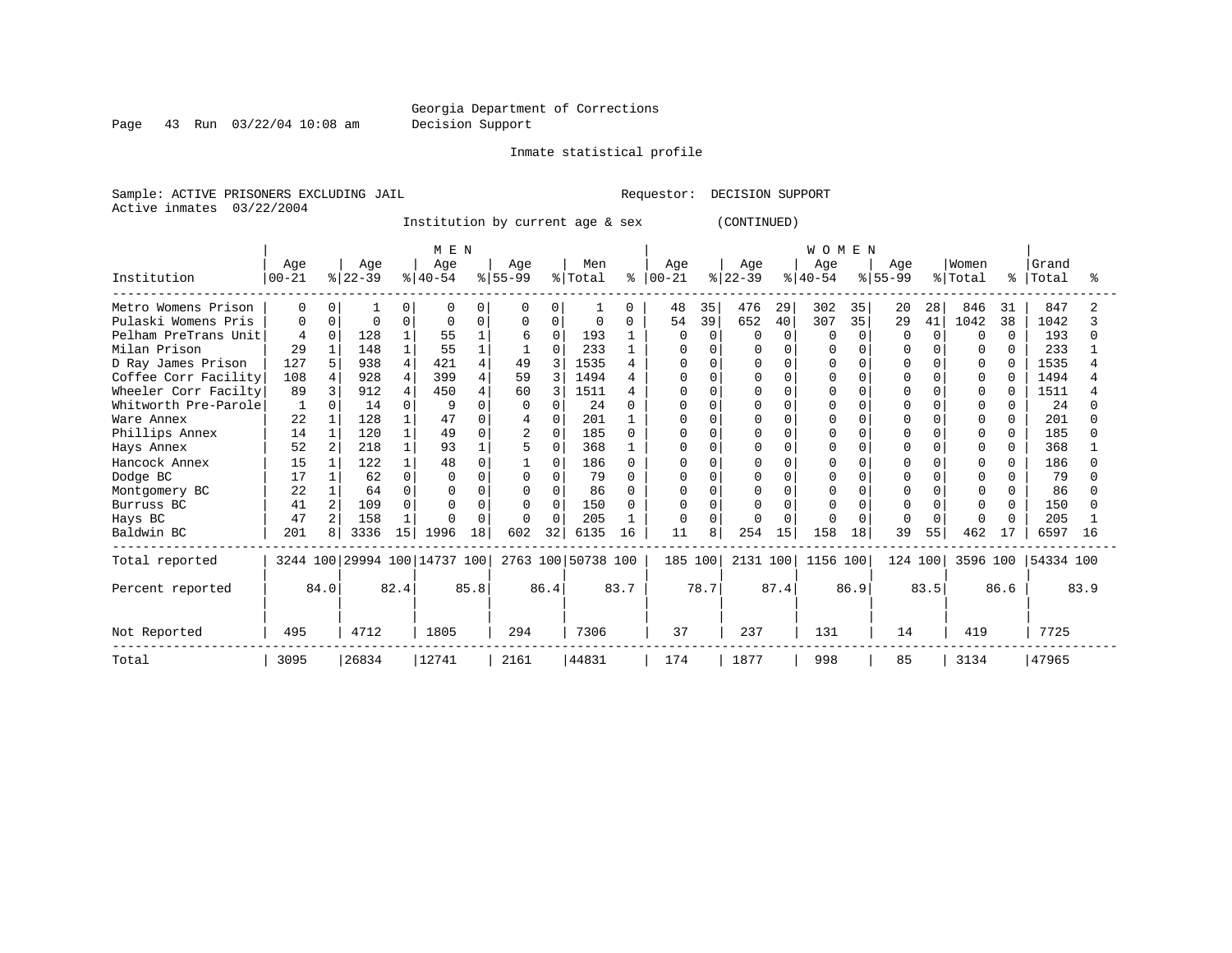Georgia Department of Corrections
Decision Support

Inmate statistical profile

Sample: ACTIVE PRISONERS EXCLUDING JAIL  Requestor: DECISION SUPPORT
Active inmates 03/22/2004

Institution by current age & sex (CONTINUED)

| Institution | MEN Age 00-21 | % | Age 22-39 | % | Age 40-54 | % | Age 55-99 | % | Men Total | % | WOMEN Age 00-21 | % | Age 22-39 | % | Age 40-54 | % | Age 55-99 | % | Women Total | % | Grand Total | % |
|---|---|---|---|---|---|---|---|---|---|---|---|---|---|---|---|---|---|---|---|---|---|---|
| Metro Womens Prison | 0 | 0 | 1 | 0 | 0 | 0 | 0 | 0 | 1 | 0 | 48 | 35 | 476 | 29 | 302 | 35 | 20 | 28 | 846 | 31 | 847 | 2 |
| Pulaski Womens Pris | 0 | 0 | 0 | 0 | 0 | 0 | 0 | 0 | 0 | 0 | 54 | 39 | 652 | 40 | 307 | 35 | 29 | 41 | 1042 | 38 | 1042 | 3 |
| Pelham PreTrans Unit | 4 | 0 | 128 | 1 | 55 | 1 | 6 | 0 | 193 | 1 | 0 | 0 | 0 | 0 | 0 | 0 | 0 | 0 | 0 | 0 | 193 | 0 |
| Milan Prison | 29 | 1 | 148 | 1 | 55 | 1 | 1 | 0 | 233 | 1 | 0 | 0 | 0 | 0 | 0 | 0 | 0 | 0 | 0 | 0 | 233 | 1 |
| D Ray James Prison | 127 | 5 | 938 | 4 | 421 | 4 | 49 | 3 | 1535 | 4 | 0 | 0 | 0 | 0 | 0 | 0 | 0 | 0 | 0 | 0 | 1535 | 4 |
| Coffee Corr Facility | 108 | 4 | 928 | 4 | 399 | 4 | 59 | 3 | 1494 | 4 | 0 | 0 | 0 | 0 | 0 | 0 | 0 | 0 | 0 | 0 | 1494 | 4 |
| Wheeler Corr Facilty | 89 | 3 | 912 | 4 | 450 | 4 | 60 | 3 | 1511 | 4 | 0 | 0 | 0 | 0 | 0 | 0 | 0 | 0 | 0 | 0 | 1511 | 4 |
| Whitworth Pre-Parole | 1 | 0 | 14 | 0 | 9 | 0 | 0 | 0 | 24 | 0 | 0 | 0 | 0 | 0 | 0 | 0 | 0 | 0 | 0 | 0 | 24 | 0 |
| Ware Annex | 22 | 1 | 128 | 1 | 47 | 0 | 4 | 0 | 201 | 1 | 0 | 0 | 0 | 0 | 0 | 0 | 0 | 0 | 0 | 0 | 201 | 0 |
| Phillips Annex | 14 | 1 | 120 | 1 | 49 | 0 | 2 | 0 | 185 | 0 | 0 | 0 | 0 | 0 | 0 | 0 | 0 | 0 | 0 | 0 | 185 | 0 |
| Hays Annex | 52 | 2 | 218 | 1 | 93 | 1 | 5 | 0 | 368 | 1 | 0 | 0 | 0 | 0 | 0 | 0 | 0 | 0 | 0 | 0 | 368 | 1 |
| Hancock Annex | 15 | 1 | 122 | 1 | 48 | 0 | 1 | 0 | 186 | 0 | 0 | 0 | 0 | 0 | 0 | 0 | 0 | 0 | 0 | 0 | 186 | 0 |
| Dodge BC | 17 | 1 | 62 | 0 | 0 | 0 | 0 | 0 | 79 | 0 | 0 | 0 | 0 | 0 | 0 | 0 | 0 | 0 | 0 | 0 | 79 | 0 |
| Montgomery BC | 22 | 1 | 64 | 0 | 0 | 0 | 0 | 0 | 86 | 0 | 0 | 0 | 0 | 0 | 0 | 0 | 0 | 0 | 0 | 0 | 86 | 0 |
| Burruss BC | 41 | 2 | 109 | 0 | 0 | 0 | 0 | 0 | 150 | 0 | 0 | 0 | 0 | 0 | 0 | 0 | 0 | 0 | 0 | 0 | 150 | 0 |
| Hays BC | 47 | 2 | 158 | 1 | 0 | 0 | 0 | 0 | 205 | 1 | 0 | 0 | 0 | 0 | 0 | 0 | 0 | 0 | 0 | 0 | 205 | 1 |
| Baldwin BC | 201 | 8 | 3336 | 15 | 1996 | 18 | 602 | 32 | 6135 | 16 | 11 | 8 | 254 | 15 | 158 | 18 | 39 | 55 | 462 | 17 | 6597 | 16 |
| Total reported | 3244 | 100 | 29994 | 100 | 14737 | 100 | 2763 | 100 | 50738 | 100 | 185 | 100 | 2131 | 100 | 1156 | 100 | 124 | 100 | 3596 | 100 | 54334 | 100 |
| Percent reported | 84.0 | | 82.4 | | 85.8 | | 86.4 | | 83.7 | | 78.7 | | 87.4 | | 86.9 | | 83.5 | | 86.6 | | 83.9 | |
| Not Reported | 495 | | 4712 | | 1805 | | 294 | | 7306 | | 37 | | 237 | | 131 | | 14 | | 419 | | 7725 | |
| Total | 3095 | | 26834 | | 12741 | | 2161 | | 44831 | | 174 | | 1877 | | 998 | | 85 | | 3134 | | 47965 | |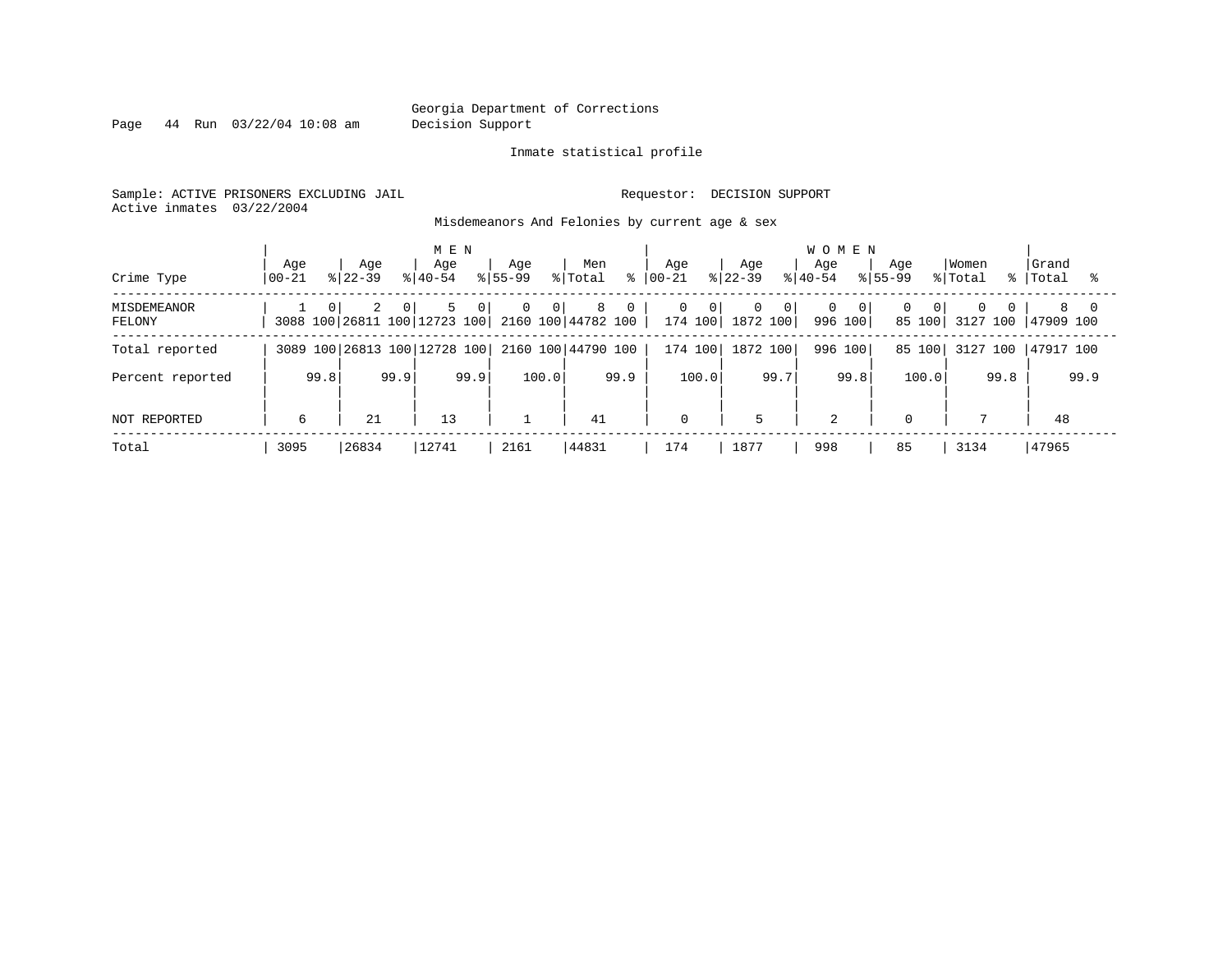Georgia Department of Corrections
Decision Support

Inmate statistical profile

Sample: ACTIVE PRISONERS EXCLUDING JAIL                    Requestor: DECISION SUPPORT
Active inmates 03/22/2004

Misdemeanors And Felonies by current age & sex

| Crime Type | MEN Age 00-21 | % | Age 22-39 | % | Age 40-54 | % | Age 55-99 | % | Men Total | % | WOMEN Age 00-21 | % | Age 22-39 | % | Age 40-54 | % | Age 55-99 | % | Women Total | % | Grand Total | % |
|---|---|---|---|---|---|---|---|---|---|---|---|---|---|---|---|---|---|---|---|---|---|---|
| MISDEMEANOR | 1 | 0 | 2 | 0 | 5 | 0 | 0 | 0 | 8 | 0 | 0 | 0 | 0 | 0 | 0 | 0 | 0 | 0 | 0 | 0 | 8 | 0 |
| FELONY | 3088 | 100 | 26811 | 100 | 12723 | 100 | 2160 | 100 | 44782 | 100 | 174 | 100 | 1872 | 100 | 996 | 100 | 85 | 100 | 3127 | 100 | 47909 | 100 |
| Total reported | 3089 | 100 | 26813 | 100 | 12728 | 100 | 2160 | 100 | 44790 | 100 | 174 | 100 | 1872 | 100 | 996 | 100 | 85 | 100 | 3127 | 100 | 47917 | 100 |
| Percent reported | | 99.8 | | 99.9 | | 99.9 | | 100.0 | | 99.9 | | 100.0 | | 99.7 | | 99.8 | | 100.0 | | 99.8 | | 99.9 |
| NOT REPORTED | 6 | | 21 | | 13 | | 1 | | 41 | | 0 | | 5 | | 2 | | 0 | | 7 | | 48 | |
| Total | 3095 | | 26834 | | 12741 | | 2161 | | 44831 | | 174 | | 1877 | | 998 | | 85 | | 3134 | | 47965 | |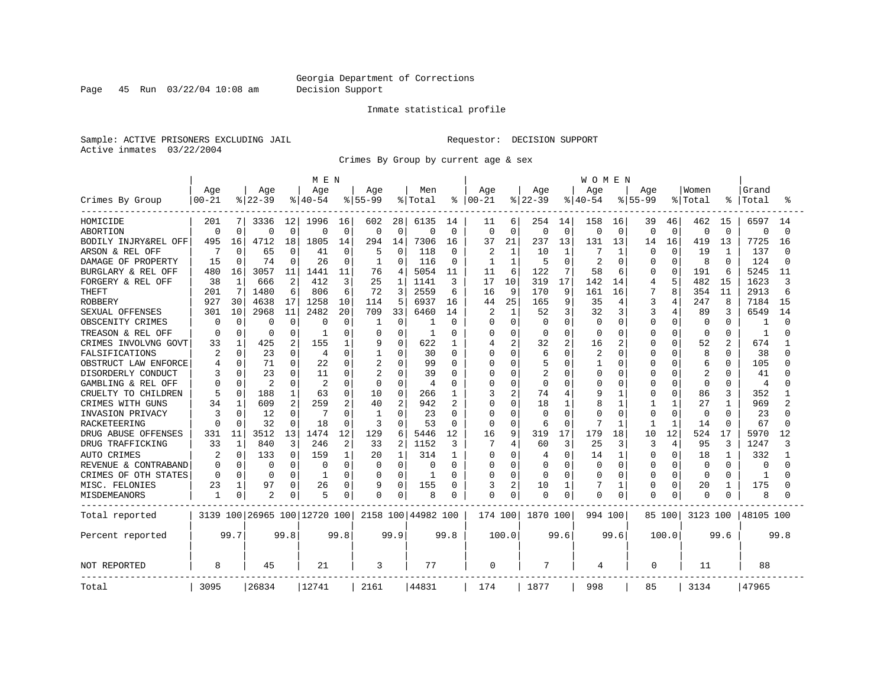Georgia Department of Corrections
Decision Support

Inmate statistical profile

Sample: ACTIVE PRISONERS EXCLUDING JAIL          Requestor: DECISION SUPPORT
Active inmates 03/22/2004

Crimes By Group by current age & sex

| Crimes By Group | MEN Age 00-21 | % | Age 22-39 | % | Age 40-54 | % | Age 55-99 | % | Men Total | % | WOMEN Age 00-21 | % | Age 22-39 | % | Age 40-54 | % | Age 55-99 | % | Women Total | % | Grand Total | % |
|---|---|---|---|---|---|---|---|---|---|---|---|---|---|---|---|---|---|---|---|---|---|---|
| HOMICIDE | 201 | 7 | 3336 | 12 | 1996 | 16 | 602 | 28 | 6135 | 14 | 11 | 6 | 254 | 14 | 158 | 16 | 39 | 46 | 462 | 15 | 6597 | 14 |
| ABORTION | 0 | 0 | 0 | 0 | 0 | 0 | 0 | 0 | 0 | 0 | 0 | 0 | 0 | 0 | 0 | 0 | 0 | 0 | 0 | 0 | 0 | 0 |
| BODILY INJRY&REL OFF | 495 | 16 | 4712 | 18 | 1805 | 14 | 294 | 14 | 7306 | 16 | 37 | 21 | 237 | 13 | 131 | 13 | 14 | 16 | 419 | 13 | 7725 | 16 |
| ARSON & REL OFF | 7 | 0 | 65 | 0 | 41 | 0 | 5 | 0 | 118 | 0 | 2 | 1 | 10 | 1 | 7 | 1 | 0 | 0 | 19 | 1 | 137 | 0 |
| DAMAGE OF PROPERTY | 15 | 0 | 74 | 0 | 26 | 0 | 1 | 0 | 116 | 0 | 1 | 1 | 5 | 0 | 2 | 0 | 0 | 0 | 8 | 0 | 124 | 0 |
| BURGLARY & REL OFF | 480 | 16 | 3057 | 11 | 1441 | 11 | 76 | 4 | 5054 | 11 | 11 | 6 | 122 | 7 | 58 | 6 | 0 | 0 | 191 | 6 | 5245 | 11 |
| FORGERY & REL OFF | 38 | 1 | 666 | 2 | 412 | 3 | 25 | 1 | 1141 | 3 | 17 | 10 | 319 | 17 | 142 | 14 | 4 | 5 | 482 | 15 | 1623 | 3 |
| THEFT | 201 | 7 | 1480 | 6 | 806 | 6 | 72 | 3 | 2559 | 6 | 16 | 9 | 170 | 9 | 161 | 16 | 7 | 8 | 354 | 11 | 2913 | 6 |
| ROBBERY | 927 | 30 | 4638 | 17 | 1258 | 10 | 114 | 5 | 6937 | 16 | 44 | 25 | 165 | 9 | 35 | 4 | 3 | 4 | 247 | 8 | 7184 | 15 |
| SEXUAL OFFENSES | 301 | 10 | 2968 | 11 | 2482 | 20 | 709 | 33 | 6460 | 14 | 2 | 1 | 52 | 3 | 32 | 3 | 3 | 4 | 89 | 3 | 6549 | 14 |
| OBSCENITY CRIMES | 0 | 0 | 0 | 0 | 0 | 0 | 1 | 0 | 1 | 0 | 0 | 0 | 0 | 0 | 0 | 0 | 0 | 0 | 0 | 0 | 1 | 0 |
| TREASON & REL OFF | 0 | 0 | 0 | 0 | 1 | 0 | 0 | 0 | 1 | 0 | 0 | 0 | 0 | 0 | 0 | 0 | 0 | 0 | 0 | 0 | 1 | 0 |
| CRIMES INVOLVNG GOVT | 33 | 1 | 425 | 2 | 155 | 1 | 9 | 0 | 622 | 1 | 4 | 2 | 32 | 2 | 16 | 2 | 0 | 0 | 52 | 2 | 674 | 1 |
| FALSIFICATIONS | 2 | 0 | 23 | 0 | 4 | 0 | 1 | 0 | 30 | 0 | 0 | 0 | 6 | 0 | 2 | 0 | 0 | 0 | 8 | 0 | 38 | 0 |
| OBSTRUCT LAW ENFORCE | 4 | 0 | 71 | 0 | 22 | 0 | 2 | 0 | 99 | 0 | 0 | 0 | 5 | 0 | 1 | 0 | 0 | 0 | 6 | 0 | 105 | 0 |
| DISORDERLY CONDUCT | 3 | 0 | 23 | 0 | 11 | 0 | 2 | 0 | 39 | 0 | 0 | 0 | 2 | 0 | 0 | 0 | 0 | 0 | 2 | 0 | 41 | 0 |
| GAMBLING & REL OFF | 0 | 0 | 2 | 0 | 2 | 0 | 0 | 0 | 4 | 0 | 0 | 0 | 0 | 0 | 0 | 0 | 0 | 0 | 0 | 0 | 4 | 0 |
| CRUELTY TO CHILDREN | 5 | 0 | 188 | 1 | 63 | 0 | 10 | 0 | 266 | 1 | 3 | 2 | 74 | 4 | 9 | 1 | 0 | 0 | 86 | 3 | 352 | 1 |
| CRIMES WITH GUNS | 34 | 1 | 609 | 2 | 259 | 2 | 40 | 2 | 942 | 2 | 0 | 0 | 18 | 1 | 8 | 1 | 1 | 1 | 27 | 1 | 969 | 2 |
| INVASION PRIVACY | 3 | 0 | 12 | 0 | 7 | 0 | 1 | 0 | 23 | 0 | 0 | 0 | 0 | 0 | 0 | 0 | 0 | 0 | 0 | 0 | 23 | 0 |
| RACKETEERING | 0 | 0 | 32 | 0 | 18 | 0 | 3 | 0 | 53 | 0 | 0 | 0 | 6 | 0 | 7 | 1 | 1 | 1 | 14 | 0 | 67 | 0 |
| DRUG ABUSE OFFENSES | 331 | 11 | 3512 | 13 | 1474 | 12 | 129 | 6 | 5446 | 12 | 16 | 9 | 319 | 17 | 179 | 18 | 10 | 12 | 524 | 17 | 5970 | 12 |
| DRUG TRAFFICKING | 33 | 1 | 840 | 3 | 246 | 2 | 33 | 2 | 1152 | 3 | 7 | 4 | 60 | 3 | 25 | 3 | 3 | 4 | 95 | 3 | 1247 | 3 |
| AUTO CRIMES | 2 | 0 | 133 | 0 | 159 | 1 | 20 | 1 | 314 | 1 | 0 | 0 | 4 | 0 | 14 | 1 | 0 | 0 | 18 | 1 | 332 | 1 |
| REVENUE & CONTRABAND | 0 | 0 | 0 | 0 | 0 | 0 | 0 | 0 | 0 | 0 | 0 | 0 | 0 | 0 | 0 | 0 | 0 | 0 | 0 | 0 | 0 | 0 |
| CRIMES OF OTH STATES | 0 | 0 | 0 | 0 | 1 | 0 | 0 | 0 | 1 | 0 | 0 | 0 | 0 | 0 | 0 | 0 | 0 | 0 | 0 | 0 | 1 | 0 |
| MISC. FELONIES | 23 | 1 | 97 | 0 | 26 | 0 | 9 | 0 | 155 | 0 | 3 | 2 | 10 | 1 | 7 | 1 | 0 | 0 | 20 | 1 | 175 | 0 |
| MISDEMEANORS | 1 | 0 | 2 | 0 | 5 | 0 | 0 | 0 | 8 | 0 | 0 | 0 | 0 | 0 | 0 | 0 | 0 | 0 | 0 | 0 | 8 | 0 |
| Total reported | 3139 | 100 | 26965 | 100 | 12720 | 100 | 2158 | 100 | 44982 | 100 | 174 | 100 | 1870 | 100 | 994 | 100 | 85 | 100 | 3123 | 100 | 48105 | 100 |
| Percent reported | | 99.7 | | 99.8 | | 99.8 | | 99.9 | | 99.8 | | 100.0 | | 99.6 | | 99.6 | | 100.0 | | 99.6 | | 99.8 |
| NOT REPORTED | 8 | | 45 | | 21 | | 3 | | 77 | | 0 | | 7 | | 4 | | 0 | | 11 | | 88 | |
| Total | 3095 | | 26834 | | 12741 | | 2161 | | 44831 | | 174 | | 1877 | | 998 | | 85 | | 3134 | | 47965 | |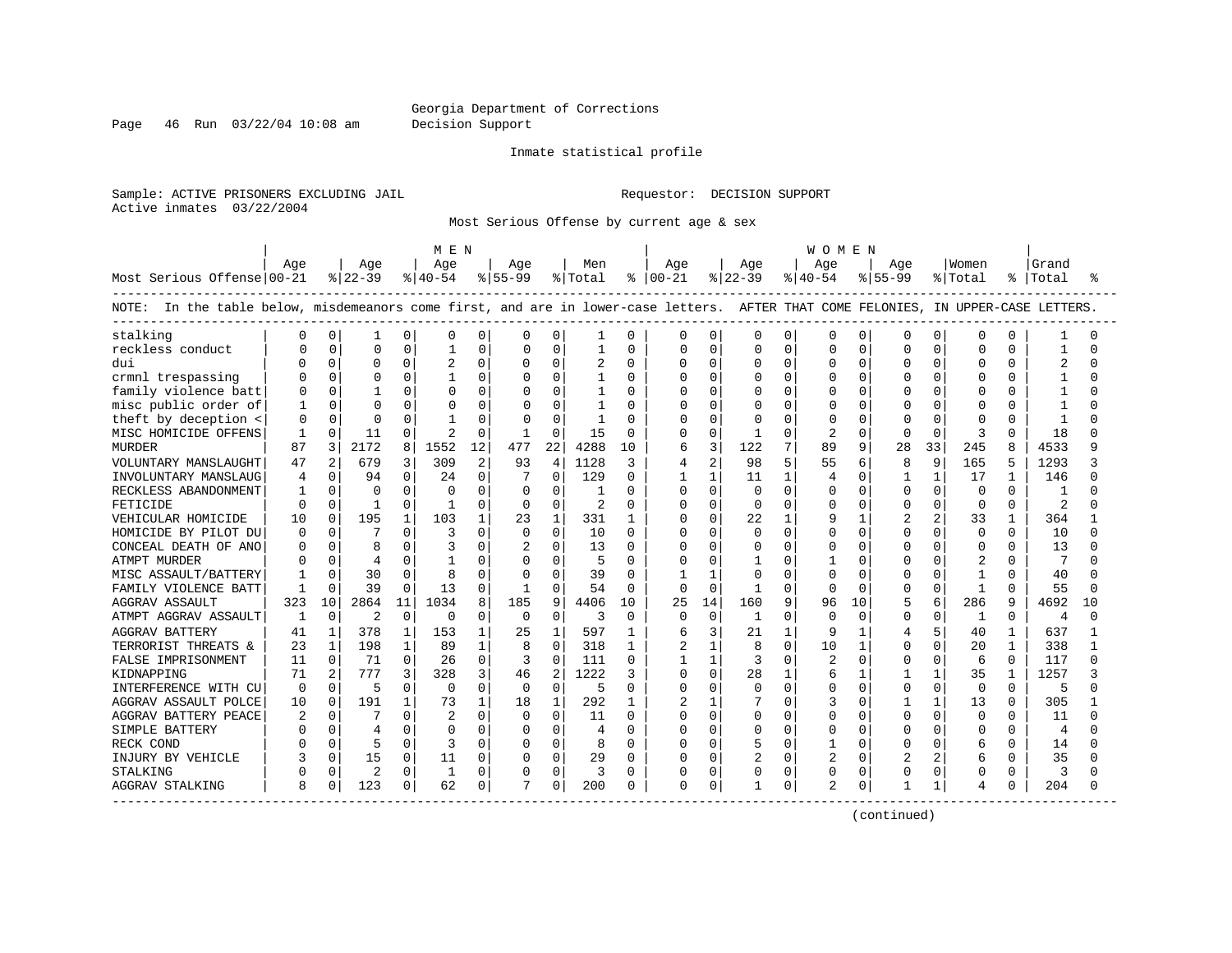Georgia Department of Corrections
Decision Support

Inmate statistical profile

Sample: ACTIVE PRISONERS EXCLUDING JAIL                                    Requestor: DECISION SUPPORT
Active inmates 03/22/2004

Most Serious Offense by current age & sex

NOTE: In the table below, misdemeanors come first, and are in lower-case letters. AFTER THAT COME FELONIES, IN UPPER-CASE LETTERS.

| Most Serious Offense | MEN Age 00-21 | % | Age 22-39 | % | Age 40-54 | % | Age 55-99 | % | Men Total | % | WOMEN Age 00-21 | % | Age 22-39 | % | Age 40-54 | % | Age 55-99 | % | Women Total | % | Grand Total | % |
|---|---|---|---|---|---|---|---|---|---|---|---|---|---|---|---|---|---|---|---|---|---|---|
| stalking | 0 | 0 | 1 | 0 | 0 | 0 | 0 | 0 | 1 | 0 | 0 | 0 | 0 | 0 | 0 | 0 | 0 | 0 | 0 | 0 | 1 | 0 |
| reckless conduct | 0 | 0 | 0 | 0 | 1 | 0 | 0 | 0 | 1 | 0 | 0 | 0 | 0 | 0 | 0 | 0 | 0 | 0 | 0 | 0 | 1 | 0 |
| dui | 0 | 0 | 0 | 0 | 2 | 0 | 0 | 0 | 2 | 0 | 0 | 0 | 0 | 0 | 0 | 0 | 0 | 0 | 0 | 0 | 2 | 0 |
| crmnl trespassing | 0 | 0 | 0 | 0 | 1 | 0 | 0 | 0 | 1 | 0 | 0 | 0 | 0 | 0 | 0 | 0 | 0 | 0 | 0 | 0 | 1 | 0 |
| family violence batt | 0 | 0 | 1 | 0 | 0 | 0 | 0 | 0 | 1 | 0 | 0 | 0 | 0 | 0 | 0 | 0 | 0 | 0 | 0 | 0 | 1 | 0 |
| misc public order of | 1 | 0 | 0 | 0 | 0 | 0 | 0 | 0 | 1 | 0 | 0 | 0 | 0 | 0 | 0 | 0 | 0 | 0 | 0 | 0 | 1 | 0 |
| theft by deception < | 0 | 0 | 0 | 0 | 1 | 0 | 0 | 0 | 1 | 0 | 0 | 0 | 0 | 0 | 0 | 0 | 0 | 0 | 0 | 0 | 1 | 0 |
| MISC HOMICIDE OFFENS | 1 | 0 | 11 | 0 | 2 | 0 | 1 | 0 | 15 | 0 | 0 | 0 | 1 | 0 | 2 | 0 | 0 | 0 | 3 | 0 | 18 | 0 |
| MURDER | 87 | 3 | 2172 | 8 | 1552 | 12 | 477 | 22 | 4288 | 10 | 6 | 3 | 122 | 7 | 89 | 9 | 28 | 33 | 245 | 8 | 4533 | 9 |
| VOLUNTARY MANSLAUGHT | 47 | 2 | 679 | 3 | 309 | 2 | 93 | 4 | 1128 | 3 | 4 | 2 | 98 | 5 | 55 | 6 | 8 | 9 | 165 | 5 | 1293 | 3 |
| INVOLUNTARY MANSLAUG | 4 | 0 | 94 | 0 | 24 | 0 | 7 | 0 | 129 | 0 | 1 | 1 | 11 | 1 | 4 | 0 | 1 | 1 | 17 | 1 | 146 | 0 |
| RECKLESS ABANDONMENT | 1 | 0 | 0 | 0 | 0 | 0 | 0 | 0 | 1 | 0 | 0 | 0 | 0 | 0 | 0 | 0 | 0 | 0 | 0 | 0 | 1 | 0 |
| FETICIDE | 0 | 0 | 1 | 0 | 1 | 0 | 0 | 0 | 2 | 0 | 0 | 0 | 0 | 0 | 0 | 0 | 0 | 0 | 0 | 0 | 2 | 0 |
| VEHICULAR HOMICIDE | 10 | 0 | 195 | 1 | 103 | 1 | 23 | 1 | 331 | 1 | 0 | 0 | 22 | 1 | 9 | 1 | 2 | 2 | 33 | 1 | 364 | 1 |
| HOMICIDE BY PILOT DU | 0 | 0 | 7 | 0 | 3 | 0 | 0 | 0 | 10 | 0 | 0 | 0 | 0 | 0 | 0 | 0 | 0 | 0 | 0 | 0 | 10 | 0 |
| CONCEAL DEATH OF ANO | 0 | 0 | 8 | 0 | 3 | 0 | 2 | 0 | 13 | 0 | 0 | 0 | 0 | 0 | 0 | 0 | 0 | 0 | 0 | 0 | 13 | 0 |
| ATMPT MURDER | 0 | 0 | 4 | 0 | 1 | 0 | 0 | 0 | 5 | 0 | 0 | 0 | 1 | 0 | 1 | 0 | 0 | 0 | 2 | 0 | 7 | 0 |
| MISC ASSAULT/BATTERY | 1 | 0 | 30 | 0 | 8 | 0 | 0 | 0 | 39 | 0 | 1 | 1 | 0 | 0 | 0 | 0 | 0 | 0 | 1 | 0 | 40 | 0 |
| FAMILY VIOLENCE BATT | 1 | 0 | 39 | 0 | 13 | 0 | 1 | 0 | 54 | 0 | 0 | 0 | 1 | 0 | 0 | 0 | 0 | 0 | 1 | 0 | 55 | 0 |
| AGGRAV ASSAULT | 323 | 10 | 2864 | 11 | 1034 | 8 | 185 | 9 | 4406 | 10 | 25 | 14 | 160 | 9 | 96 | 10 | 5 | 6 | 286 | 9 | 4692 | 10 |
| ATMPT AGGRAV ASSAULT | 1 | 0 | 2 | 0 | 0 | 0 | 0 | 0 | 3 | 0 | 0 | 0 | 1 | 0 | 0 | 0 | 0 | 0 | 1 | 0 | 4 | 0 |
| AGGRAV BATTERY | 41 | 1 | 378 | 1 | 153 | 1 | 25 | 1 | 597 | 1 | 6 | 3 | 21 | 1 | 9 | 1 | 4 | 5 | 40 | 1 | 637 | 1 |
| TERRORIST THREATS & | 23 | 1 | 198 | 1 | 89 | 1 | 8 | 0 | 318 | 1 | 2 | 1 | 8 | 0 | 10 | 1 | 0 | 0 | 20 | 1 | 338 | 1 |
| FALSE IMPRISONMENT | 11 | 0 | 71 | 0 | 26 | 0 | 3 | 0 | 111 | 0 | 1 | 1 | 3 | 0 | 2 | 0 | 0 | 0 | 6 | 0 | 117 | 0 |
| KIDNAPPING | 71 | 2 | 777 | 3 | 328 | 3 | 46 | 2 | 1222 | 3 | 0 | 0 | 28 | 1 | 6 | 1 | 1 | 1 | 35 | 1 | 1257 | 3 |
| INTERFERENCE WITH CU | 0 | 0 | 5 | 0 | 0 | 0 | 0 | 0 | 5 | 0 | 0 | 0 | 0 | 0 | 0 | 0 | 0 | 0 | 0 | 0 | 5 | 0 |
| AGGRAV ASSAULT POLCE | 10 | 0 | 191 | 1 | 73 | 1 | 18 | 1 | 292 | 1 | 2 | 1 | 7 | 0 | 3 | 0 | 1 | 1 | 13 | 0 | 305 | 1 |
| AGGRAV BATTERY PEACE | 2 | 0 | 7 | 0 | 2 | 0 | 0 | 0 | 11 | 0 | 0 | 0 | 0 | 0 | 0 | 0 | 0 | 0 | 0 | 0 | 11 | 0 |
| SIMPLE BATTERY | 0 | 0 | 4 | 0 | 0 | 0 | 0 | 0 | 4 | 0 | 0 | 0 | 0 | 0 | 0 | 0 | 0 | 0 | 0 | 0 | 4 | 0 |
| RECK COND | 0 | 0 | 5 | 0 | 3 | 0 | 0 | 0 | 8 | 0 | 0 | 0 | 5 | 0 | 1 | 0 | 0 | 0 | 6 | 0 | 14 | 0 |
| INJURY BY VEHICLE | 3 | 0 | 15 | 0 | 11 | 0 | 0 | 0 | 29 | 0 | 0 | 0 | 2 | 0 | 2 | 0 | 2 | 2 | 6 | 0 | 35 | 0 |
| STALKING | 0 | 0 | 2 | 0 | 1 | 0 | 0 | 0 | 3 | 0 | 0 | 0 | 0 | 0 | 0 | 0 | 0 | 0 | 0 | 0 | 3 | 0 |
| AGGRAV STALKING | 8 | 0 | 123 | 0 | 62 | 0 | 7 | 0 | 200 | 0 | 0 | 0 | 1 | 0 | 2 | 0 | 1 | 1 | 4 | 0 | 204 | 0 |

(continued)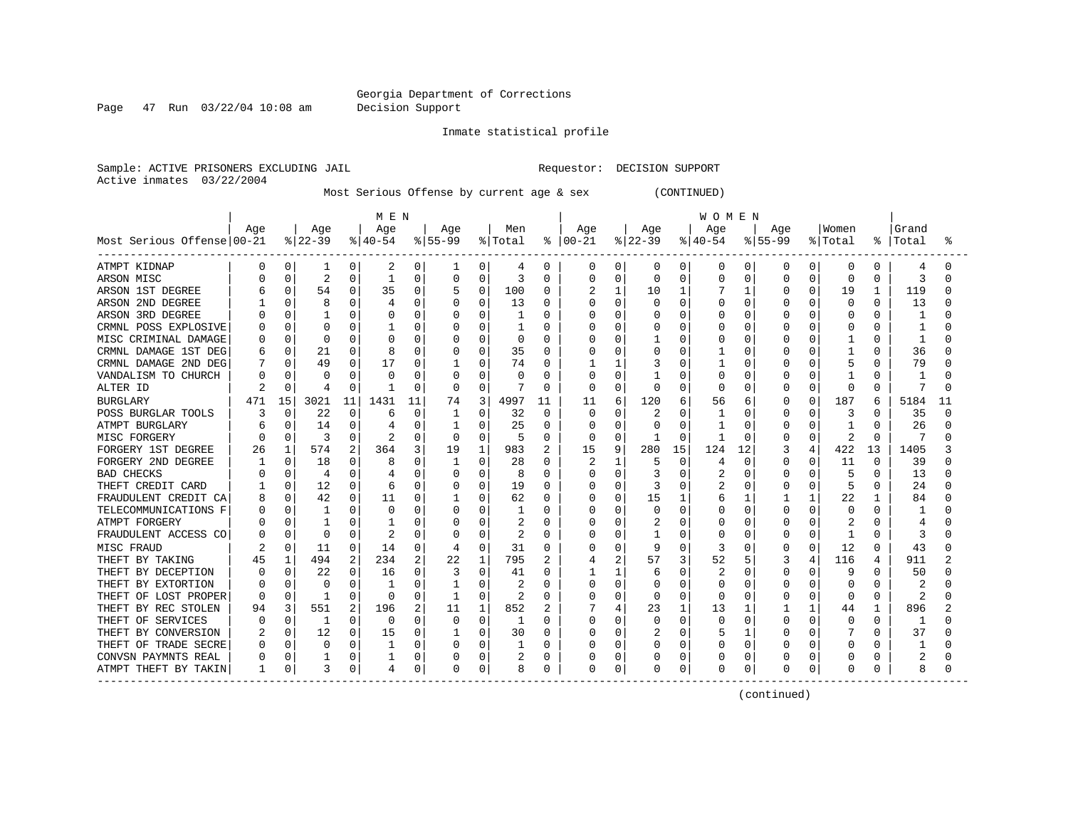Georgia Department of Corrections
Decision Support

Inmate statistical profile

Sample: ACTIVE PRISONERS EXCLUDING JAIL                    Requestor: DECISION SUPPORT
Active inmates 03/22/2004

Most Serious Offense by current age & sex (CONTINUED)

| Most Serious Offense | MEN Age 00-21 | % | Age 22-39 | % | Age 40-54 | % | Age 55-99 | % | Men Total | % | WOMEN Age 00-21 | % | Age 22-39 | % | Age 40-54 | % | Age 55-99 | % | Women Total | % | Grand Total | % |
|---|---|---|---|---|---|---|---|---|---|---|---|---|---|---|---|---|---|---|---|---|---|---|
| ATMPT KIDNAP | 0 | 0 | 1 | 0 | 2 | 0 | 1 | 0 | 4 | 0 | 0 | 0 | 0 | 0 | 0 | 0 | 0 | 0 | 0 | 0 | 4 | 0 |
| ARSON MISC | 0 | 0 | 2 | 0 | 1 | 0 | 0 | 0 | 3 | 0 | 0 | 0 | 0 | 0 | 0 | 0 | 0 | 0 | 0 | 0 | 3 | 0 |
| ARSON 1ST DEGREE | 6 | 0 | 54 | 0 | 35 | 0 | 5 | 0 | 100 | 0 | 2 | 1 | 10 | 1 | 7 | 1 | 0 | 0 | 19 | 1 | 119 | 0 |
| ARSON 2ND DEGREE | 1 | 0 | 8 | 0 | 4 | 0 | 0 | 0 | 13 | 0 | 0 | 0 | 0 | 0 | 0 | 0 | 0 | 0 | 0 | 0 | 13 | 0 |
| ARSON 3RD DEGREE | 0 | 0 | 1 | 0 | 0 | 0 | 0 | 0 | 1 | 0 | 0 | 0 | 0 | 0 | 0 | 0 | 0 | 0 | 0 | 0 | 1 | 0 |
| CRMNL POSS EXPLOSIVE | 0 | 0 | 0 | 0 | 1 | 0 | 0 | 0 | 1 | 0 | 0 | 0 | 0 | 0 | 0 | 0 | 0 | 0 | 0 | 0 | 1 | 0 |
| MISC CRIMINAL DAMAGE | 0 | 0 | 0 | 0 | 0 | 0 | 0 | 0 | 0 | 0 | 0 | 0 | 1 | 0 | 0 | 0 | 0 | 0 | 1 | 0 | 1 | 0 |
| CRMNL DAMAGE 1ST DEG | 6 | 0 | 21 | 0 | 8 | 0 | 0 | 0 | 35 | 0 | 0 | 0 | 0 | 0 | 1 | 0 | 0 | 0 | 1 | 0 | 36 | 0 |
| CRMNL DAMAGE 2ND DEG | 7 | 0 | 49 | 0 | 17 | 0 | 1 | 0 | 74 | 0 | 1 | 1 | 3 | 0 | 1 | 0 | 0 | 0 | 5 | 0 | 79 | 0 |
| VANDALISM TO CHURCH | 0 | 0 | 0 | 0 | 0 | 0 | 0 | 0 | 0 | 0 | 0 | 0 | 1 | 0 | 0 | 0 | 0 | 0 | 1 | 0 | 1 | 0 |
| ALTER ID | 2 | 0 | 4 | 0 | 1 | 0 | 0 | 0 | 7 | 0 | 0 | 0 | 0 | 0 | 0 | 0 | 0 | 0 | 0 | 0 | 7 | 0 |
| BURGLARY | 471 | 15 | 3021 | 11 | 1431 | 11 | 74 | 3 | 4997 | 11 | 11 | 6 | 120 | 6 | 56 | 6 | 0 | 0 | 187 | 6 | 5184 | 11 |
| POSS BURGLAR TOOLS | 3 | 0 | 22 | 0 | 6 | 0 | 1 | 0 | 32 | 0 | 0 | 0 | 2 | 0 | 1 | 0 | 0 | 0 | 3 | 0 | 35 | 0 |
| ATMPT BURGLARY | 6 | 0 | 14 | 0 | 4 | 0 | 1 | 0 | 25 | 0 | 0 | 0 | 0 | 0 | 1 | 0 | 0 | 0 | 1 | 0 | 26 | 0 |
| MISC FORGERY | 0 | 0 | 3 | 0 | 2 | 0 | 0 | 0 | 5 | 0 | 0 | 0 | 1 | 0 | 1 | 0 | 0 | 0 | 2 | 0 | 7 | 0 |
| FORGERY 1ST DEGREE | 26 | 1 | 574 | 2 | 364 | 3 | 19 | 1 | 983 | 2 | 15 | 9 | 280 | 15 | 124 | 12 | 3 | 4 | 422 | 13 | 1405 | 3 |
| FORGERY 2ND DEGREE | 1 | 0 | 18 | 0 | 8 | 0 | 1 | 0 | 28 | 0 | 2 | 1 | 5 | 0 | 4 | 0 | 0 | 0 | 11 | 0 | 39 | 0 |
| BAD CHECKS | 0 | 0 | 4 | 0 | 4 | 0 | 0 | 0 | 8 | 0 | 0 | 0 | 3 | 0 | 2 | 0 | 0 | 0 | 5 | 0 | 13 | 0 |
| THEFT CREDIT CARD | 1 | 0 | 12 | 0 | 6 | 0 | 0 | 0 | 19 | 0 | 0 | 0 | 3 | 0 | 2 | 0 | 0 | 0 | 5 | 0 | 24 | 0 |
| FRAUDULENT CREDIT CA | 8 | 0 | 42 | 0 | 11 | 0 | 1 | 0 | 62 | 0 | 0 | 0 | 15 | 1 | 6 | 1 | 1 | 1 | 22 | 1 | 84 | 0 |
| TELECOMMUNICATIONS F | 0 | 0 | 1 | 0 | 0 | 0 | 0 | 0 | 1 | 0 | 0 | 0 | 0 | 0 | 0 | 0 | 0 | 0 | 0 | 0 | 1 | 0 |
| ATMPT FORGERY | 0 | 0 | 1 | 0 | 1 | 0 | 0 | 0 | 2 | 0 | 0 | 0 | 2 | 0 | 0 | 0 | 0 | 0 | 2 | 0 | 4 | 0 |
| FRAUDULENT ACCESS CO | 0 | 0 | 0 | 0 | 2 | 0 | 0 | 0 | 2 | 0 | 0 | 0 | 1 | 0 | 0 | 0 | 0 | 0 | 1 | 0 | 3 | 0 |
| MISC FRAUD | 2 | 0 | 11 | 0 | 14 | 0 | 4 | 0 | 31 | 0 | 0 | 0 | 9 | 0 | 3 | 0 | 0 | 0 | 12 | 0 | 43 | 0 |
| THEFT BY TAKING | 45 | 1 | 494 | 2 | 234 | 2 | 22 | 1 | 795 | 2 | 4 | 2 | 57 | 3 | 52 | 5 | 3 | 4 | 116 | 4 | 911 | 2 |
| THEFT BY DECEPTION | 0 | 0 | 22 | 0 | 16 | 0 | 3 | 0 | 41 | 0 | 1 | 1 | 6 | 0 | 2 | 0 | 0 | 0 | 9 | 0 | 50 | 0 |
| THEFT BY EXTORTION | 0 | 0 | 0 | 0 | 1 | 0 | 1 | 0 | 2 | 0 | 0 | 0 | 0 | 0 | 0 | 0 | 0 | 0 | 0 | 0 | 2 | 0 |
| THEFT OF LOST PROPER | 0 | 0 | 1 | 0 | 0 | 0 | 1 | 0 | 2 | 0 | 0 | 0 | 0 | 0 | 0 | 0 | 0 | 0 | 0 | 0 | 2 | 0 |
| THEFT BY REC STOLEN | 94 | 3 | 551 | 2 | 196 | 2 | 11 | 1 | 852 | 2 | 7 | 4 | 23 | 1 | 13 | 1 | 1 | 1 | 44 | 1 | 896 | 2 |
| THEFT OF SERVICES | 0 | 0 | 1 | 0 | 0 | 0 | 0 | 0 | 1 | 0 | 0 | 0 | 0 | 0 | 0 | 0 | 0 | 0 | 0 | 0 | 1 | 0 |
| THEFT BY CONVERSION | 2 | 0 | 12 | 0 | 15 | 0 | 1 | 0 | 30 | 0 | 0 | 0 | 2 | 0 | 5 | 1 | 0 | 0 | 7 | 0 | 37 | 0 |
| THEFT OF TRADE SECRE | 0 | 0 | 0 | 0 | 1 | 0 | 0 | 0 | 1 | 0 | 0 | 0 | 0 | 0 | 0 | 0 | 0 | 0 | 0 | 0 | 1 | 0 |
| CONVSN PAYMNTS REAL | 0 | 0 | 1 | 0 | 1 | 0 | 0 | 0 | 2 | 0 | 0 | 0 | 0 | 0 | 0 | 0 | 0 | 0 | 0 | 0 | 2 | 0 |
| ATMPT THEFT BY TAKIN | 1 | 0 | 3 | 0 | 4 | 0 | 0 | 0 | 8 | 0 | 0 | 0 | 0 | 0 | 0 | 0 | 0 | 0 | 0 | 0 | 8 | 0 |

(continued)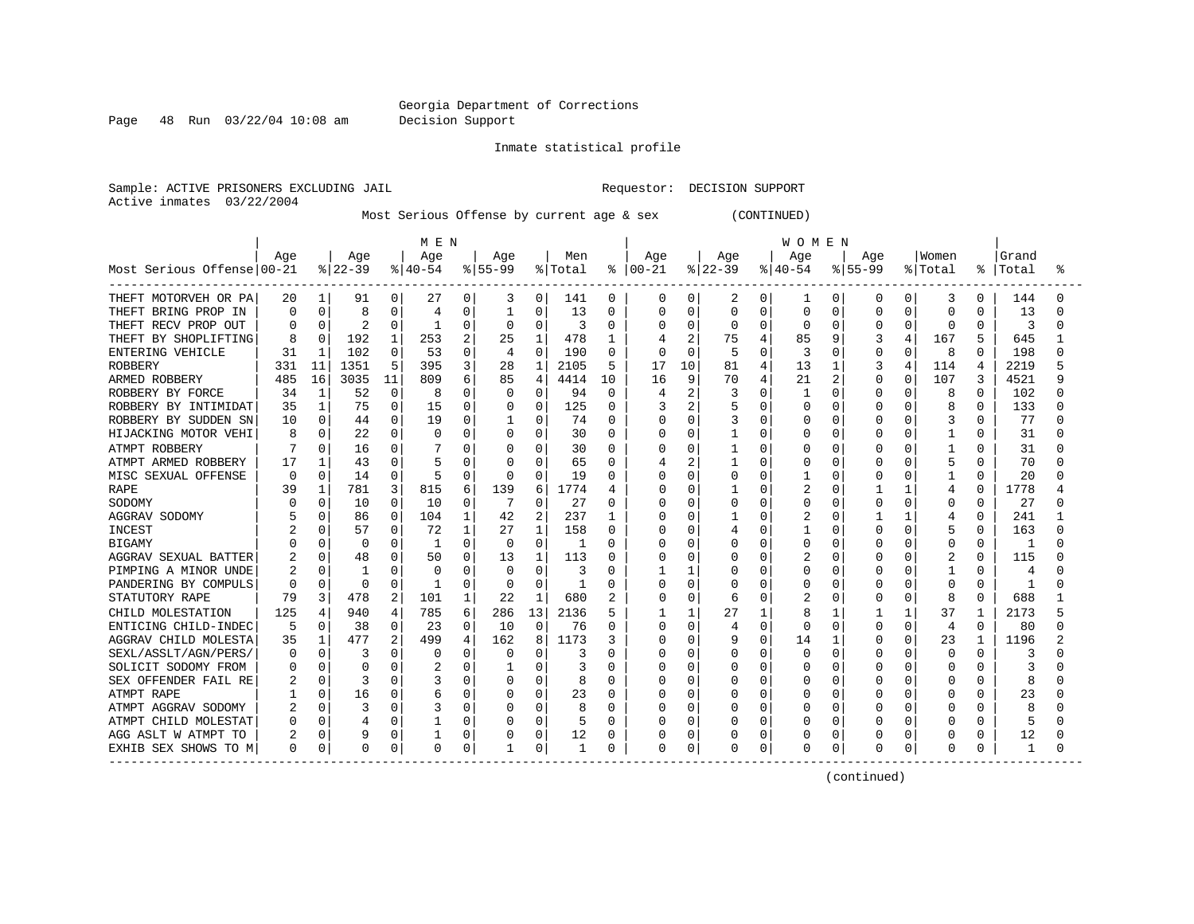Georgia Department of Corrections
Decision Support

Inmate statistical profile

Sample: ACTIVE PRISONERS EXCLUDING JAIL　　　　　　Requestor: DECISION SUPPORT
Active inmates 03/22/2004

Most Serious Offense by current age & sex　　　(CONTINUED)

| Most Serious Offense | MEN Age 00-21 | % | Age 22-39 | % | Age 40-54 | % | Age 55-99 | % | Men Total | % | WOMEN Age 00-21 | % | Age 22-39 | % | Age 40-54 | % | Age 55-99 | % | Women Total | % | Grand Total | % |
|---|---|---|---|---|---|---|---|---|---|---|---|---|---|---|---|---|---|---|---|---|---|---|
| THEFT MOTORVEH OR PA | 20 | 1 | 91 | 0 | 27 | 0 | 3 | 0 | 141 | 0 | 0 | 0 | 2 | 0 | 1 | 0 | 0 | 0 | 3 | 0 | 144 | 0 |
| THEFT BRING PROP IN | 0 | 0 | 8 | 0 | 4 | 0 | 1 | 0 | 13 | 0 | 0 | 0 | 0 | 0 | 0 | 0 | 0 | 0 | 0 | 0 | 13 | 0 |
| THEFT RECV PROP OUT | 0 | 0 | 2 | 0 | 1 | 0 | 0 | 0 | 3 | 0 | 0 | 0 | 0 | 0 | 0 | 0 | 0 | 0 | 0 | 0 | 3 | 0 |
| THEFT BY SHOPLIFTING | 8 | 0 | 192 | 1 | 253 | 2 | 25 | 1 | 478 | 1 | 4 | 2 | 75 | 4 | 85 | 9 | 3 | 4 | 167 | 5 | 645 | 1 |
| ENTERING VEHICLE | 31 | 1 | 102 | 0 | 53 | 0 | 4 | 0 | 190 | 0 | 0 | 0 | 5 | 0 | 3 | 0 | 0 | 0 | 8 | 0 | 198 | 0 |
| ROBBERY | 331 | 11 | 1351 | 5 | 395 | 3 | 28 | 1 | 2105 | 5 | 17 | 10 | 81 | 4 | 13 | 1 | 3 | 4 | 114 | 4 | 2219 | 5 |
| ARMED ROBBERY | 485 | 16 | 3035 | 11 | 809 | 6 | 85 | 4 | 4414 | 10 | 16 | 9 | 70 | 4 | 21 | 2 | 0 | 0 | 107 | 3 | 4521 | 9 |
| ROBBERY BY FORCE | 34 | 1 | 52 | 0 | 8 | 0 | 0 | 0 | 94 | 0 | 4 | 2 | 3 | 0 | 1 | 0 | 0 | 0 | 8 | 0 | 102 | 0 |
| ROBBERY BY INTIMIDAT | 35 | 1 | 75 | 0 | 15 | 0 | 0 | 0 | 125 | 0 | 3 | 2 | 5 | 0 | 0 | 0 | 0 | 0 | 8 | 0 | 133 | 0 |
| ROBBERY BY SUDDEN SN | 10 | 0 | 44 | 0 | 19 | 0 | 1 | 0 | 74 | 0 | 0 | 0 | 3 | 0 | 0 | 0 | 0 | 0 | 3 | 0 | 77 | 0 |
| HIJACKING MOTOR VEHI | 8 | 0 | 22 | 0 | 0 | 0 | 0 | 0 | 30 | 0 | 0 | 0 | 1 | 0 | 0 | 0 | 0 | 0 | 1 | 0 | 31 | 0 |
| ATMPT ROBBERY | 7 | 0 | 16 | 0 | 7 | 0 | 0 | 0 | 30 | 0 | 0 | 0 | 1 | 0 | 0 | 0 | 0 | 0 | 1 | 0 | 31 | 0 |
| ATMPT ARMED ROBBERY | 17 | 1 | 43 | 0 | 5 | 0 | 0 | 0 | 65 | 0 | 4 | 2 | 1 | 0 | 0 | 0 | 0 | 0 | 5 | 0 | 70 | 0 |
| MISC SEXUAL OFFENSE | 0 | 0 | 14 | 0 | 5 | 0 | 0 | 0 | 19 | 0 | 0 | 0 | 0 | 0 | 1 | 0 | 0 | 0 | 1 | 0 | 20 | 0 |
| RAPE | 39 | 1 | 781 | 3 | 815 | 6 | 139 | 6 | 1774 | 4 | 0 | 0 | 1 | 0 | 2 | 0 | 1 | 1 | 4 | 0 | 1778 | 4 |
| SODOMY | 0 | 0 | 10 | 0 | 10 | 0 | 7 | 0 | 27 | 0 | 0 | 0 | 0 | 0 | 0 | 0 | 0 | 0 | 0 | 0 | 27 | 0 |
| AGGRAV SODOMY | 5 | 0 | 86 | 0 | 104 | 1 | 42 | 2 | 237 | 1 | 0 | 0 | 1 | 0 | 2 | 0 | 1 | 1 | 4 | 0 | 241 | 1 |
| INCEST | 2 | 0 | 57 | 0 | 72 | 1 | 27 | 1 | 158 | 0 | 0 | 0 | 4 | 0 | 1 | 0 | 0 | 0 | 5 | 0 | 163 | 0 |
| BIGAMY | 0 | 0 | 0 | 0 | 1 | 0 | 0 | 0 | 1 | 0 | 0 | 0 | 0 | 0 | 0 | 0 | 0 | 0 | 0 | 0 | 1 | 0 |
| AGGRAV SEXUAL BATTER | 2 | 0 | 48 | 0 | 50 | 0 | 13 | 1 | 113 | 0 | 0 | 0 | 0 | 0 | 2 | 0 | 0 | 0 | 2 | 0 | 115 | 0 |
| PIMPING A MINOR UNDE | 2 | 0 | 1 | 0 | 0 | 0 | 0 | 0 | 3 | 0 | 1 | 1 | 0 | 0 | 0 | 0 | 0 | 0 | 1 | 0 | 4 | 0 |
| PANDERING BY COMPULS | 0 | 0 | 0 | 0 | 1 | 0 | 0 | 0 | 1 | 0 | 0 | 0 | 0 | 0 | 0 | 0 | 0 | 0 | 0 | 0 | 1 | 0 |
| STATUTORY RAPE | 79 | 3 | 478 | 2 | 101 | 1 | 22 | 1 | 680 | 2 | 0 | 0 | 6 | 0 | 2 | 0 | 0 | 0 | 8 | 0 | 688 | 1 |
| CHILD MOLESTATION | 125 | 4 | 940 | 4 | 785 | 6 | 286 | 13 | 2136 | 5 | 1 | 1 | 27 | 1 | 8 | 1 | 1 | 1 | 37 | 1 | 2173 | 5 |
| ENTICING CHILD-INDEC | 5 | 0 | 38 | 0 | 23 | 0 | 10 | 0 | 76 | 0 | 0 | 0 | 4 | 0 | 0 | 0 | 0 | 0 | 4 | 0 | 80 | 0 |
| AGGRAV CHILD MOLESTA | 35 | 1 | 477 | 2 | 499 | 4 | 162 | 8 | 1173 | 3 | 0 | 0 | 9 | 0 | 14 | 1 | 0 | 0 | 23 | 1 | 1196 | 2 |
| SEXL/ASSLT/AGN/PERS/ | 0 | 0 | 3 | 0 | 0 | 0 | 0 | 0 | 3 | 0 | 0 | 0 | 0 | 0 | 0 | 0 | 0 | 0 | 0 | 0 | 3 | 0 |
| SOLICIT SODOMY FROM | 0 | 0 | 0 | 0 | 2 | 0 | 1 | 0 | 3 | 0 | 0 | 0 | 0 | 0 | 0 | 0 | 0 | 0 | 0 | 0 | 3 | 0 |
| SEX OFFENDER FAIL RE | 2 | 0 | 3 | 0 | 3 | 0 | 0 | 0 | 8 | 0 | 0 | 0 | 0 | 0 | 0 | 0 | 0 | 0 | 0 | 0 | 8 | 0 |
| ATMPT RAPE | 1 | 0 | 16 | 0 | 6 | 0 | 0 | 0 | 23 | 0 | 0 | 0 | 0 | 0 | 0 | 0 | 0 | 0 | 0 | 0 | 23 | 0 |
| ATMPT AGGRAV SODOMY | 2 | 0 | 3 | 0 | 3 | 0 | 0 | 0 | 8 | 0 | 0 | 0 | 0 | 0 | 0 | 0 | 0 | 0 | 0 | 0 | 8 | 0 |
| ATMPT CHILD MOLESTAT | 0 | 0 | 4 | 0 | 1 | 0 | 0 | 0 | 5 | 0 | 0 | 0 | 0 | 0 | 0 | 0 | 0 | 0 | 0 | 0 | 5 | 0 |
| AGG ASLT W ATMPT TO | 2 | 0 | 9 | 0 | 1 | 0 | 0 | 0 | 12 | 0 | 0 | 0 | 0 | 0 | 0 | 0 | 0 | 0 | 0 | 0 | 12 | 0 |
| EXHIB SEX SHOWS TO M | 0 | 0 | 0 | 0 | 0 | 0 | 1 | 0 | 1 | 0 | 0 | 0 | 0 | 0 | 0 | 0 | 0 | 0 | 0 | 0 | 1 | 0 |

(continued)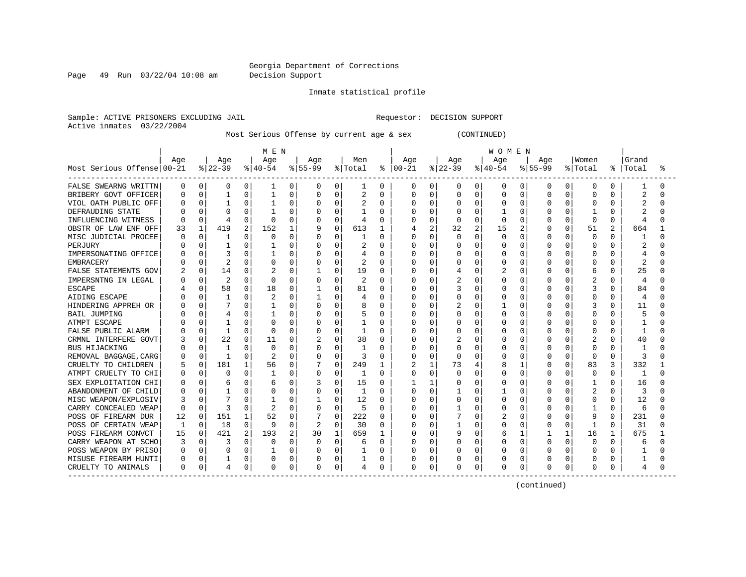Georgia Department of Corrections
Decision Support

Inmate statistical profile

Sample: ACTIVE PRISONERS EXCLUDING JAIL        Requestor: DECISION SUPPORT
Active inmates 03/22/2004

Most Serious Offense by current age & sex (CONTINUED)

| Most Serious Offense | MEN Age 00-21 | % | Age 22-39 | % | Age 40-54 | % | Age 55-99 | % | Men Total | % | WOMEN Age 00-21 | % | Age 22-39 | % | Age 40-54 | % | Age 55-99 | % | Women Total | % | Grand Total | % |
|---|---|---|---|---|---|---|---|---|---|---|---|---|---|---|---|---|---|---|---|---|---|---|
| FALSE SWEARNG WRITTN | 0 | 0 | 0 | 0 | 1 | 0 | 0 | 0 | 1 | 0 | 0 | 0 | 0 | 0 | 0 | 0 | 0 | 0 | 0 | 0 | 1 | 0 |
| BRIBERY GOVT OFFICER | 0 | 0 | 1 | 0 | 1 | 0 | 0 | 0 | 2 | 0 | 0 | 0 | 0 | 0 | 0 | 0 | 0 | 0 | 0 | 0 | 2 | 0 |
| VIOL OATH PUBLIC OFF | 0 | 0 | 1 | 0 | 1 | 0 | 0 | 0 | 2 | 0 | 0 | 0 | 0 | 0 | 0 | 0 | 0 | 0 | 0 | 0 | 2 | 0 |
| DEFRAUDING STATE | 0 | 0 | 0 | 0 | 1 | 0 | 0 | 0 | 1 | 0 | 0 | 0 | 0 | 0 | 1 | 0 | 0 | 0 | 1 | 0 | 2 | 0 |
| INFLUENCING WITNESS | 0 | 0 | 4 | 0 | 0 | 0 | 0 | 0 | 4 | 0 | 0 | 0 | 0 | 0 | 0 | 0 | 0 | 0 | 0 | 0 | 4 | 0 |
| OBSTR OF LAW ENF OFF | 33 | 1 | 419 | 2 | 152 | 1 | 9 | 0 | 613 | 1 | 4 | 2 | 32 | 2 | 15 | 2 | 0 | 0 | 51 | 2 | 664 | 1 |
| MISC JUDICIAL PROCEE | 0 | 0 | 1 | 0 | 0 | 0 | 0 | 0 | 1 | 0 | 0 | 0 | 0 | 0 | 0 | 0 | 0 | 0 | 0 | 0 | 1 | 0 |
| PERJURY | 0 | 0 | 1 | 0 | 1 | 0 | 0 | 0 | 2 | 0 | 0 | 0 | 0 | 0 | 0 | 0 | 0 | 0 | 0 | 0 | 2 | 0 |
| IMPERSONATING OFFICE | 0 | 0 | 3 | 0 | 1 | 0 | 0 | 0 | 4 | 0 | 0 | 0 | 0 | 0 | 0 | 0 | 0 | 0 | 0 | 0 | 4 | 0 |
| EMBRACERY | 0 | 0 | 2 | 0 | 0 | 0 | 0 | 0 | 2 | 0 | 0 | 0 | 0 | 0 | 0 | 0 | 0 | 0 | 0 | 0 | 2 | 0 |
| FALSE STATEMENTS GOV | 2 | 0 | 14 | 0 | 2 | 0 | 1 | 0 | 19 | 0 | 0 | 0 | 4 | 0 | 2 | 0 | 0 | 0 | 6 | 0 | 25 | 0 |
| IMPERSNTNG IN LEGAL | 0 | 0 | 2 | 0 | 0 | 0 | 0 | 0 | 2 | 0 | 0 | 0 | 2 | 0 | 0 | 0 | 0 | 0 | 2 | 0 | 4 | 0 |
| ESCAPE | 4 | 0 | 58 | 0 | 18 | 0 | 1 | 0 | 81 | 0 | 0 | 0 | 3 | 0 | 0 | 0 | 0 | 0 | 3 | 0 | 84 | 0 |
| AIDING ESCAPE | 0 | 0 | 1 | 0 | 2 | 0 | 1 | 0 | 4 | 0 | 0 | 0 | 0 | 0 | 0 | 0 | 0 | 0 | 0 | 0 | 4 | 0 |
| HINDERING APPREH OR | 0 | 0 | 7 | 0 | 1 | 0 | 0 | 0 | 8 | 0 | 0 | 0 | 2 | 0 | 1 | 0 | 0 | 0 | 3 | 0 | 11 | 0 |
| BAIL JUMPING | 0 | 0 | 4 | 0 | 1 | 0 | 0 | 0 | 5 | 0 | 0 | 0 | 0 | 0 | 0 | 0 | 0 | 0 | 0 | 0 | 5 | 0 |
| ATMPT ESCAPE | 0 | 0 | 1 | 0 | 0 | 0 | 0 | 0 | 1 | 0 | 0 | 0 | 0 | 0 | 0 | 0 | 0 | 0 | 0 | 0 | 1 | 0 |
| FALSE PUBLIC ALARM | 0 | 0 | 1 | 0 | 0 | 0 | 0 | 0 | 1 | 0 | 0 | 0 | 0 | 0 | 0 | 0 | 0 | 0 | 0 | 0 | 1 | 0 |
| CRMNL INTERFERE GOVT | 3 | 0 | 22 | 0 | 11 | 0 | 2 | 0 | 38 | 0 | 0 | 0 | 2 | 0 | 0 | 0 | 0 | 0 | 2 | 0 | 40 | 0 |
| BUS HIJACKING | 0 | 0 | 1 | 0 | 0 | 0 | 0 | 0 | 1 | 0 | 0 | 0 | 0 | 0 | 0 | 0 | 0 | 0 | 0 | 0 | 1 | 0 |
| REMOVAL BAGGAGE,CARG | 0 | 0 | 1 | 0 | 2 | 0 | 0 | 0 | 3 | 0 | 0 | 0 | 0 | 0 | 0 | 0 | 0 | 0 | 0 | 0 | 3 | 0 |
| CRUELTY TO CHILDREN | 5 | 0 | 181 | 1 | 56 | 0 | 7 | 0 | 249 | 1 | 2 | 1 | 73 | 4 | 8 | 1 | 0 | 0 | 83 | 3 | 332 | 1 |
| ATMPT CRUELTY TO CHI | 0 | 0 | 0 | 0 | 1 | 0 | 0 | 0 | 1 | 0 | 0 | 0 | 0 | 0 | 0 | 0 | 0 | 0 | 0 | 0 | 1 | 0 |
| SEX EXPLOITATION CHI | 0 | 0 | 6 | 0 | 6 | 0 | 3 | 0 | 15 | 0 | 1 | 1 | 0 | 0 | 0 | 0 | 0 | 0 | 1 | 0 | 16 | 0 |
| ABANDONMENT OF CHILD | 0 | 0 | 1 | 0 | 0 | 0 | 0 | 0 | 1 | 0 | 0 | 0 | 1 | 0 | 1 | 0 | 0 | 0 | 2 | 0 | 3 | 0 |
| MISC WEAPON/EXPLOSIV | 3 | 0 | 7 | 0 | 1 | 0 | 1 | 0 | 12 | 0 | 0 | 0 | 0 | 0 | 0 | 0 | 0 | 0 | 0 | 0 | 12 | 0 |
| CARRY CONCEALED WEAP | 0 | 0 | 3 | 0 | 2 | 0 | 0 | 0 | 5 | 0 | 0 | 0 | 1 | 0 | 0 | 0 | 0 | 0 | 1 | 0 | 6 | 0 |
| POSS OF FIREARM DUR | 12 | 0 | 151 | 1 | 52 | 0 | 7 | 0 | 222 | 0 | 0 | 0 | 7 | 0 | 2 | 0 | 0 | 0 | 9 | 0 | 231 | 0 |
| POSS OF CERTAIN WEAP | 1 | 0 | 18 | 0 | 9 | 0 | 2 | 0 | 30 | 0 | 0 | 0 | 1 | 0 | 0 | 0 | 0 | 0 | 1 | 0 | 31 | 0 |
| POSS FIREARM CONVCT | 15 | 0 | 421 | 2 | 193 | 2 | 30 | 1 | 659 | 1 | 0 | 0 | 9 | 0 | 6 | 1 | 1 | 1 | 16 | 1 | 675 | 1 |
| CARRY WEAPON AT SCHO | 3 | 0 | 3 | 0 | 0 | 0 | 0 | 0 | 6 | 0 | 0 | 0 | 0 | 0 | 0 | 0 | 0 | 0 | 0 | 0 | 6 | 0 |
| POSS WEAPON BY PRISO | 0 | 0 | 0 | 0 | 1 | 0 | 0 | 0 | 1 | 0 | 0 | 0 | 0 | 0 | 0 | 0 | 0 | 0 | 0 | 0 | 1 | 0 |
| MISUSE FIREARM HUNTI | 0 | 0 | 1 | 0 | 0 | 0 | 0 | 0 | 1 | 0 | 0 | 0 | 0 | 0 | 0 | 0 | 0 | 0 | 0 | 0 | 1 | 0 |
| CRUELTY TO ANIMALS | 0 | 0 | 4 | 0 | 0 | 0 | 0 | 0 | 4 | 0 | 0 | 0 | 0 | 0 | 0 | 0 | 0 | 0 | 0 | 0 | 4 | 0 |

(continued)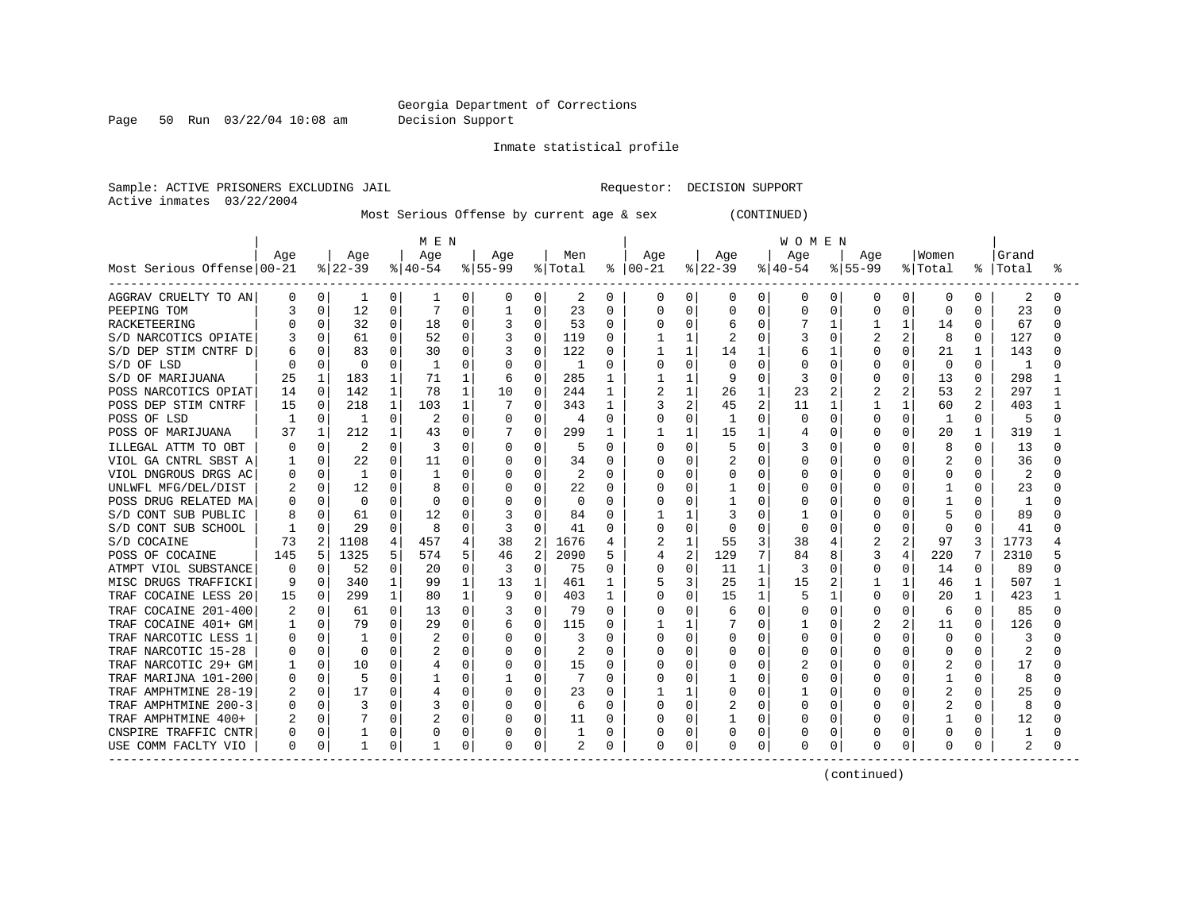Georgia Department of Corrections
Decision Support

Inmate statistical profile

Sample: ACTIVE PRISONERS EXCLUDING JAIL                                   Requestor: DECISION SUPPORT
Active inmates 03/22/2004

Most Serious Offense by current age & sex (CONTINUED)

| Most Serious Offense | MEN Age 00-21 | % | Age 22-39 | % | Age 40-54 | % | Age 55-99 | % | Men Total | % | WOMEN Age 00-21 | % | Age 22-39 | % | Age 40-54 | % | Age 55-99 | % | Women Total | % | Grand Total | % |
|---|---|---|---|---|---|---|---|---|---|---|---|---|---|---|---|---|---|---|---|---|---|---|
| AGGRAV CRUELTY TO AN | 0 | 0 | 1 | 0 | 1 | 0 | 0 | 0 | 2 | 0 | 0 | 0 | 0 | 0 | 0 | 0 | 0 | 0 | 0 | 0 | 2 | 0 |
| PEEPING TOM | 3 | 0 | 12 | 0 | 7 | 0 | 1 | 0 | 23 | 0 | 0 | 0 | 0 | 0 | 0 | 0 | 0 | 0 | 0 | 0 | 23 | 0 |
| RACKETEERING | 0 | 0 | 32 | 0 | 18 | 0 | 3 | 0 | 53 | 0 | 0 | 0 | 6 | 0 | 7 | 1 | 1 | 1 | 14 | 0 | 67 | 0 |
| S/D NARCOTICS OPIATE | 3 | 0 | 61 | 0 | 52 | 0 | 3 | 0 | 119 | 0 | 1 | 1 | 2 | 0 | 3 | 0 | 2 | 2 | 8 | 0 | 127 | 0 |
| S/D DEP STIM CNTRF D | 6 | 0 | 83 | 0 | 30 | 0 | 3 | 0 | 122 | 0 | 1 | 1 | 14 | 1 | 6 | 1 | 0 | 0 | 21 | 1 | 143 | 0 |
| S/D OF LSD | 0 | 0 | 0 | 0 | 1 | 0 | 0 | 0 | 1 | 0 | 0 | 0 | 0 | 0 | 0 | 0 | 0 | 0 | 0 | 0 | 1 | 0 |
| S/D OF MARIJUANA | 25 | 1 | 183 | 1 | 71 | 1 | 6 | 0 | 285 | 1 | 1 | 1 | 9 | 0 | 3 | 0 | 0 | 0 | 13 | 0 | 298 | 1 |
| POSS NARCOTICS OPIAT | 14 | 0 | 142 | 1 | 78 | 1 | 10 | 0 | 244 | 1 | 2 | 1 | 26 | 1 | 23 | 2 | 2 | 2 | 53 | 2 | 297 | 1 |
| POSS DEP STIM CNTRF | 15 | 0 | 218 | 1 | 103 | 1 | 7 | 0 | 343 | 1 | 3 | 2 | 45 | 2 | 11 | 1 | 1 | 1 | 60 | 2 | 403 | 1 |
| POSS OF LSD | 1 | 0 | 1 | 0 | 2 | 0 | 0 | 0 | 4 | 0 | 0 | 0 | 1 | 0 | 0 | 0 | 0 | 0 | 1 | 0 | 5 | 0 |
| POSS OF MARIJUANA | 37 | 1 | 212 | 1 | 43 | 0 | 7 | 0 | 299 | 1 | 1 | 1 | 15 | 1 | 4 | 0 | 0 | 0 | 20 | 1 | 319 | 1 |
| ILLEGAL ATTM TO OBT | 0 | 0 | 2 | 0 | 3 | 0 | 0 | 0 | 5 | 0 | 0 | 0 | 5 | 0 | 3 | 0 | 0 | 0 | 8 | 0 | 13 | 0 |
| VIOL GA CNTRL SBST A | 1 | 0 | 22 | 0 | 11 | 0 | 0 | 0 | 34 | 0 | 0 | 0 | 2 | 0 | 0 | 0 | 0 | 0 | 2 | 0 | 36 | 0 |
| VIOL DNGROUS DRGS AC | 0 | 0 | 1 | 0 | 1 | 0 | 0 | 0 | 2 | 0 | 0 | 0 | 0 | 0 | 0 | 0 | 0 | 0 | 0 | 0 | 2 | 0 |
| UNLWFL MFG/DEL/DIST | 2 | 0 | 12 | 0 | 8 | 0 | 0 | 0 | 22 | 0 | 0 | 0 | 1 | 0 | 0 | 0 | 0 | 0 | 1 | 0 | 23 | 0 |
| POSS DRUG RELATED MA | 0 | 0 | 0 | 0 | 0 | 0 | 0 | 0 | 0 | 0 | 0 | 0 | 1 | 0 | 0 | 0 | 0 | 0 | 1 | 0 | 1 | 0 |
| S/D CONT SUB PUBLIC | 8 | 0 | 61 | 0 | 12 | 0 | 3 | 0 | 84 | 0 | 1 | 1 | 3 | 0 | 1 | 0 | 0 | 0 | 5 | 0 | 89 | 0 |
| S/D CONT SUB SCHOOL | 1 | 0 | 29 | 0 | 8 | 0 | 3 | 0 | 41 | 0 | 0 | 0 | 0 | 0 | 0 | 0 | 0 | 0 | 0 | 0 | 41 | 0 |
| S/D COCAINE | 73 | 2 | 1108 | 4 | 457 | 4 | 38 | 2 | 1676 | 4 | 2 | 1 | 55 | 3 | 38 | 4 | 2 | 2 | 97 | 3 | 1773 | 4 |
| POSS OF COCAINE | 145 | 5 | 1325 | 5 | 574 | 5 | 46 | 2 | 2090 | 5 | 4 | 2 | 129 | 7 | 84 | 8 | 3 | 4 | 220 | 7 | 2310 | 5 |
| ATMPT VIOL SUBSTANCE | 0 | 0 | 52 | 0 | 20 | 0 | 3 | 0 | 75 | 0 | 0 | 0 | 11 | 1 | 3 | 0 | 0 | 0 | 14 | 0 | 89 | 0 |
| MISC DRUGS TRAFFICKI | 9 | 0 | 340 | 1 | 99 | 1 | 13 | 1 | 461 | 1 | 5 | 3 | 25 | 1 | 15 | 2 | 1 | 1 | 46 | 1 | 507 | 1 |
| TRAF COCAINE LESS 20 | 15 | 0 | 299 | 1 | 80 | 1 | 9 | 0 | 403 | 1 | 0 | 0 | 15 | 1 | 5 | 1 | 0 | 0 | 20 | 1 | 423 | 1 |
| TRAF COCAINE 201-400 | 2 | 0 | 61 | 0 | 13 | 0 | 3 | 0 | 79 | 0 | 0 | 0 | 6 | 0 | 0 | 0 | 0 | 0 | 6 | 0 | 85 | 0 |
| TRAF COCAINE 401+ GM | 1 | 0 | 79 | 0 | 29 | 0 | 6 | 0 | 115 | 0 | 1 | 1 | 7 | 0 | 1 | 0 | 2 | 2 | 11 | 0 | 126 | 0 |
| TRAF NARCOTIC LESS 1 | 0 | 0 | 1 | 0 | 2 | 0 | 0 | 0 | 3 | 0 | 0 | 0 | 0 | 0 | 0 | 0 | 0 | 0 | 0 | 0 | 3 | 0 |
| TRAF NARCOTIC 15-28 | 0 | 0 | 0 | 0 | 2 | 0 | 0 | 0 | 2 | 0 | 0 | 0 | 0 | 0 | 0 | 0 | 0 | 0 | 0 | 0 | 2 | 0 |
| TRAF NARCOTIC 29+ GM | 1 | 0 | 10 | 0 | 4 | 0 | 0 | 0 | 15 | 0 | 0 | 0 | 0 | 0 | 2 | 0 | 0 | 0 | 2 | 0 | 17 | 0 |
| TRAF MARIJNA 101-200 | 0 | 0 | 5 | 0 | 1 | 0 | 1 | 0 | 7 | 0 | 0 | 0 | 1 | 0 | 0 | 0 | 0 | 0 | 1 | 0 | 8 | 0 |
| TRAF AMPHTMINE 28-19 | 2 | 0 | 17 | 0 | 4 | 0 | 0 | 0 | 23 | 0 | 1 | 1 | 0 | 0 | 1 | 0 | 0 | 0 | 2 | 0 | 25 | 0 |
| TRAF AMPHTMINE 200-3 | 0 | 0 | 3 | 0 | 3 | 0 | 0 | 0 | 6 | 0 | 0 | 0 | 2 | 0 | 0 | 0 | 0 | 0 | 2 | 0 | 8 | 0 |
| TRAF AMPHTMINE 400+ | 2 | 0 | 7 | 0 | 2 | 0 | 0 | 0 | 11 | 0 | 0 | 0 | 1 | 0 | 0 | 0 | 0 | 0 | 1 | 0 | 12 | 0 |
| CNSPIRE TRAFFIC CNTR | 0 | 0 | 1 | 0 | 0 | 0 | 0 | 0 | 1 | 0 | 0 | 0 | 0 | 0 | 0 | 0 | 0 | 0 | 0 | 0 | 1 | 0 |
| USE COMM FACLTY VIO | 0 | 0 | 1 | 0 | 1 | 0 | 0 | 0 | 2 | 0 | 0 | 0 | 0 | 0 | 0 | 0 | 0 | 0 | 0 | 0 | 2 | 0 |

(continued)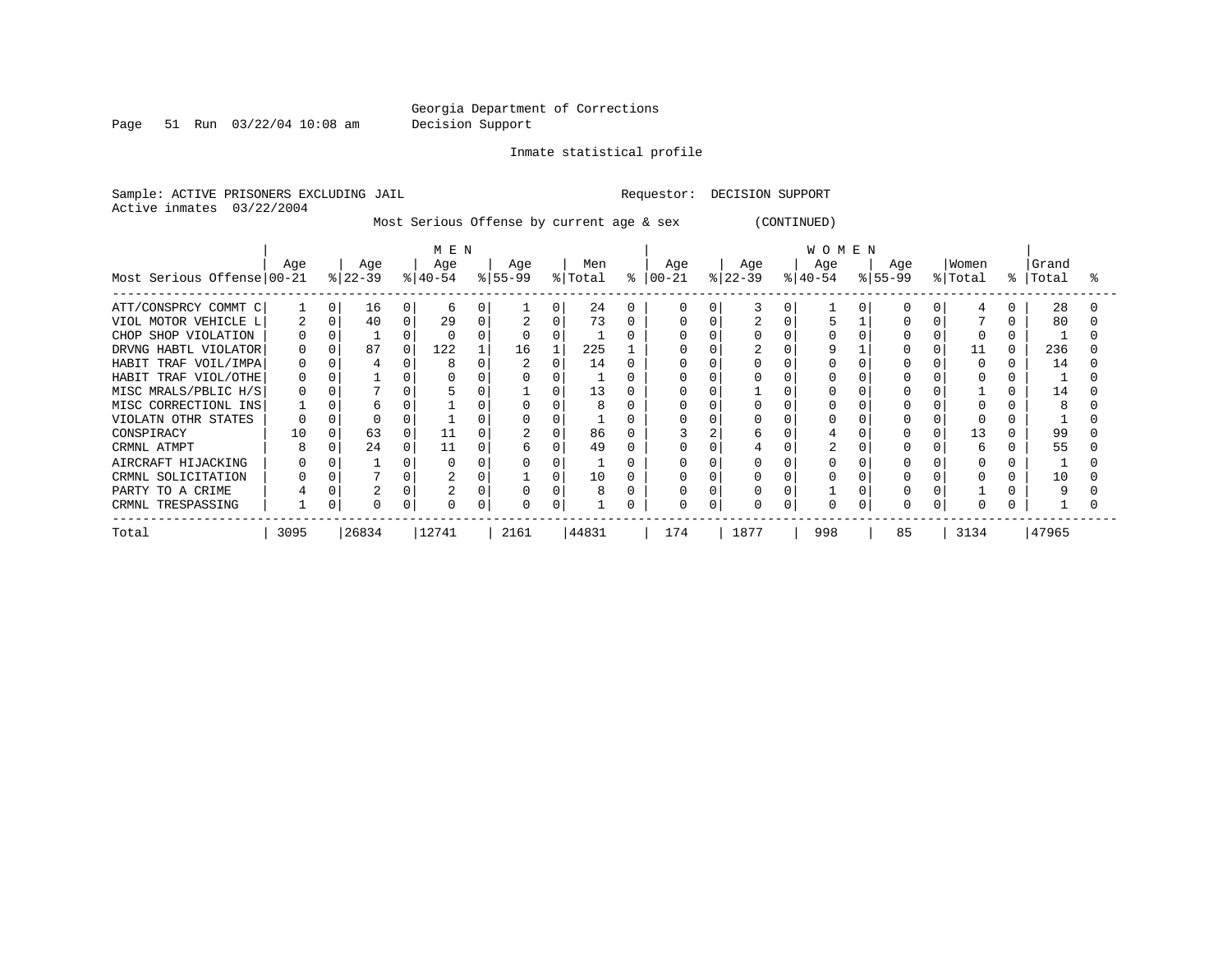Georgia Department of Corrections
Decision Support

Inmate statistical profile

Sample: ACTIVE PRISONERS EXCLUDING JAIL　　　　　　　　　　Requestor: DECISION SUPPORT
Active inmates 03/22/2004

Most Serious Offense by current age & sex (CONTINUED)

| Most Serious Offense | MEN Age 00-21 | % | Age 22-39 | % | Age 40-54 | % | Age 55-99 | % | Men Total | % | WOMEN Age 00-21 | % | Age 22-39 | % | Age 40-54 | % | Age 55-99 | % | Women Total | % | Grand Total | % |
|---|---|---|---|---|---|---|---|---|---|---|---|---|---|---|---|---|---|---|---|---|---|---|
| ATT/CONSPRCY COMMT C | 1 | 0 | 16 | 0 | 6 | 0 | 1 | 0 | 24 | 0 | 0 | 0 | 3 | 0 | 1 | 0 | 0 | 0 | 4 | 0 | 28 | 0 |
| VIOL MOTOR VEHICLE L | 2 | 0 | 40 | 0 | 29 | 0 | 2 | 0 | 73 | 0 | 0 | 0 | 2 | 0 | 5 | 1 | 0 | 0 | 7 | 0 | 80 | 0 |
| CHOP SHOP VIOLATION | 0 | 0 | 1 | 0 | 0 | 0 | 0 | 0 | 1 | 0 | 0 | 0 | 0 | 0 | 0 | 0 | 0 | 0 | 0 | 0 | 1 | 0 |
| DRVNG HABTL VIOLATOR | 0 | 0 | 87 | 0 | 122 | 1 | 16 | 1 | 225 | 1 | 0 | 0 | 2 | 0 | 9 | 1 | 0 | 0 | 11 | 0 | 236 | 0 |
| HABIT TRAF VOIL/IMPA | 0 | 0 | 4 | 0 | 8 | 0 | 2 | 0 | 14 | 0 | 0 | 0 | 0 | 0 | 0 | 0 | 0 | 0 | 0 | 0 | 14 | 0 |
| HABIT TRAF VIOL/OTHE | 0 | 0 | 1 | 0 | 0 | 0 | 0 | 0 | 1 | 0 | 0 | 0 | 0 | 0 | 0 | 0 | 0 | 0 | 0 | 0 | 1 | 0 |
| MISC MRALS/PBLIC H/S | 0 | 0 | 7 | 0 | 5 | 0 | 1 | 0 | 13 | 0 | 0 | 0 | 1 | 0 | 0 | 0 | 0 | 0 | 1 | 0 | 14 | 0 |
| MISC CORRECTIONL INS | 1 | 0 | 6 | 0 | 1 | 0 | 0 | 0 | 8 | 0 | 0 | 0 | 0 | 0 | 0 | 0 | 0 | 0 | 0 | 0 | 8 | 0 |
| VIOLATN OTHR STATES | 0 | 0 | 0 | 0 | 1 | 0 | 0 | 0 | 1 | 0 | 0 | 0 | 0 | 0 | 0 | 0 | 0 | 0 | 0 | 0 | 1 | 0 |
| CONSPIRACY | 10 | 0 | 63 | 0 | 11 | 0 | 2 | 0 | 86 | 0 | 3 | 2 | 6 | 0 | 4 | 0 | 0 | 0 | 13 | 0 | 99 | 0 |
| CRMNL ATMPT | 8 | 0 | 24 | 0 | 11 | 0 | 6 | 0 | 49 | 0 | 0 | 0 | 4 | 0 | 2 | 0 | 0 | 0 | 6 | 0 | 55 | 0 |
| AIRCRAFT HIJACKING | 0 | 0 | 1 | 0 | 0 | 0 | 0 | 0 | 1 | 0 | 0 | 0 | 0 | 0 | 0 | 0 | 0 | 0 | 0 | 0 | 1 | 0 |
| CRMNL SOLICITATION | 0 | 0 | 7 | 0 | 2 | 0 | 1 | 0 | 10 | 0 | 0 | 0 | 0 | 0 | 0 | 0 | 0 | 0 | 0 | 0 | 10 | 0 |
| PARTY TO A CRIME | 4 | 0 | 2 | 0 | 2 | 0 | 0 | 0 | 8 | 0 | 0 | 0 | 0 | 0 | 1 | 0 | 0 | 0 | 1 | 0 | 9 | 0 |
| CRMNL TRESPASSING | 1 | 0 | 0 | 0 | 0 | 0 | 0 | 0 | 1 | 0 | 0 | 0 | 0 | 0 | 0 | 0 | 0 | 0 | 0 | 0 | 1 | 0 |
| Total | 3095 | | 26834 | | 12741 | | 2161 | | 44831 | | 174 | | 1877 | | 998 | | 85 | | 3134 | | 47965 | |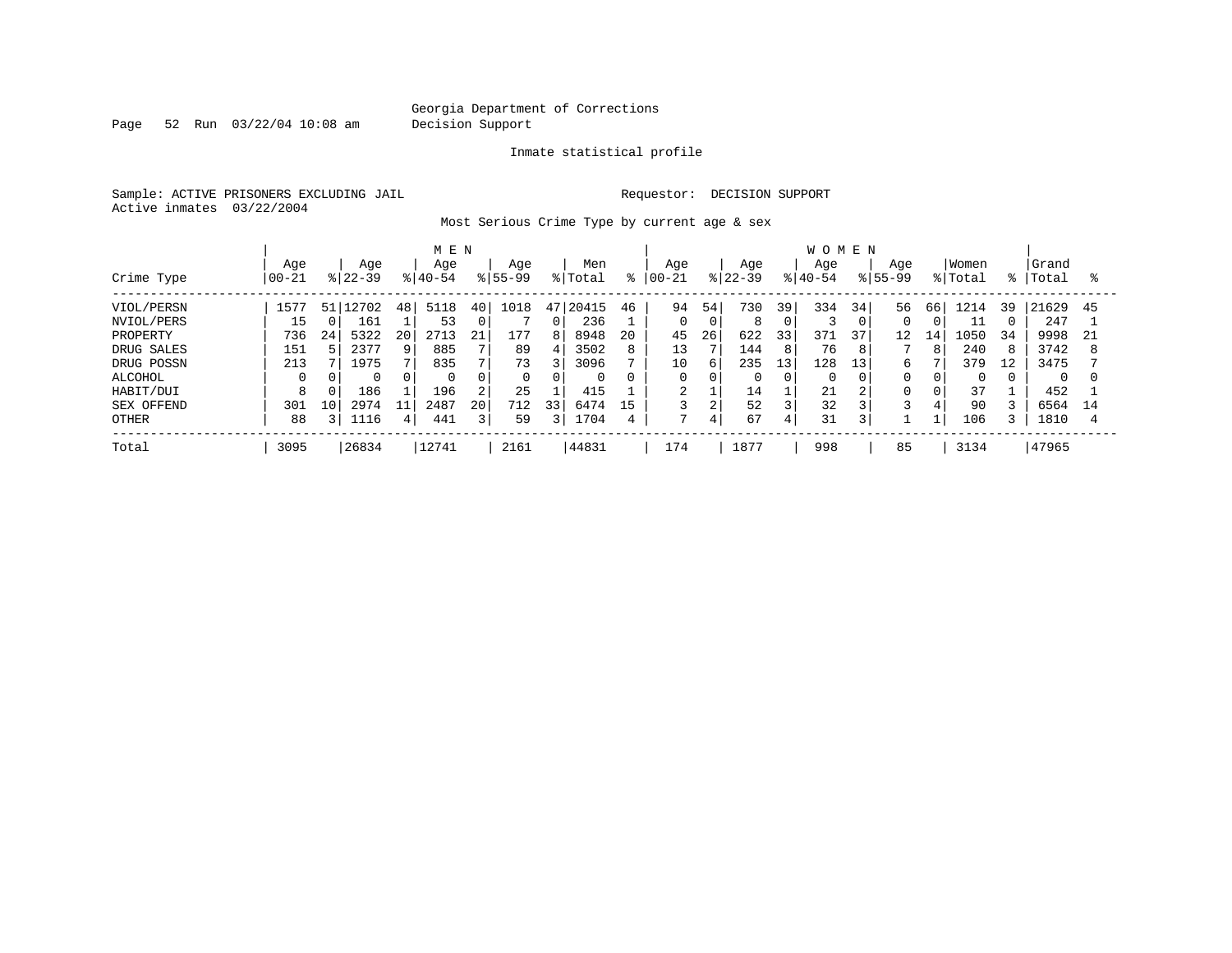Georgia Department of Corrections
Decision Support

Inmate statistical profile

Sample: ACTIVE PRISONERS EXCLUDING JAIL

Requestor: DECISION SUPPORT

Active inmates 03/22/2004

Most Serious Crime Type by current age & sex

| | MEN | | | | | | | | | | WOMEN | | | | | | | | | | | |
|---|---|---|---|---|---|---|---|---|---|---|---|---|---|---|---|---|---|---|---|---|---|---|
| Crime Type | Age 00-21 | % | Age 22-39 | % | Age 40-54 | % | Age 55-99 | % | Men Total | % | Age 00-21 | % | Age 22-39 | % | Age 40-54 | % | Age 55-99 | % | Women Total | % | Grand Total | % |
| VIOL/PERSN | 1577 | 51 | 12702 | 48 | 5118 | 40 | 1018 | 47 | 20415 | 46 | 94 | 54 | 730 | 39 | 334 | 34 | 56 | 66 | 1214 | 39 | 21629 | 45 |
| NVIOL/PERS | 15 | 0 | 161 | 1 | 53 | 0 | 7 | 0 | 236 | 1 | 0 | 0 | 8 | 0 | 3 | 0 | 0 | 0 | 11 | 0 | 247 | 1 |
| PROPERTY | 736 | 24 | 5322 | 20 | 2713 | 21 | 177 | 8 | 8948 | 20 | 45 | 26 | 622 | 33 | 371 | 37 | 12 | 14 | 1050 | 34 | 9998 | 21 |
| DRUG SALES | 151 | 5 | 2377 | 9 | 885 | 7 | 89 | 4 | 3502 | 8 | 13 | 7 | 144 | 8 | 76 | 8 | 7 | 8 | 240 | 8 | 3742 | 8 |
| DRUG POSSN | 213 | 7 | 1975 | 7 | 835 | 7 | 73 | 3 | 3096 | 7 | 10 | 6 | 235 | 13 | 128 | 13 | 6 | 7 | 379 | 12 | 3475 | 7 |
| ALCOHOL | 0 | 0 | 0 | 0 | 0 | 0 | 0 | 0 | 0 | 0 | 0 | 0 | 0 | 0 | 0 | 0 | 0 | 0 | 0 | 0 | 0 | 0 |
| HABIT/DUI | 8 | 0 | 186 | 1 | 196 | 2 | 25 | 1 | 415 | 1 | 2 | 1 | 14 | 1 | 21 | 2 | 0 | 0 | 37 | 1 | 452 | 1 |
| SEX OFFEND | 301 | 10 | 2974 | 11 | 2487 | 20 | 712 | 33 | 6474 | 15 | 3 | 2 | 52 | 3 | 32 | 3 | 3 | 4 | 90 | 3 | 6564 | 14 |
| OTHER | 88 | 3 | 1116 | 4 | 441 | 3 | 59 | 3 | 1704 | 4 | 7 | 4 | 67 | 4 | 31 | 3 | 1 | 1 | 106 | 3 | 1810 | 4 |
| Total | 3095 | | 26834 | | 12741 | | 2161 | | 44831 | | 174 | | 1877 | | 998 | | 85 | | 3134 | | 47965 | |